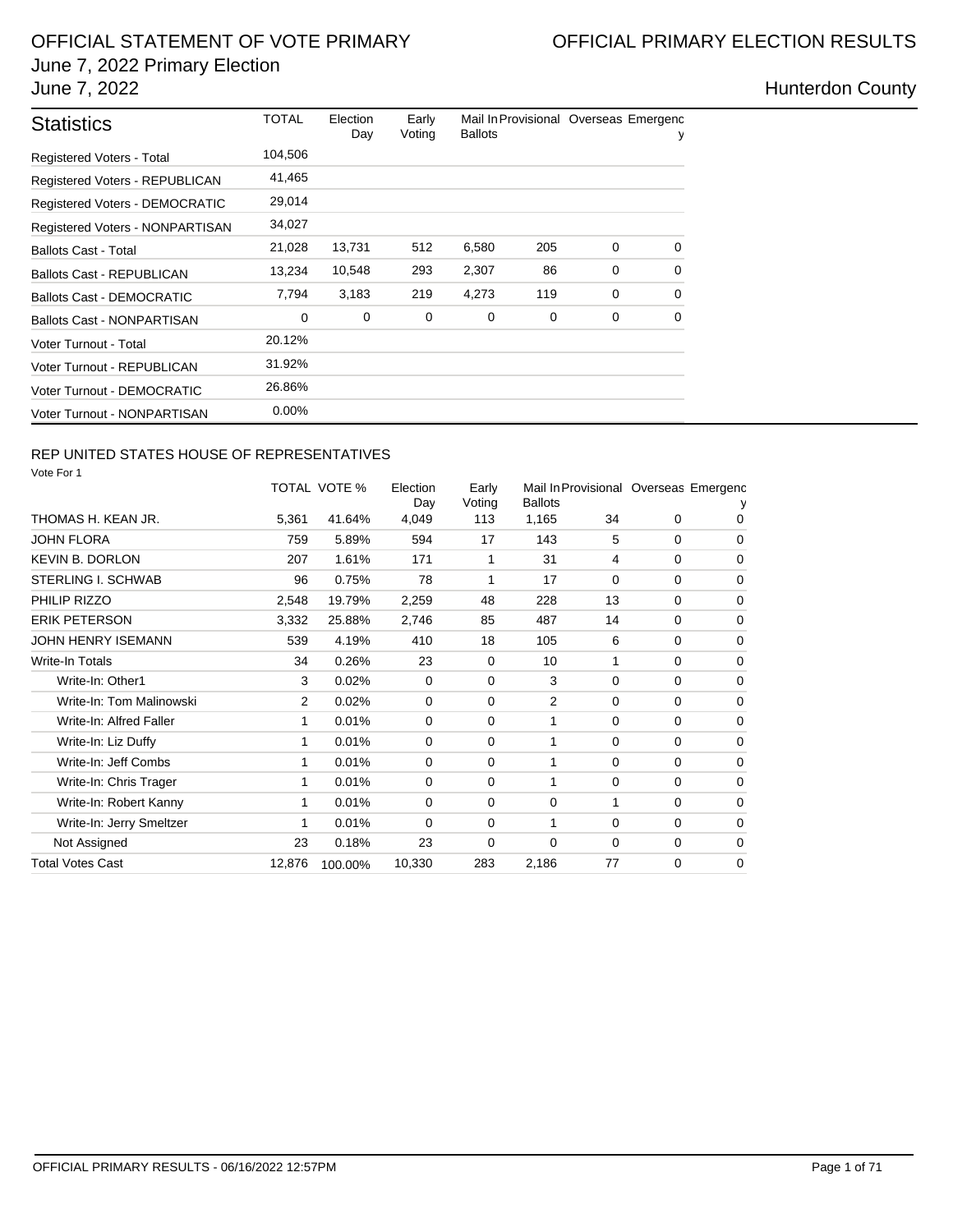# OFFICIAL STATEMENT OF VOTE PRIMARY

# OFFICIAL PRIMARY ELECTION RESULTS

June 7, 2022 Primary Election

June 7, 2022

Hunterdon County

| Statistics | TOTAL | Election Day | Early Voting | Mail In Ballots | Provisional | Overseas | Emergency |
|---|---|---|---|---|---|---|---|
| Registered Voters - Total | 104,506 | | | | | | |
| Registered Voters - REPUBLICAN | 41,465 | | | | | | |
| Registered Voters - DEMOCRATIC | 29,014 | | | | | | |
| Registered Voters - NONPARTISAN | 34,027 | | | | | | |
| Ballots Cast - Total | 21,028 | 13,731 | 512 | 6,580 | 205 | 0 | 0 |
| Ballots Cast - REPUBLICAN | 13,234 | 10,548 | 293 | 2,307 | 86 | 0 | 0 |
| Ballots Cast - DEMOCRATIC | 7,794 | 3,183 | 219 | 4,273 | 119 | 0 | 0 |
| Ballots Cast - NONPARTISAN | 0 | 0 | 0 | 0 | 0 | 0 | 0 |
| Voter Turnout - Total | 20.12% | | | | | | |
| Voter Turnout - REPUBLICAN | 31.92% | | | | | | |
| Voter Turnout - DEMOCRATIC | 26.86% | | | | | | |
| Voter Turnout - NONPARTISAN | 0.00% | | | | | | |

## REP UNITED STATES HOUSE OF REPRESENTATIVES

Vote For 1

| | TOTAL | VOTE % | Election Day | Early Voting | Mail In Ballots | Provisional | Overseas | Emergency |
|---|---|---|---|---|---|---|---|---|
| THOMAS H. KEAN JR. | 5,361 | 41.64% | 4,049 | 113 | 1,165 | 34 | 0 | 0 |
| JOHN FLORA | 759 | 5.89% | 594 | 17 | 143 | 5 | 0 | 0 |
| KEVIN B. DORLON | 207 | 1.61% | 171 | 1 | 31 | 4 | 0 | 0 |
| STERLING I. SCHWAB | 96 | 0.75% | 78 | 1 | 17 | 0 | 0 | 0 |
| PHILIP RIZZO | 2,548 | 19.79% | 2,259 | 48 | 228 | 13 | 0 | 0 |
| ERIK PETERSON | 3,332 | 25.88% | 2,746 | 85 | 487 | 14 | 0 | 0 |
| JOHN HENRY ISEMANN | 539 | 4.19% | 410 | 18 | 105 | 6 | 0 | 0 |
| Write-In Totals | 34 | 0.26% | 23 | 0 | 10 | 1 | 0 | 0 |
| Write-In: Other1 | 3 | 0.02% | 0 | 0 | 3 | 0 | 0 | 0 |
| Write-In: Tom Malinowski | 2 | 0.02% | 0 | 0 | 2 | 0 | 0 | 0 |
| Write-In: Alfred Faller | 1 | 0.01% | 0 | 0 | 1 | 0 | 0 | 0 |
| Write-In: Liz Duffy | 1 | 0.01% | 0 | 0 | 1 | 0 | 0 | 0 |
| Write-In: Jeff Combs | 1 | 0.01% | 0 | 0 | 1 | 0 | 0 | 0 |
| Write-In: Chris Trager | 1 | 0.01% | 0 | 0 | 1 | 0 | 0 | 0 |
| Write-In: Robert Kanny | 1 | 0.01% | 0 | 0 | 0 | 1 | 0 | 0 |
| Write-In: Jerry Smeltzer | 1 | 0.01% | 0 | 0 | 1 | 0 | 0 | 0 |
| Not Assigned | 23 | 0.18% | 23 | 0 | 0 | 0 | 0 | 0 |
| Total Votes Cast | 12,876 | 100.00% | 10,330 | 283 | 2,186 | 77 | 0 | 0 |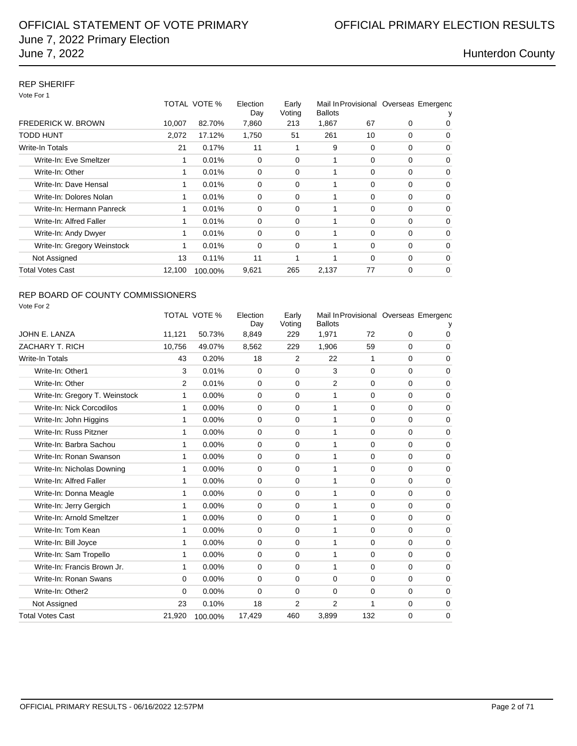# OFFICIAL STATEMENT OF VOTE PRIMARY
June 7, 2022 Primary Election
June 7, 2022

OFFICIAL PRIMARY ELECTION RESULTS

Hunterdon County

## REP SHERIFF

Vote For 1

| | TOTAL | VOTE % | Election Day | Early Voting | Mail In Ballots | Provisional | Overseas | Emergency |
|---|---|---|---|---|---|---|---|---|
| FREDERICK W. BROWN | 10,007 | 82.70% | 7,860 | 213 | 1,867 | 67 | 0 | 0 |
| TODD HUNT | 2,072 | 17.12% | 1,750 | 51 | 261 | 10 | 0 | 0 |
| Write-In Totals | 21 | 0.17% | 11 | 1 | 9 | 0 | 0 | 0 |
| Write-In: Eve Smeltzer | 1 | 0.01% | 0 | 0 | 1 | 0 | 0 | 0 |
| Write-In: Other | 1 | 0.01% | 0 | 0 | 1 | 0 | 0 | 0 |
| Write-In: Dave Hensal | 1 | 0.01% | 0 | 0 | 1 | 0 | 0 | 0 |
| Write-In: Dolores Nolan | 1 | 0.01% | 0 | 0 | 1 | 0 | 0 | 0 |
| Write-In: Hermann Panreck | 1 | 0.01% | 0 | 0 | 1 | 0 | 0 | 0 |
| Write-In: Alfred Faller | 1 | 0.01% | 0 | 0 | 1 | 0 | 0 | 0 |
| Write-In: Andy Dwyer | 1 | 0.01% | 0 | 0 | 1 | 0 | 0 | 0 |
| Write-In: Gregory Weinstock | 1 | 0.01% | 0 | 0 | 1 | 0 | 0 | 0 |
| Not Assigned | 13 | 0.11% | 11 | 1 | 1 | 0 | 0 | 0 |
| Total Votes Cast | 12,100 | 100.00% | 9,621 | 265 | 2,137 | 77 | 0 | 0 |

## REP BOARD OF COUNTY COMMISSIONERS

Vote For 2

| | TOTAL | VOTE % | Election Day | Early Voting | Mail In Ballots | Provisional | Overseas | Emergency |
|---|---|---|---|---|---|---|---|---|
| JOHN E. LANZA | 11,121 | 50.73% | 8,849 | 229 | 1,971 | 72 | 0 | 0 |
| ZACHARY T. RICH | 10,756 | 49.07% | 8,562 | 229 | 1,906 | 59 | 0 | 0 |
| Write-In Totals | 43 | 0.20% | 18 | 2 | 22 | 1 | 0 | 0 |
| Write-In: Other1 | 3 | 0.01% | 0 | 0 | 3 | 0 | 0 | 0 |
| Write-In: Other | 2 | 0.01% | 0 | 0 | 2 | 0 | 0 | 0 |
| Write-In: Gregory T. Weinstock | 1 | 0.00% | 0 | 0 | 1 | 0 | 0 | 0 |
| Write-In: Nick Corcodilos | 1 | 0.00% | 0 | 0 | 1 | 0 | 0 | 0 |
| Write-In: John Higgins | 1 | 0.00% | 0 | 0 | 1 | 0 | 0 | 0 |
| Write-In: Russ Pitzner | 1 | 0.00% | 0 | 0 | 1 | 0 | 0 | 0 |
| Write-In: Barbra Sachou | 1 | 0.00% | 0 | 0 | 1 | 0 | 0 | 0 |
| Write-In: Ronan Swanson | 1 | 0.00% | 0 | 0 | 1 | 0 | 0 | 0 |
| Write-In: Nicholas Downing | 1 | 0.00% | 0 | 0 | 1 | 0 | 0 | 0 |
| Write-In: Alfred Faller | 1 | 0.00% | 0 | 0 | 1 | 0 | 0 | 0 |
| Write-In: Donna Meagle | 1 | 0.00% | 0 | 0 | 1 | 0 | 0 | 0 |
| Write-In: Jerry Gergich | 1 | 0.00% | 0 | 0 | 1 | 0 | 0 | 0 |
| Write-In: Arnold Smeltzer | 1 | 0.00% | 0 | 0 | 1 | 0 | 0 | 0 |
| Write-In: Tom Kean | 1 | 0.00% | 0 | 0 | 1 | 0 | 0 | 0 |
| Write-In: Bill Joyce | 1 | 0.00% | 0 | 0 | 1 | 0 | 0 | 0 |
| Write-In: Sam Tropello | 1 | 0.00% | 0 | 0 | 1 | 0 | 0 | 0 |
| Write-In: Francis Brown Jr. | 1 | 0.00% | 0 | 0 | 1 | 0 | 0 | 0 |
| Write-In: Ronan Swans | 0 | 0.00% | 0 | 0 | 0 | 0 | 0 | 0 |
| Write-In: Other2 | 0 | 0.00% | 0 | 0 | 0 | 0 | 0 | 0 |
| Not Assigned | 23 | 0.10% | 18 | 2 | 2 | 1 | 0 | 0 |
| Total Votes Cast | 21,920 | 100.00% | 17,429 | 460 | 3,899 | 132 | 0 | 0 |

OFFICIAL PRIMARY RESULTS - 06/16/2022 12:57PM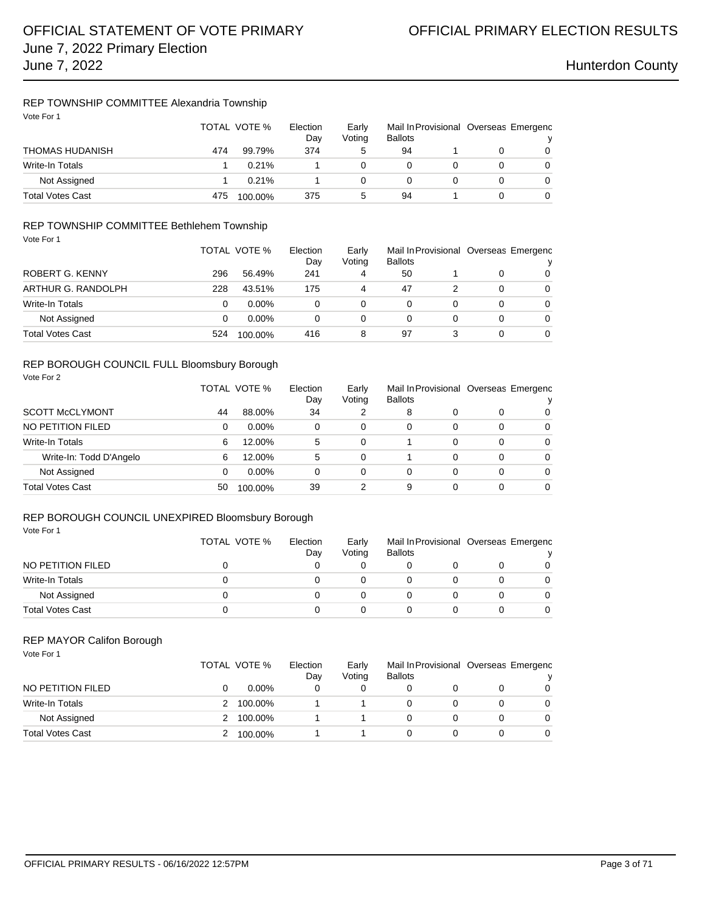## REP TOWNSHIP COMMITTEE Alexandria Township

Vote For 1

| | TOTAL | VOTE % | Election Day | Early Voting | Mail In Ballots | Provisional | Overseas | Emergency |
|---|---|---|---|---|---|---|---|---|
| THOMAS HUDANISH | 474 | 99.79% | 374 | 5 | 94 | 1 | 0 | 0 |
| Write-In Totals | 1 | 0.21% | 1 | 0 | 0 | 0 | 0 | 0 |
| Not Assigned | 1 | 0.21% | 1 | 0 | 0 | 0 | 0 | 0 |
| Total Votes Cast | 475 | 100.00% | 375 | 5 | 94 | 1 | 0 | 0 |

## REP TOWNSHIP COMMITTEE Bethlehem Township

Vote For 1

| | TOTAL | VOTE % | Election Day | Early Voting | Mail In Ballots | Provisional | Overseas | Emergency |
|---|---|---|---|---|---|---|---|---|
| ROBERT G. KENNY | 296 | 56.49% | 241 | 4 | 50 | 1 | 0 | 0 |
| ARTHUR G. RANDOLPH | 228 | 43.51% | 175 | 4 | 47 | 2 | 0 | 0 |
| Write-In Totals | 0 | 0.00% | 0 | 0 | 0 | 0 | 0 | 0 |
| Not Assigned | 0 | 0.00% | 0 | 0 | 0 | 0 | 0 | 0 |
| Total Votes Cast | 524 | 100.00% | 416 | 8 | 97 | 3 | 0 | 0 |

## REP BOROUGH COUNCIL FULL Bloomsbury Borough

Vote For 2

| | TOTAL | VOTE % | Election Day | Early Voting | Mail In Ballots | Provisional | Overseas | Emergency |
|---|---|---|---|---|---|---|---|---|
| SCOTT McCLYMONT | 44 | 88.00% | 34 | 2 | 8 | 0 | 0 | 0 |
| NO PETITION FILED | 0 | 0.00% | 0 | 0 | 0 | 0 | 0 | 0 |
| Write-In Totals | 6 | 12.00% | 5 | 0 | 1 | 0 | 0 | 0 |
| Write-In: Todd D'Angelo | 6 | 12.00% | 5 | 0 | 1 | 0 | 0 | 0 |
| Not Assigned | 0 | 0.00% | 0 | 0 | 0 | 0 | 0 | 0 |
| Total Votes Cast | 50 | 100.00% | 39 | 2 | 9 | 0 | 0 | 0 |

## REP BOROUGH COUNCIL UNEXPIRED Bloomsbury Borough

Vote For 1

| | TOTAL | VOTE % | Election Day | Early Voting | Mail In Ballots | Provisional | Overseas | Emergency |
|---|---|---|---|---|---|---|---|---|
| NO PETITION FILED | 0 | | 0 | 0 | 0 | 0 | 0 | 0 |
| Write-In Totals | 0 | | 0 | 0 | 0 | 0 | 0 | 0 |
| Not Assigned | 0 | | 0 | 0 | 0 | 0 | 0 | 0 |
| Total Votes Cast | 0 | | 0 | 0 | 0 | 0 | 0 | 0 |

## REP MAYOR Califon Borough

Vote For 1

| | TOTAL | VOTE % | Election Day | Early Voting | Mail In Ballots | Provisional | Overseas | Emergency |
|---|---|---|---|---|---|---|---|---|
| NO PETITION FILED | 0 | 0.00% | 0 | 0 | 0 | 0 | 0 | 0 |
| Write-In Totals | 2 | 100.00% | 1 | 1 | 0 | 0 | 0 | 0 |
| Not Assigned | 2 | 100.00% | 1 | 1 | 0 | 0 | 0 | 0 |
| Total Votes Cast | 2 | 100.00% | 1 | 1 | 0 | 0 | 0 | 0 |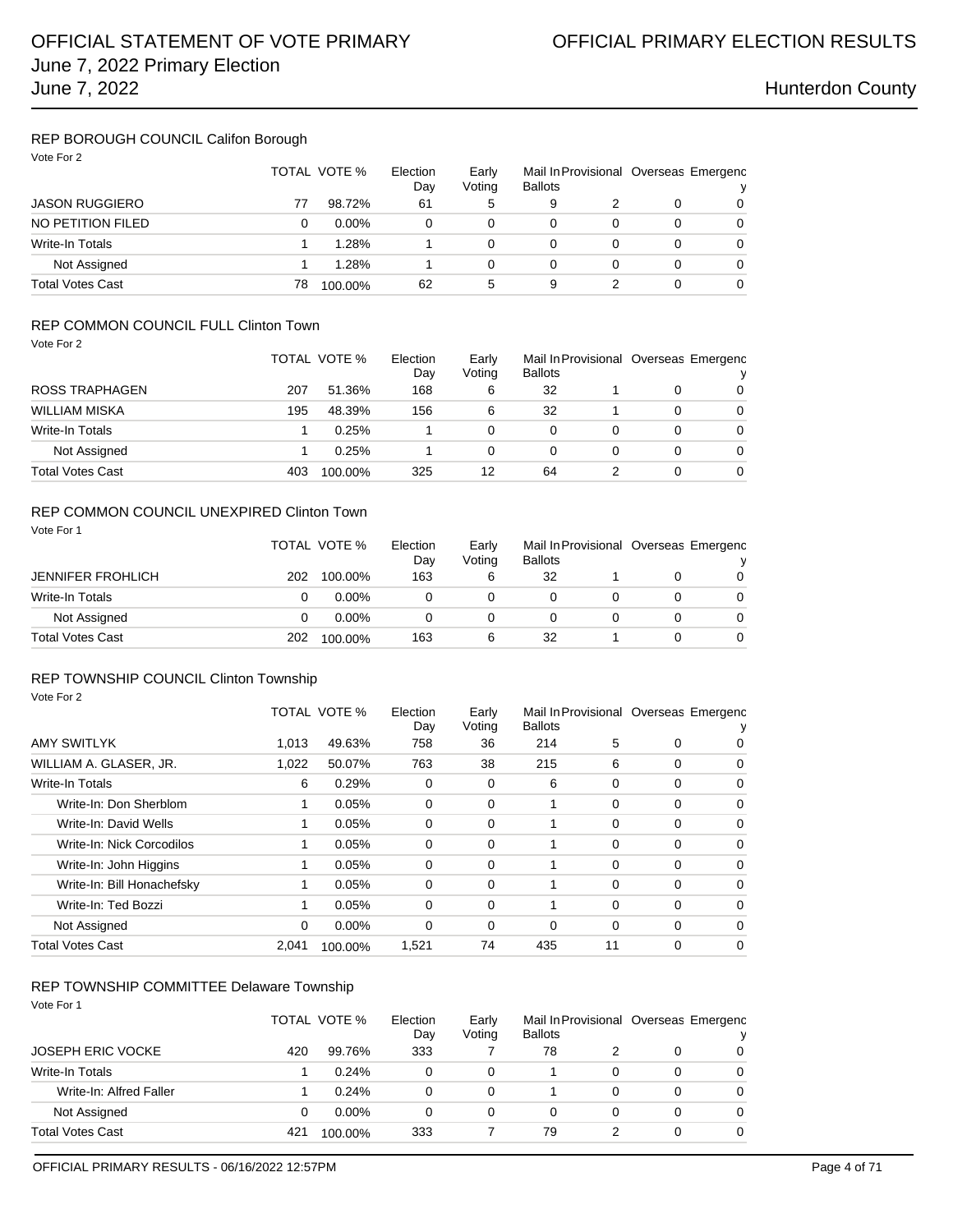## REP BOROUGH COUNCIL Califon Borough

Vote For 2

| | TOTAL | VOTE % | Election Day | Early Voting | Mail In Ballots | Provisional | Overseas | Emergency |
|---|---|---|---|---|---|---|---|---|
| JASON RUGGIERO | 77 | 98.72% | 61 | 5 | 9 | 2 | 0 | 0 |
| NO PETITION FILED | 0 | 0.00% | 0 | 0 | 0 | 0 | 0 | 0 |
| Write-In Totals | 1 | 1.28% | 1 | 0 | 0 | 0 | 0 | 0 |
| Not Assigned | 1 | 1.28% | 1 | 0 | 0 | 0 | 0 | 0 |
| Total Votes Cast | 78 | 100.00% | 62 | 5 | 9 | 2 | 0 | 0 |

## REP COMMON COUNCIL FULL Clinton Town

Vote For 2

| | TOTAL | VOTE % | Election Day | Early Voting | Mail In Ballots | Provisional | Overseas | Emergency |
|---|---|---|---|---|---|---|---|---|
| ROSS TRAPHAGEN | 207 | 51.36% | 168 | 6 | 32 | 1 | 0 | 0 |
| WILLIAM MISKA | 195 | 48.39% | 156 | 6 | 32 | 1 | 0 | 0 |
| Write-In Totals | 1 | 0.25% | 1 | 0 | 0 | 0 | 0 | 0 |
| Not Assigned | 1 | 0.25% | 1 | 0 | 0 | 0 | 0 | 0 |
| Total Votes Cast | 403 | 100.00% | 325 | 12 | 64 | 2 | 0 | 0 |

## REP COMMON COUNCIL UNEXPIRED Clinton Town

Vote For 1

| | TOTAL | VOTE % | Election Day | Early Voting | Mail In Ballots | Provisional | Overseas | Emergency |
|---|---|---|---|---|---|---|---|---|
| JENNIFER FROHLICH | 202 | 100.00% | 163 | 6 | 32 | 1 | 0 | 0 |
| Write-In Totals | 0 | 0.00% | 0 | 0 | 0 | 0 | 0 | 0 |
| Not Assigned | 0 | 0.00% | 0 | 0 | 0 | 0 | 0 | 0 |
| Total Votes Cast | 202 | 100.00% | 163 | 6 | 32 | 1 | 0 | 0 |

## REP TOWNSHIP COUNCIL Clinton Township

Vote For 2

| | TOTAL | VOTE % | Election Day | Early Voting | Mail In Ballots | Provisional | Overseas | Emergency |
|---|---|---|---|---|---|---|---|---|
| AMY SWITLYK | 1,013 | 49.63% | 758 | 36 | 214 | 5 | 0 | 0 |
| WILLIAM A. GLASER, JR. | 1,022 | 50.07% | 763 | 38 | 215 | 6 | 0 | 0 |
| Write-In Totals | 6 | 0.29% | 0 | 0 | 6 | 0 | 0 | 0 |
| Write-In: Don Sherblom | 1 | 0.05% | 0 | 0 | 1 | 0 | 0 | 0 |
| Write-In: David Wells | 1 | 0.05% | 0 | 0 | 1 | 0 | 0 | 0 |
| Write-In: Nick Corcodilos | 1 | 0.05% | 0 | 0 | 1 | 0 | 0 | 0 |
| Write-In: John Higgins | 1 | 0.05% | 0 | 0 | 1 | 0 | 0 | 0 |
| Write-In: Bill Honachefsky | 1 | 0.05% | 0 | 0 | 1 | 0 | 0 | 0 |
| Write-In: Ted Bozzi | 1 | 0.05% | 0 | 0 | 1 | 0 | 0 | 0 |
| Not Assigned | 0 | 0.00% | 0 | 0 | 0 | 0 | 0 | 0 |
| Total Votes Cast | 2,041 | 100.00% | 1,521 | 74 | 435 | 11 | 0 | 0 |

## REP TOWNSHIP COMMITTEE Delaware Township

Vote For 1

| | TOTAL | VOTE % | Election Day | Early Voting | Mail In Ballots | Provisional | Overseas | Emergency |
|---|---|---|---|---|---|---|---|---|
| JOSEPH ERIC VOCKE | 420 | 99.76% | 333 | 7 | 78 | 2 | 0 | 0 |
| Write-In Totals | 1 | 0.24% | 0 | 0 | 1 | 0 | 0 | 0 |
| Write-In: Alfred Faller | 1 | 0.24% | 0 | 0 | 1 | 0 | 0 | 0 |
| Not Assigned | 0 | 0.00% | 0 | 0 | 0 | 0 | 0 | 0 |
| Total Votes Cast | 421 | 100.00% | 333 | 7 | 79 | 2 | 0 | 0 |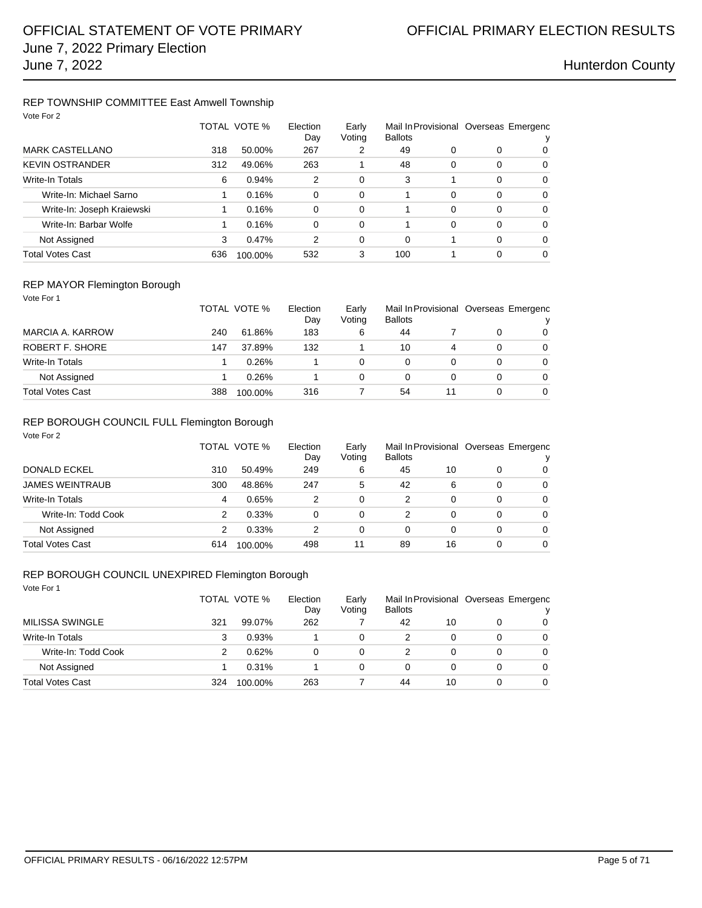# OFFICIAL STATEMENT OF VOTE PRIMARY

# OFFICIAL PRIMARY ELECTION RESULTS

June 7, 2022 Primary Election
June 7, 2022

Hunterdon County

## REP TOWNSHIP COMMITTEE East Amwell Township

Vote For 2

| | TOTAL | VOTE % | Election Day | Early Voting | Mail In Ballots | Provisional | Overseas | Emergency |
|---|---|---|---|---|---|---|---|---|
| MARK CASTELLANO | 318 | 50.00% | 267 | 2 | 49 | 0 | 0 | 0 |
| KEVIN OSTRANDER | 312 | 49.06% | 263 | 1 | 48 | 0 | 0 | 0 |
| Write-In Totals | 6 | 0.94% | 2 | 0 | 3 | 1 | 0 | 0 |
| Write-In: Michael Sarno | 1 | 0.16% | 0 | 0 | 1 | 0 | 0 | 0 |
| Write-In: Joseph Kraiewski | 1 | 0.16% | 0 | 0 | 1 | 0 | 0 | 0 |
| Write-In: Barbar Wolfe | 1 | 0.16% | 0 | 0 | 1 | 0 | 0 | 0 |
| Not Assigned | 3 | 0.47% | 2 | 0 | 0 | 1 | 0 | 0 |
| Total Votes Cast | 636 | 100.00% | 532 | 3 | 100 | 1 | 0 | 0 |

## REP MAYOR Flemington Borough

Vote For 1

| | TOTAL | VOTE % | Election Day | Early Voting | Mail In Ballots | Provisional | Overseas | Emergency |
|---|---|---|---|---|---|---|---|---|
| MARCIA A. KARROW | 240 | 61.86% | 183 | 6 | 44 | 7 | 0 | 0 |
| ROBERT F. SHORE | 147 | 37.89% | 132 | 1 | 10 | 4 | 0 | 0 |
| Write-In Totals | 1 | 0.26% | 1 | 0 | 0 | 0 | 0 | 0 |
| Not Assigned | 1 | 0.26% | 1 | 0 | 0 | 0 | 0 | 0 |
| Total Votes Cast | 388 | 100.00% | 316 | 7 | 54 | 11 | 0 | 0 |

## REP BOROUGH COUNCIL FULL Flemington Borough

Vote For 2

| | TOTAL | VOTE % | Election Day | Early Voting | Mail In Ballots | Provisional | Overseas | Emergency |
|---|---|---|---|---|---|---|---|---|
| DONALD ECKEL | 310 | 50.49% | 249 | 6 | 45 | 10 | 0 | 0 |
| JAMES WEINTRAUB | 300 | 48.86% | 247 | 5 | 42 | 6 | 0 | 0 |
| Write-In Totals | 4 | 0.65% | 2 | 0 | 2 | 0 | 0 | 0 |
| Write-In: Todd Cook | 2 | 0.33% | 0 | 0 | 2 | 0 | 0 | 0 |
| Not Assigned | 2 | 0.33% | 2 | 0 | 0 | 0 | 0 | 0 |
| Total Votes Cast | 614 | 100.00% | 498 | 11 | 89 | 16 | 0 | 0 |

## REP BOROUGH COUNCIL UNEXPIRED Flemington Borough

Vote For 1

| | TOTAL | VOTE % | Election Day | Early Voting | Mail In Ballots | Provisional | Overseas | Emergency |
|---|---|---|---|---|---|---|---|---|
| MILISSA SWINGLE | 321 | 99.07% | 262 | 7 | 42 | 10 | 0 | 0 |
| Write-In Totals | 3 | 0.93% | 1 | 0 | 2 | 0 | 0 | 0 |
| Write-In: Todd Cook | 2 | 0.62% | 0 | 0 | 2 | 0 | 0 | 0 |
| Not Assigned | 1 | 0.31% | 1 | 0 | 0 | 0 | 0 | 0 |
| Total Votes Cast | 324 | 100.00% | 263 | 7 | 44 | 10 | 0 | 0 |

OFFICIAL PRIMARY RESULTS - 06/16/2022 12:57PM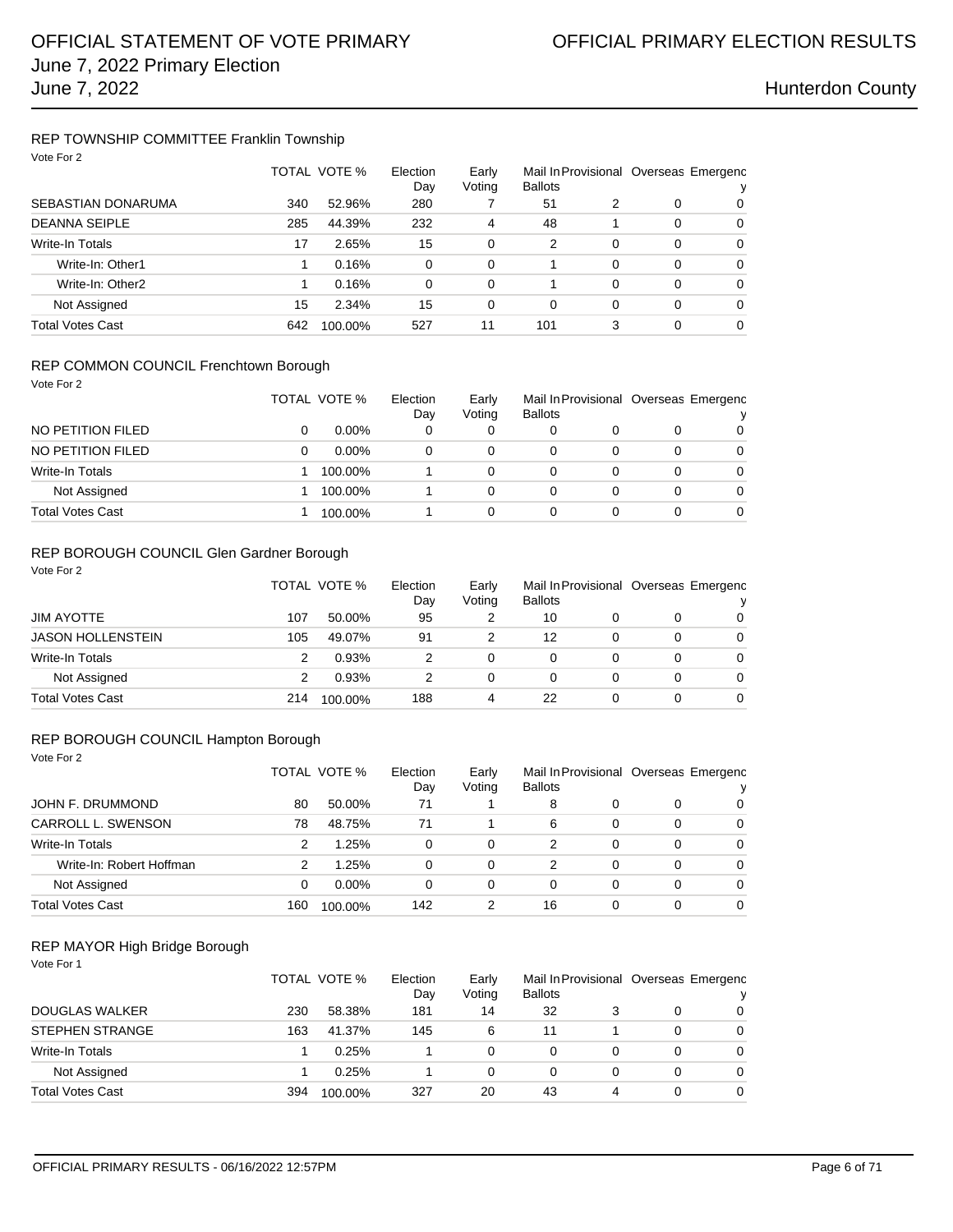### REP TOWNSHIP COMMITTEE Franklin Township

Vote For 2

| | TOTAL | VOTE % | Election Day | Early Voting | Mail In Ballots | Provisional | Overseas | Emergency |
|---|---|---|---|---|---|---|---|---|
| SEBASTIAN DONARUMA | 340 | 52.96% | 280 | 7 | 51 | 2 | 0 | 0 |
| DEANNA SEIPLE | 285 | 44.39% | 232 | 4 | 48 | 1 | 0 | 0 |
| Write-In Totals | 17 | 2.65% | 15 | 0 | 2 | 0 | 0 | 0 |
| Write-In: Other1 | 1 | 0.16% | 0 | 0 | 1 | 0 | 0 | 0 |
| Write-In: Other2 | 1 | 0.16% | 0 | 0 | 1 | 0 | 0 | 0 |
| Not Assigned | 15 | 2.34% | 15 | 0 | 0 | 0 | 0 | 0 |
| Total Votes Cast | 642 | 100.00% | 527 | 11 | 101 | 3 | 0 | 0 |

### REP COMMON COUNCIL Frenchtown Borough

Vote For 2

| | TOTAL | VOTE % | Election Day | Early Voting | Mail In Ballots | Provisional | Overseas | Emergency |
|---|---|---|---|---|---|---|---|---|
| NO PETITION FILED | 0 | 0.00% | 0 | 0 | 0 | 0 | 0 | 0 |
| NO PETITION FILED | 0 | 0.00% | 0 | 0 | 0 | 0 | 0 | 0 |
| Write-In Totals | 1 | 100.00% | 1 | 0 | 0 | 0 | 0 | 0 |
| Not Assigned | 1 | 100.00% | 1 | 0 | 0 | 0 | 0 | 0 |
| Total Votes Cast | 1 | 100.00% | 1 | 0 | 0 | 0 | 0 | 0 |

### REP BOROUGH COUNCIL Glen Gardner Borough

Vote For 2

| | TOTAL | VOTE % | Election Day | Early Voting | Mail In Ballots | Provisional | Overseas | Emergency |
|---|---|---|---|---|---|---|---|---|
| JIM AYOTTE | 107 | 50.00% | 95 | 2 | 10 | 0 | 0 | 0 |
| JASON HOLLENSTEIN | 105 | 49.07% | 91 | 2 | 12 | 0 | 0 | 0 |
| Write-In Totals | 2 | 0.93% | 2 | 0 | 0 | 0 | 0 | 0 |
| Not Assigned | 2 | 0.93% | 2 | 0 | 0 | 0 | 0 | 0 |
| Total Votes Cast | 214 | 100.00% | 188 | 4 | 22 | 0 | 0 | 0 |

### REP BOROUGH COUNCIL Hampton Borough

Vote For 2

| | TOTAL | VOTE % | Election Day | Early Voting | Mail In Ballots | Provisional | Overseas | Emergency |
|---|---|---|---|---|---|---|---|---|
| JOHN F. DRUMMOND | 80 | 50.00% | 71 | 1 | 8 | 0 | 0 | 0 |
| CARROLL L. SWENSON | 78 | 48.75% | 71 | 1 | 6 | 0 | 0 | 0 |
| Write-In Totals | 2 | 1.25% | 0 | 0 | 2 | 0 | 0 | 0 |
| Write-In: Robert Hoffman | 2 | 1.25% | 0 | 0 | 2 | 0 | 0 | 0 |
| Not Assigned | 0 | 0.00% | 0 | 0 | 0 | 0 | 0 | 0 |
| Total Votes Cast | 160 | 100.00% | 142 | 2 | 16 | 0 | 0 | 0 |

### REP MAYOR High Bridge Borough

Vote For 1

| | TOTAL | VOTE % | Election Day | Early Voting | Mail In Ballots | Provisional | Overseas | Emergency |
|---|---|---|---|---|---|---|---|---|
| DOUGLAS WALKER | 230 | 58.38% | 181 | 14 | 32 | 3 | 0 | 0 |
| STEPHEN STRANGE | 163 | 41.37% | 145 | 6 | 11 | 1 | 0 | 0 |
| Write-In Totals | 1 | 0.25% | 1 | 0 | 0 | 0 | 0 | 0 |
| Not Assigned | 1 | 0.25% | 1 | 0 | 0 | 0 | 0 | 0 |
| Total Votes Cast | 394 | 100.00% | 327 | 20 | 43 | 4 | 0 | 0 |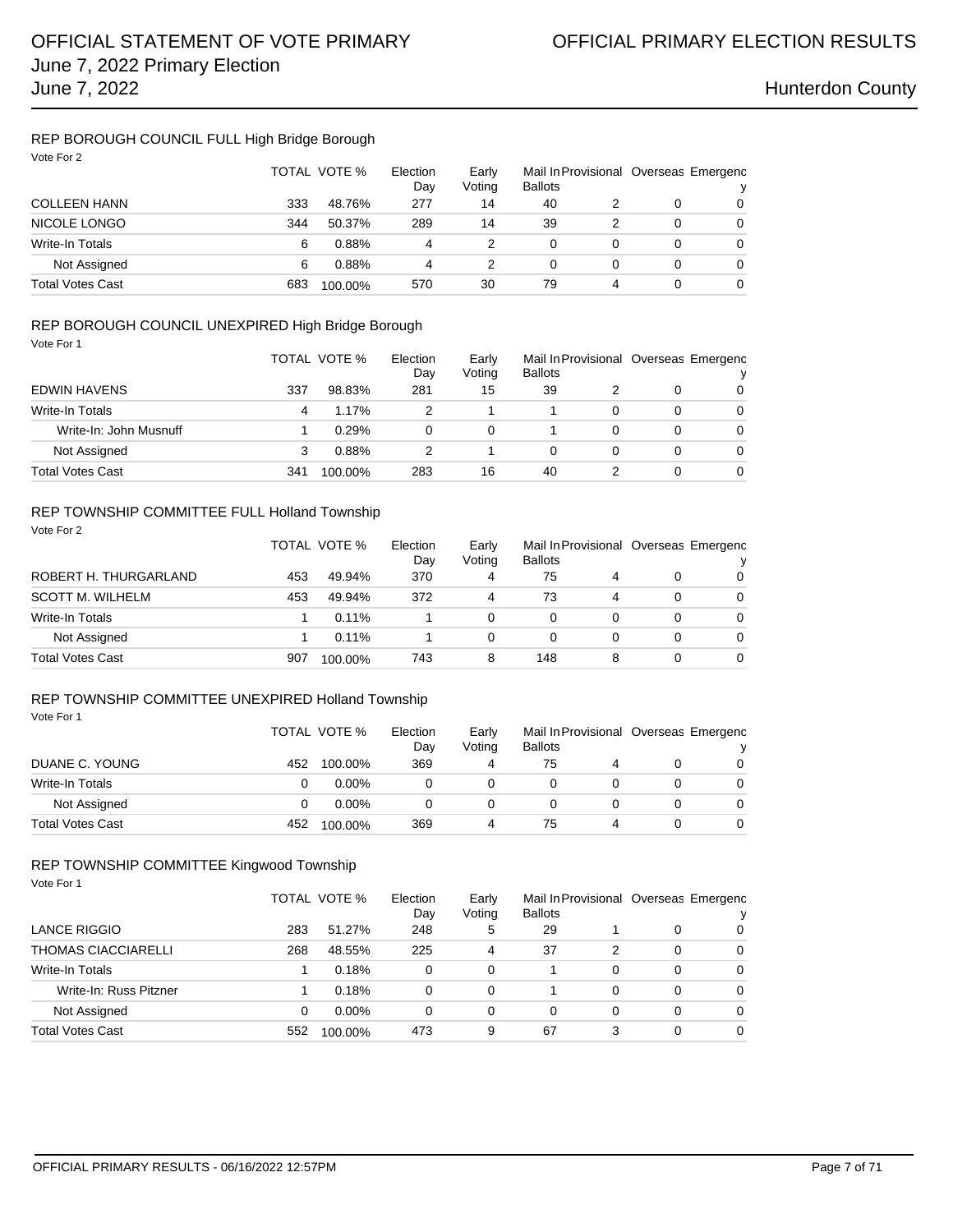## REP BOROUGH COUNCIL FULL High Bridge Borough

Vote For 2

| | TOTAL | VOTE % | Election Day | Early Voting | Mail In Ballots | Provisional | Overseas | Emergency |
|---|---|---|---|---|---|---|---|---|
| COLLEEN HANN | 333 | 48.76% | 277 | 14 | 40 | 2 | 0 | 0 |
| NICOLE LONGO | 344 | 50.37% | 289 | 14 | 39 | 2 | 0 | 0 |
| Write-In Totals | 6 | 0.88% | 4 | 2 | 0 | 0 | 0 | 0 |
| Not Assigned | 6 | 0.88% | 4 | 2 | 0 | 0 | 0 | 0 |
| Total Votes Cast | 683 | 100.00% | 570 | 30 | 79 | 4 | 0 | 0 |

## REP BOROUGH COUNCIL UNEXPIRED High Bridge Borough

Vote For 1

| | TOTAL | VOTE % | Election Day | Early Voting | Mail In Ballots | Provisional | Overseas | Emergency |
|---|---|---|---|---|---|---|---|---|
| EDWIN HAVENS | 337 | 98.83% | 281 | 15 | 39 | 2 | 0 | 0 |
| Write-In Totals | 4 | 1.17% | 2 | 1 | 1 | 0 | 0 | 0 |
| Write-In: John Musnuff | 1 | 0.29% | 0 | 0 | 1 | 0 | 0 | 0 |
| Not Assigned | 3 | 0.88% | 2 | 1 | 0 | 0 | 0 | 0 |
| Total Votes Cast | 341 | 100.00% | 283 | 16 | 40 | 2 | 0 | 0 |

## REP TOWNSHIP COMMITTEE FULL Holland Township

Vote For 2

| | TOTAL | VOTE % | Election Day | Early Voting | Mail In Ballots | Provisional | Overseas | Emergency |
|---|---|---|---|---|---|---|---|---|
| ROBERT H. THURGARLAND | 453 | 49.94% | 370 | 4 | 75 | 4 | 0 | 0 |
| SCOTT M. WILHELM | 453 | 49.94% | 372 | 4 | 73 | 4 | 0 | 0 |
| Write-In Totals | 1 | 0.11% | 1 | 0 | 0 | 0 | 0 | 0 |
| Not Assigned | 1 | 0.11% | 1 | 0 | 0 | 0 | 0 | 0 |
| Total Votes Cast | 907 | 100.00% | 743 | 8 | 148 | 8 | 0 | 0 |

## REP TOWNSHIP COMMITTEE UNEXPIRED Holland Township

Vote For 1

| | TOTAL | VOTE % | Election Day | Early Voting | Mail In Ballots | Provisional | Overseas | Emergency |
|---|---|---|---|---|---|---|---|---|
| DUANE C. YOUNG | 452 | 100.00% | 369 | 4 | 75 | 4 | 0 | 0 |
| Write-In Totals | 0 | 0.00% | 0 | 0 | 0 | 0 | 0 | 0 |
| Not Assigned | 0 | 0.00% | 0 | 0 | 0 | 0 | 0 | 0 |
| Total Votes Cast | 452 | 100.00% | 369 | 4 | 75 | 4 | 0 | 0 |

## REP TOWNSHIP COMMITTEE Kingwood Township

Vote For 1

| | TOTAL | VOTE % | Election Day | Early Voting | Mail In Ballots | Provisional | Overseas | Emergency |
|---|---|---|---|---|---|---|---|---|
| LANCE RIGGIO | 283 | 51.27% | 248 | 5 | 29 | 1 | 0 | 0 |
| THOMAS CIACCIARELLI | 268 | 48.55% | 225 | 4 | 37 | 2 | 0 | 0 |
| Write-In Totals | 1 | 0.18% | 0 | 0 | 1 | 0 | 0 | 0 |
| Write-In: Russ Pitzner | 1 | 0.18% | 0 | 0 | 1 | 0 | 0 | 0 |
| Not Assigned | 0 | 0.00% | 0 | 0 | 0 | 0 | 0 | 0 |
| Total Votes Cast | 552 | 100.00% | 473 | 9 | 67 | 3 | 0 | 0 |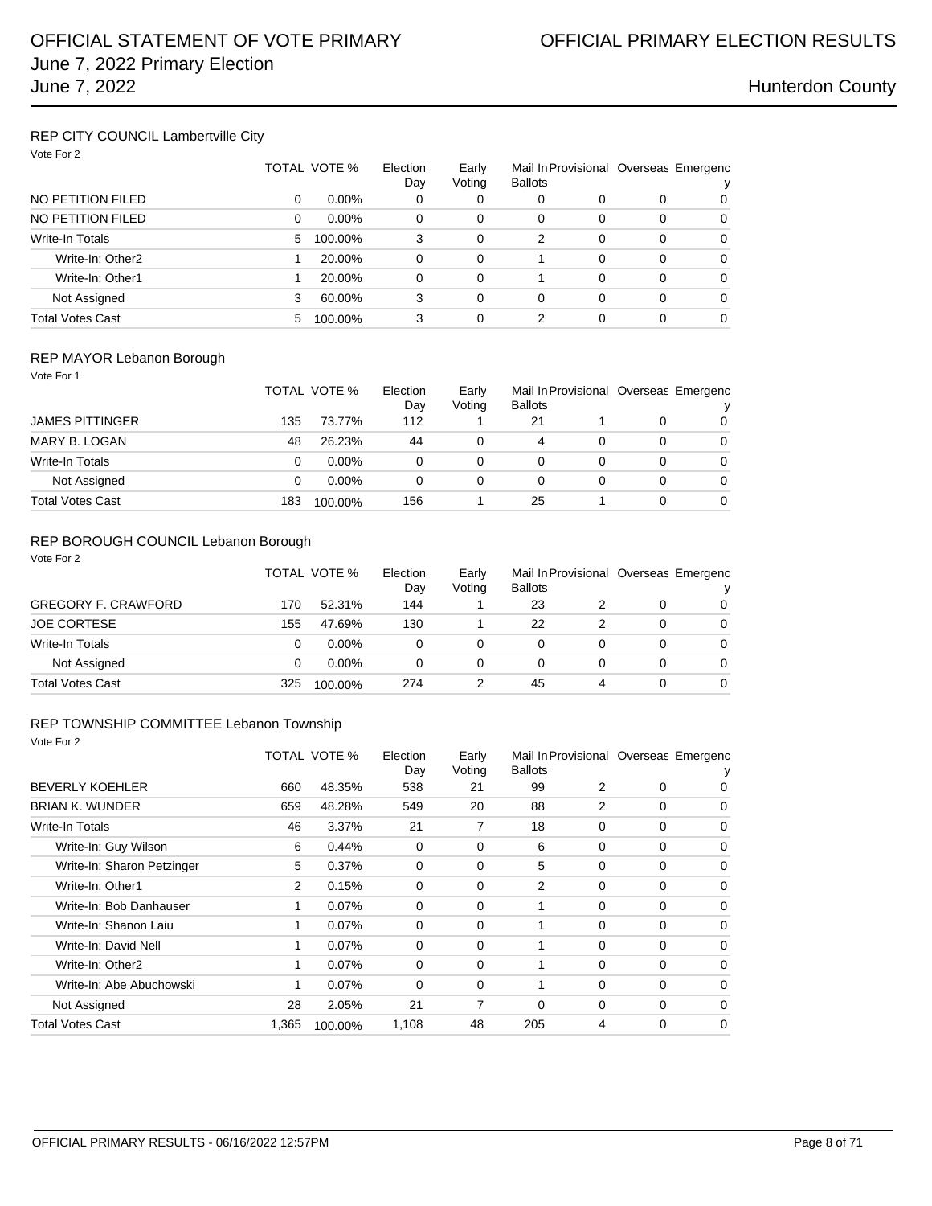## REP CITY COUNCIL Lambertville City

Vote For 2

| | TOTAL | VOTE % | Election Day | Early Voting | Mail In Ballots | Provisional | Overseas | Emergency |
|---|---|---|---|---|---|---|---|---|
| NO PETITION FILED | 0 | 0.00% | 0 | 0 | 0 | 0 | 0 | 0 |
| NO PETITION FILED | 0 | 0.00% | 0 | 0 | 0 | 0 | 0 | 0 |
| Write-In Totals | 5 | 100.00% | 3 | 0 | 2 | 0 | 0 | 0 |
| Write-In: Other2 | 1 | 20.00% | 0 | 0 | 1 | 0 | 0 | 0 |
| Write-In: Other1 | 1 | 20.00% | 0 | 0 | 1 | 0 | 0 | 0 |
| Not Assigned | 3 | 60.00% | 3 | 0 | 0 | 0 | 0 | 0 |
| Total Votes Cast | 5 | 100.00% | 3 | 0 | 2 | 0 | 0 | 0 |

## REP MAYOR Lebanon Borough

Vote For 1

| | TOTAL | VOTE % | Election Day | Early Voting | Mail In Ballots | Provisional | Overseas | Emergency |
|---|---|---|---|---|---|---|---|---|
| JAMES PITTINGER | 135 | 73.77% | 112 | 1 | 21 | 1 | 0 | 0 |
| MARY B. LOGAN | 48 | 26.23% | 44 | 0 | 4 | 0 | 0 | 0 |
| Write-In Totals | 0 | 0.00% | 0 | 0 | 0 | 0 | 0 | 0 |
| Not Assigned | 0 | 0.00% | 0 | 0 | 0 | 0 | 0 | 0 |
| Total Votes Cast | 183 | 100.00% | 156 | 1 | 25 | 1 | 0 | 0 |

## REP BOROUGH COUNCIL Lebanon Borough

Vote For 2

| | TOTAL | VOTE % | Election Day | Early Voting | Mail In Ballots | Provisional | Overseas | Emergency |
|---|---|---|---|---|---|---|---|---|
| GREGORY F. CRAWFORD | 170 | 52.31% | 144 | 1 | 23 | 2 | 0 | 0 |
| JOE CORTESE | 155 | 47.69% | 130 | 1 | 22 | 2 | 0 | 0 |
| Write-In Totals | 0 | 0.00% | 0 | 0 | 0 | 0 | 0 | 0 |
| Not Assigned | 0 | 0.00% | 0 | 0 | 0 | 0 | 0 | 0 |
| Total Votes Cast | 325 | 100.00% | 274 | 2 | 45 | 4 | 0 | 0 |

## REP TOWNSHIP COMMITTEE Lebanon Township

Vote For 2

| | TOTAL | VOTE % | Election Day | Early Voting | Mail In Ballots | Provisional | Overseas | Emergency |
|---|---|---|---|---|---|---|---|---|
| BEVERLY KOEHLER | 660 | 48.35% | 538 | 21 | 99 | 2 | 0 | 0 |
| BRIAN K. WUNDER | 659 | 48.28% | 549 | 20 | 88 | 2 | 0 | 0 |
| Write-In Totals | 46 | 3.37% | 21 | 7 | 18 | 0 | 0 | 0 |
| Write-In: Guy Wilson | 6 | 0.44% | 0 | 0 | 6 | 0 | 0 | 0 |
| Write-In: Sharon Petzinger | 5 | 0.37% | 0 | 0 | 5 | 0 | 0 | 0 |
| Write-In: Other1 | 2 | 0.15% | 0 | 0 | 2 | 0 | 0 | 0 |
| Write-In: Bob Danhauser | 1 | 0.07% | 0 | 0 | 1 | 0 | 0 | 0 |
| Write-In: Shanon Laiu | 1 | 0.07% | 0 | 0 | 1 | 0 | 0 | 0 |
| Write-In: David Nell | 1 | 0.07% | 0 | 0 | 1 | 0 | 0 | 0 |
| Write-In: Other2 | 1 | 0.07% | 0 | 0 | 1 | 0 | 0 | 0 |
| Write-In: Abe Abuchowski | 1 | 0.07% | 0 | 0 | 1 | 0 | 0 | 0 |
| Not Assigned | 28 | 2.05% | 21 | 7 | 0 | 0 | 0 | 0 |
| Total Votes Cast | 1,365 | 100.00% | 1,108 | 48 | 205 | 4 | 0 | 0 |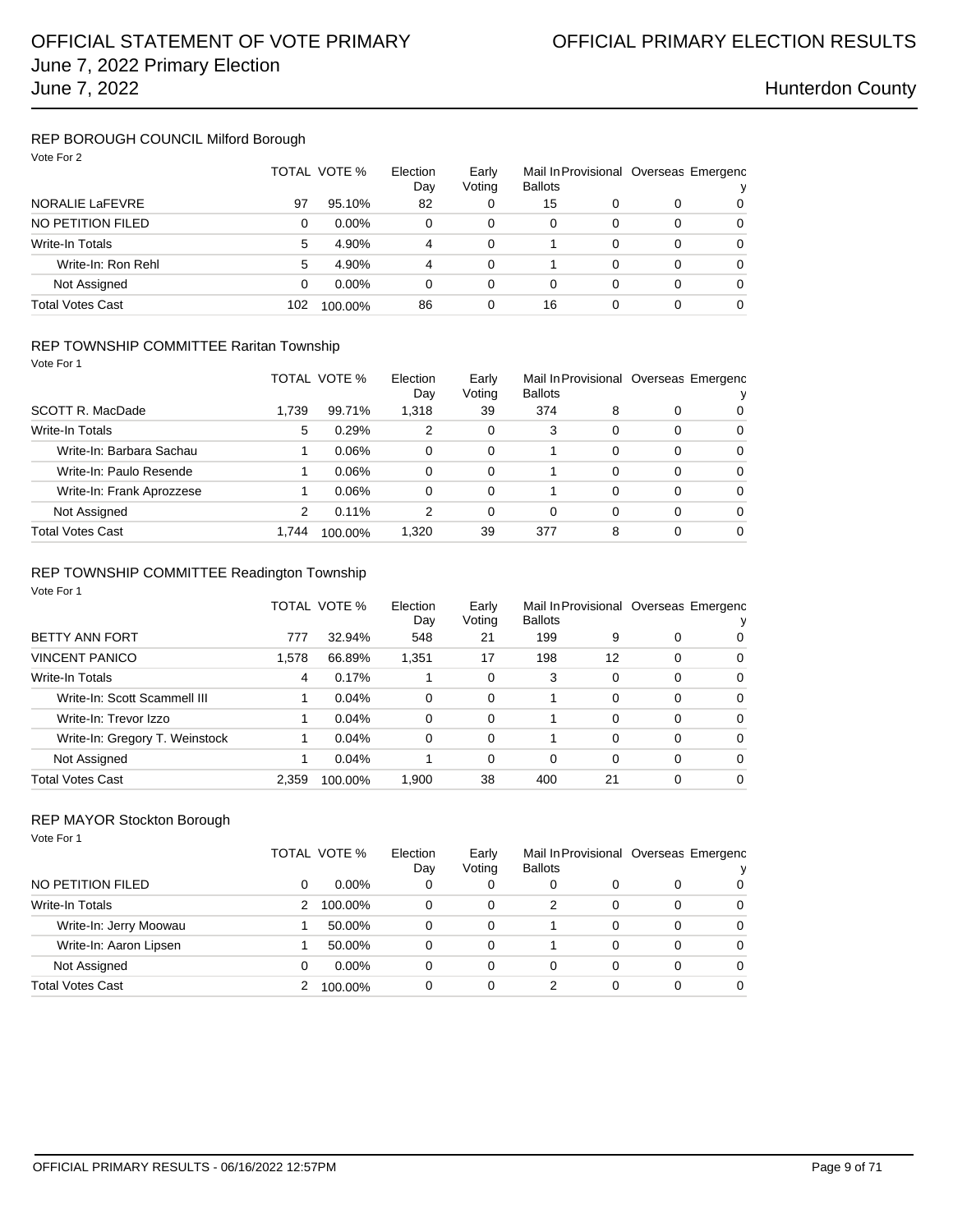## REP BOROUGH COUNCIL Milford Borough

Vote For 2

| | TOTAL | VOTE % | Election Day | Early Voting | Mail In Ballots | Provisional | Overseas | Emergency |
|---|---|---|---|---|---|---|---|---|
| NORALIE LaFEVRE | 97 | 95.10% | 82 | 0 | 15 | 0 | 0 | 0 |
| NO PETITION FILED | 0 | 0.00% | 0 | 0 | 0 | 0 | 0 | 0 |
| Write-In Totals | 5 | 4.90% | 4 | 0 | 1 | 0 | 0 | 0 |
| Write-In: Ron Rehl | 5 | 4.90% | 4 | 0 | 1 | 0 | 0 | 0 |
| Not Assigned | 0 | 0.00% | 0 | 0 | 0 | 0 | 0 | 0 |
| Total Votes Cast | 102 | 100.00% | 86 | 0 | 16 | 0 | 0 | 0 |

## REP TOWNSHIP COMMITTEE Raritan Township

Vote For 1

| | TOTAL | VOTE % | Election Day | Early Voting | Mail In Ballots | Provisional | Overseas | Emergency |
|---|---|---|---|---|---|---|---|---|
| SCOTT R. MacDade | 1,739 | 99.71% | 1,318 | 39 | 374 | 8 | 0 | 0 |
| Write-In Totals | 5 | 0.29% | 2 | 0 | 3 | 0 | 0 | 0 |
| Write-In: Barbara Sachau | 1 | 0.06% | 0 | 0 | 1 | 0 | 0 | 0 |
| Write-In: Paulo Resende | 1 | 0.06% | 0 | 0 | 1 | 0 | 0 | 0 |
| Write-In: Frank Aprozzese | 1 | 0.06% | 0 | 0 | 1 | 0 | 0 | 0 |
| Not Assigned | 2 | 0.11% | 2 | 0 | 0 | 0 | 0 | 0 |
| Total Votes Cast | 1,744 | 100.00% | 1,320 | 39 | 377 | 8 | 0 | 0 |

## REP TOWNSHIP COMMITTEE Readington Township

Vote For 1

| | TOTAL | VOTE % | Election Day | Early Voting | Mail In Ballots | Provisional | Overseas | Emergency |
|---|---|---|---|---|---|---|---|---|
| BETTY ANN FORT | 777 | 32.94% | 548 | 21 | 199 | 9 | 0 | 0 |
| VINCENT PANICO | 1,578 | 66.89% | 1,351 | 17 | 198 | 12 | 0 | 0 |
| Write-In Totals | 4 | 0.17% | 1 | 0 | 3 | 0 | 0 | 0 |
| Write-In: Scott Scammell III | 1 | 0.04% | 0 | 0 | 1 | 0 | 0 | 0 |
| Write-In: Trevor Izzo | 1 | 0.04% | 0 | 0 | 1 | 0 | 0 | 0 |
| Write-In: Gregory T. Weinstock | 1 | 0.04% | 0 | 0 | 1 | 0 | 0 | 0 |
| Not Assigned | 1 | 0.04% | 1 | 0 | 0 | 0 | 0 | 0 |
| Total Votes Cast | 2,359 | 100.00% | 1,900 | 38 | 400 | 21 | 0 | 0 |

## REP MAYOR Stockton Borough

Vote For 1

| | TOTAL | VOTE % | Election Day | Early Voting | Mail In Ballots | Provisional | Overseas | Emergency |
|---|---|---|---|---|---|---|---|---|
| NO PETITION FILED | 0 | 0.00% | 0 | 0 | 0 | 0 | 0 | 0 |
| Write-In Totals | 2 | 100.00% | 0 | 0 | 2 | 0 | 0 | 0 |
| Write-In: Jerry Moowau | 1 | 50.00% | 0 | 0 | 1 | 0 | 0 | 0 |
| Write-In: Aaron Lipsen | 1 | 50.00% | 0 | 0 | 1 | 0 | 0 | 0 |
| Not Assigned | 0 | 0.00% | 0 | 0 | 0 | 0 | 0 | 0 |
| Total Votes Cast | 2 | 100.00% | 0 | 0 | 2 | 0 | 0 | 0 |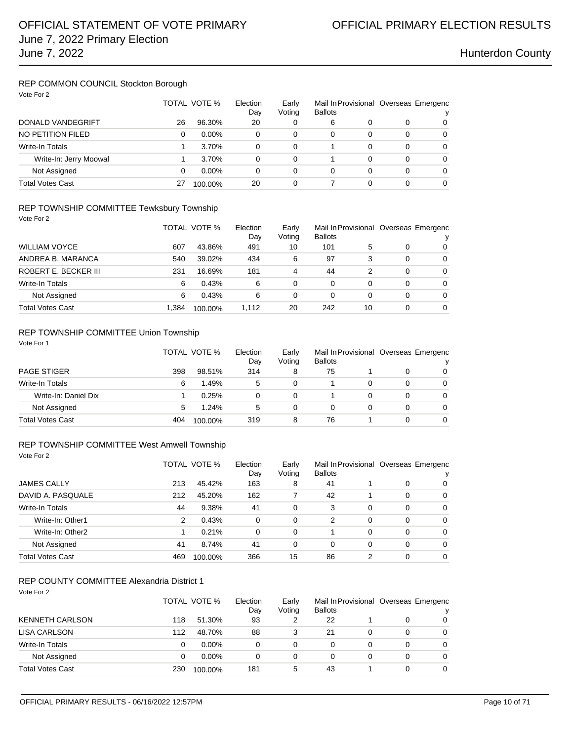### REP COMMON COUNCIL Stockton Borough

Vote For 2

| | TOTAL | VOTE % | Election Day | Early Voting | Mail In Ballots | Provisional | Overseas | Emergency |
|---|---|---|---|---|---|---|---|---|
| DONALD VANDEGRIFT | 26 | 96.30% | 20 | 0 | 6 | 0 | 0 | 0 |
| NO PETITION FILED | 0 | 0.00% | 0 | 0 | 0 | 0 | 0 | 0 |
| Write-In Totals | 1 | 3.70% | 0 | 0 | 1 | 0 | 0 | 0 |
| Write-In: Jerry Moowal | 1 | 3.70% | 0 | 0 | 1 | 0 | 0 | 0 |
| Not Assigned | 0 | 0.00% | 0 | 0 | 0 | 0 | 0 | 0 |
| Total Votes Cast | 27 | 100.00% | 20 | 0 | 7 | 0 | 0 | 0 |

### REP TOWNSHIP COMMITTEE Tewksbury Township

Vote For 2

| | TOTAL | VOTE % | Election Day | Early Voting | Mail In Ballots | Provisional | Overseas | Emergency |
|---|---|---|---|---|---|---|---|---|
| WILLIAM VOYCE | 607 | 43.86% | 491 | 10 | 101 | 5 | 0 | 0 |
| ANDREA B. MARANCA | 540 | 39.02% | 434 | 6 | 97 | 3 | 0 | 0 |
| ROBERT E. BECKER III | 231 | 16.69% | 181 | 4 | 44 | 2 | 0 | 0 |
| Write-In Totals | 6 | 0.43% | 6 | 0 | 0 | 0 | 0 | 0 |
| Not Assigned | 6 | 0.43% | 6 | 0 | 0 | 0 | 0 | 0 |
| Total Votes Cast | 1,384 | 100.00% | 1,112 | 20 | 242 | 10 | 0 | 0 |

### REP TOWNSHIP COMMITTEE Union Township

Vote For 1

| | TOTAL | VOTE % | Election Day | Early Voting | Mail In Ballots | Provisional | Overseas | Emergency |
|---|---|---|---|---|---|---|---|---|
| PAGE STIGER | 398 | 98.51% | 314 | 8 | 75 | 1 | 0 | 0 |
| Write-In Totals | 6 | 1.49% | 5 | 0 | 1 | 0 | 0 | 0 |
| Write-In: Daniel Dix | 1 | 0.25% | 0 | 0 | 1 | 0 | 0 | 0 |
| Not Assigned | 5 | 1.24% | 5 | 0 | 0 | 0 | 0 | 0 |
| Total Votes Cast | 404 | 100.00% | 319 | 8 | 76 | 1 | 0 | 0 |

### REP TOWNSHIP COMMITTEE West Amwell Township

Vote For 2

| | TOTAL | VOTE % | Election Day | Early Voting | Mail In Ballots | Provisional | Overseas | Emergency |
|---|---|---|---|---|---|---|---|---|
| JAMES CALLY | 213 | 45.42% | 163 | 8 | 41 | 1 | 0 | 0 |
| DAVID A. PASQUALE | 212 | 45.20% | 162 | 7 | 42 | 1 | 0 | 0 |
| Write-In Totals | 44 | 9.38% | 41 | 0 | 3 | 0 | 0 | 0 |
| Write-In: Other1 | 2 | 0.43% | 0 | 0 | 2 | 0 | 0 | 0 |
| Write-In: Other2 | 1 | 0.21% | 0 | 0 | 1 | 0 | 0 | 0 |
| Not Assigned | 41 | 8.74% | 41 | 0 | 0 | 0 | 0 | 0 |
| Total Votes Cast | 469 | 100.00% | 366 | 15 | 86 | 2 | 0 | 0 |

### REP COUNTY COMMITTEE Alexandria District 1

Vote For 2

| | TOTAL | VOTE % | Election Day | Early Voting | Mail In Ballots | Provisional | Overseas | Emergency |
|---|---|---|---|---|---|---|---|---|
| KENNETH CARLSON | 118 | 51.30% | 93 | 2 | 22 | 1 | 0 | 0 |
| LISA CARLSON | 112 | 48.70% | 88 | 3 | 21 | 0 | 0 | 0 |
| Write-In Totals | 0 | 0.00% | 0 | 0 | 0 | 0 | 0 | 0 |
| Not Assigned | 0 | 0.00% | 0 | 0 | 0 | 0 | 0 | 0 |
| Total Votes Cast | 230 | 100.00% | 181 | 5 | 43 | 1 | 0 | 0 |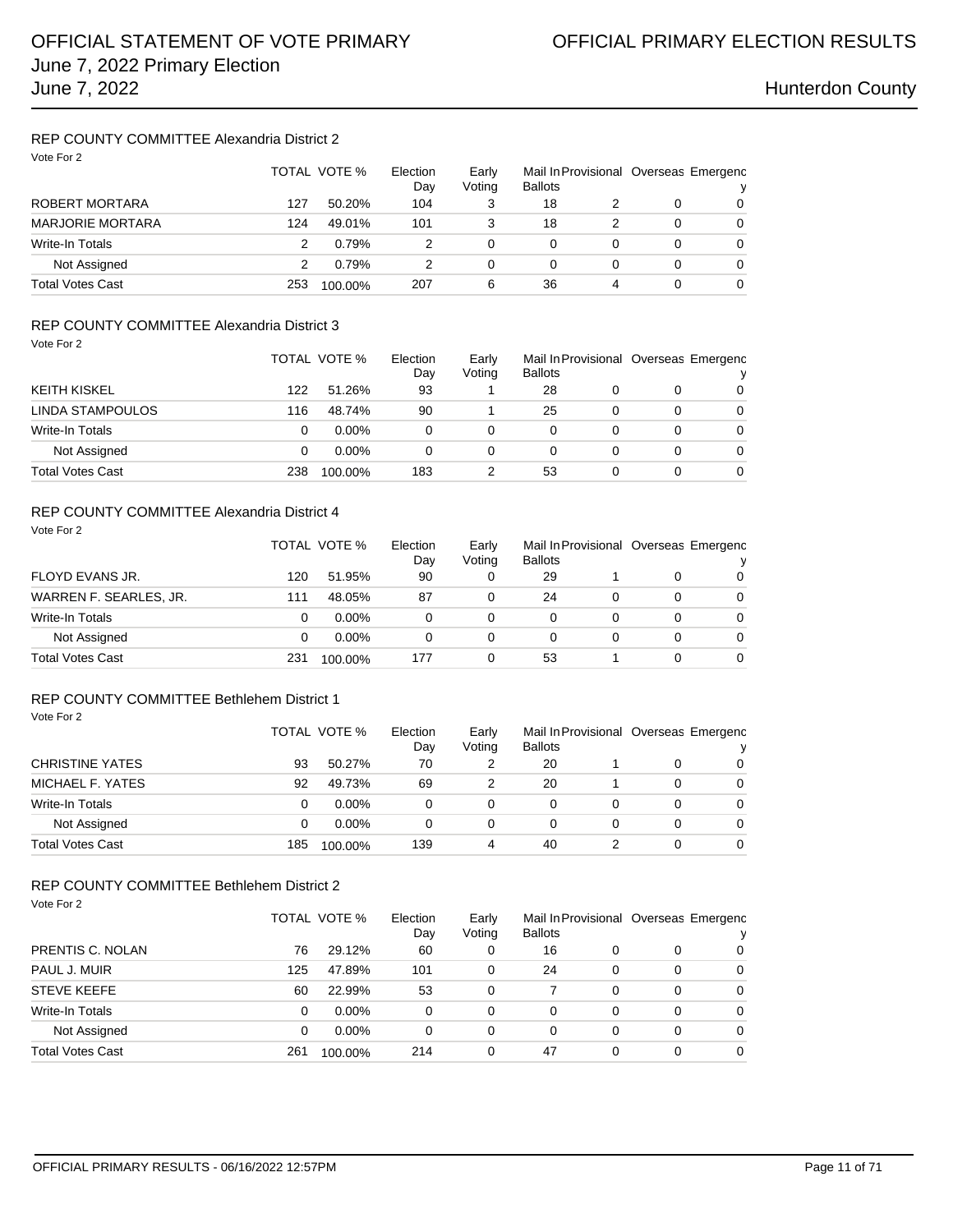# OFFICIAL STATEMENT OF VOTE PRIMARY
## June 7, 2022 Primary Election
## June 7, 2022

OFFICIAL PRIMARY ELECTION RESULTS

Hunterdon County

### REP COUNTY COMMITTEE Alexandria District 2

Vote For 2

| | TOTAL | VOTE % | Election Day | Early Voting | Mail In Ballots | Provisional | Overseas | Emergency |
|---|---|---|---|---|---|---|---|---|
| ROBERT MORTARA | 127 | 50.20% | 104 | 3 | 18 | 2 | 0 | 0 |
| MARJORIE MORTARA | 124 | 49.01% | 101 | 3 | 18 | 2 | 0 | 0 |
| Write-In Totals | 2 | 0.79% | 2 | 0 | 0 | 0 | 0 | 0 |
| Not Assigned | 2 | 0.79% | 2 | 0 | 0 | 0 | 0 | 0 |
| Total Votes Cast | 253 | 100.00% | 207 | 6 | 36 | 4 | 0 | 0 |

### REP COUNTY COMMITTEE Alexandria District 3

Vote For 2

| | TOTAL | VOTE % | Election Day | Early Voting | Mail In Ballots | Provisional | Overseas | Emergency |
|---|---|---|---|---|---|---|---|---|
| KEITH KISKEL | 122 | 51.26% | 93 | 1 | 28 | 0 | 0 | 0 |
| LINDA STAMPOULOS | 116 | 48.74% | 90 | 1 | 25 | 0 | 0 | 0 |
| Write-In Totals | 0 | 0.00% | 0 | 0 | 0 | 0 | 0 | 0 |
| Not Assigned | 0 | 0.00% | 0 | 0 | 0 | 0 | 0 | 0 |
| Total Votes Cast | 238 | 100.00% | 183 | 2 | 53 | 0 | 0 | 0 |

### REP COUNTY COMMITTEE Alexandria District 4

Vote For 2

| | TOTAL | VOTE % | Election Day | Early Voting | Mail In Ballots | Provisional | Overseas | Emergency |
|---|---|---|---|---|---|---|---|---|
| FLOYD EVANS JR. | 120 | 51.95% | 90 | 0 | 29 | 1 | 0 | 0 |
| WARREN F. SEARLES, JR. | 111 | 48.05% | 87 | 0 | 24 | 0 | 0 | 0 |
| Write-In Totals | 0 | 0.00% | 0 | 0 | 0 | 0 | 0 | 0 |
| Not Assigned | 0 | 0.00% | 0 | 0 | 0 | 0 | 0 | 0 |
| Total Votes Cast | 231 | 100.00% | 177 | 0 | 53 | 1 | 0 | 0 |

### REP COUNTY COMMITTEE Bethlehem District 1

Vote For 2

| | TOTAL | VOTE % | Election Day | Early Voting | Mail In Ballots | Provisional | Overseas | Emergency |
|---|---|---|---|---|---|---|---|---|
| CHRISTINE YATES | 93 | 50.27% | 70 | 2 | 20 | 1 | 0 | 0 |
| MICHAEL F. YATES | 92 | 49.73% | 69 | 2 | 20 | 1 | 0 | 0 |
| Write-In Totals | 0 | 0.00% | 0 | 0 | 0 | 0 | 0 | 0 |
| Not Assigned | 0 | 0.00% | 0 | 0 | 0 | 0 | 0 | 0 |
| Total Votes Cast | 185 | 100.00% | 139 | 4 | 40 | 2 | 0 | 0 |

### REP COUNTY COMMITTEE Bethlehem District 2

Vote For 2

| | TOTAL | VOTE % | Election Day | Early Voting | Mail In Ballots | Provisional | Overseas | Emergency |
|---|---|---|---|---|---|---|---|---|
| PRENTIS C. NOLAN | 76 | 29.12% | 60 | 0 | 16 | 0 | 0 | 0 |
| PAUL J. MUIR | 125 | 47.89% | 101 | 0 | 24 | 0 | 0 | 0 |
| STEVE KEEFE | 60 | 22.99% | 53 | 0 | 7 | 0 | 0 | 0 |
| Write-In Totals | 0 | 0.00% | 0 | 0 | 0 | 0 | 0 | 0 |
| Not Assigned | 0 | 0.00% | 0 | 0 | 0 | 0 | 0 | 0 |
| Total Votes Cast | 261 | 100.00% | 214 | 0 | 47 | 0 | 0 | 0 |

OFFICIAL PRIMARY RESULTS - 06/16/2022 12:57PM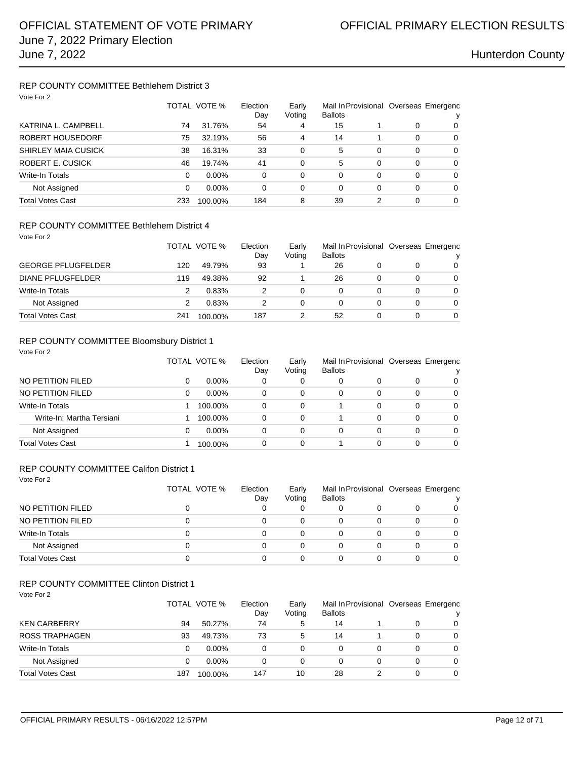# OFFICIAL STATEMENT OF VOTE PRIMARY

# OFFICIAL PRIMARY ELECTION RESULTS

June 7, 2022 Primary Election
June 7, 2022

Hunterdon County

### REP COUNTY COMMITTEE Bethlehem District 3

Vote For 2

| | TOTAL | VOTE % | Election Day | Early Voting | Mail In Ballots | Provisional | Overseas | Emergency |
|---|---|---|---|---|---|---|---|---|
| KATRINA L. CAMPBELL | 74 | 31.76% | 54 | 4 | 15 | 1 | 0 | 0 |
| ROBERT HOUSEDORF | 75 | 32.19% | 56 | 4 | 14 | 1 | 0 | 0 |
| SHIRLEY MAIA CUSICK | 38 | 16.31% | 33 | 0 | 5 | 0 | 0 | 0 |
| ROBERT E. CUSICK | 46 | 19.74% | 41 | 0 | 5 | 0 | 0 | 0 |
| Write-In Totals | 0 | 0.00% | 0 | 0 | 0 | 0 | 0 | 0 |
| Not Assigned | 0 | 0.00% | 0 | 0 | 0 | 0 | 0 | 0 |
| Total Votes Cast | 233 | 100.00% | 184 | 8 | 39 | 2 | 0 | 0 |

### REP COUNTY COMMITTEE Bethlehem District 4

Vote For 2

| | TOTAL | VOTE % | Election Day | Early Voting | Mail In Ballots | Provisional | Overseas | Emergency |
|---|---|---|---|---|---|---|---|---|
| GEORGE PFLUGFELDER | 120 | 49.79% | 93 | 1 | 26 | 0 | 0 | 0 |
| DIANE PFLUGFELDER | 119 | 49.38% | 92 | 1 | 26 | 0 | 0 | 0 |
| Write-In Totals | 2 | 0.83% | 2 | 0 | 0 | 0 | 0 | 0 |
| Not Assigned | 2 | 0.83% | 2 | 0 | 0 | 0 | 0 | 0 |
| Total Votes Cast | 241 | 100.00% | 187 | 2 | 52 | 0 | 0 | 0 |

### REP COUNTY COMMITTEE Bloomsbury District 1

Vote For 2

| | TOTAL | VOTE % | Election Day | Early Voting | Mail In Ballots | Provisional | Overseas | Emergency |
|---|---|---|---|---|---|---|---|---|
| NO PETITION FILED | 0 | 0.00% | 0 | 0 | 0 | 0 | 0 | 0 |
| NO PETITION FILED | 0 | 0.00% | 0 | 0 | 0 | 0 | 0 | 0 |
| Write-In Totals | 1 | 100.00% | 0 | 0 | 1 | 0 | 0 | 0 |
| Write-In: Martha Tersiani | 1 | 100.00% | 0 | 0 | 1 | 0 | 0 | 0 |
| Not Assigned | 0 | 0.00% | 0 | 0 | 0 | 0 | 0 | 0 |
| Total Votes Cast | 1 | 100.00% | 0 | 0 | 1 | 0 | 0 | 0 |

### REP COUNTY COMMITTEE Califon District 1

Vote For 2

| | TOTAL | VOTE % | Election Day | Early Voting | Mail In Ballots | Provisional | Overseas | Emergency |
|---|---|---|---|---|---|---|---|---|
| NO PETITION FILED | 0 | | 0 | 0 | 0 | 0 | 0 | 0 |
| NO PETITION FILED | 0 | | 0 | 0 | 0 | 0 | 0 | 0 |
| Write-In Totals | 0 | | 0 | 0 | 0 | 0 | 0 | 0 |
| Not Assigned | 0 | | 0 | 0 | 0 | 0 | 0 | 0 |
| Total Votes Cast | 0 | | 0 | 0 | 0 | 0 | 0 | 0 |

### REP COUNTY COMMITTEE Clinton District 1

Vote For 2

| | TOTAL | VOTE % | Election Day | Early Voting | Mail In Ballots | Provisional | Overseas | Emergency |
|---|---|---|---|---|---|---|---|---|
| KEN CARBERRY | 94 | 50.27% | 74 | 5 | 14 | 1 | 0 | 0 |
| ROSS TRAPHAGEN | 93 | 49.73% | 73 | 5 | 14 | 1 | 0 | 0 |
| Write-In Totals | 0 | 0.00% | 0 | 0 | 0 | 0 | 0 | 0 |
| Not Assigned | 0 | 0.00% | 0 | 0 | 0 | 0 | 0 | 0 |
| Total Votes Cast | 187 | 100.00% | 147 | 10 | 28 | 2 | 0 | 0 |

OFFICIAL PRIMARY RESULTS - 06/16/2022 12:57PM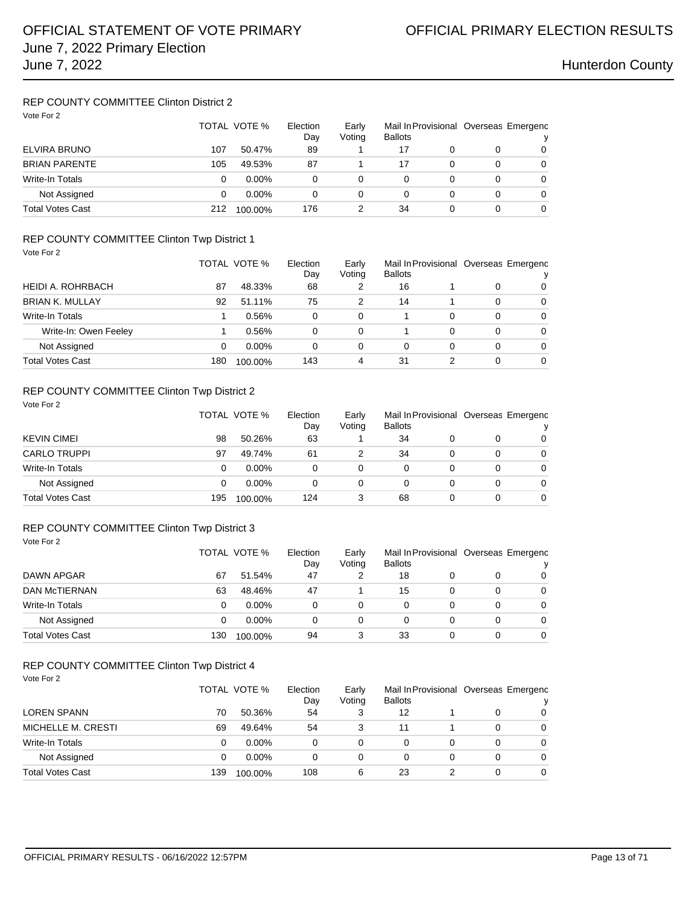## REP COUNTY COMMITTEE Clinton District 2

Vote For 2

| | TOTAL | VOTE % | Election Day | Early Voting | Mail In Ballots | Provisional | Overseas | Emergency |
|---|---|---|---|---|---|---|---|---|
| ELVIRA BRUNO | 107 | 50.47% | 89 | 1 | 17 | 0 | 0 | 0 |
| BRIAN PARENTE | 105 | 49.53% | 87 | 1 | 17 | 0 | 0 | 0 |
| Write-In Totals | 0 | 0.00% | 0 | 0 | 0 | 0 | 0 | 0 |
| Not Assigned | 0 | 0.00% | 0 | 0 | 0 | 0 | 0 | 0 |
| Total Votes Cast | 212 | 100.00% | 176 | 2 | 34 | 0 | 0 | 0 |

## REP COUNTY COMMITTEE Clinton Twp District 1

Vote For 2

| | TOTAL | VOTE % | Election Day | Early Voting | Mail In Ballots | Provisional | Overseas | Emergency |
|---|---|---|---|---|---|---|---|---|
| HEIDI A. ROHRBACH | 87 | 48.33% | 68 | 2 | 16 | 1 | 0 | 0 |
| BRIAN K. MULLAY | 92 | 51.11% | 75 | 2 | 14 | 1 | 0 | 0 |
| Write-In Totals | 1 | 0.56% | 0 | 0 | 1 | 0 | 0 | 0 |
| Write-In: Owen Feeley | 1 | 0.56% | 0 | 0 | 1 | 0 | 0 | 0 |
| Not Assigned | 0 | 0.00% | 0 | 0 | 0 | 0 | 0 | 0 |
| Total Votes Cast | 180 | 100.00% | 143 | 4 | 31 | 2 | 0 | 0 |

## REP COUNTY COMMITTEE Clinton Twp District 2

Vote For 2

| | TOTAL | VOTE % | Election Day | Early Voting | Mail In Ballots | Provisional | Overseas | Emergency |
|---|---|---|---|---|---|---|---|---|
| KEVIN CIMEI | 98 | 50.26% | 63 | 1 | 34 | 0 | 0 | 0 |
| CARLO TRUPPI | 97 | 49.74% | 61 | 2 | 34 | 0 | 0 | 0 |
| Write-In Totals | 0 | 0.00% | 0 | 0 | 0 | 0 | 0 | 0 |
| Not Assigned | 0 | 0.00% | 0 | 0 | 0 | 0 | 0 | 0 |
| Total Votes Cast | 195 | 100.00% | 124 | 3 | 68 | 0 | 0 | 0 |

## REP COUNTY COMMITTEE Clinton Twp District 3

Vote For 2

| | TOTAL | VOTE % | Election Day | Early Voting | Mail In Ballots | Provisional | Overseas | Emergency |
|---|---|---|---|---|---|---|---|---|
| DAWN APGAR | 67 | 51.54% | 47 | 2 | 18 | 0 | 0 | 0 |
| DAN McTIERNAN | 63 | 48.46% | 47 | 1 | 15 | 0 | 0 | 0 |
| Write-In Totals | 0 | 0.00% | 0 | 0 | 0 | 0 | 0 | 0 |
| Not Assigned | 0 | 0.00% | 0 | 0 | 0 | 0 | 0 | 0 |
| Total Votes Cast | 130 | 100.00% | 94 | 3 | 33 | 0 | 0 | 0 |

## REP COUNTY COMMITTEE Clinton Twp District 4

Vote For 2

| | TOTAL | VOTE % | Election Day | Early Voting | Mail In Ballots | Provisional | Overseas | Emergency |
|---|---|---|---|---|---|---|---|---|
| LOREN SPANN | 70 | 50.36% | 54 | 3 | 12 | 1 | 0 | 0 |
| MICHELLE M. CRESTI | 69 | 49.64% | 54 | 3 | 11 | 1 | 0 | 0 |
| Write-In Totals | 0 | 0.00% | 0 | 0 | 0 | 0 | 0 | 0 |
| Not Assigned | 0 | 0.00% | 0 | 0 | 0 | 0 | 0 | 0 |
| Total Votes Cast | 139 | 100.00% | 108 | 6 | 23 | 2 | 0 | 0 |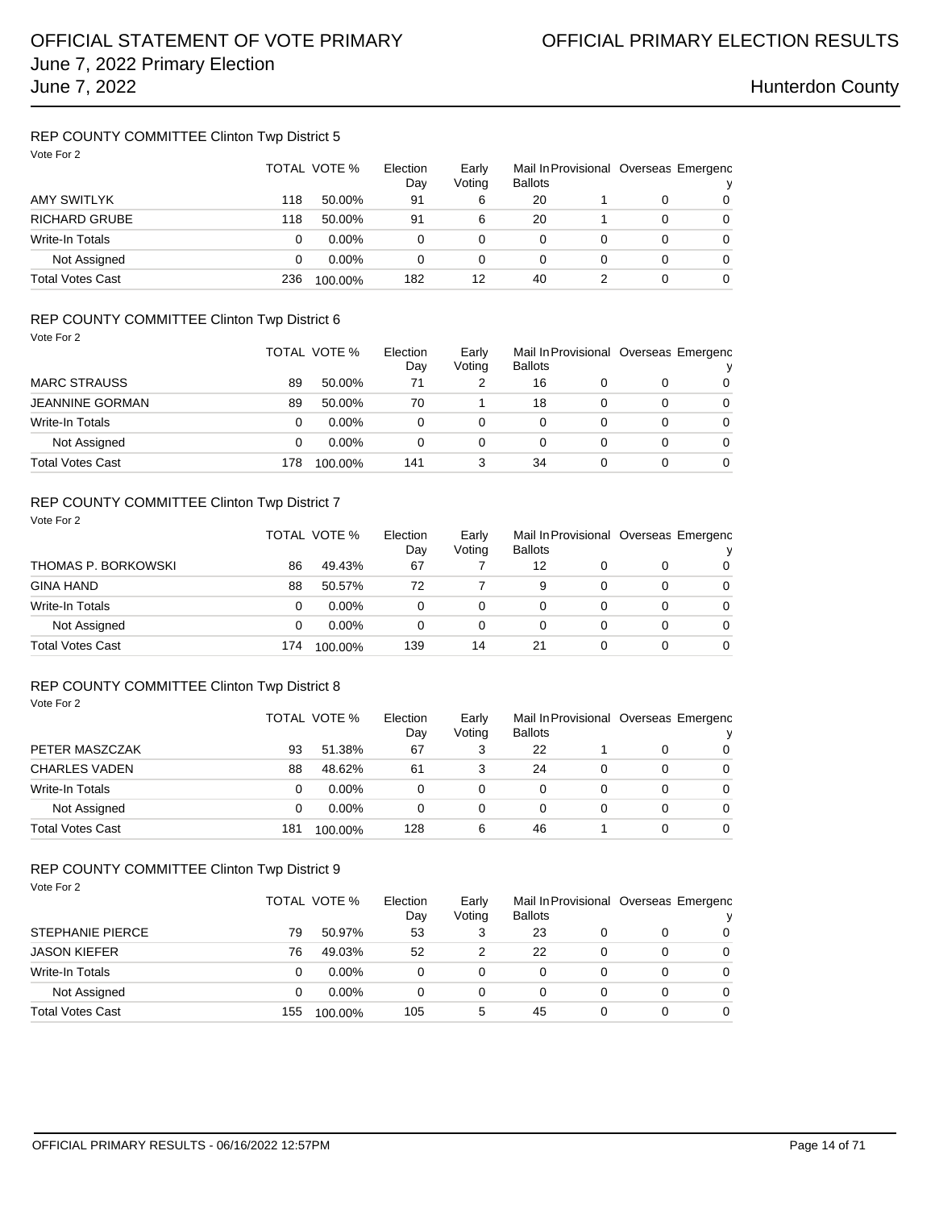## REP COUNTY COMMITTEE Clinton Twp District 5

Vote For 2

| | TOTAL | VOTE % | Election Day | Early Voting | Mail In Ballots | Provisional | Overseas | Emergency |
|---|---|---|---|---|---|---|---|---|
| AMY SWITLYK | 118 | 50.00% | 91 | 6 | 20 | 1 | 0 | 0 |
| RICHARD GRUBE | 118 | 50.00% | 91 | 6 | 20 | 1 | 0 | 0 |
| Write-In Totals | 0 | 0.00% | 0 | 0 | 0 | 0 | 0 | 0 |
| Not Assigned | 0 | 0.00% | 0 | 0 | 0 | 0 | 0 | 0 |
| Total Votes Cast | 236 | 100.00% | 182 | 12 | 40 | 2 | 0 | 0 |

## REP COUNTY COMMITTEE Clinton Twp District 6

Vote For 2

| | TOTAL | VOTE % | Election Day | Early Voting | Mail In Ballots | Provisional | Overseas | Emergency |
|---|---|---|---|---|---|---|---|---|
| MARC STRAUSS | 89 | 50.00% | 71 | 2 | 16 | 0 | 0 | 0 |
| JEANNINE GORMAN | 89 | 50.00% | 70 | 1 | 18 | 0 | 0 | 0 |
| Write-In Totals | 0 | 0.00% | 0 | 0 | 0 | 0 | 0 | 0 |
| Not Assigned | 0 | 0.00% | 0 | 0 | 0 | 0 | 0 | 0 |
| Total Votes Cast | 178 | 100.00% | 141 | 3 | 34 | 0 | 0 | 0 |

## REP COUNTY COMMITTEE Clinton Twp District 7

Vote For 2

| | TOTAL | VOTE % | Election Day | Early Voting | Mail In Ballots | Provisional | Overseas | Emergency |
|---|---|---|---|---|---|---|---|---|
| THOMAS P. BORKOWSKI | 86 | 49.43% | 67 | 7 | 12 | 0 | 0 | 0 |
| GINA HAND | 88 | 50.57% | 72 | 7 | 9 | 0 | 0 | 0 |
| Write-In Totals | 0 | 0.00% | 0 | 0 | 0 | 0 | 0 | 0 |
| Not Assigned | 0 | 0.00% | 0 | 0 | 0 | 0 | 0 | 0 |
| Total Votes Cast | 174 | 100.00% | 139 | 14 | 21 | 0 | 0 | 0 |

## REP COUNTY COMMITTEE Clinton Twp District 8

Vote For 2

| | TOTAL | VOTE % | Election Day | Early Voting | Mail In Ballots | Provisional | Overseas | Emergency |
|---|---|---|---|---|---|---|---|---|
| PETER MASZCZAK | 93 | 51.38% | 67 | 3 | 22 | 1 | 0 | 0 |
| CHARLES VADEN | 88 | 48.62% | 61 | 3 | 24 | 0 | 0 | 0 |
| Write-In Totals | 0 | 0.00% | 0 | 0 | 0 | 0 | 0 | 0 |
| Not Assigned | 0 | 0.00% | 0 | 0 | 0 | 0 | 0 | 0 |
| Total Votes Cast | 181 | 100.00% | 128 | 6 | 46 | 1 | 0 | 0 |

## REP COUNTY COMMITTEE Clinton Twp District 9

Vote For 2

| | TOTAL | VOTE % | Election Day | Early Voting | Mail In Ballots | Provisional | Overseas | Emergency |
|---|---|---|---|---|---|---|---|---|
| STEPHANIE PIERCE | 79 | 50.97% | 53 | 3 | 23 | 0 | 0 | 0 |
| JASON KIEFER | 76 | 49.03% | 52 | 2 | 22 | 0 | 0 | 0 |
| Write-In Totals | 0 | 0.00% | 0 | 0 | 0 | 0 | 0 | 0 |
| Not Assigned | 0 | 0.00% | 0 | 0 | 0 | 0 | 0 | 0 |
| Total Votes Cast | 155 | 100.00% | 105 | 5 | 45 | 0 | 0 | 0 |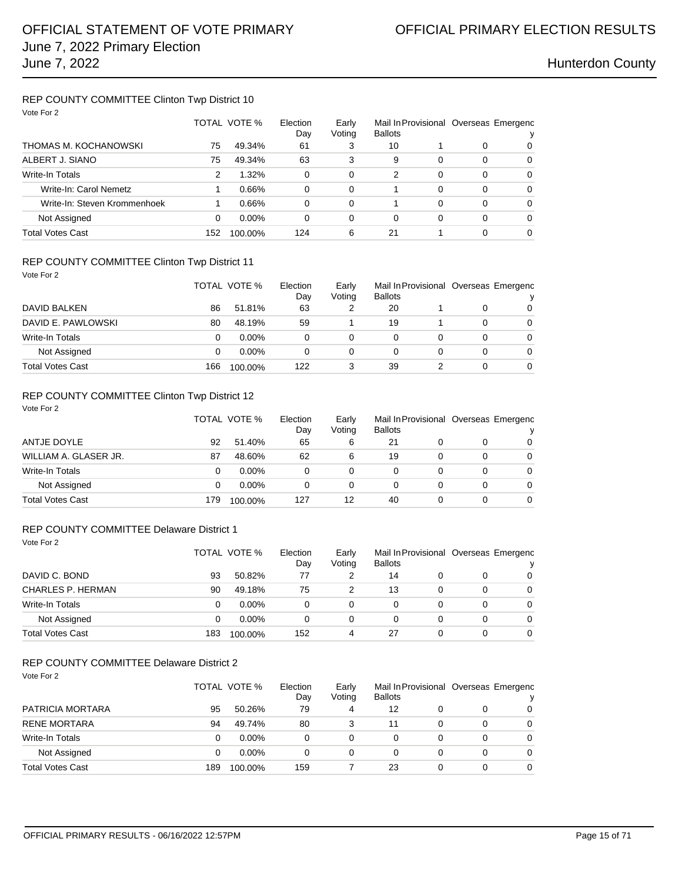## REP COUNTY COMMITTEE Clinton Twp District 10

Vote For 2

| | TOTAL | VOTE % | Election Day | Early Voting | Mail In Ballots | Provisional | Overseas | Emergency |
|---|---|---|---|---|---|---|---|---|
| THOMAS M. KOCHANOWSKI | 75 | 49.34% | 61 | 3 | 10 | 1 | 0 | 0 |
| ALBERT J. SIANO | 75 | 49.34% | 63 | 3 | 9 | 0 | 0 | 0 |
| Write-In Totals | 2 | 1.32% | 0 | 0 | 2 | 0 | 0 | 0 |
| Write-In: Carol Nemetz | 1 | 0.66% | 0 | 0 | 1 | 0 | 0 | 0 |
| Write-In: Steven Krommenhoek | 1 | 0.66% | 0 | 0 | 1 | 0 | 0 | 0 |
| Not Assigned | 0 | 0.00% | 0 | 0 | 0 | 0 | 0 | 0 |
| Total Votes Cast | 152 | 100.00% | 124 | 6 | 21 | 1 | 0 | 0 |

## REP COUNTY COMMITTEE Clinton Twp District 11

Vote For 2

| | TOTAL | VOTE % | Election Day | Early Voting | Mail In Ballots | Provisional | Overseas | Emergency |
|---|---|---|---|---|---|---|---|---|
| DAVID BALKEN | 86 | 51.81% | 63 | 2 | 20 | 1 | 0 | 0 |
| DAVID E. PAWLOWSKI | 80 | 48.19% | 59 | 1 | 19 | 1 | 0 | 0 |
| Write-In Totals | 0 | 0.00% | 0 | 0 | 0 | 0 | 0 | 0 |
| Not Assigned | 0 | 0.00% | 0 | 0 | 0 | 0 | 0 | 0 |
| Total Votes Cast | 166 | 100.00% | 122 | 3 | 39 | 2 | 0 | 0 |

## REP COUNTY COMMITTEE Clinton Twp District 12

Vote For 2

| | TOTAL | VOTE % | Election Day | Early Voting | Mail In Ballots | Provisional | Overseas | Emergency |
|---|---|---|---|---|---|---|---|---|
| ANTJE DOYLE | 92 | 51.40% | 65 | 6 | 21 | 0 | 0 | 0 |
| WILLIAM A. GLASER JR. | 87 | 48.60% | 62 | 6 | 19 | 0 | 0 | 0 |
| Write-In Totals | 0 | 0.00% | 0 | 0 | 0 | 0 | 0 | 0 |
| Not Assigned | 0 | 0.00% | 0 | 0 | 0 | 0 | 0 | 0 |
| Total Votes Cast | 179 | 100.00% | 127 | 12 | 40 | 0 | 0 | 0 |

## REP COUNTY COMMITTEE Delaware District 1

Vote For 2

| | TOTAL | VOTE % | Election Day | Early Voting | Mail In Ballots | Provisional | Overseas | Emergency |
|---|---|---|---|---|---|---|---|---|
| DAVID C. BOND | 93 | 50.82% | 77 | 2 | 14 | 0 | 0 | 0 |
| CHARLES P. HERMAN | 90 | 49.18% | 75 | 2 | 13 | 0 | 0 | 0 |
| Write-In Totals | 0 | 0.00% | 0 | 0 | 0 | 0 | 0 | 0 |
| Not Assigned | 0 | 0.00% | 0 | 0 | 0 | 0 | 0 | 0 |
| Total Votes Cast | 183 | 100.00% | 152 | 4 | 27 | 0 | 0 | 0 |

## REP COUNTY COMMITTEE Delaware District 2

Vote For 2

| | TOTAL | VOTE % | Election Day | Early Voting | Mail In Ballots | Provisional | Overseas | Emergency |
|---|---|---|---|---|---|---|---|---|
| PATRICIA MORTARA | 95 | 50.26% | 79 | 4 | 12 | 0 | 0 | 0 |
| RENE MORTARA | 94 | 49.74% | 80 | 3 | 11 | 0 | 0 | 0 |
| Write-In Totals | 0 | 0.00% | 0 | 0 | 0 | 0 | 0 | 0 |
| Not Assigned | 0 | 0.00% | 0 | 0 | 0 | 0 | 0 | 0 |
| Total Votes Cast | 189 | 100.00% | 159 | 7 | 23 | 0 | 0 | 0 |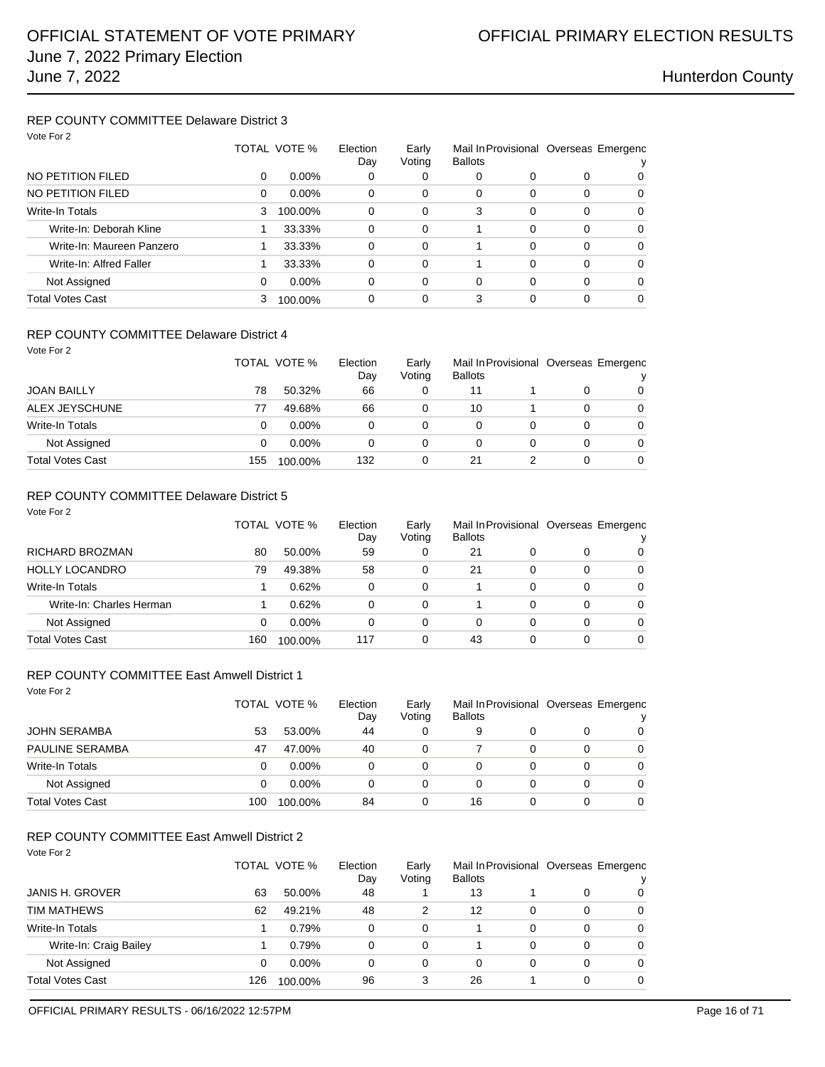## REP COUNTY COMMITTEE Delaware District 3

Vote For 2

| | TOTAL | VOTE % | Election Day | Early Voting | Mail In Ballots | Provisional | Overseas | Emergency |
|---|---|---|---|---|---|---|---|---|
| NO PETITION FILED | 0 | 0.00% | 0 | 0 | 0 | 0 | 0 | 0 |
| NO PETITION FILED | 0 | 0.00% | 0 | 0 | 0 | 0 | 0 | 0 |
| Write-In Totals | 3 | 100.00% | 0 | 0 | 3 | 0 | 0 | 0 |
| Write-In: Deborah Kline | 1 | 33.33% | 0 | 0 | 1 | 0 | 0 | 0 |
| Write-In: Maureen Panzero | 1 | 33.33% | 0 | 0 | 1 | 0 | 0 | 0 |
| Write-In: Alfred Faller | 1 | 33.33% | 0 | 0 | 1 | 0 | 0 | 0 |
| Not Assigned | 0 | 0.00% | 0 | 0 | 0 | 0 | 0 | 0 |
| Total Votes Cast | 3 | 100.00% | 0 | 0 | 3 | 0 | 0 | 0 |

## REP COUNTY COMMITTEE Delaware District 4

Vote For 2

| | TOTAL | VOTE % | Election Day | Early Voting | Mail In Ballots | Provisional | Overseas | Emergency |
|---|---|---|---|---|---|---|---|---|
| JOAN BAILLY | 78 | 50.32% | 66 | 0 | 11 | 1 | 0 | 0 |
| ALEX JEYSCHUNE | 77 | 49.68% | 66 | 0 | 10 | 1 | 0 | 0 |
| Write-In Totals | 0 | 0.00% | 0 | 0 | 0 | 0 | 0 | 0 |
| Not Assigned | 0 | 0.00% | 0 | 0 | 0 | 0 | 0 | 0 |
| Total Votes Cast | 155 | 100.00% | 132 | 0 | 21 | 2 | 0 | 0 |

## REP COUNTY COMMITTEE Delaware District 5

Vote For 2

| | TOTAL | VOTE % | Election Day | Early Voting | Mail In Ballots | Provisional | Overseas | Emergency |
|---|---|---|---|---|---|---|---|---|
| RICHARD BROZMAN | 80 | 50.00% | 59 | 0 | 21 | 0 | 0 | 0 |
| HOLLY LOCANDRO | 79 | 49.38% | 58 | 0 | 21 | 0 | 0 | 0 |
| Write-In Totals | 1 | 0.62% | 0 | 0 | 1 | 0 | 0 | 0 |
| Write-In: Charles Herman | 1 | 0.62% | 0 | 0 | 1 | 0 | 0 | 0 |
| Not Assigned | 0 | 0.00% | 0 | 0 | 0 | 0 | 0 | 0 |
| Total Votes Cast | 160 | 100.00% | 117 | 0 | 43 | 0 | 0 | 0 |

## REP COUNTY COMMITTEE East Amwell District 1

Vote For 2

| | TOTAL | VOTE % | Election Day | Early Voting | Mail In Ballots | Provisional | Overseas | Emergency |
|---|---|---|---|---|---|---|---|---|
| JOHN SERAMBA | 53 | 53.00% | 44 | 0 | 9 | 0 | 0 | 0 |
| PAULINE SERAMBA | 47 | 47.00% | 40 | 0 | 7 | 0 | 0 | 0 |
| Write-In Totals | 0 | 0.00% | 0 | 0 | 0 | 0 | 0 | 0 |
| Not Assigned | 0 | 0.00% | 0 | 0 | 0 | 0 | 0 | 0 |
| Total Votes Cast | 100 | 100.00% | 84 | 0 | 16 | 0 | 0 | 0 |

## REP COUNTY COMMITTEE East Amwell District 2

Vote For 2

| | TOTAL | VOTE % | Election Day | Early Voting | Mail In Ballots | Provisional | Overseas | Emergency |
|---|---|---|---|---|---|---|---|---|
| JANIS H. GROVER | 63 | 50.00% | 48 | 1 | 13 | 1 | 0 | 0 |
| TIM MATHEWS | 62 | 49.21% | 48 | 2 | 12 | 0 | 0 | 0 |
| Write-In Totals | 1 | 0.79% | 0 | 0 | 1 | 0 | 0 | 0 |
| Write-In: Craig Bailey | 1 | 0.79% | 0 | 0 | 1 | 0 | 0 | 0 |
| Not Assigned | 0 | 0.00% | 0 | 0 | 0 | 0 | 0 | 0 |
| Total Votes Cast | 126 | 100.00% | 96 | 3 | 26 | 1 | 0 | 0 |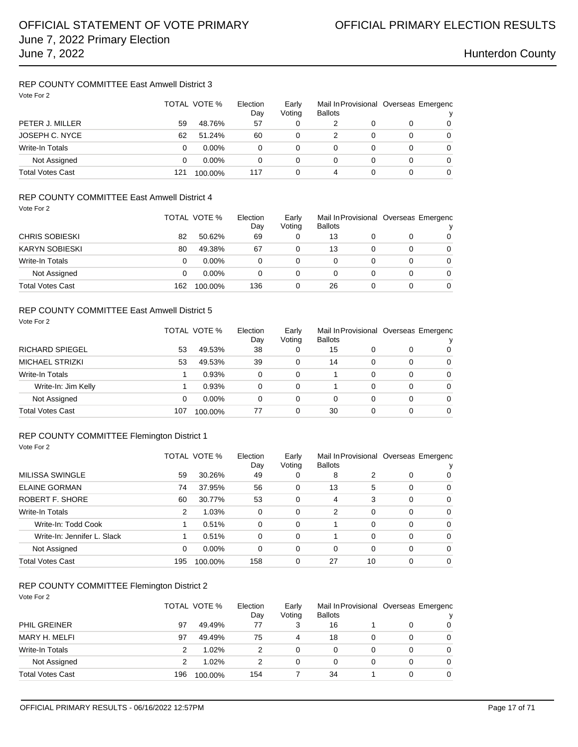# OFFICIAL STATEMENT OF VOTE PRIMARY
# June 7, 2022 Primary Election
# June 7, 2022

OFFICIAL PRIMARY ELECTION RESULTS

Hunterdon County

## REP COUNTY COMMITTEE East Amwell District 3

Vote For 2

| | TOTAL | VOTE % | Election Day | Early Voting | Mail In Ballots | Provisional | Overseas | Emergency |
|---|---|---|---|---|---|---|---|---|
| PETER J. MILLER | 59 | 48.76% | 57 | 0 | 2 | 0 | 0 | 0 |
| JOSEPH C. NYCE | 62 | 51.24% | 60 | 0 | 2 | 0 | 0 | 0 |
| Write-In Totals | 0 | 0.00% | 0 | 0 | 0 | 0 | 0 | 0 |
| Not Assigned | 0 | 0.00% | 0 | 0 | 0 | 0 | 0 | 0 |
| Total Votes Cast | 121 | 100.00% | 117 | 0 | 4 | 0 | 0 | 0 |

## REP COUNTY COMMITTEE East Amwell District 4

Vote For 2

| | TOTAL | VOTE % | Election Day | Early Voting | Mail In Ballots | Provisional | Overseas | Emergency |
|---|---|---|---|---|---|---|---|---|
| CHRIS SOBIESKI | 82 | 50.62% | 69 | 0 | 13 | 0 | 0 | 0 |
| KARYN SOBIESKI | 80 | 49.38% | 67 | 0 | 13 | 0 | 0 | 0 |
| Write-In Totals | 0 | 0.00% | 0 | 0 | 0 | 0 | 0 | 0 |
| Not Assigned | 0 | 0.00% | 0 | 0 | 0 | 0 | 0 | 0 |
| Total Votes Cast | 162 | 100.00% | 136 | 0 | 26 | 0 | 0 | 0 |

## REP COUNTY COMMITTEE East Amwell District 5

Vote For 2

| | TOTAL | VOTE % | Election Day | Early Voting | Mail In Ballots | Provisional | Overseas | Emergency |
|---|---|---|---|---|---|---|---|---|
| RICHARD SPIEGEL | 53 | 49.53% | 38 | 0 | 15 | 0 | 0 | 0 |
| MICHAEL STRIZKI | 53 | 49.53% | 39 | 0 | 14 | 0 | 0 | 0 |
| Write-In Totals | 1 | 0.93% | 0 | 0 | 1 | 0 | 0 | 0 |
| Write-In: Jim Kelly | 1 | 0.93% | 0 | 0 | 1 | 0 | 0 | 0 |
| Not Assigned | 0 | 0.00% | 0 | 0 | 0 | 0 | 0 | 0 |
| Total Votes Cast | 107 | 100.00% | 77 | 0 | 30 | 0 | 0 | 0 |

## REP COUNTY COMMITTEE Flemington District 1

Vote For 2

| | TOTAL | VOTE % | Election Day | Early Voting | Mail In Ballots | Provisional | Overseas | Emergency |
|---|---|---|---|---|---|---|---|---|
| MILISSA SWINGLE | 59 | 30.26% | 49 | 0 | 8 | 2 | 0 | 0 |
| ELAINE GORMAN | 74 | 37.95% | 56 | 0 | 13 | 5 | 0 | 0 |
| ROBERT F. SHORE | 60 | 30.77% | 53 | 0 | 4 | 3 | 0 | 0 |
| Write-In Totals | 2 | 1.03% | 0 | 0 | 2 | 0 | 0 | 0 |
| Write-In: Todd Cook | 1 | 0.51% | 0 | 0 | 1 | 0 | 0 | 0 |
| Write-In: Jennifer L. Slack | 1 | 0.51% | 0 | 0 | 1 | 0 | 0 | 0 |
| Not Assigned | 0 | 0.00% | 0 | 0 | 0 | 0 | 0 | 0 |
| Total Votes Cast | 195 | 100.00% | 158 | 0 | 27 | 10 | 0 | 0 |

## REP COUNTY COMMITTEE Flemington District 2

Vote For 2

| | TOTAL | VOTE % | Election Day | Early Voting | Mail In Ballots | Provisional | Overseas | Emergency |
|---|---|---|---|---|---|---|---|---|
| PHIL GREINER | 97 | 49.49% | 77 | 3 | 16 | 1 | 0 | 0 |
| MARY H. MELFI | 97 | 49.49% | 75 | 4 | 18 | 0 | 0 | 0 |
| Write-In Totals | 2 | 1.02% | 2 | 0 | 0 | 0 | 0 | 0 |
| Not Assigned | 2 | 1.02% | 2 | 0 | 0 | 0 | 0 | 0 |
| Total Votes Cast | 196 | 100.00% | 154 | 7 | 34 | 1 | 0 | 0 |

OFFICIAL PRIMARY RESULTS - 06/16/2022 12:57PM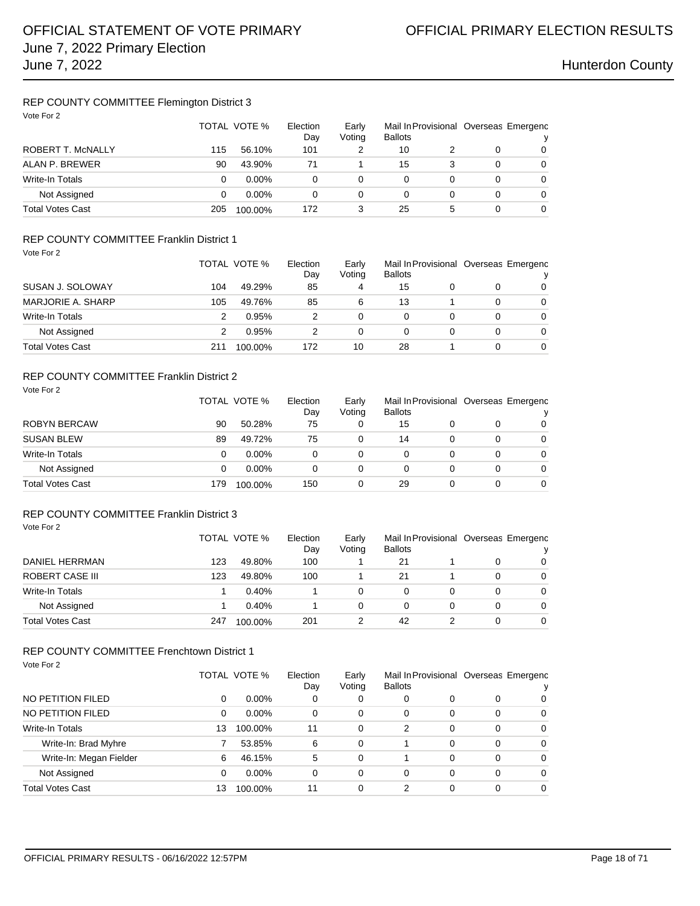## REP COUNTY COMMITTEE Flemington District 3

Vote For 2

| | TOTAL | VOTE % | Election Day | Early Voting | Mail In Ballots | Provisional | Overseas | Emergency |
|---|---|---|---|---|---|---|---|---|
| ROBERT T. McNALLY | 115 | 56.10% | 101 | 2 | 10 | 2 | 0 | 0 |
| ALAN P. BREWER | 90 | 43.90% | 71 | 1 | 15 | 3 | 0 | 0 |
| Write-In Totals | 0 | 0.00% | 0 | 0 | 0 | 0 | 0 | 0 |
| Not Assigned | 0 | 0.00% | 0 | 0 | 0 | 0 | 0 | 0 |
| Total Votes Cast | 205 | 100.00% | 172 | 3 | 25 | 5 | 0 | 0 |

## REP COUNTY COMMITTEE Franklin District 1

Vote For 2

| | TOTAL | VOTE % | Election Day | Early Voting | Mail In Ballots | Provisional | Overseas | Emergency |
|---|---|---|---|---|---|---|---|---|
| SUSAN J. SOLOWAY | 104 | 49.29% | 85 | 4 | 15 | 0 | 0 | 0 |
| MARJORIE A. SHARP | 105 | 49.76% | 85 | 6 | 13 | 1 | 0 | 0 |
| Write-In Totals | 2 | 0.95% | 2 | 0 | 0 | 0 | 0 | 0 |
| Not Assigned | 2 | 0.95% | 2 | 0 | 0 | 0 | 0 | 0 |
| Total Votes Cast | 211 | 100.00% | 172 | 10 | 28 | 1 | 0 | 0 |

## REP COUNTY COMMITTEE Franklin District 2

Vote For 2

| | TOTAL | VOTE % | Election Day | Early Voting | Mail In Ballots | Provisional | Overseas | Emergency |
|---|---|---|---|---|---|---|---|---|
| ROBYN BERCAW | 90 | 50.28% | 75 | 0 | 15 | 0 | 0 | 0 |
| SUSAN BLEW | 89 | 49.72% | 75 | 0 | 14 | 0 | 0 | 0 |
| Write-In Totals | 0 | 0.00% | 0 | 0 | 0 | 0 | 0 | 0 |
| Not Assigned | 0 | 0.00% | 0 | 0 | 0 | 0 | 0 | 0 |
| Total Votes Cast | 179 | 100.00% | 150 | 0 | 29 | 0 | 0 | 0 |

## REP COUNTY COMMITTEE Franklin District 3

Vote For 2

| | TOTAL | VOTE % | Election Day | Early Voting | Mail In Ballots | Provisional | Overseas | Emergency |
|---|---|---|---|---|---|---|---|---|
| DANIEL HERRMAN | 123 | 49.80% | 100 | 1 | 21 | 1 | 0 | 0 |
| ROBERT CASE III | 123 | 49.80% | 100 | 1 | 21 | 1 | 0 | 0 |
| Write-In Totals | 1 | 0.40% | 1 | 0 | 0 | 0 | 0 | 0 |
| Not Assigned | 1 | 0.40% | 1 | 0 | 0 | 0 | 0 | 0 |
| Total Votes Cast | 247 | 100.00% | 201 | 2 | 42 | 2 | 0 | 0 |

## REP COUNTY COMMITTEE Frenchtown District 1

Vote For 2

| | TOTAL | VOTE % | Election Day | Early Voting | Mail In Ballots | Provisional | Overseas | Emergency |
|---|---|---|---|---|---|---|---|---|
| NO PETITION FILED | 0 | 0.00% | 0 | 0 | 0 | 0 | 0 | 0 |
| NO PETITION FILED | 0 | 0.00% | 0 | 0 | 0 | 0 | 0 | 0 |
| Write-In Totals | 13 | 100.00% | 11 | 0 | 2 | 0 | 0 | 0 |
| Write-In: Brad Myhre | 7 | 53.85% | 6 | 0 | 1 | 0 | 0 | 0 |
| Write-In: Megan Fielder | 6 | 46.15% | 5 | 0 | 1 | 0 | 0 | 0 |
| Not Assigned | 0 | 0.00% | 0 | 0 | 0 | 0 | 0 | 0 |
| Total Votes Cast | 13 | 100.00% | 11 | 0 | 2 | 0 | 0 | 0 |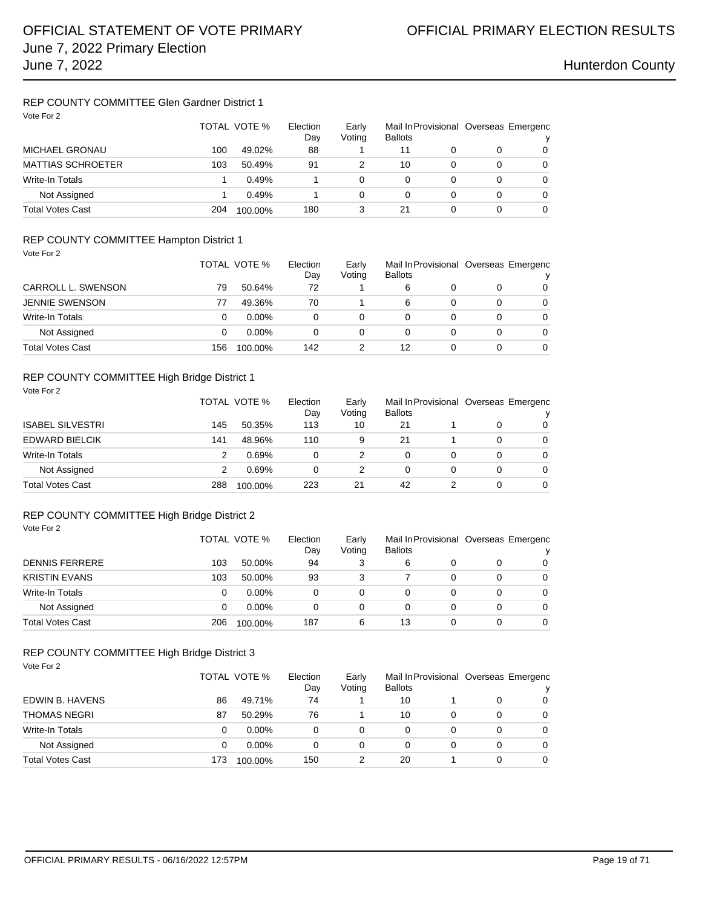### REP COUNTY COMMITTEE Glen Gardner District 1

Vote For 2

| | TOTAL | VOTE % | Election Day | Early Voting | Mail In Ballots | Provisional | Overseas | Emergency |
|---|---|---|---|---|---|---|---|---|
| MICHAEL GRONAU | 100 | 49.02% | 88 | 1 | 11 | 0 | 0 | 0 |
| MATTIAS SCHROETER | 103 | 50.49% | 91 | 2 | 10 | 0 | 0 | 0 |
| Write-In Totals | 1 | 0.49% | 1 | 0 | 0 | 0 | 0 | 0 |
| Not Assigned | 1 | 0.49% | 1 | 0 | 0 | 0 | 0 | 0 |
| Total Votes Cast | 204 | 100.00% | 180 | 3 | 21 | 0 | 0 | 0 |

### REP COUNTY COMMITTEE Hampton District 1

Vote For 2

| | TOTAL | VOTE % | Election Day | Early Voting | Mail In Ballots | Provisional | Overseas | Emergency |
|---|---|---|---|---|---|---|---|---|
| CARROLL L. SWENSON | 79 | 50.64% | 72 | 1 | 6 | 0 | 0 | 0 |
| JENNIE SWENSON | 77 | 49.36% | 70 | 1 | 6 | 0 | 0 | 0 |
| Write-In Totals | 0 | 0.00% | 0 | 0 | 0 | 0 | 0 | 0 |
| Not Assigned | 0 | 0.00% | 0 | 0 | 0 | 0 | 0 | 0 |
| Total Votes Cast | 156 | 100.00% | 142 | 2 | 12 | 0 | 0 | 0 |

### REP COUNTY COMMITTEE High Bridge District 1

Vote For 2

| | TOTAL | VOTE % | Election Day | Early Voting | Mail In Ballots | Provisional | Overseas | Emergency |
|---|---|---|---|---|---|---|---|---|
| ISABEL SILVESTRI | 145 | 50.35% | 113 | 10 | 21 | 1 | 0 | 0 |
| EDWARD BIELCIK | 141 | 48.96% | 110 | 9 | 21 | 1 | 0 | 0 |
| Write-In Totals | 2 | 0.69% | 0 | 2 | 0 | 0 | 0 | 0 |
| Not Assigned | 2 | 0.69% | 0 | 2 | 0 | 0 | 0 | 0 |
| Total Votes Cast | 288 | 100.00% | 223 | 21 | 42 | 2 | 0 | 0 |

### REP COUNTY COMMITTEE High Bridge District 2

Vote For 2

| | TOTAL | VOTE % | Election Day | Early Voting | Mail In Ballots | Provisional | Overseas | Emergency |
|---|---|---|---|---|---|---|---|---|
| DENNIS FERRERE | 103 | 50.00% | 94 | 3 | 6 | 0 | 0 | 0 |
| KRISTIN EVANS | 103 | 50.00% | 93 | 3 | 7 | 0 | 0 | 0 |
| Write-In Totals | 0 | 0.00% | 0 | 0 | 0 | 0 | 0 | 0 |
| Not Assigned | 0 | 0.00% | 0 | 0 | 0 | 0 | 0 | 0 |
| Total Votes Cast | 206 | 100.00% | 187 | 6 | 13 | 0 | 0 | 0 |

### REP COUNTY COMMITTEE High Bridge District 3

Vote For 2

| | TOTAL | VOTE % | Election Day | Early Voting | Mail In Ballots | Provisional | Overseas | Emergency |
|---|---|---|---|---|---|---|---|---|
| EDWIN B. HAVENS | 86 | 49.71% | 74 | 1 | 10 | 1 | 0 | 0 |
| THOMAS NEGRI | 87 | 50.29% | 76 | 1 | 10 | 0 | 0 | 0 |
| Write-In Totals | 0 | 0.00% | 0 | 0 | 0 | 0 | 0 | 0 |
| Not Assigned | 0 | 0.00% | 0 | 0 | 0 | 0 | 0 | 0 |
| Total Votes Cast | 173 | 100.00% | 150 | 2 | 20 | 1 | 0 | 0 |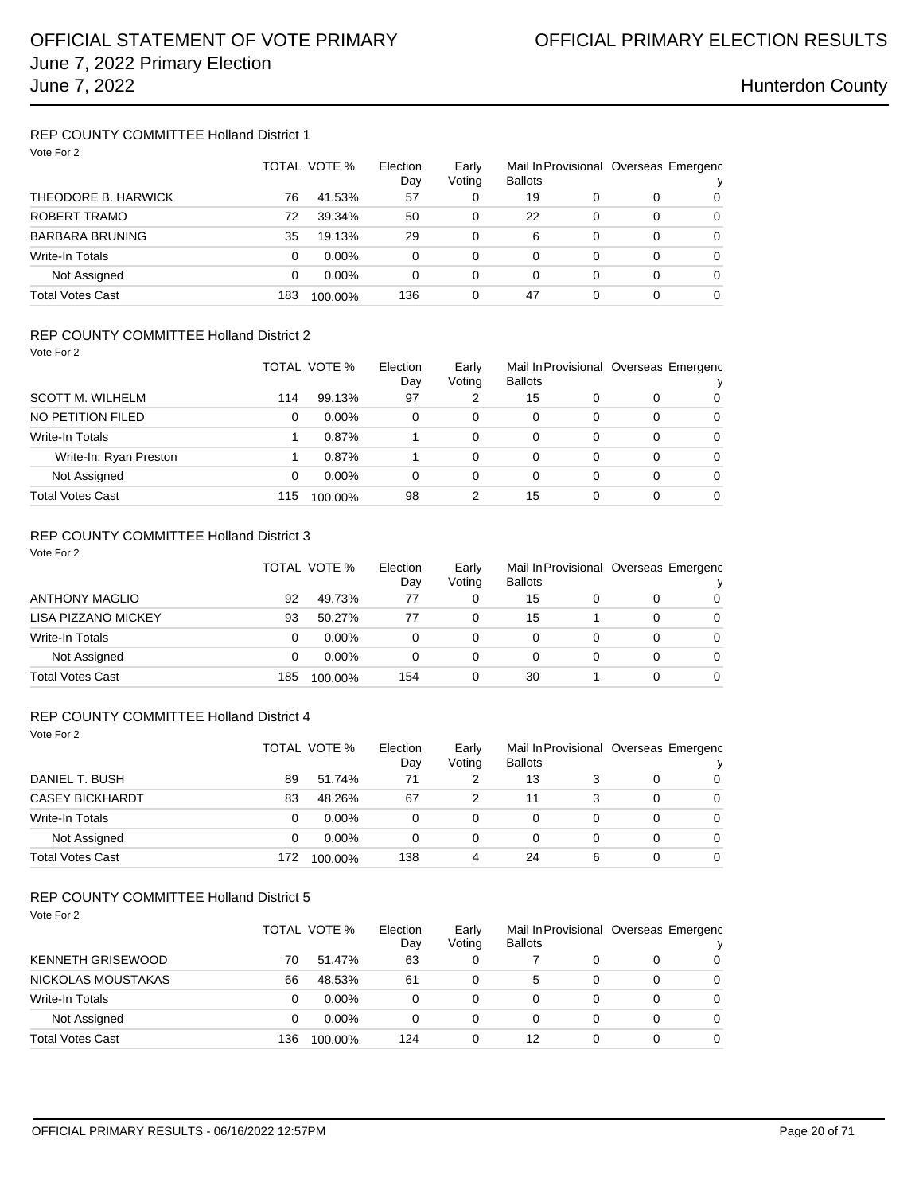# OFFICIAL STATEMENT OF VOTE PRIMARY
## June 7, 2022 Primary Election
## June 7, 2022

# OFFICIAL PRIMARY ELECTION RESULTS

Hunterdon County

### REP COUNTY COMMITTEE Holland District 1

Vote For 2

| | TOTAL | VOTE % | Election Day | Early Voting | Mail In Ballots | Provisional | Overseas | Emergency |
|---|---|---|---|---|---|---|---|---|
| THEODORE B. HARWICK | 76 | 41.53% | 57 | 0 | 19 | 0 | 0 | 0 |
| ROBERT TRAMO | 72 | 39.34% | 50 | 0 | 22 | 0 | 0 | 0 |
| BARBARA BRUNING | 35 | 19.13% | 29 | 0 | 6 | 0 | 0 | 0 |
| Write-In Totals | 0 | 0.00% | 0 | 0 | 0 | 0 | 0 | 0 |
| Not Assigned | 0 | 0.00% | 0 | 0 | 0 | 0 | 0 | 0 |
| Total Votes Cast | 183 | 100.00% | 136 | 0 | 47 | 0 | 0 | 0 |

### REP COUNTY COMMITTEE Holland District 2

Vote For 2

| | TOTAL | VOTE % | Election Day | Early Voting | Mail In Ballots | Provisional | Overseas | Emergency |
|---|---|---|---|---|---|---|---|---|
| SCOTT M. WILHELM | 114 | 99.13% | 97 | 2 | 15 | 0 | 0 | 0 |
| NO PETITION FILED | 0 | 0.00% | 0 | 0 | 0 | 0 | 0 | 0 |
| Write-In Totals | 1 | 0.87% | 1 | 0 | 0 | 0 | 0 | 0 |
| Write-In: Ryan Preston | 1 | 0.87% | 1 | 0 | 0 | 0 | 0 | 0 |
| Not Assigned | 0 | 0.00% | 0 | 0 | 0 | 0 | 0 | 0 |
| Total Votes Cast | 115 | 100.00% | 98 | 2 | 15 | 0 | 0 | 0 |

### REP COUNTY COMMITTEE Holland District 3

Vote For 2

| | TOTAL | VOTE % | Election Day | Early Voting | Mail In Ballots | Provisional | Overseas | Emergency |
|---|---|---|---|---|---|---|---|---|
| ANTHONY MAGLIO | 92 | 49.73% | 77 | 0 | 15 | 0 | 0 | 0 |
| LISA PIZZANO MICKEY | 93 | 50.27% | 77 | 0 | 15 | 1 | 0 | 0 |
| Write-In Totals | 0 | 0.00% | 0 | 0 | 0 | 0 | 0 | 0 |
| Not Assigned | 0 | 0.00% | 0 | 0 | 0 | 0 | 0 | 0 |
| Total Votes Cast | 185 | 100.00% | 154 | 0 | 30 | 1 | 0 | 0 |

### REP COUNTY COMMITTEE Holland District 4

Vote For 2

| | TOTAL | VOTE % | Election Day | Early Voting | Mail In Ballots | Provisional | Overseas | Emergency |
|---|---|---|---|---|---|---|---|---|
| DANIEL T. BUSH | 89 | 51.74% | 71 | 2 | 13 | 3 | 0 | 0 |
| CASEY BICKHARDT | 83 | 48.26% | 67 | 2 | 11 | 3 | 0 | 0 |
| Write-In Totals | 0 | 0.00% | 0 | 0 | 0 | 0 | 0 | 0 |
| Not Assigned | 0 | 0.00% | 0 | 0 | 0 | 0 | 0 | 0 |
| Total Votes Cast | 172 | 100.00% | 138 | 4 | 24 | 6 | 0 | 0 |

### REP COUNTY COMMITTEE Holland District 5

Vote For 2

| | TOTAL | VOTE % | Election Day | Early Voting | Mail In Ballots | Provisional | Overseas | Emergency |
|---|---|---|---|---|---|---|---|---|
| KENNETH GRISEWOOD | 70 | 51.47% | 63 | 0 | 7 | 0 | 0 | 0 |
| NICKOLAS MOUSTAKAS | 66 | 48.53% | 61 | 0 | 5 | 0 | 0 | 0 |
| Write-In Totals | 0 | 0.00% | 0 | 0 | 0 | 0 | 0 | 0 |
| Not Assigned | 0 | 0.00% | 0 | 0 | 0 | 0 | 0 | 0 |
| Total Votes Cast | 136 | 100.00% | 124 | 0 | 12 | 0 | 0 | 0 |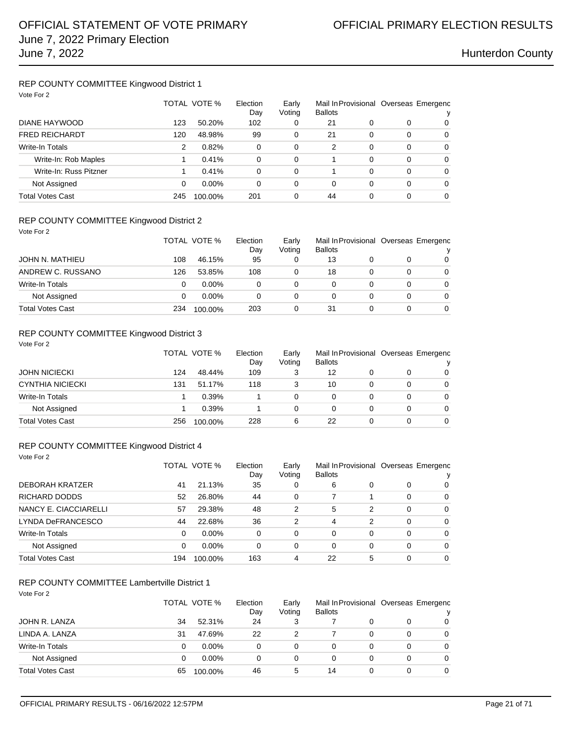# OFFICIAL STATEMENT OF VOTE PRIMARY

June 7, 2022 Primary Election

June 7, 2022

# OFFICIAL PRIMARY ELECTION RESULTS

Hunterdon County

### REP COUNTY COMMITTEE Kingwood District 1

Vote For 2

| | TOTAL | VOTE % | Election Day | Early Voting | Mail In Ballots | Provisional | Overseas | Emergency |
|---|---|---|---|---|---|---|---|---|
| DIANE HAYWOOD | 123 | 50.20% | 102 | 0 | 21 | 0 | 0 | 0 |
| FRED REICHARDT | 120 | 48.98% | 99 | 0 | 21 | 0 | 0 | 0 |
| Write-In Totals | 2 | 0.82% | 0 | 0 | 2 | 0 | 0 | 0 |
| Write-In: Rob Maples | 1 | 0.41% | 0 | 0 | 1 | 0 | 0 | 0 |
| Write-In: Russ Pitzner | 1 | 0.41% | 0 | 0 | 1 | 0 | 0 | 0 |
| Not Assigned | 0 | 0.00% | 0 | 0 | 0 | 0 | 0 | 0 |
| Total Votes Cast | 245 | 100.00% | 201 | 0 | 44 | 0 | 0 | 0 |

### REP COUNTY COMMITTEE Kingwood District 2

Vote For 2

| | TOTAL | VOTE % | Election Day | Early Voting | Mail In Ballots | Provisional | Overseas | Emergency |
|---|---|---|---|---|---|---|---|---|
| JOHN N. MATHIEU | 108 | 46.15% | 95 | 0 | 13 | 0 | 0 | 0 |
| ANDREW C. RUSSANO | 126 | 53.85% | 108 | 0 | 18 | 0 | 0 | 0 |
| Write-In Totals | 0 | 0.00% | 0 | 0 | 0 | 0 | 0 | 0 |
| Not Assigned | 0 | 0.00% | 0 | 0 | 0 | 0 | 0 | 0 |
| Total Votes Cast | 234 | 100.00% | 203 | 0 | 31 | 0 | 0 | 0 |

### REP COUNTY COMMITTEE Kingwood District 3

Vote For 2

| | TOTAL | VOTE % | Election Day | Early Voting | Mail In Ballots | Provisional | Overseas | Emergency |
|---|---|---|---|---|---|---|---|---|
| JOHN NICIECKI | 124 | 48.44% | 109 | 3 | 12 | 0 | 0 | 0 |
| CYNTHIA NICIECKI | 131 | 51.17% | 118 | 3 | 10 | 0 | 0 | 0 |
| Write-In Totals | 1 | 0.39% | 1 | 0 | 0 | 0 | 0 | 0 |
| Not Assigned | 1 | 0.39% | 1 | 0 | 0 | 0 | 0 | 0 |
| Total Votes Cast | 256 | 100.00% | 228 | 6 | 22 | 0 | 0 | 0 |

### REP COUNTY COMMITTEE Kingwood District 4

Vote For 2

| | TOTAL | VOTE % | Election Day | Early Voting | Mail In Ballots | Provisional | Overseas | Emergency |
|---|---|---|---|---|---|---|---|---|
| DEBORAH KRATZER | 41 | 21.13% | 35 | 0 | 6 | 0 | 0 | 0 |
| RICHARD DODDS | 52 | 26.80% | 44 | 0 | 7 | 1 | 0 | 0 |
| NANCY E. CIACCIARELLI | 57 | 29.38% | 48 | 2 | 5 | 2 | 0 | 0 |
| LYNDA DeFRANCESCO | 44 | 22.68% | 36 | 2 | 4 | 2 | 0 | 0 |
| Write-In Totals | 0 | 0.00% | 0 | 0 | 0 | 0 | 0 | 0 |
| Not Assigned | 0 | 0.00% | 0 | 0 | 0 | 0 | 0 | 0 |
| Total Votes Cast | 194 | 100.00% | 163 | 4 | 22 | 5 | 0 | 0 |

### REP COUNTY COMMITTEE Lambertville District 1

Vote For 2

| | TOTAL | VOTE % | Election Day | Early Voting | Mail In Ballots | Provisional | Overseas | Emergency |
|---|---|---|---|---|---|---|---|---|
| JOHN R. LANZA | 34 | 52.31% | 24 | 3 | 7 | 0 | 0 | 0 |
| LINDA A. LANZA | 31 | 47.69% | 22 | 2 | 7 | 0 | 0 | 0 |
| Write-In Totals | 0 | 0.00% | 0 | 0 | 0 | 0 | 0 | 0 |
| Not Assigned | 0 | 0.00% | 0 | 0 | 0 | 0 | 0 | 0 |
| Total Votes Cast | 65 | 100.00% | 46 | 5 | 14 | 0 | 0 | 0 |

OFFICIAL PRIMARY RESULTS - 06/16/2022 12:57PM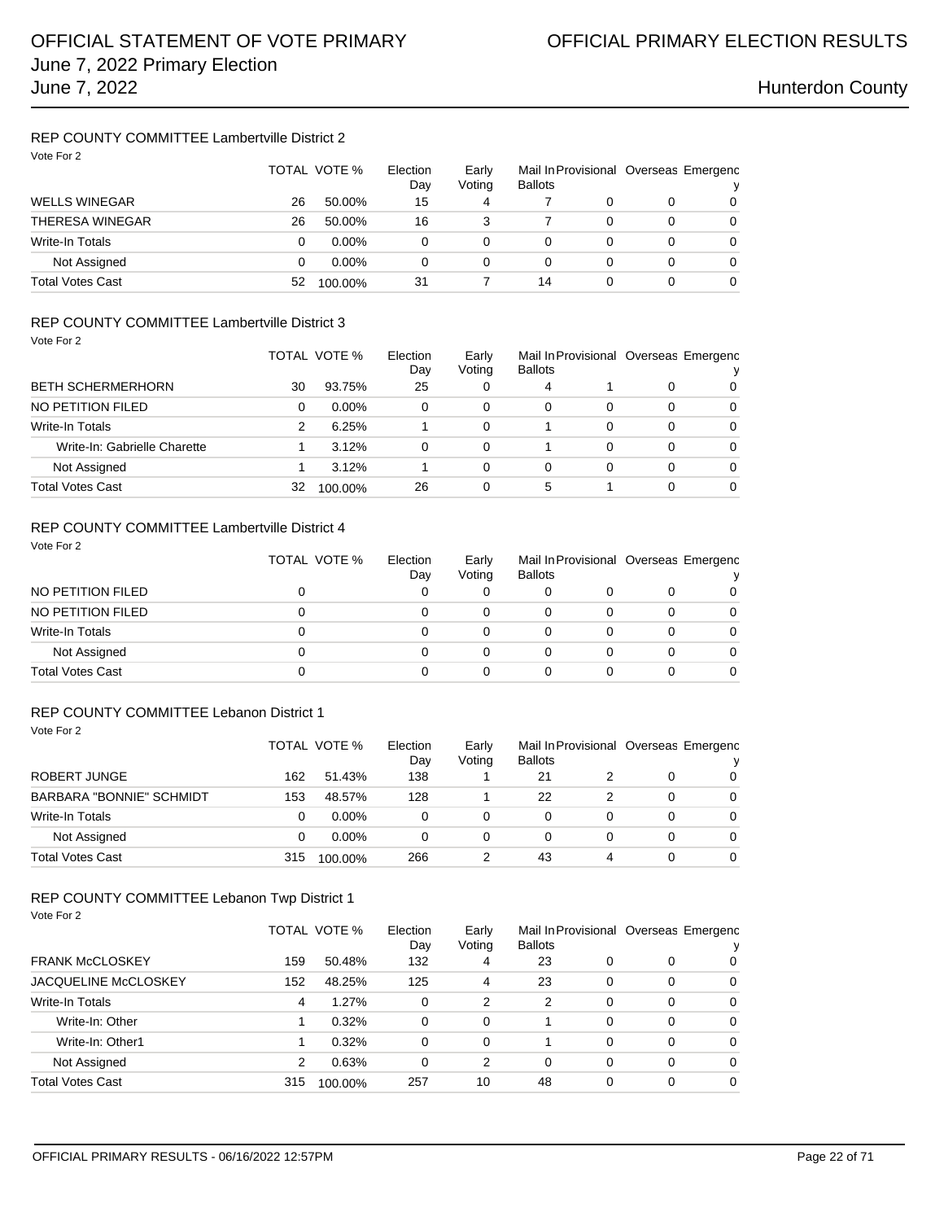## REP COUNTY COMMITTEE Lambertville District 2

Vote For 2

| | TOTAL | VOTE % | Election Day | Early Voting | Mail In Ballots | Provisional | Overseas | Emergency |
|---|---|---|---|---|---|---|---|---|
| WELLS WINEGAR | 26 | 50.00% | 15 | 4 | 7 | 0 | 0 | 0 |
| THERESA WINEGAR | 26 | 50.00% | 16 | 3 | 7 | 0 | 0 | 0 |
| Write-In Totals | 0 | 0.00% | 0 | 0 | 0 | 0 | 0 | 0 |
| Not Assigned | 0 | 0.00% | 0 | 0 | 0 | 0 | 0 | 0 |
| Total Votes Cast | 52 | 100.00% | 31 | 7 | 14 | 0 | 0 | 0 |

## REP COUNTY COMMITTEE Lambertville District 3

Vote For 2

| | TOTAL | VOTE % | Election Day | Early Voting | Mail In Ballots | Provisional | Overseas | Emergency |
|---|---|---|---|---|---|---|---|---|
| BETH SCHERMERHORN | 30 | 93.75% | 25 | 0 | 4 | 1 | 0 | 0 |
| NO PETITION FILED | 0 | 0.00% | 0 | 0 | 0 | 0 | 0 | 0 |
| Write-In Totals | 2 | 6.25% | 1 | 0 | 1 | 0 | 0 | 0 |
| Write-In: Gabrielle Charette | 1 | 3.12% | 0 | 0 | 1 | 0 | 0 | 0 |
| Not Assigned | 1 | 3.12% | 1 | 0 | 0 | 0 | 0 | 0 |
| Total Votes Cast | 32 | 100.00% | 26 | 0 | 5 | 1 | 0 | 0 |

## REP COUNTY COMMITTEE Lambertville District 4

Vote For 2

| | TOTAL | VOTE % | Election Day | Early Voting | Mail In Ballots | Provisional | Overseas | Emergency |
|---|---|---|---|---|---|---|---|---|
| NO PETITION FILED | 0 | | 0 | 0 | 0 | 0 | 0 | 0 |
| NO PETITION FILED | 0 | | 0 | 0 | 0 | 0 | 0 | 0 |
| Write-In Totals | 0 | | 0 | 0 | 0 | 0 | 0 | 0 |
| Not Assigned | 0 | | 0 | 0 | 0 | 0 | 0 | 0 |
| Total Votes Cast | 0 | | 0 | 0 | 0 | 0 | 0 | 0 |

## REP COUNTY COMMITTEE Lebanon District 1

Vote For 2

| | TOTAL | VOTE % | Election Day | Early Voting | Mail In Ballots | Provisional | Overseas | Emergency |
|---|---|---|---|---|---|---|---|---|
| ROBERT JUNGE | 162 | 51.43% | 138 | 1 | 21 | 2 | 0 | 0 |
| BARBARA "BONNIE" SCHMIDT | 153 | 48.57% | 128 | 1 | 22 | 2 | 0 | 0 |
| Write-In Totals | 0 | 0.00% | 0 | 0 | 0 | 0 | 0 | 0 |
| Not Assigned | 0 | 0.00% | 0 | 0 | 0 | 0 | 0 | 0 |
| Total Votes Cast | 315 | 100.00% | 266 | 2 | 43 | 4 | 0 | 0 |

## REP COUNTY COMMITTEE Lebanon Twp District 1

Vote For 2

| | TOTAL | VOTE % | Election Day | Early Voting | Mail In Ballots | Provisional | Overseas | Emergency |
|---|---|---|---|---|---|---|---|---|
| FRANK McCLOSKEY | 159 | 50.48% | 132 | 4 | 23 | 0 | 0 | 0 |
| JACQUELINE McCLOSKEY | 152 | 48.25% | 125 | 4 | 23 | 0 | 0 | 0 |
| Write-In Totals | 4 | 1.27% | 0 | 2 | 2 | 0 | 0 | 0 |
| Write-In: Other | 1 | 0.32% | 0 | 0 | 1 | 0 | 0 | 0 |
| Write-In: Other1 | 1 | 0.32% | 0 | 0 | 1 | 0 | 0 | 0 |
| Not Assigned | 2 | 0.63% | 0 | 2 | 0 | 0 | 0 | 0 |
| Total Votes Cast | 315 | 100.00% | 257 | 10 | 48 | 0 | 0 | 0 |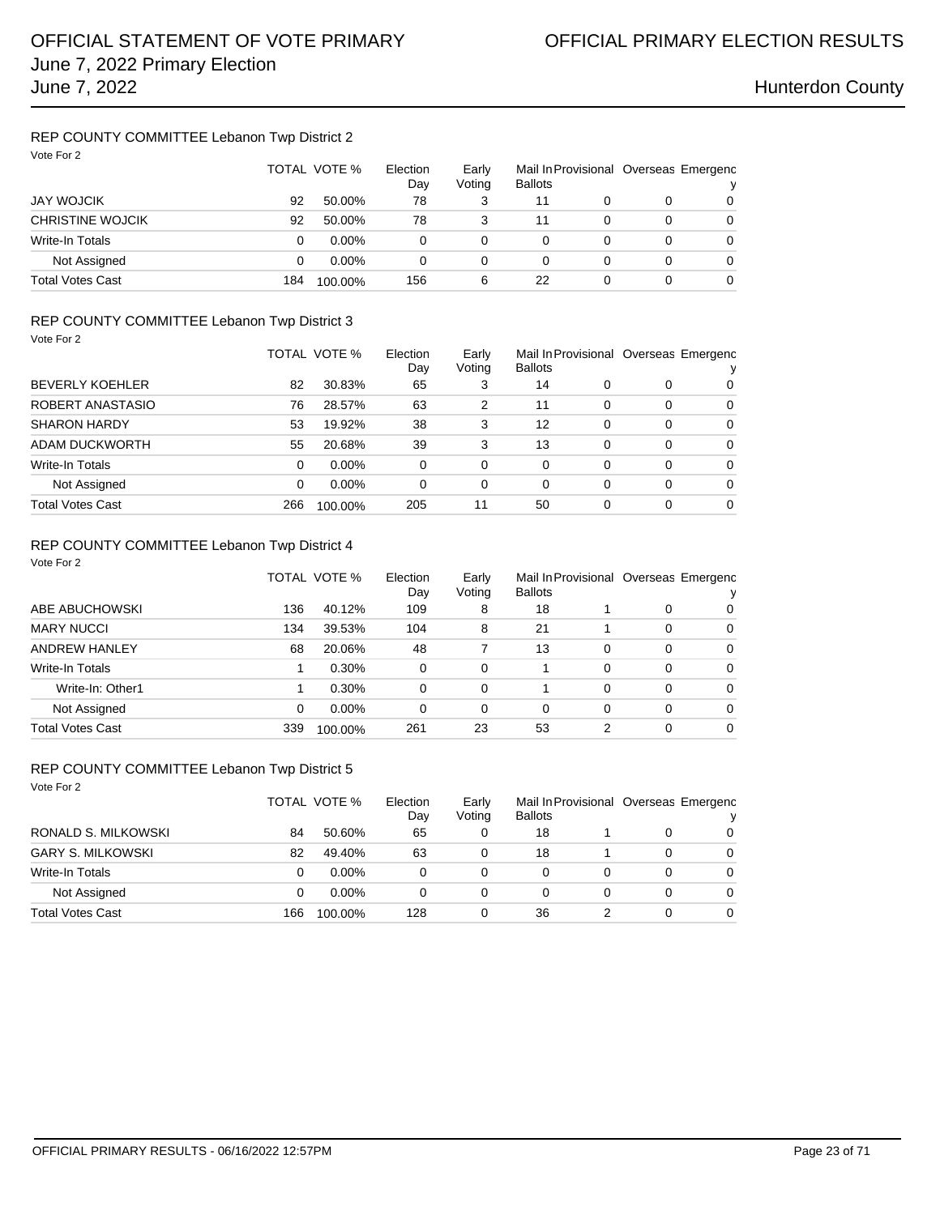# OFFICIAL STATEMENT OF VOTE PRIMARY
June 7, 2022 Primary Election
June 7, 2022

# OFFICIAL PRIMARY ELECTION RESULTS
Hunterdon County

## REP COUNTY COMMITTEE Lebanon Twp District 2

Vote For 2

| | TOTAL | VOTE % | Election Day | Early Voting | Mail In Ballots | Provisional | Overseas | Emergency |
|---|---|---|---|---|---|---|---|---|
| JAY WOJCIK | 92 | 50.00% | 78 | 3 | 11 | 0 | 0 | 0 |
| CHRISTINE WOJCIK | 92 | 50.00% | 78 | 3 | 11 | 0 | 0 | 0 |
| Write-In Totals | 0 | 0.00% | 0 | 0 | 0 | 0 | 0 | 0 |
| Not Assigned | 0 | 0.00% | 0 | 0 | 0 | 0 | 0 | 0 |
| Total Votes Cast | 184 | 100.00% | 156 | 6 | 22 | 0 | 0 | 0 |

## REP COUNTY COMMITTEE Lebanon Twp District 3

Vote For 2

| | TOTAL | VOTE % | Election Day | Early Voting | Mail In Ballots | Provisional | Overseas | Emergency |
|---|---|---|---|---|---|---|---|---|
| BEVERLY KOEHLER | 82 | 30.83% | 65 | 3 | 14 | 0 | 0 | 0 |
| ROBERT ANASTASIO | 76 | 28.57% | 63 | 2 | 11 | 0 | 0 | 0 |
| SHARON HARDY | 53 | 19.92% | 38 | 3 | 12 | 0 | 0 | 0 |
| ADAM DUCKWORTH | 55 | 20.68% | 39 | 3 | 13 | 0 | 0 | 0 |
| Write-In Totals | 0 | 0.00% | 0 | 0 | 0 | 0 | 0 | 0 |
| Not Assigned | 0 | 0.00% | 0 | 0 | 0 | 0 | 0 | 0 |
| Total Votes Cast | 266 | 100.00% | 205 | 11 | 50 | 0 | 0 | 0 |

## REP COUNTY COMMITTEE Lebanon Twp District 4

Vote For 2

| | TOTAL | VOTE % | Election Day | Early Voting | Mail In Ballots | Provisional | Overseas | Emergency |
|---|---|---|---|---|---|---|---|---|
| ABE ABUCHOWSKI | 136 | 40.12% | 109 | 8 | 18 | 1 | 0 | 0 |
| MARY NUCCI | 134 | 39.53% | 104 | 8 | 21 | 1 | 0 | 0 |
| ANDREW HANLEY | 68 | 20.06% | 48 | 7 | 13 | 0 | 0 | 0 |
| Write-In Totals | 1 | 0.30% | 0 | 0 | 1 | 0 | 0 | 0 |
| Write-In: Other1 | 1 | 0.30% | 0 | 0 | 1 | 0 | 0 | 0 |
| Not Assigned | 0 | 0.00% | 0 | 0 | 0 | 0 | 0 | 0 |
| Total Votes Cast | 339 | 100.00% | 261 | 23 | 53 | 2 | 0 | 0 |

## REP COUNTY COMMITTEE Lebanon Twp District 5

Vote For 2

| | TOTAL | VOTE % | Election Day | Early Voting | Mail In Ballots | Provisional | Overseas | Emergency |
|---|---|---|---|---|---|---|---|---|
| RONALD S. MILKOWSKI | 84 | 50.60% | 65 | 0 | 18 | 1 | 0 | 0 |
| GARY S. MILKOWSKI | 82 | 49.40% | 63 | 0 | 18 | 1 | 0 | 0 |
| Write-In Totals | 0 | 0.00% | 0 | 0 | 0 | 0 | 0 | 0 |
| Not Assigned | 0 | 0.00% | 0 | 0 | 0 | 0 | 0 | 0 |
| Total Votes Cast | 166 | 100.00% | 128 | 0 | 36 | 2 | 0 | 0 |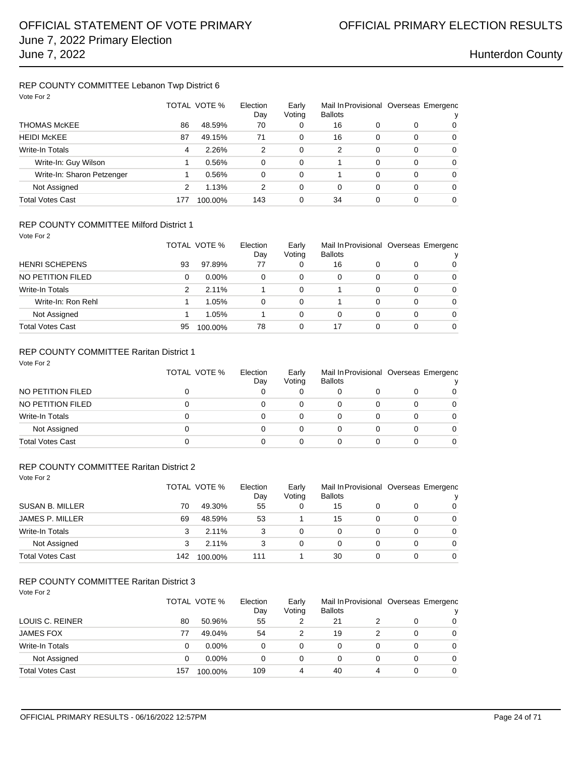## REP COUNTY COMMITTEE Lebanon Twp District 6

Vote For 2

| | TOTAL | VOTE % | Election Day | Early Voting | Mail In Ballots | Provisional | Overseas | Emergency |
|---|---|---|---|---|---|---|---|---|
| THOMAS McKEE | 86 | 48.59% | 70 | 0 | 16 | 0 | 0 | 0 |
| HEIDI McKEE | 87 | 49.15% | 71 | 0 | 16 | 0 | 0 | 0 |
| Write-In Totals | 4 | 2.26% | 2 | 0 | 2 | 0 | 0 | 0 |
| Write-In: Guy Wilson | 1 | 0.56% | 0 | 0 | 1 | 0 | 0 | 0 |
| Write-In: Sharon Petzenger | 1 | 0.56% | 0 | 0 | 1 | 0 | 0 | 0 |
| Not Assigned | 2 | 1.13% | 2 | 0 | 0 | 0 | 0 | 0 |
| Total Votes Cast | 177 | 100.00% | 143 | 0 | 34 | 0 | 0 | 0 |

## REP COUNTY COMMITTEE Milford District 1

Vote For 2

| | TOTAL | VOTE % | Election Day | Early Voting | Mail In Ballots | Provisional | Overseas | Emergency |
|---|---|---|---|---|---|---|---|---|
| HENRI SCHEPENS | 93 | 97.89% | 77 | 0 | 16 | 0 | 0 | 0 |
| NO PETITION FILED | 0 | 0.00% | 0 | 0 | 0 | 0 | 0 | 0 |
| Write-In Totals | 2 | 2.11% | 1 | 0 | 1 | 0 | 0 | 0 |
| Write-In: Ron Rehl | 1 | 1.05% | 0 | 0 | 1 | 0 | 0 | 0 |
| Not Assigned | 1 | 1.05% | 1 | 0 | 0 | 0 | 0 | 0 |
| Total Votes Cast | 95 | 100.00% | 78 | 0 | 17 | 0 | 0 | 0 |

## REP COUNTY COMMITTEE Raritan District 1

Vote For 2

| | TOTAL | VOTE % | Election Day | Early Voting | Mail In Ballots | Provisional | Overseas | Emergency |
|---|---|---|---|---|---|---|---|---|
| NO PETITION FILED | 0 | | 0 | 0 | 0 | 0 | 0 | 0 |
| NO PETITION FILED | 0 | | 0 | 0 | 0 | 0 | 0 | 0 |
| Write-In Totals | 0 | | 0 | 0 | 0 | 0 | 0 | 0 |
| Not Assigned | 0 | | 0 | 0 | 0 | 0 | 0 | 0 |
| Total Votes Cast | 0 | | 0 | 0 | 0 | 0 | 0 | 0 |

## REP COUNTY COMMITTEE Raritan District 2

Vote For 2

| | TOTAL | VOTE % | Election Day | Early Voting | Mail In Ballots | Provisional | Overseas | Emergency |
|---|---|---|---|---|---|---|---|---|
| SUSAN B. MILLER | 70 | 49.30% | 55 | 0 | 15 | 0 | 0 | 0 |
| JAMES P. MILLER | 69 | 48.59% | 53 | 1 | 15 | 0 | 0 | 0 |
| Write-In Totals | 3 | 2.11% | 3 | 0 | 0 | 0 | 0 | 0 |
| Not Assigned | 3 | 2.11% | 3 | 0 | 0 | 0 | 0 | 0 |
| Total Votes Cast | 142 | 100.00% | 111 | 1 | 30 | 0 | 0 | 0 |

## REP COUNTY COMMITTEE Raritan District 3

Vote For 2

| | TOTAL | VOTE % | Election Day | Early Voting | Mail In Ballots | Provisional | Overseas | Emergency |
|---|---|---|---|---|---|---|---|---|
| LOUIS C. REINER | 80 | 50.96% | 55 | 2 | 21 | 2 | 0 | 0 |
| JAMES FOX | 77 | 49.04% | 54 | 2 | 19 | 2 | 0 | 0 |
| Write-In Totals | 0 | 0.00% | 0 | 0 | 0 | 0 | 0 | 0 |
| Not Assigned | 0 | 0.00% | 0 | 0 | 0 | 0 | 0 | 0 |
| Total Votes Cast | 157 | 100.00% | 109 | 4 | 40 | 4 | 0 | 0 |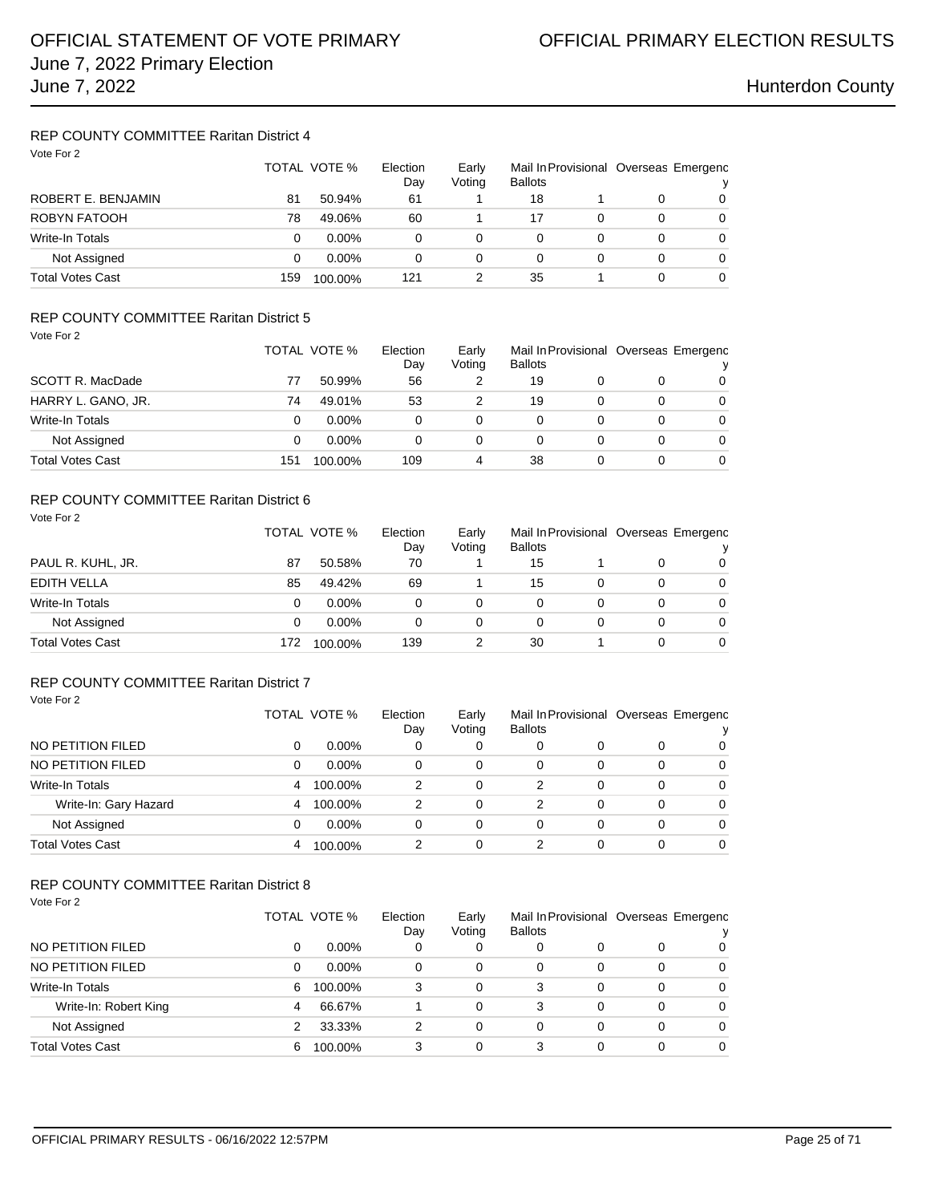# OFFICIAL STATEMENT OF VOTE PRIMARY

# OFFICIAL PRIMARY ELECTION RESULTS

June 7, 2022 Primary Election
June 7, 2022

Hunterdon County

## REP COUNTY COMMITTEE Raritan District 4

Vote For 2

| | TOTAL | VOTE % | Election Day | Early Voting | Mail In Ballots | Provisional | Overseas | Emergency |
|---|---|---|---|---|---|---|---|---|
| ROBERT E. BENJAMIN | 81 | 50.94% | 61 | 1 | 18 | 1 | 0 | 0 |
| ROBYN FATOOH | 78 | 49.06% | 60 | 1 | 17 | 0 | 0 | 0 |
| Write-In Totals | 0 | 0.00% | 0 | 0 | 0 | 0 | 0 | 0 |
| Not Assigned | 0 | 0.00% | 0 | 0 | 0 | 0 | 0 | 0 |
| Total Votes Cast | 159 | 100.00% | 121 | 2 | 35 | 1 | 0 | 0 |

## REP COUNTY COMMITTEE Raritan District 5

Vote For 2

| | TOTAL | VOTE % | Election Day | Early Voting | Mail In Ballots | Provisional | Overseas | Emergency |
|---|---|---|---|---|---|---|---|---|
| SCOTT R. MacDade | 77 | 50.99% | 56 | 2 | 19 | 0 | 0 | 0 |
| HARRY L. GANO, JR. | 74 | 49.01% | 53 | 2 | 19 | 0 | 0 | 0 |
| Write-In Totals | 0 | 0.00% | 0 | 0 | 0 | 0 | 0 | 0 |
| Not Assigned | 0 | 0.00% | 0 | 0 | 0 | 0 | 0 | 0 |
| Total Votes Cast | 151 | 100.00% | 109 | 4 | 38 | 0 | 0 | 0 |

## REP COUNTY COMMITTEE Raritan District 6

Vote For 2

| | TOTAL | VOTE % | Election Day | Early Voting | Mail In Ballots | Provisional | Overseas | Emergency |
|---|---|---|---|---|---|---|---|---|
| PAUL R. KUHL, JR. | 87 | 50.58% | 70 | 1 | 15 | 1 | 0 | 0 |
| EDITH VELLA | 85 | 49.42% | 69 | 1 | 15 | 0 | 0 | 0 |
| Write-In Totals | 0 | 0.00% | 0 | 0 | 0 | 0 | 0 | 0 |
| Not Assigned | 0 | 0.00% | 0 | 0 | 0 | 0 | 0 | 0 |
| Total Votes Cast | 172 | 100.00% | 139 | 2 | 30 | 1 | 0 | 0 |

## REP COUNTY COMMITTEE Raritan District 7

Vote For 2

| | TOTAL | VOTE % | Election Day | Early Voting | Mail In Ballots | Provisional | Overseas | Emergency |
|---|---|---|---|---|---|---|---|---|
| NO PETITION FILED | 0 | 0.00% | 0 | 0 | 0 | 0 | 0 | 0 |
| NO PETITION FILED | 0 | 0.00% | 0 | 0 | 0 | 0 | 0 | 0 |
| Write-In Totals | 4 | 100.00% | 2 | 0 | 2 | 0 | 0 | 0 |
| Write-In: Gary Hazard | 4 | 100.00% | 2 | 0 | 2 | 0 | 0 | 0 |
| Not Assigned | 0 | 0.00% | 0 | 0 | 0 | 0 | 0 | 0 |
| Total Votes Cast | 4 | 100.00% | 2 | 0 | 2 | 0 | 0 | 0 |

## REP COUNTY COMMITTEE Raritan District 8

Vote For 2

| | TOTAL | VOTE % | Election Day | Early Voting | Mail In Ballots | Provisional | Overseas | Emergency |
|---|---|---|---|---|---|---|---|---|
| NO PETITION FILED | 0 | 0.00% | 0 | 0 | 0 | 0 | 0 | 0 |
| NO PETITION FILED | 0 | 0.00% | 0 | 0 | 0 | 0 | 0 | 0 |
| Write-In Totals | 6 | 100.00% | 3 | 0 | 3 | 0 | 0 | 0 |
| Write-In: Robert King | 4 | 66.67% | 1 | 0 | 3 | 0 | 0 | 0 |
| Not Assigned | 2 | 33.33% | 2 | 0 | 0 | 0 | 0 | 0 |
| Total Votes Cast | 6 | 100.00% | 3 | 0 | 3 | 0 | 0 | 0 |

OFFICIAL PRIMARY RESULTS - 06/16/2022 12:57PM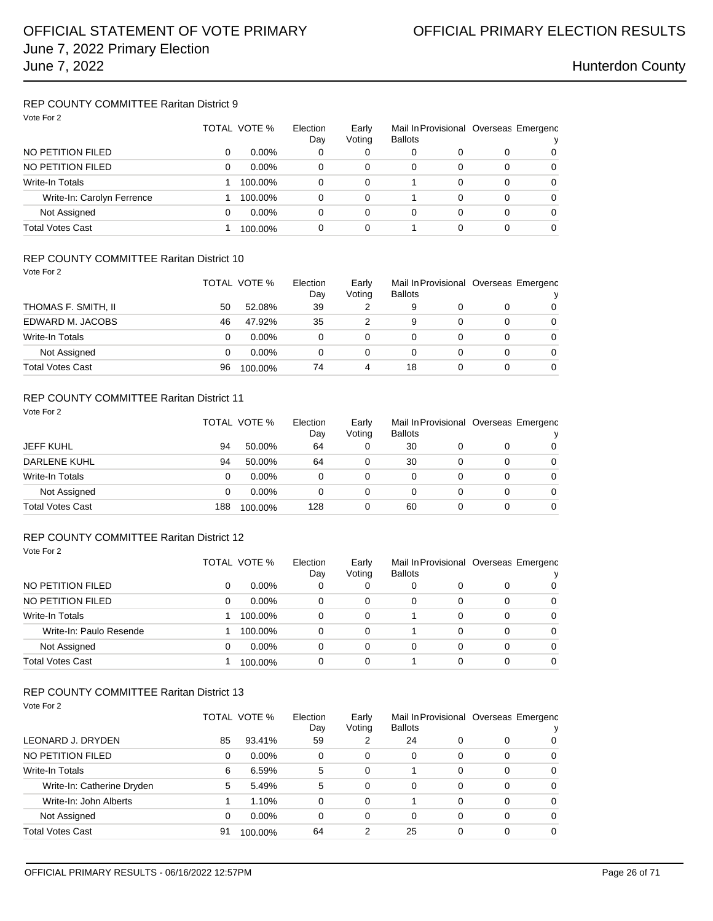# OFFICIAL STATEMENT OF VOTE PRIMARY
## June 7, 2022 Primary Election
## June 7, 2022

# OFFICIAL PRIMARY ELECTION RESULTS
## Hunterdon County

### REP COUNTY COMMITTEE Raritan District 9

Vote For 2

| | TOTAL | VOTE % | Election Day | Early Voting | Mail In Ballots | Provisional | Overseas | Emergency |
|---|---|---|---|---|---|---|---|---|
| NO PETITION FILED | 0 | 0.00% | 0 | 0 | 0 | 0 | 0 | 0 |
| NO PETITION FILED | 0 | 0.00% | 0 | 0 | 0 | 0 | 0 | 0 |
| Write-In Totals | 1 | 100.00% | 0 | 0 | 1 | 0 | 0 | 0 |
| Write-In: Carolyn Ferrence | 1 | 100.00% | 0 | 0 | 1 | 0 | 0 | 0 |
| Not Assigned | 0 | 0.00% | 0 | 0 | 0 | 0 | 0 | 0 |
| Total Votes Cast | 1 | 100.00% | 0 | 0 | 1 | 0 | 0 | 0 |

### REP COUNTY COMMITTEE Raritan District 10

Vote For 2

| | TOTAL | VOTE % | Election Day | Early Voting | Mail In Ballots | Provisional | Overseas | Emergency |
|---|---|---|---|---|---|---|---|---|
| THOMAS F. SMITH, II | 50 | 52.08% | 39 | 2 | 9 | 0 | 0 | 0 |
| EDWARD M. JACOBS | 46 | 47.92% | 35 | 2 | 9 | 0 | 0 | 0 |
| Write-In Totals | 0 | 0.00% | 0 | 0 | 0 | 0 | 0 | 0 |
| Not Assigned | 0 | 0.00% | 0 | 0 | 0 | 0 | 0 | 0 |
| Total Votes Cast | 96 | 100.00% | 74 | 4 | 18 | 0 | 0 | 0 |

### REP COUNTY COMMITTEE Raritan District 11

Vote For 2

| | TOTAL | VOTE % | Election Day | Early Voting | Mail In Ballots | Provisional | Overseas | Emergency |
|---|---|---|---|---|---|---|---|---|
| JEFF KUHL | 94 | 50.00% | 64 | 0 | 30 | 0 | 0 | 0 |
| DARLENE KUHL | 94 | 50.00% | 64 | 0 | 30 | 0 | 0 | 0 |
| Write-In Totals | 0 | 0.00% | 0 | 0 | 0 | 0 | 0 | 0 |
| Not Assigned | 0 | 0.00% | 0 | 0 | 0 | 0 | 0 | 0 |
| Total Votes Cast | 188 | 100.00% | 128 | 0 | 60 | 0 | 0 | 0 |

### REP COUNTY COMMITTEE Raritan District 12

Vote For 2

| | TOTAL | VOTE % | Election Day | Early Voting | Mail In Ballots | Provisional | Overseas | Emergency |
|---|---|---|---|---|---|---|---|---|
| NO PETITION FILED | 0 | 0.00% | 0 | 0 | 0 | 0 | 0 | 0 |
| NO PETITION FILED | 0 | 0.00% | 0 | 0 | 0 | 0 | 0 | 0 |
| Write-In Totals | 1 | 100.00% | 0 | 0 | 1 | 0 | 0 | 0 |
| Write-In: Paulo Resende | 1 | 100.00% | 0 | 0 | 1 | 0 | 0 | 0 |
| Not Assigned | 0 | 0.00% | 0 | 0 | 0 | 0 | 0 | 0 |
| Total Votes Cast | 1 | 100.00% | 0 | 0 | 1 | 0 | 0 | 0 |

### REP COUNTY COMMITTEE Raritan District 13

Vote For 2

| | TOTAL | VOTE % | Election Day | Early Voting | Mail In Ballots | Provisional | Overseas | Emergency |
|---|---|---|---|---|---|---|---|---|
| LEONARD J. DRYDEN | 85 | 93.41% | 59 | 2 | 24 | 0 | 0 | 0 |
| NO PETITION FILED | 0 | 0.00% | 0 | 0 | 0 | 0 | 0 | 0 |
| Write-In Totals | 6 | 6.59% | 5 | 0 | 1 | 0 | 0 | 0 |
| Write-In: Catherine Dryden | 5 | 5.49% | 5 | 0 | 0 | 0 | 0 | 0 |
| Write-In: John Alberts | 1 | 1.10% | 0 | 0 | 1 | 0 | 0 | 0 |
| Not Assigned | 0 | 0.00% | 0 | 0 | 0 | 0 | 0 | 0 |
| Total Votes Cast | 91 | 100.00% | 64 | 2 | 25 | 0 | 0 | 0 |

OFFICIAL PRIMARY RESULTS - 06/16/2022 12:57PM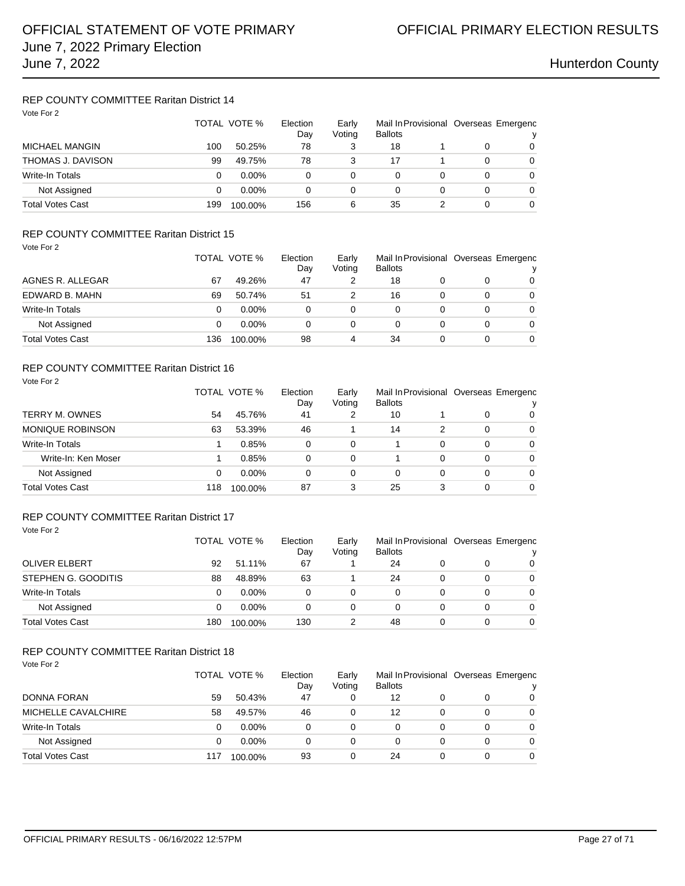## REP COUNTY COMMITTEE Raritan District 14

Vote For 2

| | TOTAL | VOTE % | Election Day | Early Voting | Mail In Ballots | Provisional | Overseas | Emergency |
|---|---|---|---|---|---|---|---|---|
| MICHAEL MANGIN | 100 | 50.25% | 78 | 3 | 18 | 1 | 0 | 0 |
| THOMAS J. DAVISON | 99 | 49.75% | 78 | 3 | 17 | 1 | 0 | 0 |
| Write-In Totals | 0 | 0.00% | 0 | 0 | 0 | 0 | 0 | 0 |
| Not Assigned | 0 | 0.00% | 0 | 0 | 0 | 0 | 0 | 0 |
| Total Votes Cast | 199 | 100.00% | 156 | 6 | 35 | 2 | 0 | 0 |

## REP COUNTY COMMITTEE Raritan District 15

Vote For 2

| | TOTAL | VOTE % | Election Day | Early Voting | Mail In Ballots | Provisional | Overseas | Emergency |
|---|---|---|---|---|---|---|---|---|
| AGNES R. ALLEGAR | 67 | 49.26% | 47 | 2 | 18 | 0 | 0 | 0 |
| EDWARD B. MAHN | 69 | 50.74% | 51 | 2 | 16 | 0 | 0 | 0 |
| Write-In Totals | 0 | 0.00% | 0 | 0 | 0 | 0 | 0 | 0 |
| Not Assigned | 0 | 0.00% | 0 | 0 | 0 | 0 | 0 | 0 |
| Total Votes Cast | 136 | 100.00% | 98 | 4 | 34 | 0 | 0 | 0 |

## REP COUNTY COMMITTEE Raritan District 16

Vote For 2

| | TOTAL | VOTE % | Election Day | Early Voting | Mail In Ballots | Provisional | Overseas | Emergency |
|---|---|---|---|---|---|---|---|---|
| TERRY M. OWNES | 54 | 45.76% | 41 | 2 | 10 | 1 | 0 | 0 |
| MONIQUE ROBINSON | 63 | 53.39% | 46 | 1 | 14 | 2 | 0 | 0 |
| Write-In Totals | 1 | 0.85% | 0 | 0 | 1 | 0 | 0 | 0 |
| Write-In: Ken Moser | 1 | 0.85% | 0 | 0 | 1 | 0 | 0 | 0 |
| Not Assigned | 0 | 0.00% | 0 | 0 | 0 | 0 | 0 | 0 |
| Total Votes Cast | 118 | 100.00% | 87 | 3 | 25 | 3 | 0 | 0 |

## REP COUNTY COMMITTEE Raritan District 17

Vote For 2

| | TOTAL | VOTE % | Election Day | Early Voting | Mail In Ballots | Provisional | Overseas | Emergency |
|---|---|---|---|---|---|---|---|---|
| OLIVER ELBERT | 92 | 51.11% | 67 | 1 | 24 | 0 | 0 | 0 |
| STEPHEN G. GOODITIS | 88 | 48.89% | 63 | 1 | 24 | 0 | 0 | 0 |
| Write-In Totals | 0 | 0.00% | 0 | 0 | 0 | 0 | 0 | 0 |
| Not Assigned | 0 | 0.00% | 0 | 0 | 0 | 0 | 0 | 0 |
| Total Votes Cast | 180 | 100.00% | 130 | 2 | 48 | 0 | 0 | 0 |

## REP COUNTY COMMITTEE Raritan District 18

Vote For 2

| | TOTAL | VOTE % | Election Day | Early Voting | Mail In Ballots | Provisional | Overseas | Emergency |
|---|---|---|---|---|---|---|---|---|
| DONNA FORAN | 59 | 50.43% | 47 | 0 | 12 | 0 | 0 | 0 |
| MICHELLE CAVALCHIRE | 58 | 49.57% | 46 | 0 | 12 | 0 | 0 | 0 |
| Write-In Totals | 0 | 0.00% | 0 | 0 | 0 | 0 | 0 | 0 |
| Not Assigned | 0 | 0.00% | 0 | 0 | 0 | 0 | 0 | 0 |
| Total Votes Cast | 117 | 100.00% | 93 | 0 | 24 | 0 | 0 | 0 |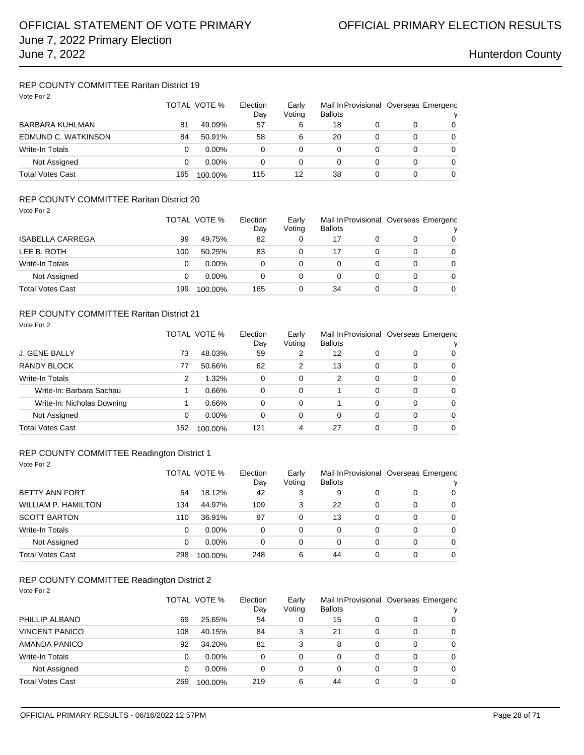## REP COUNTY COMMITTEE Raritan District 19

Vote For 2

| | TOTAL | VOTE % | Election Day | Early Voting | Mail In Ballots | Provisional | Overseas | Emergency |
|---|---|---|---|---|---|---|---|---|
| BARBARA KUHLMAN | 81 | 49.09% | 57 | 6 | 18 | 0 | 0 | 0 |
| EDMUND C. WATKINSON | 84 | 50.91% | 58 | 6 | 20 | 0 | 0 | 0 |
| Write-In Totals | 0 | 0.00% | 0 | 0 | 0 | 0 | 0 | 0 |
| Not Assigned | 0 | 0.00% | 0 | 0 | 0 | 0 | 0 | 0 |
| Total Votes Cast | 165 | 100.00% | 115 | 12 | 38 | 0 | 0 | 0 |

## REP COUNTY COMMITTEE Raritan District 20

Vote For 2

| | TOTAL | VOTE % | Election Day | Early Voting | Mail In Ballots | Provisional | Overseas | Emergency |
|---|---|---|---|---|---|---|---|---|
| ISABELLA CARREGA | 99 | 49.75% | 82 | 0 | 17 | 0 | 0 | 0 |
| LEE B. ROTH | 100 | 50.25% | 83 | 0 | 17 | 0 | 0 | 0 |
| Write-In Totals | 0 | 0.00% | 0 | 0 | 0 | 0 | 0 | 0 |
| Not Assigned | 0 | 0.00% | 0 | 0 | 0 | 0 | 0 | 0 |
| Total Votes Cast | 199 | 100.00% | 165 | 0 | 34 | 0 | 0 | 0 |

## REP COUNTY COMMITTEE Raritan District 21

Vote For 2

| | TOTAL | VOTE % | Election Day | Early Voting | Mail In Ballots | Provisional | Overseas | Emergency |
|---|---|---|---|---|---|---|---|---|
| J. GENE BALLY | 73 | 48.03% | 59 | 2 | 12 | 0 | 0 | 0 |
| RANDY BLOCK | 77 | 50.66% | 62 | 2 | 13 | 0 | 0 | 0 |
| Write-In Totals | 2 | 1.32% | 0 | 0 | 2 | 0 | 0 | 0 |
| Write-In: Barbara Sachau | 1 | 0.66% | 0 | 0 | 1 | 0 | 0 | 0 |
| Write-In: Nicholas Downing | 1 | 0.66% | 0 | 0 | 1 | 0 | 0 | 0 |
| Not Assigned | 0 | 0.00% | 0 | 0 | 0 | 0 | 0 | 0 |
| Total Votes Cast | 152 | 100.00% | 121 | 4 | 27 | 0 | 0 | 0 |

## REP COUNTY COMMITTEE Readington District 1

Vote For 2

| | TOTAL | VOTE % | Election Day | Early Voting | Mail In Ballots | Provisional | Overseas | Emergency |
|---|---|---|---|---|---|---|---|---|
| BETTY ANN FORT | 54 | 18.12% | 42 | 3 | 9 | 0 | 0 | 0 |
| WILLIAM P. HAMILTON | 134 | 44.97% | 109 | 3 | 22 | 0 | 0 | 0 |
| SCOTT BARTON | 110 | 36.91% | 97 | 0 | 13 | 0 | 0 | 0 |
| Write-In Totals | 0 | 0.00% | 0 | 0 | 0 | 0 | 0 | 0 |
| Not Assigned | 0 | 0.00% | 0 | 0 | 0 | 0 | 0 | 0 |
| Total Votes Cast | 298 | 100.00% | 248 | 6 | 44 | 0 | 0 | 0 |

## REP COUNTY COMMITTEE Readington District 2

Vote For 2

| | TOTAL | VOTE % | Election Day | Early Voting | Mail In Ballots | Provisional | Overseas | Emergency |
|---|---|---|---|---|---|---|---|---|
| PHILLIP ALBANO | 69 | 25.65% | 54 | 0 | 15 | 0 | 0 | 0 |
| VINCENT PANICO | 108 | 40.15% | 84 | 3 | 21 | 0 | 0 | 0 |
| AMANDA PANICO | 92 | 34.20% | 81 | 3 | 8 | 0 | 0 | 0 |
| Write-In Totals | 0 | 0.00% | 0 | 0 | 0 | 0 | 0 | 0 |
| Not Assigned | 0 | 0.00% | 0 | 0 | 0 | 0 | 0 | 0 |
| Total Votes Cast | 269 | 100.00% | 219 | 6 | 44 | 0 | 0 | 0 |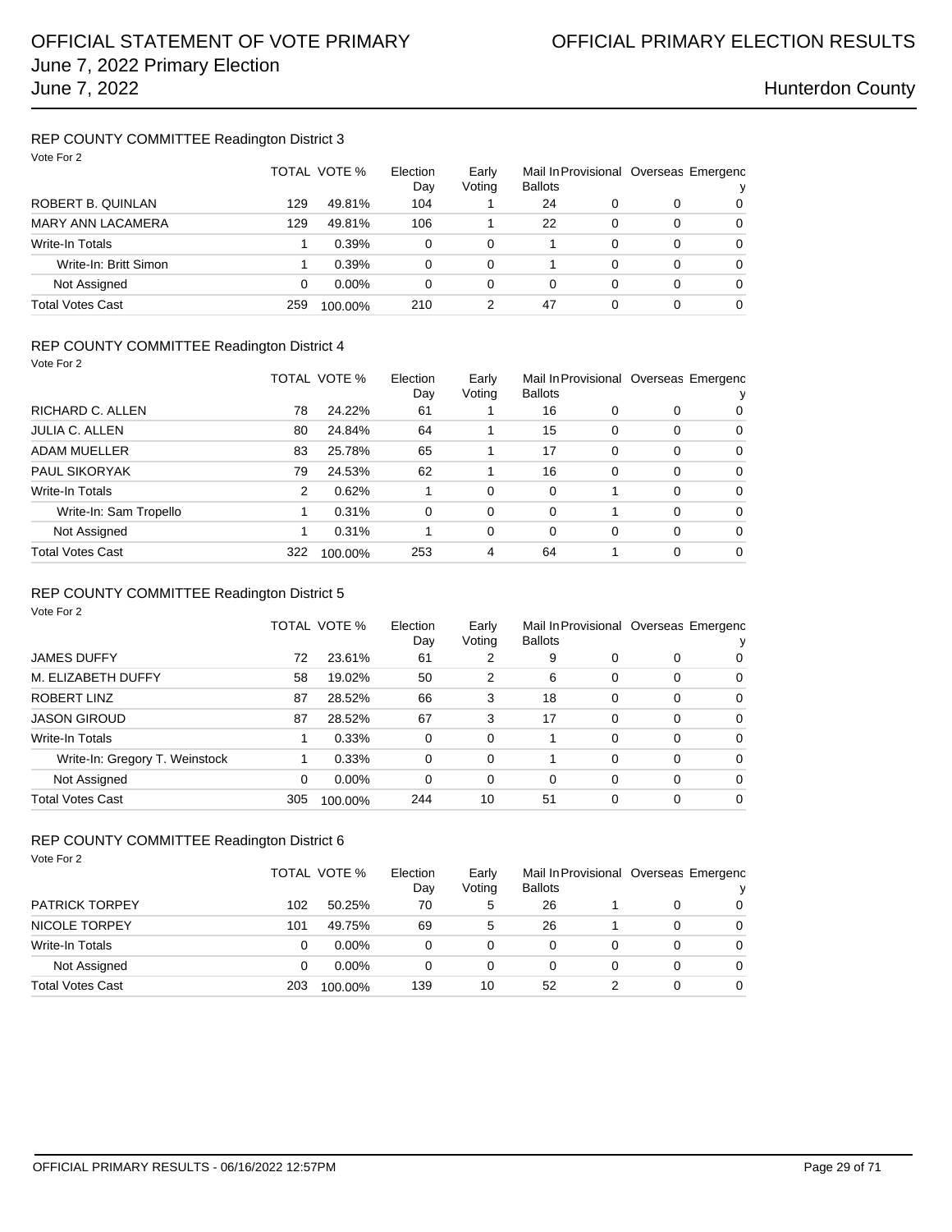# OFFICIAL STATEMENT OF VOTE PRIMARY
# OFFICIAL PRIMARY ELECTION RESULTS
## June 7, 2022 Primary Election
## June 7, 2022
## Hunterdon County

### REP COUNTY COMMITTEE Readington District 3

Vote For 2

| | TOTAL | VOTE % | Election Day | Early Voting | Mail In Ballots | Provisional | Overseas | Emergency |
|---|---|---|---|---|---|---|---|---|
| ROBERT B. QUINLAN | 129 | 49.81% | 104 | 1 | 24 | 0 | 0 | 0 |
| MARY ANN LACAMERA | 129 | 49.81% | 106 | 1 | 22 | 0 | 0 | 0 |
| Write-In Totals | 1 | 0.39% | 0 | 0 | 1 | 0 | 0 | 0 |
| Write-In: Britt Simon | 1 | 0.39% | 0 | 0 | 1 | 0 | 0 | 0 |
| Not Assigned | 0 | 0.00% | 0 | 0 | 0 | 0 | 0 | 0 |
| Total Votes Cast | 259 | 100.00% | 210 | 2 | 47 | 0 | 0 | 0 |

### REP COUNTY COMMITTEE Readington District 4

Vote For 2

| | TOTAL | VOTE % | Election Day | Early Voting | Mail In Ballots | Provisional | Overseas | Emergency |
|---|---|---|---|---|---|---|---|---|
| RICHARD C. ALLEN | 78 | 24.22% | 61 | 1 | 16 | 0 | 0 | 0 |
| JULIA C. ALLEN | 80 | 24.84% | 64 | 1 | 15 | 0 | 0 | 0 |
| ADAM MUELLER | 83 | 25.78% | 65 | 1 | 17 | 0 | 0 | 0 |
| PAUL SIKORYAK | 79 | 24.53% | 62 | 1 | 16 | 0 | 0 | 0 |
| Write-In Totals | 2 | 0.62% | 1 | 0 | 0 | 1 | 0 | 0 |
| Write-In: Sam Tropello | 1 | 0.31% | 0 | 0 | 0 | 1 | 0 | 0 |
| Not Assigned | 1 | 0.31% | 1 | 0 | 0 | 0 | 0 | 0 |
| Total Votes Cast | 322 | 100.00% | 253 | 4 | 64 | 1 | 0 | 0 |

### REP COUNTY COMMITTEE Readington District 5

Vote For 2

| | TOTAL | VOTE % | Election Day | Early Voting | Mail In Ballots | Provisional | Overseas | Emergency |
|---|---|---|---|---|---|---|---|---|
| JAMES DUFFY | 72 | 23.61% | 61 | 2 | 9 | 0 | 0 | 0 |
| M. ELIZABETH DUFFY | 58 | 19.02% | 50 | 2 | 6 | 0 | 0 | 0 |
| ROBERT LINZ | 87 | 28.52% | 66 | 3 | 18 | 0 | 0 | 0 |
| JASON GIROUD | 87 | 28.52% | 67 | 3 | 17 | 0 | 0 | 0 |
| Write-In Totals | 1 | 0.33% | 0 | 0 | 1 | 0 | 0 | 0 |
| Write-In: Gregory T. Weinstock | 1 | 0.33% | 0 | 0 | 1 | 0 | 0 | 0 |
| Not Assigned | 0 | 0.00% | 0 | 0 | 0 | 0 | 0 | 0 |
| Total Votes Cast | 305 | 100.00% | 244 | 10 | 51 | 0 | 0 | 0 |

### REP COUNTY COMMITTEE Readington District 6

Vote For 2

| | TOTAL | VOTE % | Election Day | Early Voting | Mail In Ballots | Provisional | Overseas | Emergency |
|---|---|---|---|---|---|---|---|---|
| PATRICK TORPEY | 102 | 50.25% | 70 | 5 | 26 | 1 | 0 | 0 |
| NICOLE TORPEY | 101 | 49.75% | 69 | 5 | 26 | 1 | 0 | 0 |
| Write-In Totals | 0 | 0.00% | 0 | 0 | 0 | 0 | 0 | 0 |
| Not Assigned | 0 | 0.00% | 0 | 0 | 0 | 0 | 0 | 0 |
| Total Votes Cast | 203 | 100.00% | 139 | 10 | 52 | 2 | 0 | 0 |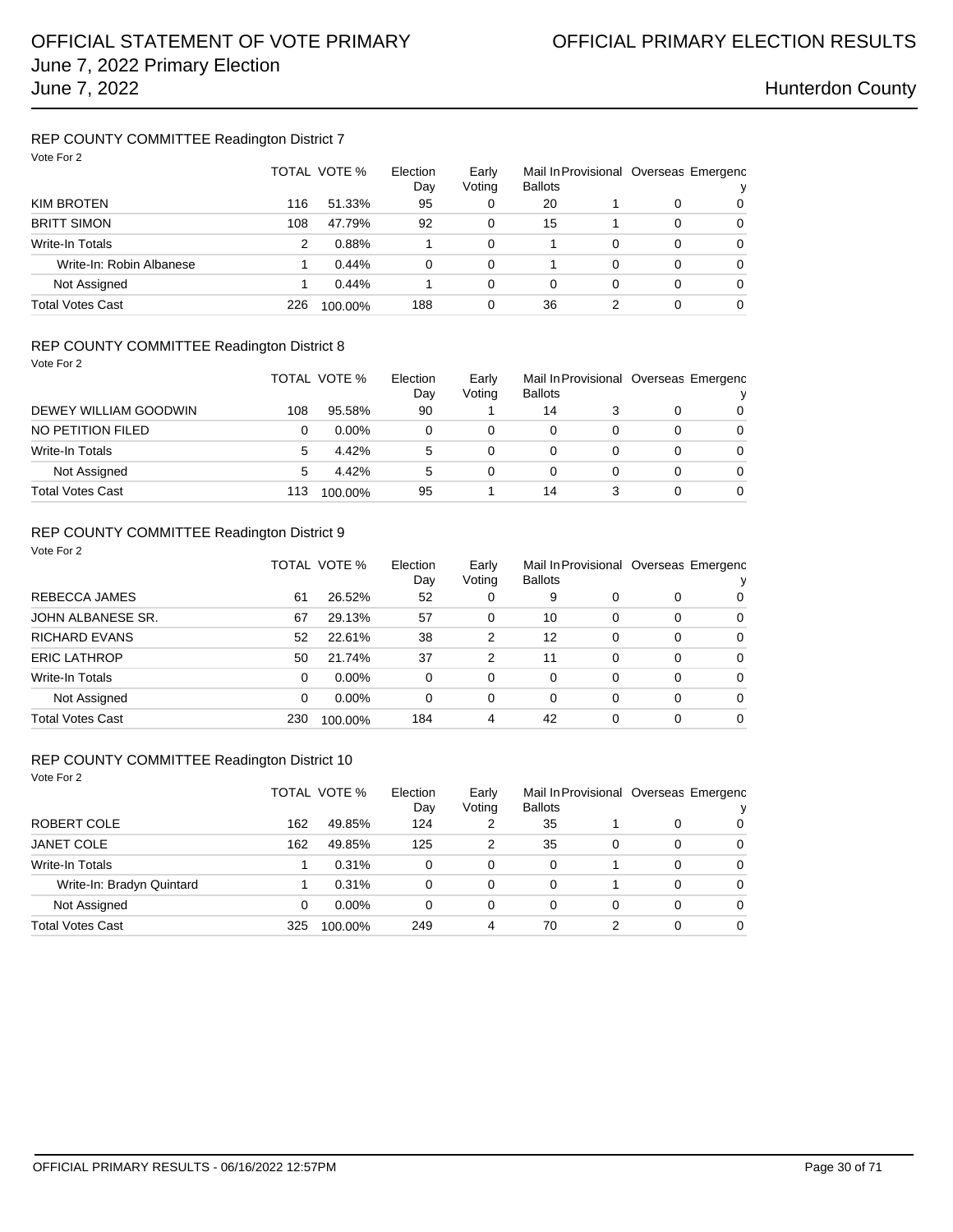## REP COUNTY COMMITTEE Readington District 7

Vote For 2

| | TOTAL | VOTE % | Election Day | Early Voting | Mail In Ballots | Provisional | Overseas | Emergency |
|---|---|---|---|---|---|---|---|---|
| KIM BROTEN | 116 | 51.33% | 95 | 0 | 20 | 1 | 0 | 0 |
| BRITT SIMON | 108 | 47.79% | 92 | 0 | 15 | 1 | 0 | 0 |
| Write-In Totals | 2 | 0.88% | 1 | 0 | 1 | 0 | 0 | 0 |
| Write-In: Robin Albanese | 1 | 0.44% | 0 | 0 | 1 | 0 | 0 | 0 |
| Not Assigned | 1 | 0.44% | 1 | 0 | 0 | 0 | 0 | 0 |
| Total Votes Cast | 226 | 100.00% | 188 | 0 | 36 | 2 | 0 | 0 |

## REP COUNTY COMMITTEE Readington District 8

Vote For 2

| | TOTAL | VOTE % | Election Day | Early Voting | Mail In Ballots | Provisional | Overseas | Emergency |
|---|---|---|---|---|---|---|---|---|
| DEWEY WILLIAM GOODWIN | 108 | 95.58% | 90 | 1 | 14 | 3 | 0 | 0 |
| NO PETITION FILED | 0 | 0.00% | 0 | 0 | 0 | 0 | 0 | 0 |
| Write-In Totals | 5 | 4.42% | 5 | 0 | 0 | 0 | 0 | 0 |
| Not Assigned | 5 | 4.42% | 5 | 0 | 0 | 0 | 0 | 0 |
| Total Votes Cast | 113 | 100.00% | 95 | 1 | 14 | 3 | 0 | 0 |

## REP COUNTY COMMITTEE Readington District 9

Vote For 2

| | TOTAL | VOTE % | Election Day | Early Voting | Mail In Ballots | Provisional | Overseas | Emergency |
|---|---|---|---|---|---|---|---|---|
| REBECCA JAMES | 61 | 26.52% | 52 | 0 | 9 | 0 | 0 | 0 |
| JOHN ALBANESE SR. | 67 | 29.13% | 57 | 0 | 10 | 0 | 0 | 0 |
| RICHARD EVANS | 52 | 22.61% | 38 | 2 | 12 | 0 | 0 | 0 |
| ERIC LATHROP | 50 | 21.74% | 37 | 2 | 11 | 0 | 0 | 0 |
| Write-In Totals | 0 | 0.00% | 0 | 0 | 0 | 0 | 0 | 0 |
| Not Assigned | 0 | 0.00% | 0 | 0 | 0 | 0 | 0 | 0 |
| Total Votes Cast | 230 | 100.00% | 184 | 4 | 42 | 0 | 0 | 0 |

## REP COUNTY COMMITTEE Readington District 10

Vote For 2

| | TOTAL | VOTE % | Election Day | Early Voting | Mail In Ballots | Provisional | Overseas | Emergency |
|---|---|---|---|---|---|---|---|---|
| ROBERT COLE | 162 | 49.85% | 124 | 2 | 35 | 1 | 0 | 0 |
| JANET COLE | 162 | 49.85% | 125 | 2 | 35 | 0 | 0 | 0 |
| Write-In Totals | 1 | 0.31% | 0 | 0 | 0 | 1 | 0 | 0 |
| Write-In: Bradyn Quintard | 1 | 0.31% | 0 | 0 | 0 | 1 | 0 | 0 |
| Not Assigned | 0 | 0.00% | 0 | 0 | 0 | 0 | 0 | 0 |
| Total Votes Cast | 325 | 100.00% | 249 | 4 | 70 | 2 | 0 | 0 |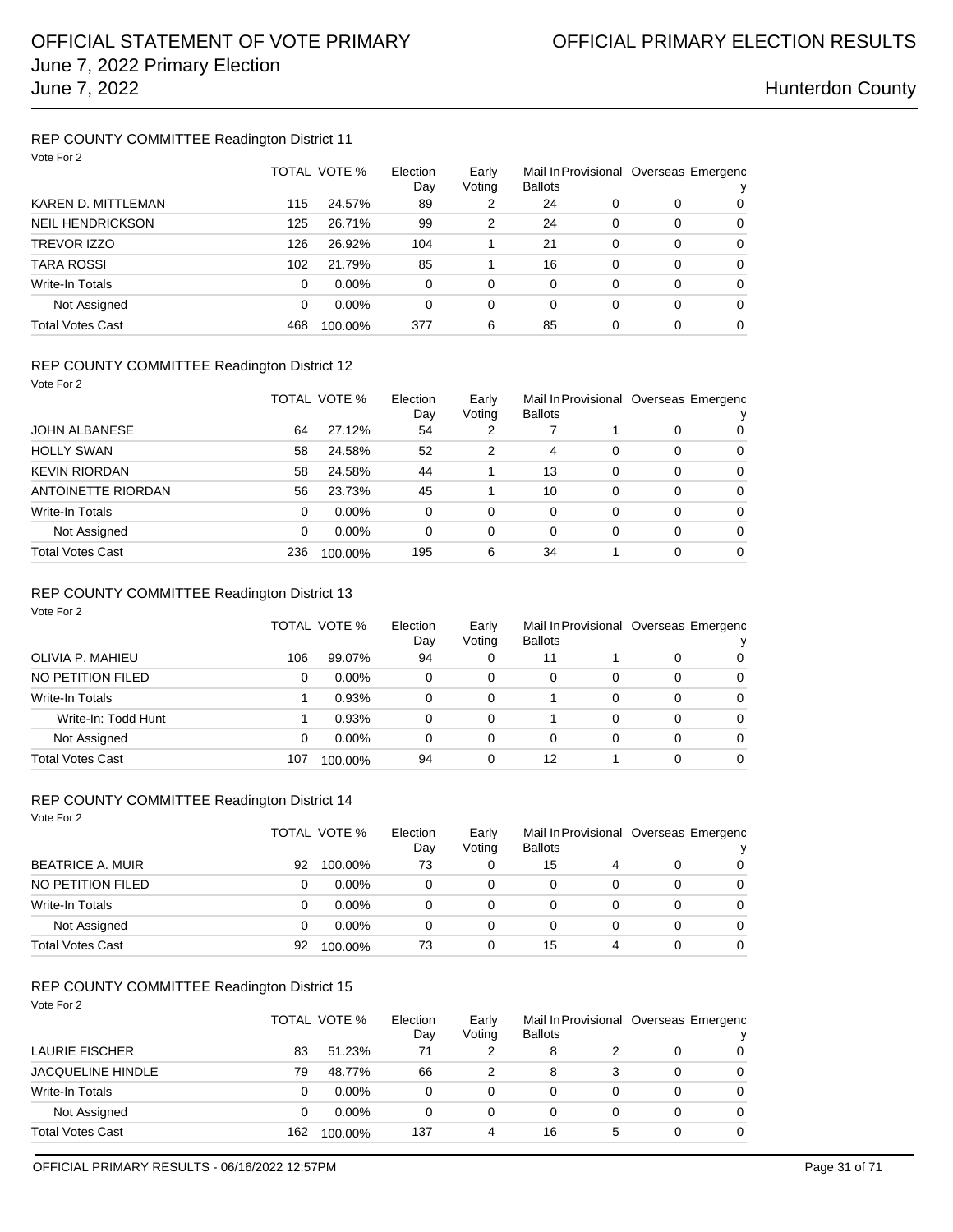# OFFICIAL STATEMENT OF VOTE PRIMARY
# OFFICIAL PRIMARY ELECTION RESULTS
June 7, 2022 Primary Election
June 7, 2022

Hunterdon County

## REP COUNTY COMMITTEE Readington District 11

Vote For 2

| | TOTAL | VOTE % | Election Day | Early Voting | Mail In Ballots | Provisional | Overseas | Emergency |
|---|---|---|---|---|---|---|---|---|
| KAREN D. MITTLEMAN | 115 | 24.57% | 89 | 2 | 24 | 0 | 0 | 0 |
| NEIL HENDRICKSON | 125 | 26.71% | 99 | 2 | 24 | 0 | 0 | 0 |
| TREVOR IZZO | 126 | 26.92% | 104 | 1 | 21 | 0 | 0 | 0 |
| TARA ROSSI | 102 | 21.79% | 85 | 1 | 16 | 0 | 0 | 0 |
| Write-In Totals | 0 | 0.00% | 0 | 0 | 0 | 0 | 0 | 0 |
| Not Assigned | 0 | 0.00% | 0 | 0 | 0 | 0 | 0 | 0 |
| Total Votes Cast | 468 | 100.00% | 377 | 6 | 85 | 0 | 0 | 0 |

## REP COUNTY COMMITTEE Readington District 12

Vote For 2

| | TOTAL | VOTE % | Election Day | Early Voting | Mail In Ballots | Provisional | Overseas | Emergency |
|---|---|---|---|---|---|---|---|---|
| JOHN ALBANESE | 64 | 27.12% | 54 | 2 | 7 | 1 | 0 | 0 |
| HOLLY SWAN | 58 | 24.58% | 52 | 2 | 4 | 0 | 0 | 0 |
| KEVIN RIORDAN | 58 | 24.58% | 44 | 1 | 13 | 0 | 0 | 0 |
| ANTOINETTE RIORDAN | 56 | 23.73% | 45 | 1 | 10 | 0 | 0 | 0 |
| Write-In Totals | 0 | 0.00% | 0 | 0 | 0 | 0 | 0 | 0 |
| Not Assigned | 0 | 0.00% | 0 | 0 | 0 | 0 | 0 | 0 |
| Total Votes Cast | 236 | 100.00% | 195 | 6 | 34 | 1 | 0 | 0 |

## REP COUNTY COMMITTEE Readington District 13

Vote For 2

| | TOTAL | VOTE % | Election Day | Early Voting | Mail In Ballots | Provisional | Overseas | Emergency |
|---|---|---|---|---|---|---|---|---|
| OLIVIA P. MAHIEU | 106 | 99.07% | 94 | 0 | 11 | 1 | 0 | 0 |
| NO PETITION FILED | 0 | 0.00% | 0 | 0 | 0 | 0 | 0 | 0 |
| Write-In Totals | 1 | 0.93% | 0 | 0 | 1 | 0 | 0 | 0 |
| Write-In: Todd Hunt | 1 | 0.93% | 0 | 0 | 1 | 0 | 0 | 0 |
| Not Assigned | 0 | 0.00% | 0 | 0 | 0 | 0 | 0 | 0 |
| Total Votes Cast | 107 | 100.00% | 94 | 0 | 12 | 1 | 0 | 0 |

## REP COUNTY COMMITTEE Readington District 14

Vote For 2

| | TOTAL | VOTE % | Election Day | Early Voting | Mail In Ballots | Provisional | Overseas | Emergency |
|---|---|---|---|---|---|---|---|---|
| BEATRICE A. MUIR | 92 | 100.00% | 73 | 0 | 15 | 4 | 0 | 0 |
| NO PETITION FILED | 0 | 0.00% | 0 | 0 | 0 | 0 | 0 | 0 |
| Write-In Totals | 0 | 0.00% | 0 | 0 | 0 | 0 | 0 | 0 |
| Not Assigned | 0 | 0.00% | 0 | 0 | 0 | 0 | 0 | 0 |
| Total Votes Cast | 92 | 100.00% | 73 | 0 | 15 | 4 | 0 | 0 |

## REP COUNTY COMMITTEE Readington District 15

Vote For 2

| | TOTAL | VOTE % | Election Day | Early Voting | Mail In Ballots | Provisional | Overseas | Emergency |
|---|---|---|---|---|---|---|---|---|
| LAURIE FISCHER | 83 | 51.23% | 71 | 2 | 8 | 2 | 0 | 0 |
| JACQUELINE HINDLE | 79 | 48.77% | 66 | 2 | 8 | 3 | 0 | 0 |
| Write-In Totals | 0 | 0.00% | 0 | 0 | 0 | 0 | 0 | 0 |
| Not Assigned | 0 | 0.00% | 0 | 0 | 0 | 0 | 0 | 0 |
| Total Votes Cast | 162 | 100.00% | 137 | 4 | 16 | 5 | 0 | 0 |

OFFICIAL PRIMARY RESULTS - 06/16/2022 12:57PM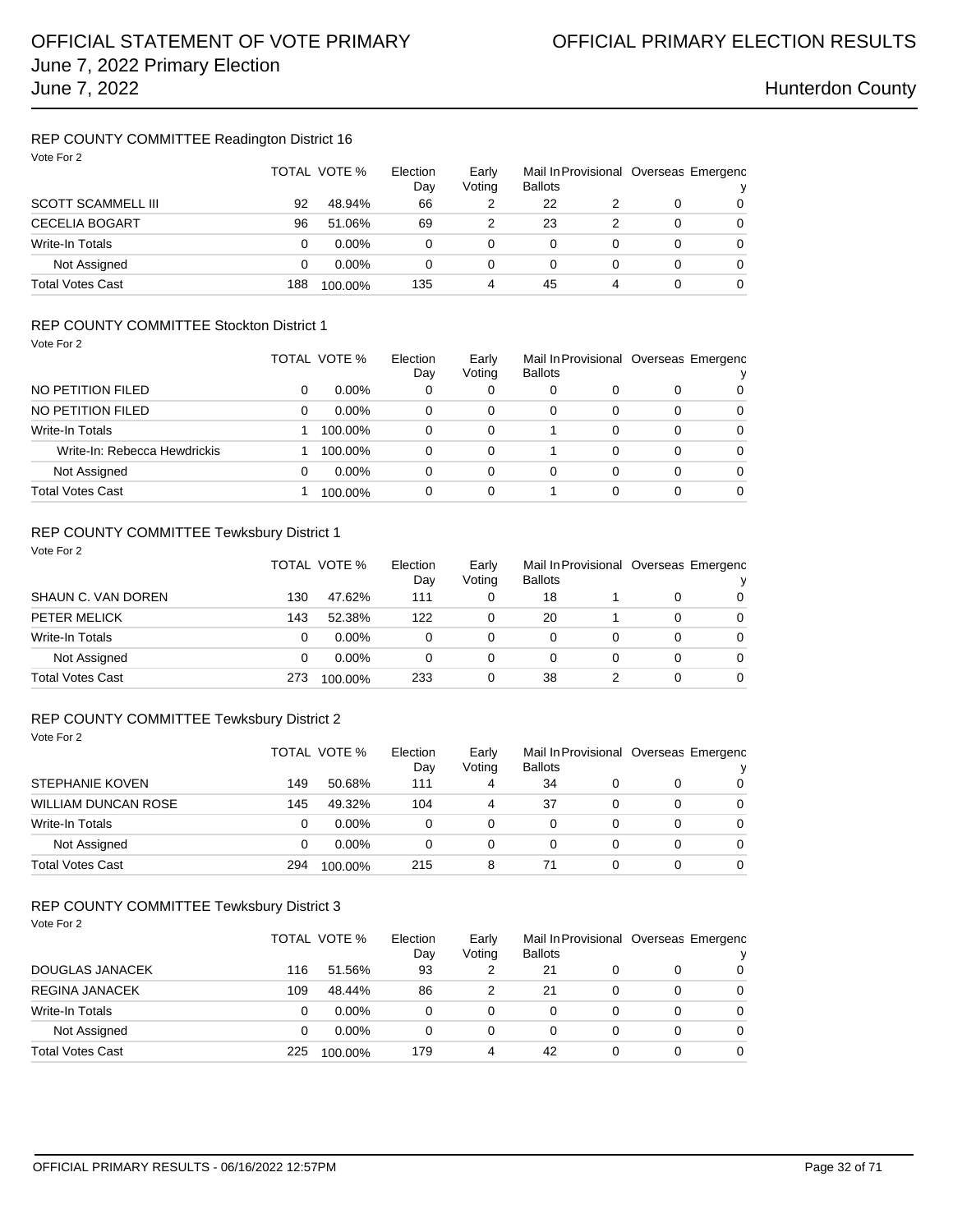## REP COUNTY COMMITTEE Readington District 16

Vote For 2

| | TOTAL | VOTE % | Election Day | Early Voting | Mail In Ballots | Provisional | Overseas | Emergency |
|---|---|---|---|---|---|---|---|---|
| SCOTT SCAMMELL III | 92 | 48.94% | 66 | 2 | 22 | 2 | 0 | 0 |
| CECELIA BOGART | 96 | 51.06% | 69 | 2 | 23 | 2 | 0 | 0 |
| Write-In Totals | 0 | 0.00% | 0 | 0 | 0 | 0 | 0 | 0 |
| Not Assigned | 0 | 0.00% | 0 | 0 | 0 | 0 | 0 | 0 |
| Total Votes Cast | 188 | 100.00% | 135 | 4 | 45 | 4 | 0 | 0 |

## REP COUNTY COMMITTEE Stockton District 1

Vote For 2

| | TOTAL | VOTE % | Election Day | Early Voting | Mail In Ballots | Provisional | Overseas | Emergency |
|---|---|---|---|---|---|---|---|---|
| NO PETITION FILED | 0 | 0.00% | 0 | 0 | 0 | 0 | 0 | 0 |
| NO PETITION FILED | 0 | 0.00% | 0 | 0 | 0 | 0 | 0 | 0 |
| Write-In Totals | 1 | 100.00% | 0 | 0 | 1 | 0 | 0 | 0 |
| Write-In: Rebecca Hewdrickis | 1 | 100.00% | 0 | 0 | 1 | 0 | 0 | 0 |
| Not Assigned | 0 | 0.00% | 0 | 0 | 0 | 0 | 0 | 0 |
| Total Votes Cast | 1 | 100.00% | 0 | 0 | 1 | 0 | 0 | 0 |

## REP COUNTY COMMITTEE Tewksbury District 1

Vote For 2

| | TOTAL | VOTE % | Election Day | Early Voting | Mail In Ballots | Provisional | Overseas | Emergency |
|---|---|---|---|---|---|---|---|---|
| SHAUN C. VAN DOREN | 130 | 47.62% | 111 | 0 | 18 | 1 | 0 | 0 |
| PETER MELICK | 143 | 52.38% | 122 | 0 | 20 | 1 | 0 | 0 |
| Write-In Totals | 0 | 0.00% | 0 | 0 | 0 | 0 | 0 | 0 |
| Not Assigned | 0 | 0.00% | 0 | 0 | 0 | 0 | 0 | 0 |
| Total Votes Cast | 273 | 100.00% | 233 | 0 | 38 | 2 | 0 | 0 |

## REP COUNTY COMMITTEE Tewksbury District 2

Vote For 2

| | TOTAL | VOTE % | Election Day | Early Voting | Mail In Ballots | Provisional | Overseas | Emergency |
|---|---|---|---|---|---|---|---|---|
| STEPHANIE KOVEN | 149 | 50.68% | 111 | 4 | 34 | 0 | 0 | 0 |
| WILLIAM DUNCAN ROSE | 145 | 49.32% | 104 | 4 | 37 | 0 | 0 | 0 |
| Write-In Totals | 0 | 0.00% | 0 | 0 | 0 | 0 | 0 | 0 |
| Not Assigned | 0 | 0.00% | 0 | 0 | 0 | 0 | 0 | 0 |
| Total Votes Cast | 294 | 100.00% | 215 | 8 | 71 | 0 | 0 | 0 |

## REP COUNTY COMMITTEE Tewksbury District 3

Vote For 2

| | TOTAL | VOTE % | Election Day | Early Voting | Mail In Ballots | Provisional | Overseas | Emergency |
|---|---|---|---|---|---|---|---|---|
| DOUGLAS JANACEK | 116 | 51.56% | 93 | 2 | 21 | 0 | 0 | 0 |
| REGINA JANACEK | 109 | 48.44% | 86 | 2 | 21 | 0 | 0 | 0 |
| Write-In Totals | 0 | 0.00% | 0 | 0 | 0 | 0 | 0 | 0 |
| Not Assigned | 0 | 0.00% | 0 | 0 | 0 | 0 | 0 | 0 |
| Total Votes Cast | 225 | 100.00% | 179 | 4 | 42 | 0 | 0 | 0 |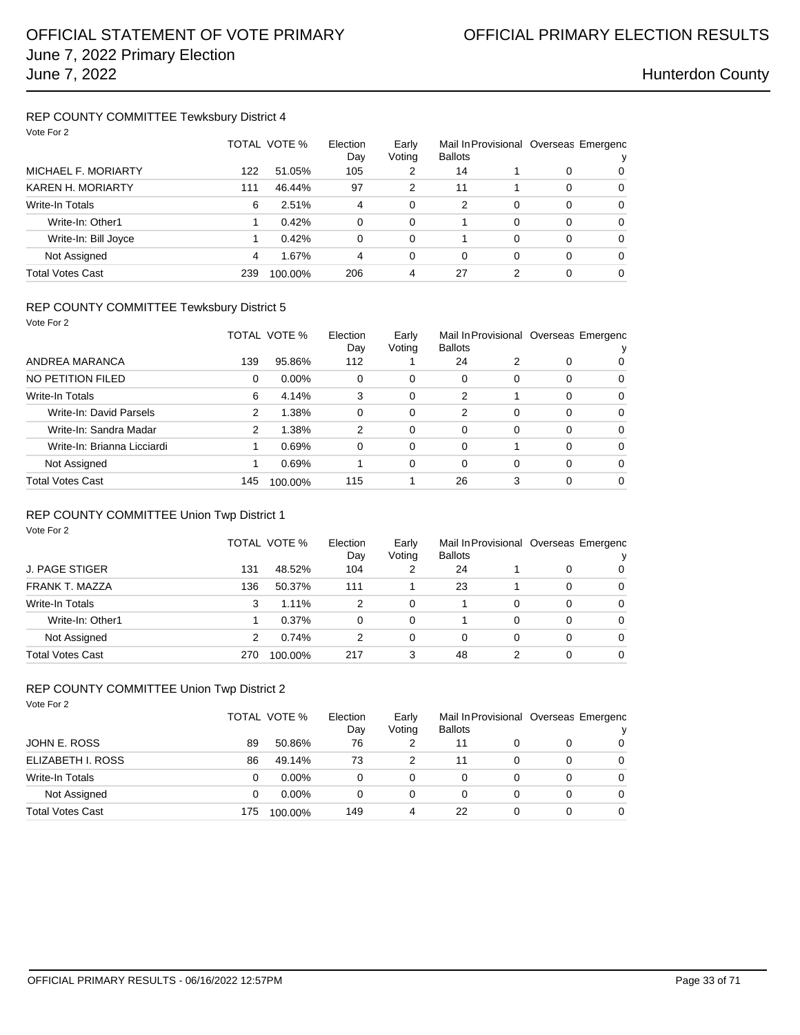## REP COUNTY COMMITTEE Tewksbury District 4

Vote For 2

| | TOTAL | VOTE % | Election Day | Early Voting | Mail In Ballots | Provisional | Overseas | Emergency |
|---|---|---|---|---|---|---|---|---|
| MICHAEL F. MORIARTY | 122 | 51.05% | 105 | 2 | 14 | 1 | 0 | 0 |
| KAREN H. MORIARTY | 111 | 46.44% | 97 | 2 | 11 | 1 | 0 | 0 |
| Write-In Totals | 6 | 2.51% | 4 | 0 | 2 | 0 | 0 | 0 |
| Write-In: Other1 | 1 | 0.42% | 0 | 0 | 1 | 0 | 0 | 0 |
| Write-In: Bill Joyce | 1 | 0.42% | 0 | 0 | 1 | 0 | 0 | 0 |
| Not Assigned | 4 | 1.67% | 4 | 0 | 0 | 0 | 0 | 0 |
| Total Votes Cast | 239 | 100.00% | 206 | 4 | 27 | 2 | 0 | 0 |

## REP COUNTY COMMITTEE Tewksbury District 5

Vote For 2

| | TOTAL | VOTE % | Election Day | Early Voting | Mail In Ballots | Provisional | Overseas | Emergency |
|---|---|---|---|---|---|---|---|---|
| ANDREA MARANCA | 139 | 95.86% | 112 | 1 | 24 | 2 | 0 | 0 |
| NO PETITION FILED | 0 | 0.00% | 0 | 0 | 0 | 0 | 0 | 0 |
| Write-In Totals | 6 | 4.14% | 3 | 0 | 2 | 1 | 0 | 0 |
| Write-In: David Parsels | 2 | 1.38% | 0 | 0 | 2 | 0 | 0 | 0 |
| Write-In: Sandra Madar | 2 | 1.38% | 2 | 0 | 0 | 0 | 0 | 0 |
| Write-In: Brianna Licciardi | 1 | 0.69% | 0 | 0 | 0 | 1 | 0 | 0 |
| Not Assigned | 1 | 0.69% | 1 | 0 | 0 | 0 | 0 | 0 |
| Total Votes Cast | 145 | 100.00% | 115 | 1 | 26 | 3 | 0 | 0 |

## REP COUNTY COMMITTEE Union Twp District 1

Vote For 2

| | TOTAL | VOTE % | Election Day | Early Voting | Mail In Ballots | Provisional | Overseas | Emergency |
|---|---|---|---|---|---|---|---|---|
| J. PAGE STIGER | 131 | 48.52% | 104 | 2 | 24 | 1 | 0 | 0 |
| FRANK T. MAZZA | 136 | 50.37% | 111 | 1 | 23 | 1 | 0 | 0 |
| Write-In Totals | 3 | 1.11% | 2 | 0 | 1 | 0 | 0 | 0 |
| Write-In: Other1 | 1 | 0.37% | 0 | 0 | 1 | 0 | 0 | 0 |
| Not Assigned | 2 | 0.74% | 2 | 0 | 0 | 0 | 0 | 0 |
| Total Votes Cast | 270 | 100.00% | 217 | 3 | 48 | 2 | 0 | 0 |

## REP COUNTY COMMITTEE Union Twp District 2

Vote For 2

| | TOTAL | VOTE % | Election Day | Early Voting | Mail In Ballots | Provisional | Overseas | Emergency |
|---|---|---|---|---|---|---|---|---|
| JOHN E. ROSS | 89 | 50.86% | 76 | 2 | 11 | 0 | 0 | 0 |
| ELIZABETH I. ROSS | 86 | 49.14% | 73 | 2 | 11 | 0 | 0 | 0 |
| Write-In Totals | 0 | 0.00% | 0 | 0 | 0 | 0 | 0 | 0 |
| Not Assigned | 0 | 0.00% | 0 | 0 | 0 | 0 | 0 | 0 |
| Total Votes Cast | 175 | 100.00% | 149 | 4 | 22 | 0 | 0 | 0 |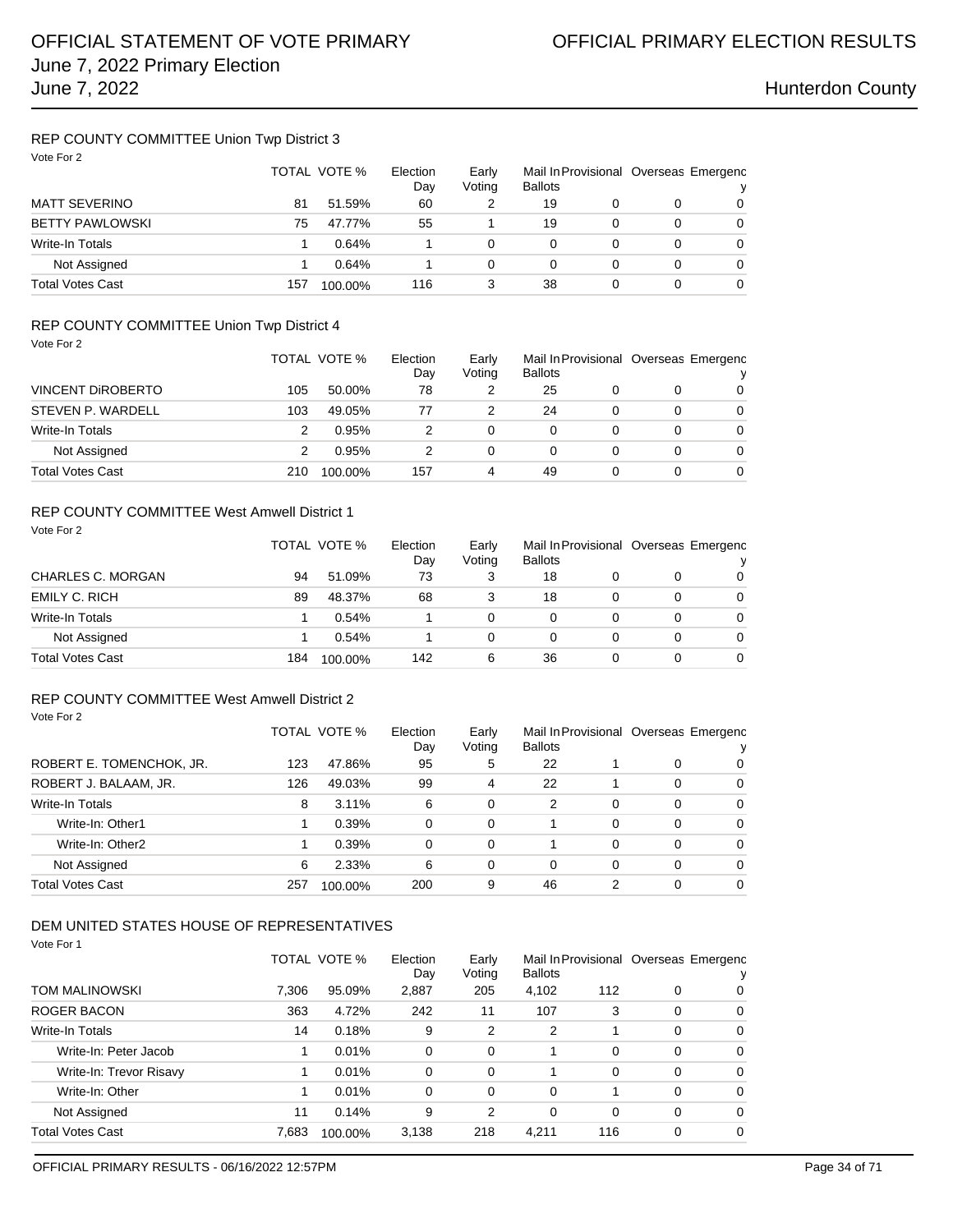# OFFICIAL STATEMENT OF VOTE PRIMARY

# OFFICIAL PRIMARY ELECTION RESULTS

June 7, 2022 Primary Election

June 7, 2022

Hunterdon County

## REP COUNTY COMMITTEE Union Twp District 3

Vote For 2

| | TOTAL | VOTE % | Election Day | Early Voting | Mail In Ballots | Provisional | Overseas | Emergency |
|---|---|---|---|---|---|---|---|---|
| MATT SEVERINO | 81 | 51.59% | 60 | 2 | 19 | 0 | 0 | 0 |
| BETTY PAWLOWSKI | 75 | 47.77% | 55 | 1 | 19 | 0 | 0 | 0 |
| Write-In Totals | 1 | 0.64% | 1 | 0 | 0 | 0 | 0 | 0 |
| Not Assigned | 1 | 0.64% | 1 | 0 | 0 | 0 | 0 | 0 |
| Total Votes Cast | 157 | 100.00% | 116 | 3 | 38 | 0 | 0 | 0 |

## REP COUNTY COMMITTEE Union Twp District 4

Vote For 2

| | TOTAL | VOTE % | Election Day | Early Voting | Mail In Ballots | Provisional | Overseas | Emergency |
|---|---|---|---|---|---|---|---|---|
| VINCENT DiROBERTO | 105 | 50.00% | 78 | 2 | 25 | 0 | 0 | 0 |
| STEVEN P. WARDELL | 103 | 49.05% | 77 | 2 | 24 | 0 | 0 | 0 |
| Write-In Totals | 2 | 0.95% | 2 | 0 | 0 | 0 | 0 | 0 |
| Not Assigned | 2 | 0.95% | 2 | 0 | 0 | 0 | 0 | 0 |
| Total Votes Cast | 210 | 100.00% | 157 | 4 | 49 | 0 | 0 | 0 |

## REP COUNTY COMMITTEE West Amwell District 1

Vote For 2

| | TOTAL | VOTE % | Election Day | Early Voting | Mail In Ballots | Provisional | Overseas | Emergency |
|---|---|---|---|---|---|---|---|---|
| CHARLES C. MORGAN | 94 | 51.09% | 73 | 3 | 18 | 0 | 0 | 0 |
| EMILY C. RICH | 89 | 48.37% | 68 | 3 | 18 | 0 | 0 | 0 |
| Write-In Totals | 1 | 0.54% | 1 | 0 | 0 | 0 | 0 | 0 |
| Not Assigned | 1 | 0.54% | 1 | 0 | 0 | 0 | 0 | 0 |
| Total Votes Cast | 184 | 100.00% | 142 | 6 | 36 | 0 | 0 | 0 |

## REP COUNTY COMMITTEE West Amwell District 2

Vote For 2

| | TOTAL | VOTE % | Election Day | Early Voting | Mail In Ballots | Provisional | Overseas | Emergency |
|---|---|---|---|---|---|---|---|---|
| ROBERT E. TOMENCHOK, JR. | 123 | 47.86% | 95 | 5 | 22 | 1 | 0 | 0 |
| ROBERT J. BALAAM, JR. | 126 | 49.03% | 99 | 4 | 22 | 1 | 0 | 0 |
| Write-In Totals | 8 | 3.11% | 6 | 0 | 2 | 0 | 0 | 0 |
| Write-In: Other1 | 1 | 0.39% | 0 | 0 | 1 | 0 | 0 | 0 |
| Write-In: Other2 | 1 | 0.39% | 0 | 0 | 1 | 0 | 0 | 0 |
| Not Assigned | 6 | 2.33% | 6 | 0 | 0 | 0 | 0 | 0 |
| Total Votes Cast | 257 | 100.00% | 200 | 9 | 46 | 2 | 0 | 0 |

## DEM UNITED STATES HOUSE OF REPRESENTATIVES

Vote For 1

| | TOTAL | VOTE % | Election Day | Early Voting | Mail In Ballots | Provisional | Overseas | Emergency |
|---|---|---|---|---|---|---|---|---|
| TOM MALINOWSKI | 7,306 | 95.09% | 2,887 | 205 | 4,102 | 112 | 0 | 0 |
| ROGER BACON | 363 | 4.72% | 242 | 11 | 107 | 3 | 0 | 0 |
| Write-In Totals | 14 | 0.18% | 9 | 2 | 2 | 1 | 0 | 0 |
| Write-In: Peter Jacob | 1 | 0.01% | 0 | 0 | 1 | 0 | 0 | 0 |
| Write-In: Trevor Risavy | 1 | 0.01% | 0 | 0 | 1 | 0 | 0 | 0 |
| Write-In: Other | 1 | 0.01% | 0 | 0 | 0 | 1 | 0 | 0 |
| Not Assigned | 11 | 0.14% | 9 | 2 | 0 | 0 | 0 | 0 |
| Total Votes Cast | 7,683 | 100.00% | 3,138 | 218 | 4,211 | 116 | 0 | 0 |

OFFICIAL PRIMARY RESULTS - 06/16/2022 12:57PM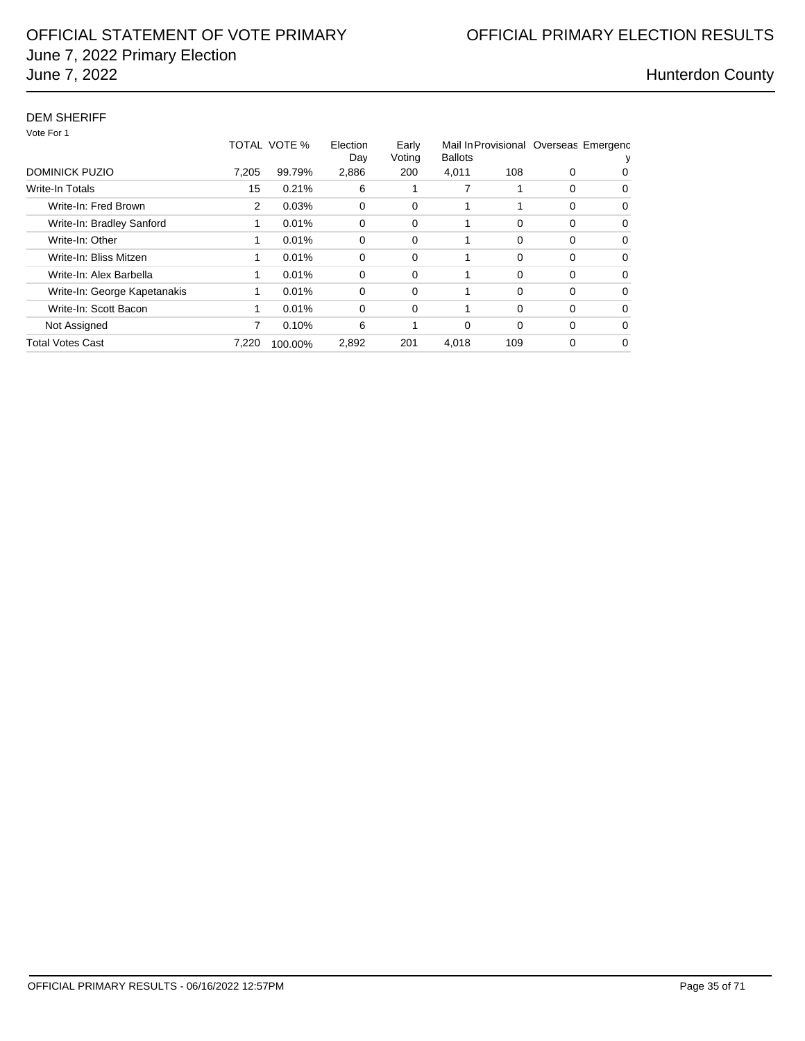## DEM SHERIFF

Vote For 1

| | TOTAL | VOTE % | Election Day | Early Voting | Mail In Ballots | Provisional | Overseas | Emergency |
|---|---|---|---|---|---|---|---|---|
| DOMINICK PUZIO | 7,205 | 99.79% | 2,886 | 200 | 4,011 | 108 | 0 | 0 |
| Write-In Totals | 15 | 0.21% | 6 | 1 | 7 | 1 | 0 | 0 |
| Write-In: Fred Brown | 2 | 0.03% | 0 | 0 | 1 | 1 | 0 | 0 |
| Write-In: Bradley Sanford | 1 | 0.01% | 0 | 0 | 1 | 0 | 0 | 0 |
| Write-In: Other | 1 | 0.01% | 0 | 0 | 1 | 0 | 0 | 0 |
| Write-In: Bliss Mitzen | 1 | 0.01% | 0 | 0 | 1 | 0 | 0 | 0 |
| Write-In: Alex Barbella | 1 | 0.01% | 0 | 0 | 1 | 0 | 0 | 0 |
| Write-In: George Kapetanakis | 1 | 0.01% | 0 | 0 | 1 | 0 | 0 | 0 |
| Write-In: Scott Bacon | 1 | 0.01% | 0 | 0 | 1 | 0 | 0 | 0 |
| Not Assigned | 7 | 0.10% | 6 | 1 | 0 | 0 | 0 | 0 |
| Total Votes Cast | 7,220 | 100.00% | 2,892 | 201 | 4,018 | 109 | 0 | 0 |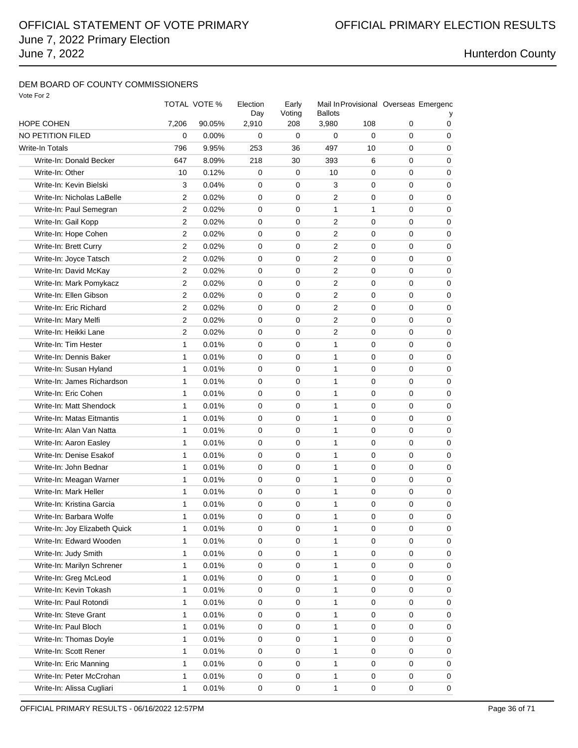# OFFICIAL STATEMENT OF VOTE PRIMARY

# OFFICIAL PRIMARY ELECTION RESULTS

June 7, 2022 Primary Election
June 7, 2022

Hunterdon County

## DEM BOARD OF COUNTY COMMISSIONERS

Vote For 2

| | TOTAL | VOTE % | Election Day | Early Voting | Mail In Ballots | Provisional | Overseas | Emergency |
|---|---|---|---|---|---|---|---|---|
| HOPE COHEN | 7,206 | 90.05% | 2,910 | 208 | 3,980 | 108 | 0 | 0 |
| NO PETITION FILED | 0 | 0.00% | 0 | 0 | 0 | 0 | 0 | 0 |
| Write-In Totals | 796 | 9.95% | 253 | 36 | 497 | 10 | 0 | 0 |
| Write-In: Donald Becker | 647 | 8.09% | 218 | 30 | 393 | 6 | 0 | 0 |
| Write-In: Other | 10 | 0.12% | 0 | 0 | 10 | 0 | 0 | 0 |
| Write-In: Kevin Bielski | 3 | 0.04% | 0 | 0 | 3 | 0 | 0 | 0 |
| Write-In: Nicholas LaBelle | 2 | 0.02% | 0 | 0 | 2 | 0 | 0 | 0 |
| Write-In: Paul Semegran | 2 | 0.02% | 0 | 0 | 1 | 1 | 0 | 0 |
| Write-In: Gail Kopp | 2 | 0.02% | 0 | 0 | 2 | 0 | 0 | 0 |
| Write-In: Hope Cohen | 2 | 0.02% | 0 | 0 | 2 | 0 | 0 | 0 |
| Write-In: Brett Curry | 2 | 0.02% | 0 | 0 | 2 | 0 | 0 | 0 |
| Write-In: Joyce Tatsch | 2 | 0.02% | 0 | 0 | 2 | 0 | 0 | 0 |
| Write-In: David McKay | 2 | 0.02% | 0 | 0 | 2 | 0 | 0 | 0 |
| Write-In: Mark Pomykacz | 2 | 0.02% | 0 | 0 | 2 | 0 | 0 | 0 |
| Write-In: Ellen Gibson | 2 | 0.02% | 0 | 0 | 2 | 0 | 0 | 0 |
| Write-In: Eric Richard | 2 | 0.02% | 0 | 0 | 2 | 0 | 0 | 0 |
| Write-In: Mary Melfi | 2 | 0.02% | 0 | 0 | 2 | 0 | 0 | 0 |
| Write-In: Heikki Lane | 2 | 0.02% | 0 | 0 | 2 | 0 | 0 | 0 |
| Write-In: Tim Hester | 1 | 0.01% | 0 | 0 | 1 | 0 | 0 | 0 |
| Write-In: Dennis Baker | 1 | 0.01% | 0 | 0 | 1 | 0 | 0 | 0 |
| Write-In: Susan Hyland | 1 | 0.01% | 0 | 0 | 1 | 0 | 0 | 0 |
| Write-In: James Richardson | 1 | 0.01% | 0 | 0 | 1 | 0 | 0 | 0 |
| Write-In: Eric Cohen | 1 | 0.01% | 0 | 0 | 1 | 0 | 0 | 0 |
| Write-In: Matt Shendock | 1 | 0.01% | 0 | 0 | 1 | 0 | 0 | 0 |
| Write-In: Matas Eitmantis | 1 | 0.01% | 0 | 0 | 1 | 0 | 0 | 0 |
| Write-In: Alan Van Natta | 1 | 0.01% | 0 | 0 | 1 | 0 | 0 | 0 |
| Write-In: Aaron Easley | 1 | 0.01% | 0 | 0 | 1 | 0 | 0 | 0 |
| Write-In: Denise Esakof | 1 | 0.01% | 0 | 0 | 1 | 0 | 0 | 0 |
| Write-In: John Bednar | 1 | 0.01% | 0 | 0 | 1 | 0 | 0 | 0 |
| Write-In: Meagan Warner | 1 | 0.01% | 0 | 0 | 1 | 0 | 0 | 0 |
| Write-In: Mark Heller | 1 | 0.01% | 0 | 0 | 1 | 0 | 0 | 0 |
| Write-In: Kristina Garcia | 1 | 0.01% | 0 | 0 | 1 | 0 | 0 | 0 |
| Write-In: Barbara Wolfe | 1 | 0.01% | 0 | 0 | 1 | 0 | 0 | 0 |
| Write-In: Joy Elizabeth Quick | 1 | 0.01% | 0 | 0 | 1 | 0 | 0 | 0 |
| Write-In: Edward Wooden | 1 | 0.01% | 0 | 0 | 1 | 0 | 0 | 0 |
| Write-In: Judy Smith | 1 | 0.01% | 0 | 0 | 1 | 0 | 0 | 0 |
| Write-In: Marilyn Schrener | 1 | 0.01% | 0 | 0 | 1 | 0 | 0 | 0 |
| Write-In: Greg McLeod | 1 | 0.01% | 0 | 0 | 1 | 0 | 0 | 0 |
| Write-In: Kevin Tokash | 1 | 0.01% | 0 | 0 | 1 | 0 | 0 | 0 |
| Write-In: Paul Rotondi | 1 | 0.01% | 0 | 0 | 1 | 0 | 0 | 0 |
| Write-In: Steve Grant | 1 | 0.01% | 0 | 0 | 1 | 0 | 0 | 0 |
| Write-In: Paul Bloch | 1 | 0.01% | 0 | 0 | 1 | 0 | 0 | 0 |
| Write-In: Thomas Doyle | 1 | 0.01% | 0 | 0 | 1 | 0 | 0 | 0 |
| Write-In: Scott Rener | 1 | 0.01% | 0 | 0 | 1 | 0 | 0 | 0 |
| Write-In: Eric Manning | 1 | 0.01% | 0 | 0 | 1 | 0 | 0 | 0 |
| Write-In: Peter McCrohan | 1 | 0.01% | 0 | 0 | 1 | 0 | 0 | 0 |
| Write-In: Alissa Cugliari | 1 | 0.01% | 0 | 0 | 1 | 0 | 0 | 0 |

OFFICIAL PRIMARY RESULTS - 06/16/2022 12:57PM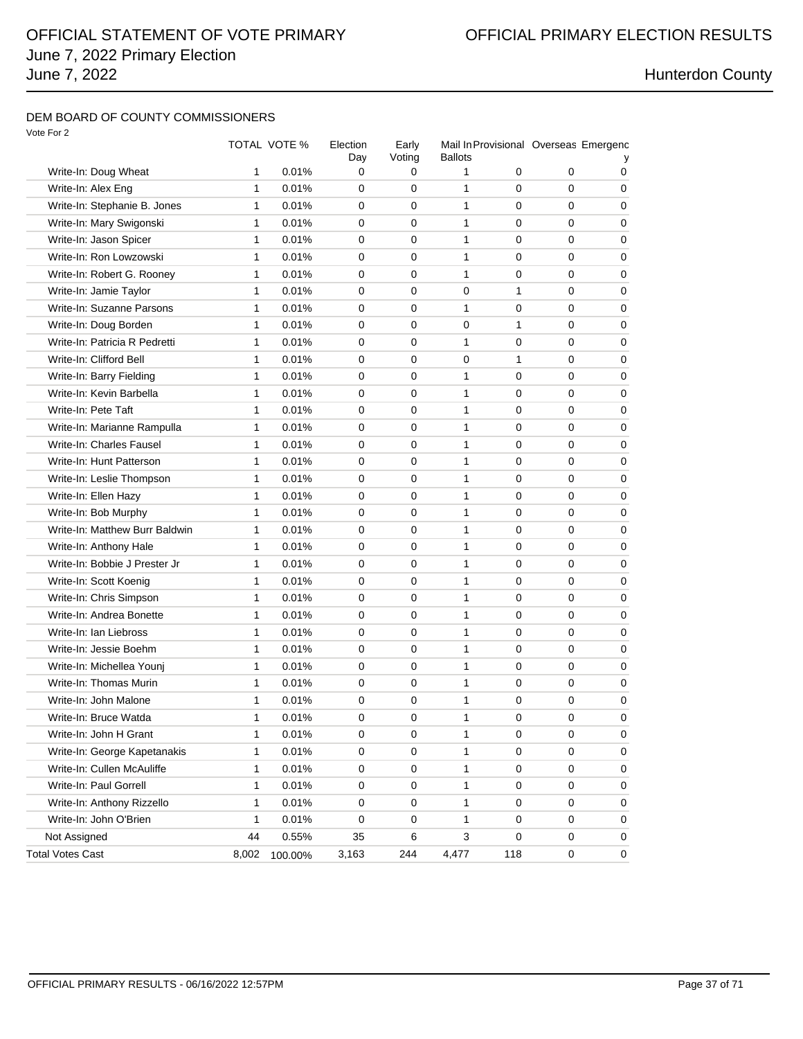# OFFICIAL STATEMENT OF VOTE PRIMARY
## June 7, 2022 Primary Election
## June 7, 2022

OFFICIAL PRIMARY ELECTION RESULTS

Hunterdon County

### DEM BOARD OF COUNTY COMMISSIONERS

Vote For 2

| | TOTAL | VOTE % | Election Day | Early Voting | Mail In Ballots | Provisional | Overseas | Emergency |
|---|---|---|---|---|---|---|---|---|
| Write-In: Doug Wheat | 1 | 0.01% | 0 | 0 | 1 | 0 | 0 | 0 |
| Write-In: Alex Eng | 1 | 0.01% | 0 | 0 | 1 | 0 | 0 | 0 |
| Write-In: Stephanie B. Jones | 1 | 0.01% | 0 | 0 | 1 | 0 | 0 | 0 |
| Write-In: Mary Swigonski | 1 | 0.01% | 0 | 0 | 1 | 0 | 0 | 0 |
| Write-In: Jason Spicer | 1 | 0.01% | 0 | 0 | 1 | 0 | 0 | 0 |
| Write-In: Ron Lowzowski | 1 | 0.01% | 0 | 0 | 1 | 0 | 0 | 0 |
| Write-In: Robert G. Rooney | 1 | 0.01% | 0 | 0 | 1 | 0 | 0 | 0 |
| Write-In: Jamie Taylor | 1 | 0.01% | 0 | 0 | 0 | 1 | 0 | 0 |
| Write-In: Suzanne Parsons | 1 | 0.01% | 0 | 0 | 1 | 0 | 0 | 0 |
| Write-In: Doug Borden | 1 | 0.01% | 0 | 0 | 0 | 1 | 0 | 0 |
| Write-In: Patricia R Pedretti | 1 | 0.01% | 0 | 0 | 1 | 0 | 0 | 0 |
| Write-In: Clifford Bell | 1 | 0.01% | 0 | 0 | 0 | 1 | 0 | 0 |
| Write-In: Barry Fielding | 1 | 0.01% | 0 | 0 | 1 | 0 | 0 | 0 |
| Write-In: Kevin Barbella | 1 | 0.01% | 0 | 0 | 1 | 0 | 0 | 0 |
| Write-In: Pete Taft | 1 | 0.01% | 0 | 0 | 1 | 0 | 0 | 0 |
| Write-In: Marianne Rampulla | 1 | 0.01% | 0 | 0 | 1 | 0 | 0 | 0 |
| Write-In: Charles Fausel | 1 | 0.01% | 0 | 0 | 1 | 0 | 0 | 0 |
| Write-In: Hunt Patterson | 1 | 0.01% | 0 | 0 | 1 | 0 | 0 | 0 |
| Write-In: Leslie Thompson | 1 | 0.01% | 0 | 0 | 1 | 0 | 0 | 0 |
| Write-In: Ellen Hazy | 1 | 0.01% | 0 | 0 | 1 | 0 | 0 | 0 |
| Write-In: Bob Murphy | 1 | 0.01% | 0 | 0 | 1 | 0 | 0 | 0 |
| Write-In: Matthew Burr Baldwin | 1 | 0.01% | 0 | 0 | 1 | 0 | 0 | 0 |
| Write-In: Anthony Hale | 1 | 0.01% | 0 | 0 | 1 | 0 | 0 | 0 |
| Write-In: Bobbie J Prester Jr | 1 | 0.01% | 0 | 0 | 1 | 0 | 0 | 0 |
| Write-In: Scott Koenig | 1 | 0.01% | 0 | 0 | 1 | 0 | 0 | 0 |
| Write-In: Chris Simpson | 1 | 0.01% | 0 | 0 | 1 | 0 | 0 | 0 |
| Write-In: Andrea Bonette | 1 | 0.01% | 0 | 0 | 1 | 0 | 0 | 0 |
| Write-In: Ian Liebross | 1 | 0.01% | 0 | 0 | 1 | 0 | 0 | 0 |
| Write-In: Jessie Boehm | 1 | 0.01% | 0 | 0 | 1 | 0 | 0 | 0 |
| Write-In: Michellea Younj | 1 | 0.01% | 0 | 0 | 1 | 0 | 0 | 0 |
| Write-In: Thomas Murin | 1 | 0.01% | 0 | 0 | 1 | 0 | 0 | 0 |
| Write-In: John Malone | 1 | 0.01% | 0 | 0 | 1 | 0 | 0 | 0 |
| Write-In: Bruce Watda | 1 | 0.01% | 0 | 0 | 1 | 0 | 0 | 0 |
| Write-In: John H Grant | 1 | 0.01% | 0 | 0 | 1 | 0 | 0 | 0 |
| Write-In: George Kapetanakis | 1 | 0.01% | 0 | 0 | 1 | 0 | 0 | 0 |
| Write-In: Cullen McAuliffe | 1 | 0.01% | 0 | 0 | 1 | 0 | 0 | 0 |
| Write-In: Paul Gorrell | 1 | 0.01% | 0 | 0 | 1 | 0 | 0 | 0 |
| Write-In: Anthony Rizzello | 1 | 0.01% | 0 | 0 | 1 | 0 | 0 | 0 |
| Write-In: John O'Brien | 1 | 0.01% | 0 | 0 | 1 | 0 | 0 | 0 |
| Not Assigned | 44 | 0.55% | 35 | 6 | 3 | 0 | 0 | 0 |
| Total Votes Cast | 8,002 | 100.00% | 3,163 | 244 | 4,477 | 118 | 0 | 0 |

OFFICIAL PRIMARY RESULTS - 06/16/2022 12:57PM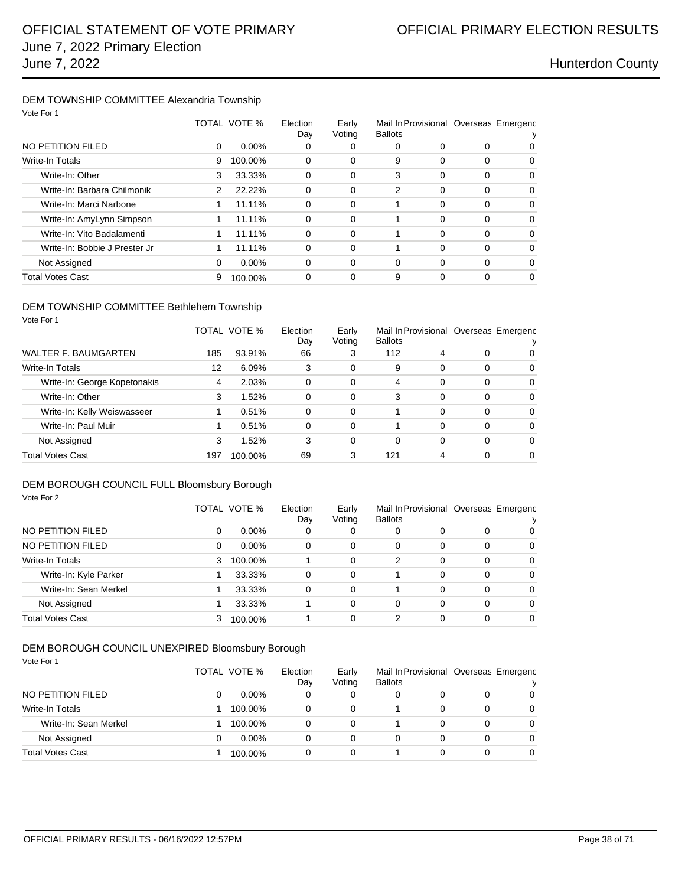# OFFICIAL STATEMENT OF VOTE PRIMARY
## June 7, 2022 Primary Election
## June 7, 2022

# OFFICIAL PRIMARY ELECTION RESULTS

## Hunterdon County

### DEM TOWNSHIP COMMITTEE Alexandria Township

Vote For 1

| | TOTAL | VOTE % | Election Day | Early Voting | Mail In Ballots | Provisional | Overseas | Emergency |
|---|---|---|---|---|---|---|---|---|
| NO PETITION FILED | 0 | 0.00% | 0 | 0 | 0 | 0 | 0 | 0 |
| Write-In Totals | 9 | 100.00% | 0 | 0 | 9 | 0 | 0 | 0 |
| Write-In: Other | 3 | 33.33% | 0 | 0 | 3 | 0 | 0 | 0 |
| Write-In: Barbara Chilmonik | 2 | 22.22% | 0 | 0 | 2 | 0 | 0 | 0 |
| Write-In: Marci Narbone | 1 | 11.11% | 0 | 0 | 1 | 0 | 0 | 0 |
| Write-In: AmyLynn Simpson | 1 | 11.11% | 0 | 0 | 1 | 0 | 0 | 0 |
| Write-In: Vito Badalamenti | 1 | 11.11% | 0 | 0 | 1 | 0 | 0 | 0 |
| Write-In: Bobbie J Prester Jr | 1 | 11.11% | 0 | 0 | 1 | 0 | 0 | 0 |
| Not Assigned | 0 | 0.00% | 0 | 0 | 0 | 0 | 0 | 0 |
| Total Votes Cast | 9 | 100.00% | 0 | 0 | 9 | 0 | 0 | 0 |

### DEM TOWNSHIP COMMITTEE Bethlehem Township

Vote For 1

| | TOTAL | VOTE % | Election Day | Early Voting | Mail In Ballots | Provisional | Overseas | Emergency |
|---|---|---|---|---|---|---|---|---|
| WALTER F. BAUMGARTEN | 185 | 93.91% | 66 | 3 | 112 | 4 | 0 | 0 |
| Write-In Totals | 12 | 6.09% | 3 | 0 | 9 | 0 | 0 | 0 |
| Write-In: George Kopetonakis | 4 | 2.03% | 0 | 0 | 4 | 0 | 0 | 0 |
| Write-In: Other | 3 | 1.52% | 0 | 0 | 3 | 0 | 0 | 0 |
| Write-In: Kelly Weiswasseer | 1 | 0.51% | 0 | 0 | 1 | 0 | 0 | 0 |
| Write-In: Paul Muir | 1 | 0.51% | 0 | 0 | 1 | 0 | 0 | 0 |
| Not Assigned | 3 | 1.52% | 3 | 0 | 0 | 0 | 0 | 0 |
| Total Votes Cast | 197 | 100.00% | 69 | 3 | 121 | 4 | 0 | 0 |

### DEM BOROUGH COUNCIL FULL Bloomsbury Borough

Vote For 2

| | TOTAL | VOTE % | Election Day | Early Voting | Mail In Ballots | Provisional | Overseas | Emergency |
|---|---|---|---|---|---|---|---|---|
| NO PETITION FILED | 0 | 0.00% | 0 | 0 | 0 | 0 | 0 | 0 |
| NO PETITION FILED | 0 | 0.00% | 0 | 0 | 0 | 0 | 0 | 0 |
| Write-In Totals | 3 | 100.00% | 1 | 0 | 2 | 0 | 0 | 0 |
| Write-In: Kyle Parker | 1 | 33.33% | 0 | 0 | 1 | 0 | 0 | 0 |
| Write-In: Sean Merkel | 1 | 33.33% | 0 | 0 | 1 | 0 | 0 | 0 |
| Not Assigned | 1 | 33.33% | 1 | 0 | 0 | 0 | 0 | 0 |
| Total Votes Cast | 3 | 100.00% | 1 | 0 | 2 | 0 | 0 | 0 |

### DEM BOROUGH COUNCIL UNEXPIRED Bloomsbury Borough

Vote For 1

| | TOTAL | VOTE % | Election Day | Early Voting | Mail In Ballots | Provisional | Overseas | Emergency |
|---|---|---|---|---|---|---|---|---|
| NO PETITION FILED | 0 | 0.00% | 0 | 0 | 0 | 0 | 0 | 0 |
| Write-In Totals | 1 | 100.00% | 0 | 0 | 1 | 0 | 0 | 0 |
| Write-In: Sean Merkel | 1 | 100.00% | 0 | 0 | 1 | 0 | 0 | 0 |
| Not Assigned | 0 | 0.00% | 0 | 0 | 0 | 0 | 0 | 0 |
| Total Votes Cast | 1 | 100.00% | 0 | 0 | 1 | 0 | 0 | 0 |

OFFICIAL PRIMARY RESULTS - 06/16/2022 12:57PM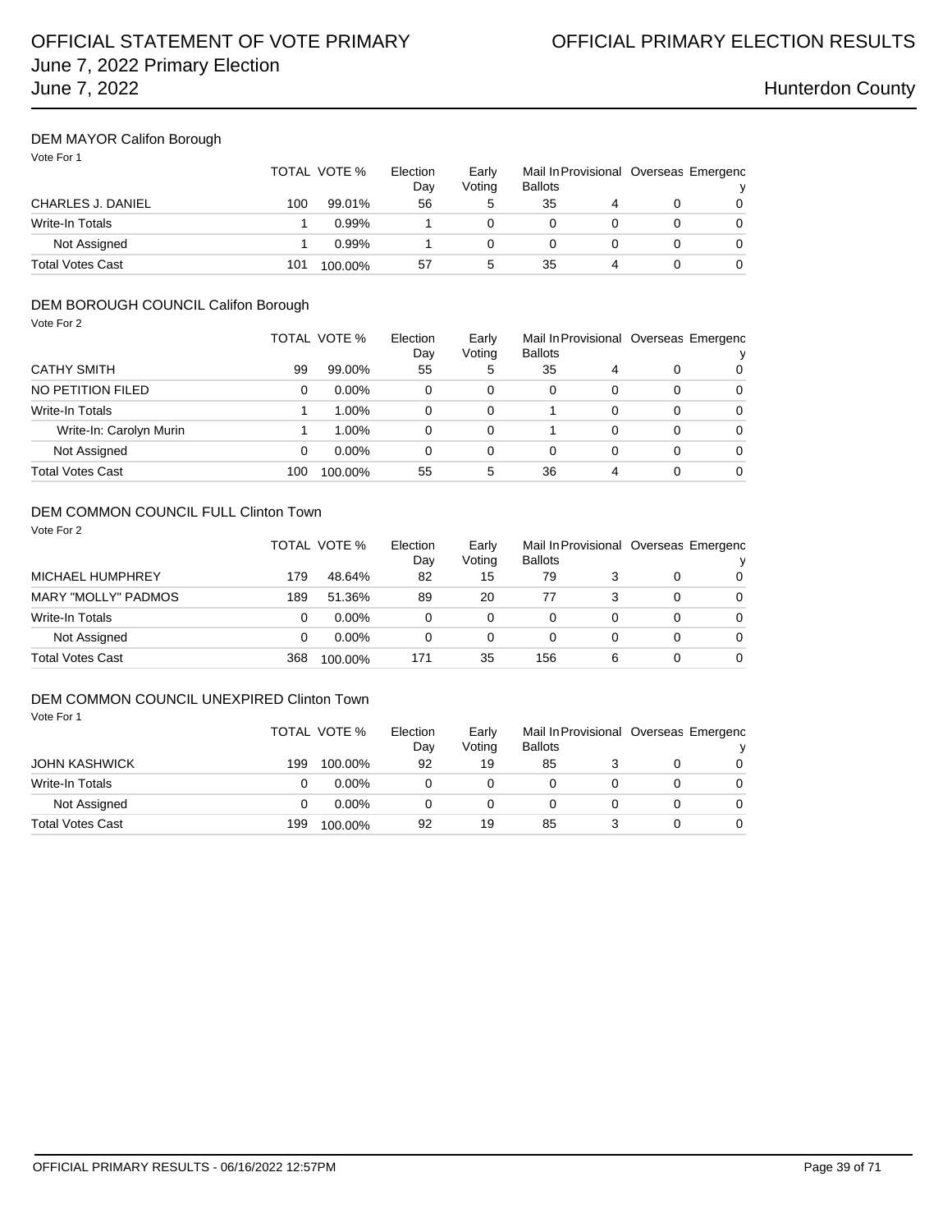# OFFICIAL STATEMENT OF VOTE PRIMARY
## June 7, 2022 Primary Election
## June 7, 2022

# OFFICIAL PRIMARY ELECTION RESULTS

Hunterdon County

### DEM MAYOR Califon Borough

Vote For 1

| | TOTAL | VOTE % | Election Day | Early Voting | Mail In Ballots | Provisional | Overseas | Emergency |
|---|---|---|---|---|---|---|---|---|
| CHARLES J. DANIEL | 100 | 99.01% | 56 | 5 | 35 | 4 | 0 | 0 |
| Write-In Totals | 1 | 0.99% | 1 | 0 | 0 | 0 | 0 | 0 |
| Not Assigned | 1 | 0.99% | 1 | 0 | 0 | 0 | 0 | 0 |
| Total Votes Cast | 101 | 100.00% | 57 | 5 | 35 | 4 | 0 | 0 |

### DEM BOROUGH COUNCIL Califon Borough

Vote For 2

| | TOTAL | VOTE % | Election Day | Early Voting | Mail In Ballots | Provisional | Overseas | Emergency |
|---|---|---|---|---|---|---|---|---|
| CATHY SMITH | 99 | 99.00% | 55 | 5 | 35 | 4 | 0 | 0 |
| NO PETITION FILED | 0 | 0.00% | 0 | 0 | 0 | 0 | 0 | 0 |
| Write-In Totals | 1 | 1.00% | 0 | 0 | 1 | 0 | 0 | 0 |
| Write-In: Carolyn Murin | 1 | 1.00% | 0 | 0 | 1 | 0 | 0 | 0 |
| Not Assigned | 0 | 0.00% | 0 | 0 | 0 | 0 | 0 | 0 |
| Total Votes Cast | 100 | 100.00% | 55 | 5 | 36 | 4 | 0 | 0 |

### DEM COMMON COUNCIL FULL Clinton Town

Vote For 2

| | TOTAL | VOTE % | Election Day | Early Voting | Mail In Ballots | Provisional | Overseas | Emergency |
|---|---|---|---|---|---|---|---|---|
| MICHAEL HUMPHREY | 179 | 48.64% | 82 | 15 | 79 | 3 | 0 | 0 |
| MARY "MOLLY" PADMOS | 189 | 51.36% | 89 | 20 | 77 | 3 | 0 | 0 |
| Write-In Totals | 0 | 0.00% | 0 | 0 | 0 | 0 | 0 | 0 |
| Not Assigned | 0 | 0.00% | 0 | 0 | 0 | 0 | 0 | 0 |
| Total Votes Cast | 368 | 100.00% | 171 | 35 | 156 | 6 | 0 | 0 |

### DEM COMMON COUNCIL UNEXPIRED Clinton Town

Vote For 1

| | TOTAL | VOTE % | Election Day | Early Voting | Mail In Ballots | Provisional | Overseas | Emergency |
|---|---|---|---|---|---|---|---|---|
| JOHN KASHWICK | 199 | 100.00% | 92 | 19 | 85 | 3 | 0 | 0 |
| Write-In Totals | 0 | 0.00% | 0 | 0 | 0 | 0 | 0 | 0 |
| Not Assigned | 0 | 0.00% | 0 | 0 | 0 | 0 | 0 | 0 |
| Total Votes Cast | 199 | 100.00% | 92 | 19 | 85 | 3 | 0 | 0 |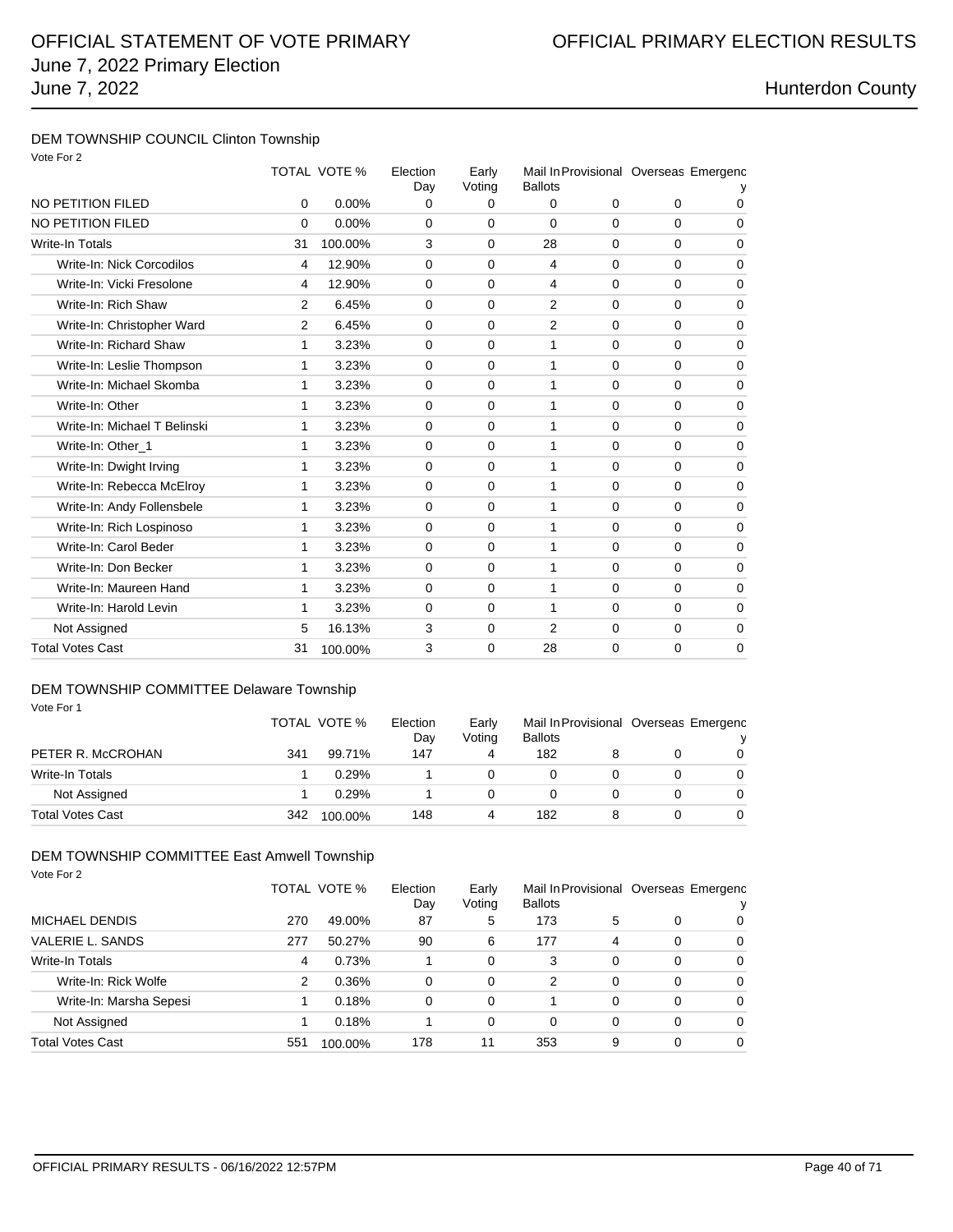## DEM TOWNSHIP COUNCIL Clinton Township

Vote For 2

| | TOTAL | VOTE % | Election Day | Early Voting | Mail In Ballots | Provisional | Overseas | Emergency |
|---|---|---|---|---|---|---|---|---|
| NO PETITION FILED | 0 | 0.00% | 0 | 0 | 0 | 0 | 0 | 0 |
| NO PETITION FILED | 0 | 0.00% | 0 | 0 | 0 | 0 | 0 | 0 |
| Write-In Totals | 31 | 100.00% | 3 | 0 | 28 | 0 | 0 | 0 |
| Write-In: Nick Corcodilos | 4 | 12.90% | 0 | 0 | 4 | 0 | 0 | 0 |
| Write-In: Vicki Fresolone | 4 | 12.90% | 0 | 0 | 4 | 0 | 0 | 0 |
| Write-In: Rich Shaw | 2 | 6.45% | 0 | 0 | 2 | 0 | 0 | 0 |
| Write-In: Christopher Ward | 2 | 6.45% | 0 | 0 | 2 | 0 | 0 | 0 |
| Write-In: Richard Shaw | 1 | 3.23% | 0 | 0 | 1 | 0 | 0 | 0 |
| Write-In: Leslie Thompson | 1 | 3.23% | 0 | 0 | 1 | 0 | 0 | 0 |
| Write-In: Michael Skomba | 1 | 3.23% | 0 | 0 | 1 | 0 | 0 | 0 |
| Write-In: Other | 1 | 3.23% | 0 | 0 | 1 | 0 | 0 | 0 |
| Write-In: Michael T Belinski | 1 | 3.23% | 0 | 0 | 1 | 0 | 0 | 0 |
| Write-In: Other_1 | 1 | 3.23% | 0 | 0 | 1 | 0 | 0 | 0 |
| Write-In: Dwight Irving | 1 | 3.23% | 0 | 0 | 1 | 0 | 0 | 0 |
| Write-In: Rebecca McElroy | 1 | 3.23% | 0 | 0 | 1 | 0 | 0 | 0 |
| Write-In: Andy Follensbele | 1 | 3.23% | 0 | 0 | 1 | 0 | 0 | 0 |
| Write-In: Rich Lospinoso | 1 | 3.23% | 0 | 0 | 1 | 0 | 0 | 0 |
| Write-In: Carol Beder | 1 | 3.23% | 0 | 0 | 1 | 0 | 0 | 0 |
| Write-In: Don Becker | 1 | 3.23% | 0 | 0 | 1 | 0 | 0 | 0 |
| Write-In: Maureen Hand | 1 | 3.23% | 0 | 0 | 1 | 0 | 0 | 0 |
| Write-In: Harold Levin | 1 | 3.23% | 0 | 0 | 1 | 0 | 0 | 0 |
| Not Assigned | 5 | 16.13% | 3 | 0 | 2 | 0 | 0 | 0 |
| Total Votes Cast | 31 | 100.00% | 3 | 0 | 28 | 0 | 0 | 0 |

## DEM TOWNSHIP COMMITTEE Delaware Township

Vote For 1

| | TOTAL | VOTE % | Election Day | Early Voting | Mail In Ballots | Provisional | Overseas | Emergency |
|---|---|---|---|---|---|---|---|---|
| PETER R. McCROHAN | 341 | 99.71% | 147 | 4 | 182 | 8 | 0 | 0 |
| Write-In Totals | 1 | 0.29% | 1 | 0 | 0 | 0 | 0 | 0 |
| Not Assigned | 1 | 0.29% | 1 | 0 | 0 | 0 | 0 | 0 |
| Total Votes Cast | 342 | 100.00% | 148 | 4 | 182 | 8 | 0 | 0 |

## DEM TOWNSHIP COMMITTEE East Amwell Township

Vote For 2

| | TOTAL | VOTE % | Election Day | Early Voting | Mail In Ballots | Provisional | Overseas | Emergency |
|---|---|---|---|---|---|---|---|---|
| MICHAEL DENDIS | 270 | 49.00% | 87 | 5 | 173 | 5 | 0 | 0 |
| VALERIE L. SANDS | 277 | 50.27% | 90 | 6 | 177 | 4 | 0 | 0 |
| Write-In Totals | 4 | 0.73% | 1 | 0 | 3 | 0 | 0 | 0 |
| Write-In: Rick Wolfe | 2 | 0.36% | 0 | 0 | 2 | 0 | 0 | 0 |
| Write-In: Marsha Sepesi | 1 | 0.18% | 0 | 0 | 1 | 0 | 0 | 0 |
| Not Assigned | 1 | 0.18% | 1 | 0 | 0 | 0 | 0 | 0 |
| Total Votes Cast | 551 | 100.00% | 178 | 11 | 353 | 9 | 0 | 0 |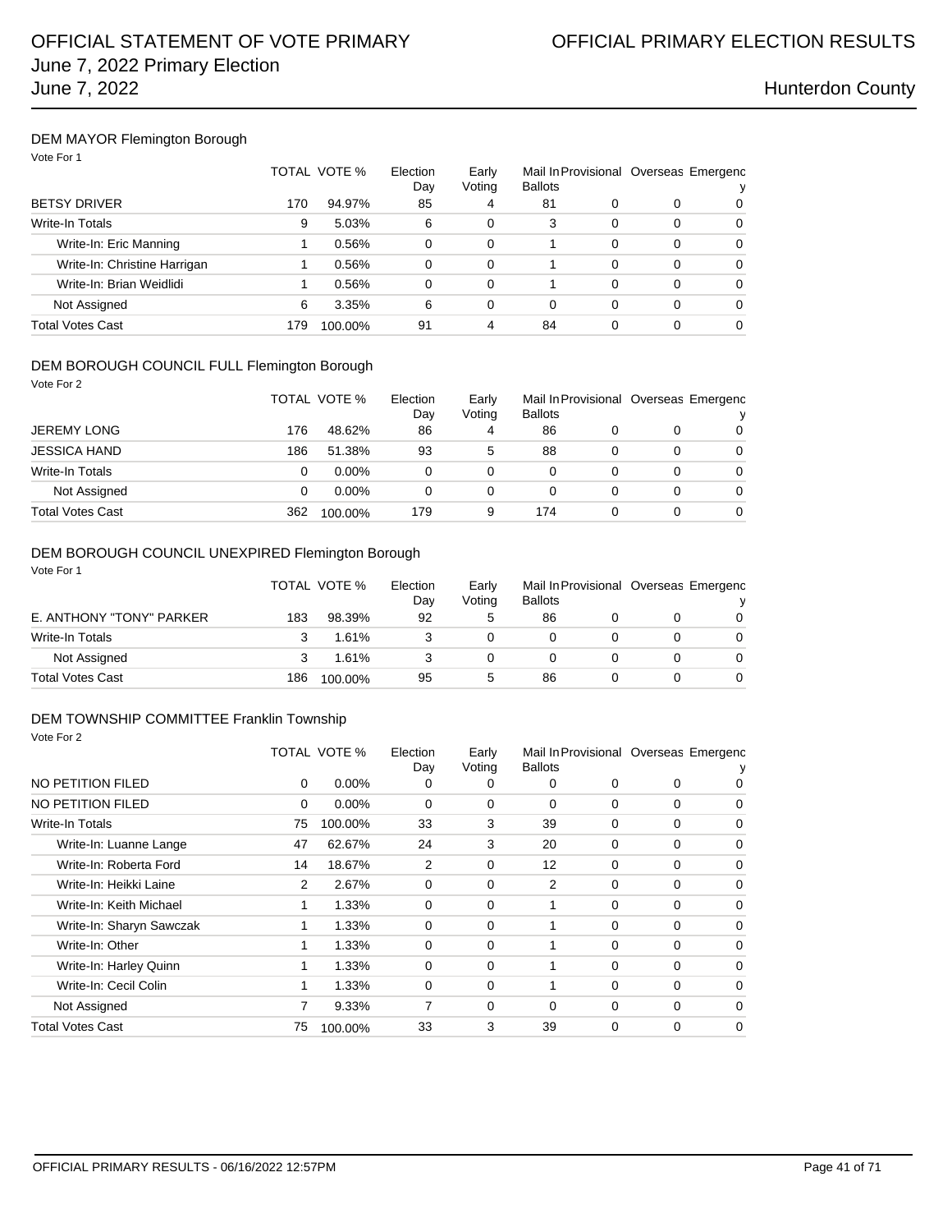# OFFICIAL STATEMENT OF VOTE PRIMARY
## June 7, 2022 Primary Election
## June 7, 2022

# OFFICIAL PRIMARY ELECTION RESULTS

## Hunterdon County

### DEM MAYOR Flemington Borough

Vote For 1

| | TOTAL | VOTE % | Election Day | Early Voting | Mail In Ballots | Provisional | Overseas | Emergency |
|---|---|---|---|---|---|---|---|---|
| BETSY DRIVER | 170 | 94.97% | 85 | 4 | 81 | 0 | 0 | 0 |
| Write-In Totals | 9 | 5.03% | 6 | 0 | 3 | 0 | 0 | 0 |
| Write-In: Eric Manning | 1 | 0.56% | 0 | 0 | 1 | 0 | 0 | 0 |
| Write-In: Christine Harrigan | 1 | 0.56% | 0 | 0 | 1 | 0 | 0 | 0 |
| Write-In: Brian Weidlidi | 1 | 0.56% | 0 | 0 | 1 | 0 | 0 | 0 |
| Not Assigned | 6 | 3.35% | 6 | 0 | 0 | 0 | 0 | 0 |
| Total Votes Cast | 179 | 100.00% | 91 | 4 | 84 | 0 | 0 | 0 |

### DEM BOROUGH COUNCIL FULL Flemington Borough

Vote For 2

| | TOTAL | VOTE % | Election Day | Early Voting | Mail In Ballots | Provisional | Overseas | Emergency |
|---|---|---|---|---|---|---|---|---|
| JEREMY LONG | 176 | 48.62% | 86 | 4 | 86 | 0 | 0 | 0 |
| JESSICA HAND | 186 | 51.38% | 93 | 5 | 88 | 0 | 0 | 0 |
| Write-In Totals | 0 | 0.00% | 0 | 0 | 0 | 0 | 0 | 0 |
| Not Assigned | 0 | 0.00% | 0 | 0 | 0 | 0 | 0 | 0 |
| Total Votes Cast | 362 | 100.00% | 179 | 9 | 174 | 0 | 0 | 0 |

### DEM BOROUGH COUNCIL UNEXPIRED Flemington Borough

Vote For 1

| | TOTAL | VOTE % | Election Day | Early Voting | Mail In Ballots | Provisional | Overseas | Emergency |
|---|---|---|---|---|---|---|---|---|
| E. ANTHONY "TONY" PARKER | 183 | 98.39% | 92 | 5 | 86 | 0 | 0 | 0 |
| Write-In Totals | 3 | 1.61% | 3 | 0 | 0 | 0 | 0 | 0 |
| Not Assigned | 3 | 1.61% | 3 | 0 | 0 | 0 | 0 | 0 |
| Total Votes Cast | 186 | 100.00% | 95 | 5 | 86 | 0 | 0 | 0 |

### DEM TOWNSHIP COMMITTEE Franklin Township

Vote For 2

| | TOTAL | VOTE % | Election Day | Early Voting | Mail In Ballots | Provisional | Overseas | Emergency |
|---|---|---|---|---|---|---|---|---|
| NO PETITION FILED | 0 | 0.00% | 0 | 0 | 0 | 0 | 0 | 0 |
| NO PETITION FILED | 0 | 0.00% | 0 | 0 | 0 | 0 | 0 | 0 |
| Write-In Totals | 75 | 100.00% | 33 | 3 | 39 | 0 | 0 | 0 |
| Write-In: Luanne Lange | 47 | 62.67% | 24 | 3 | 20 | 0 | 0 | 0 |
| Write-In: Roberta Ford | 14 | 18.67% | 2 | 0 | 12 | 0 | 0 | 0 |
| Write-In: Heikki Laine | 2 | 2.67% | 0 | 0 | 2 | 0 | 0 | 0 |
| Write-In: Keith Michael | 1 | 1.33% | 0 | 0 | 1 | 0 | 0 | 0 |
| Write-In: Sharyn Sawczak | 1 | 1.33% | 0 | 0 | 1 | 0 | 0 | 0 |
| Write-In: Other | 1 | 1.33% | 0 | 0 | 1 | 0 | 0 | 0 |
| Write-In: Harley Quinn | 1 | 1.33% | 0 | 0 | 1 | 0 | 0 | 0 |
| Write-In: Cecil Colin | 1 | 1.33% | 0 | 0 | 1 | 0 | 0 | 0 |
| Not Assigned | 7 | 9.33% | 7 | 0 | 0 | 0 | 0 | 0 |
| Total Votes Cast | 75 | 100.00% | 33 | 3 | 39 | 0 | 0 | 0 |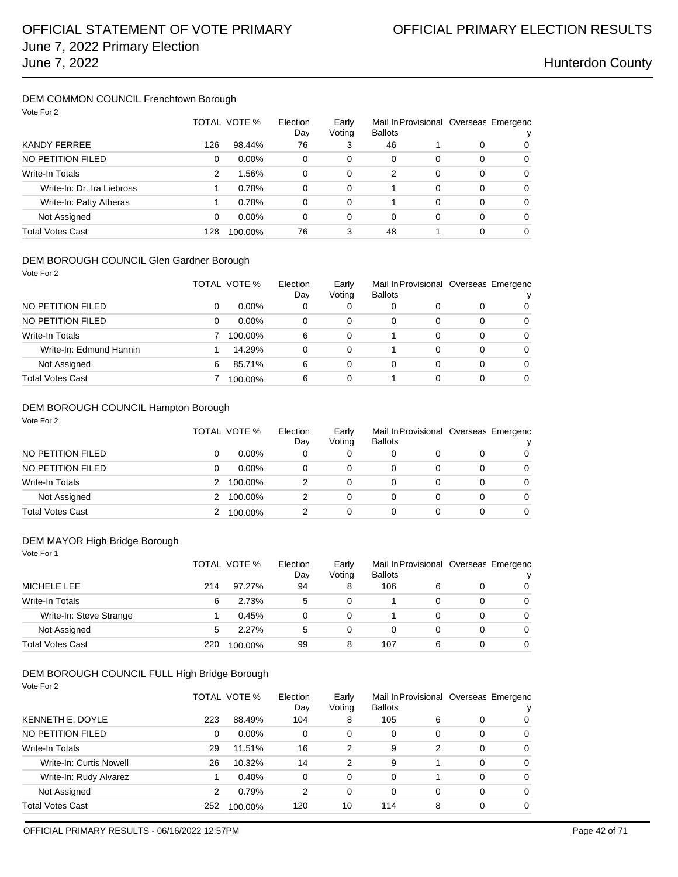# OFFICIAL STATEMENT OF VOTE PRIMARY
## June 7, 2022 Primary Election
## June 7, 2022

OFFICIAL PRIMARY ELECTION RESULTS

Hunterdon County

### DEM COMMON COUNCIL Frenchtown Borough

Vote For 2

| | TOTAL | VOTE % | Election Day | Early Voting | Mail In Ballots | Provisional | Overseas | Emergency |
|---|---|---|---|---|---|---|---|---|
| KANDY FERREE | 126 | 98.44% | 76 | 3 | 46 | 1 | 0 | 0 |
| NO PETITION FILED | 0 | 0.00% | 0 | 0 | 0 | 0 | 0 | 0 |
| Write-In Totals | 2 | 1.56% | 0 | 0 | 2 | 0 | 0 | 0 |
| Write-In: Dr. Ira Liebross | 1 | 0.78% | 0 | 0 | 1 | 0 | 0 | 0 |
| Write-In: Patty Atheras | 1 | 0.78% | 0 | 0 | 1 | 0 | 0 | 0 |
| Not Assigned | 0 | 0.00% | 0 | 0 | 0 | 0 | 0 | 0 |
| Total Votes Cast | 128 | 100.00% | 76 | 3 | 48 | 1 | 0 | 0 |

### DEM BOROUGH COUNCIL Glen Gardner Borough

Vote For 2

| | TOTAL | VOTE % | Election Day | Early Voting | Mail In Ballots | Provisional | Overseas | Emergency |
|---|---|---|---|---|---|---|---|---|
| NO PETITION FILED | 0 | 0.00% | 0 | 0 | 0 | 0 | 0 | 0 |
| NO PETITION FILED | 0 | 0.00% | 0 | 0 | 0 | 0 | 0 | 0 |
| Write-In Totals | 7 | 100.00% | 6 | 0 | 1 | 0 | 0 | 0 |
| Write-In: Edmund Hannin | 1 | 14.29% | 0 | 0 | 1 | 0 | 0 | 0 |
| Not Assigned | 6 | 85.71% | 6 | 0 | 0 | 0 | 0 | 0 |
| Total Votes Cast | 7 | 100.00% | 6 | 0 | 1 | 0 | 0 | 0 |

### DEM BOROUGH COUNCIL Hampton Borough

Vote For 2

| | TOTAL | VOTE % | Election Day | Early Voting | Mail In Ballots | Provisional | Overseas | Emergency |
|---|---|---|---|---|---|---|---|---|
| NO PETITION FILED | 0 | 0.00% | 0 | 0 | 0 | 0 | 0 | 0 |
| NO PETITION FILED | 0 | 0.00% | 0 | 0 | 0 | 0 | 0 | 0 |
| Write-In Totals | 2 | 100.00% | 2 | 0 | 0 | 0 | 0 | 0 |
| Not Assigned | 2 | 100.00% | 2 | 0 | 0 | 0 | 0 | 0 |
| Total Votes Cast | 2 | 100.00% | 2 | 0 | 0 | 0 | 0 | 0 |

### DEM MAYOR High Bridge Borough

Vote For 1

| | TOTAL | VOTE % | Election Day | Early Voting | Mail In Ballots | Provisional | Overseas | Emergency |
|---|---|---|---|---|---|---|---|---|
| MICHELE LEE | 214 | 97.27% | 94 | 8 | 106 | 6 | 0 | 0 |
| Write-In Totals | 6 | 2.73% | 5 | 0 | 1 | 0 | 0 | 0 |
| Write-In: Steve Strange | 1 | 0.45% | 0 | 0 | 1 | 0 | 0 | 0 |
| Not Assigned | 5 | 2.27% | 5 | 0 | 0 | 0 | 0 | 0 |
| Total Votes Cast | 220 | 100.00% | 99 | 8 | 107 | 6 | 0 | 0 |

### DEM BOROUGH COUNCIL FULL High Bridge Borough

Vote For 2

| | TOTAL | VOTE % | Election Day | Early Voting | Mail In Ballots | Provisional | Overseas | Emergency |
|---|---|---|---|---|---|---|---|---|
| KENNETH E. DOYLE | 223 | 88.49% | 104 | 8 | 105 | 6 | 0 | 0 |
| NO PETITION FILED | 0 | 0.00% | 0 | 0 | 0 | 0 | 0 | 0 |
| Write-In Totals | 29 | 11.51% | 16 | 2 | 9 | 2 | 0 | 0 |
| Write-In: Curtis Nowell | 26 | 10.32% | 14 | 2 | 9 | 1 | 0 | 0 |
| Write-In: Rudy Alvarez | 1 | 0.40% | 0 | 0 | 0 | 1 | 0 | 0 |
| Not Assigned | 2 | 0.79% | 2 | 0 | 0 | 0 | 0 | 0 |
| Total Votes Cast | 252 | 100.00% | 120 | 10 | 114 | 8 | 0 | 0 |

OFFICIAL PRIMARY RESULTS - 06/16/2022 12:57PM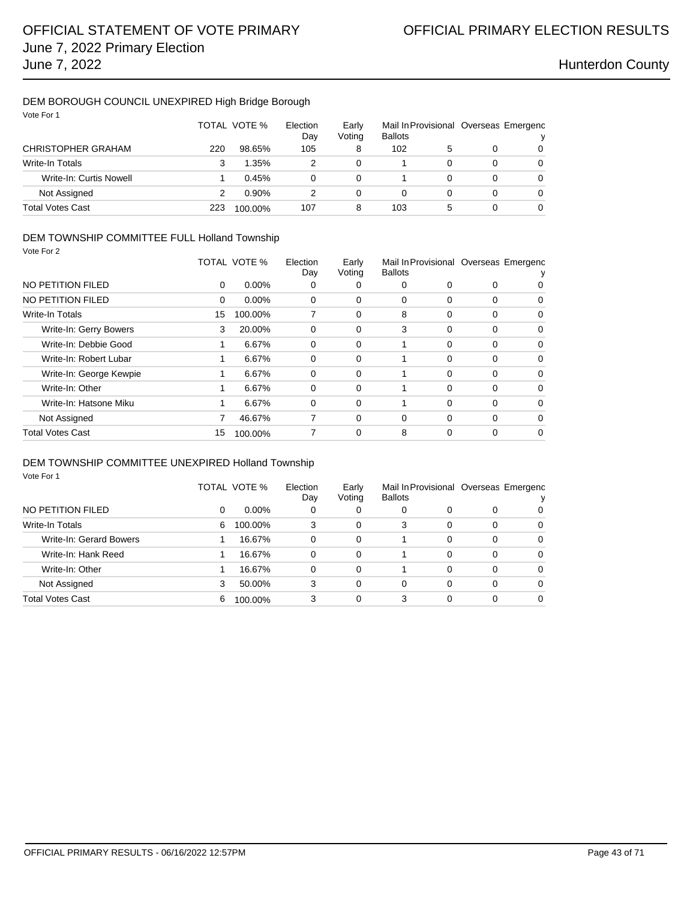### DEM BOROUGH COUNCIL UNEXPIRED High Bridge Borough

Vote For 1

| | TOTAL | VOTE % | Election Day | Early Voting | Mail In Ballots | Provisional | Overseas | Emergency |
|---|---|---|---|---|---|---|---|---|
| CHRISTOPHER GRAHAM | 220 | 98.65% | 105 | 8 | 102 | 5 | 0 | 0 |
| Write-In Totals | 3 | 1.35% | 2 | 0 | 1 | 0 | 0 | 0 |
| Write-In: Curtis Nowell | 1 | 0.45% | 0 | 0 | 1 | 0 | 0 | 0 |
| Not Assigned | 2 | 0.90% | 2 | 0 | 0 | 0 | 0 | 0 |
| Total Votes Cast | 223 | 100.00% | 107 | 8 | 103 | 5 | 0 | 0 |

### DEM TOWNSHIP COMMITTEE FULL Holland Township

Vote For 2

| | TOTAL | VOTE % | Election Day | Early Voting | Mail In Ballots | Provisional | Overseas | Emergency |
|---|---|---|---|---|---|---|---|---|
| NO PETITION FILED | 0 | 0.00% | 0 | 0 | 0 | 0 | 0 | 0 |
| NO PETITION FILED | 0 | 0.00% | 0 | 0 | 0 | 0 | 0 | 0 |
| Write-In Totals | 15 | 100.00% | 7 | 0 | 8 | 0 | 0 | 0 |
| Write-In: Gerry Bowers | 3 | 20.00% | 0 | 0 | 3 | 0 | 0 | 0 |
| Write-In: Debbie Good | 1 | 6.67% | 0 | 0 | 1 | 0 | 0 | 0 |
| Write-In: Robert Lubar | 1 | 6.67% | 0 | 0 | 1 | 0 | 0 | 0 |
| Write-In: George Kewpie | 1 | 6.67% | 0 | 0 | 1 | 0 | 0 | 0 |
| Write-In: Other | 1 | 6.67% | 0 | 0 | 1 | 0 | 0 | 0 |
| Write-In: Hatsone Miku | 1 | 6.67% | 0 | 0 | 1 | 0 | 0 | 0 |
| Not Assigned | 7 | 46.67% | 7 | 0 | 0 | 0 | 0 | 0 |
| Total Votes Cast | 15 | 100.00% | 7 | 0 | 8 | 0 | 0 | 0 |

### DEM TOWNSHIP COMMITTEE UNEXPIRED Holland Township

Vote For 1

| | TOTAL | VOTE % | Election Day | Early Voting | Mail In Ballots | Provisional | Overseas | Emergency |
|---|---|---|---|---|---|---|---|---|
| NO PETITION FILED | 0 | 0.00% | 0 | 0 | 0 | 0 | 0 | 0 |
| Write-In Totals | 6 | 100.00% | 3 | 0 | 3 | 0 | 0 | 0 |
| Write-In: Gerard Bowers | 1 | 16.67% | 0 | 0 | 1 | 0 | 0 | 0 |
| Write-In: Hank Reed | 1 | 16.67% | 0 | 0 | 1 | 0 | 0 | 0 |
| Write-In: Other | 1 | 16.67% | 0 | 0 | 1 | 0 | 0 | 0 |
| Not Assigned | 3 | 50.00% | 3 | 0 | 0 | 0 | 0 | 0 |
| Total Votes Cast | 6 | 100.00% | 3 | 0 | 3 | 0 | 0 | 0 |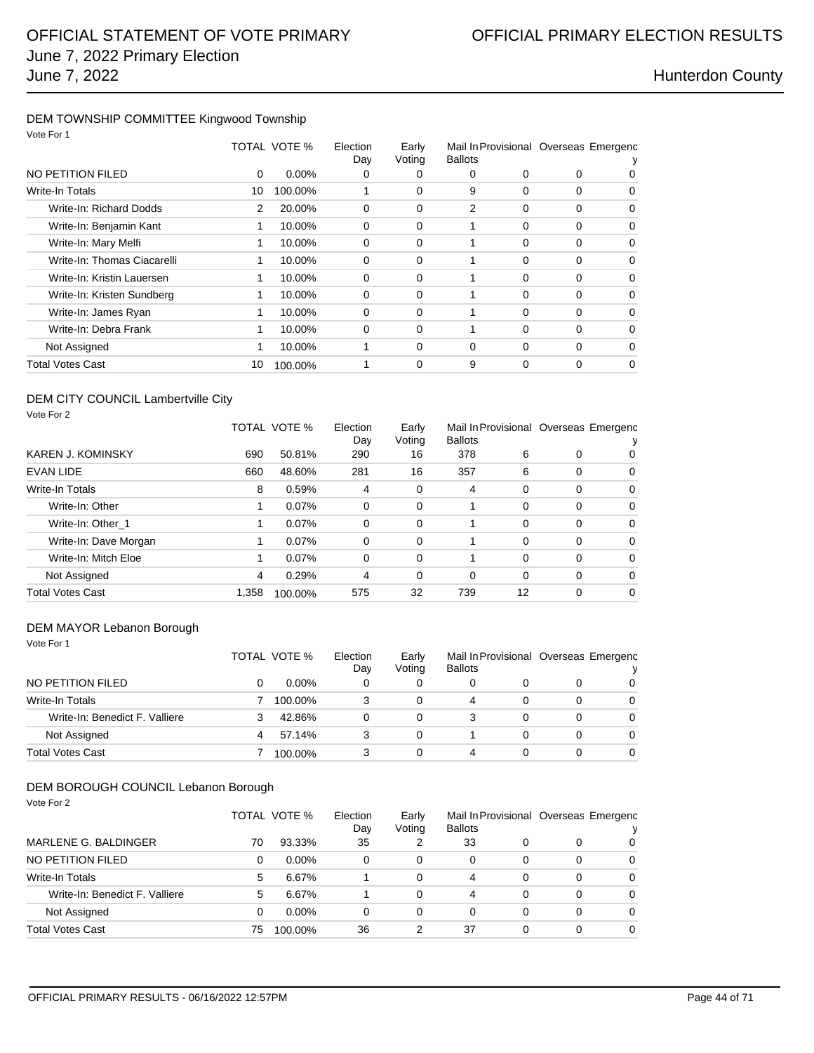# OFFICIAL STATEMENT OF VOTE PRIMARY
# June 7, 2022 Primary Election
# June 7, 2022

## OFFICIAL PRIMARY ELECTION RESULTS

Hunterdon County

### DEM TOWNSHIP COMMITTEE Kingwood Township

Vote For 1

| | TOTAL | VOTE % | Election Day | Early Voting | Mail In Ballots | Provisional | Overseas | Emergency |
|---|---|---|---|---|---|---|---|---|
| NO PETITION FILED | 0 | 0.00% | 0 | 0 | 0 | 0 | 0 | 0 |
| Write-In Totals | 10 | 100.00% | 1 | 0 | 9 | 0 | 0 | 0 |
| Write-In: Richard Dodds | 2 | 20.00% | 0 | 0 | 2 | 0 | 0 | 0 |
| Write-In: Benjamin Kant | 1 | 10.00% | 0 | 0 | 1 | 0 | 0 | 0 |
| Write-In: Mary Melfi | 1 | 10.00% | 0 | 0 | 1 | 0 | 0 | 0 |
| Write-In: Thomas Ciacarelli | 1 | 10.00% | 0 | 0 | 1 | 0 | 0 | 0 |
| Write-In: Kristin Lauersen | 1 | 10.00% | 0 | 0 | 1 | 0 | 0 | 0 |
| Write-In: Kristen Sundberg | 1 | 10.00% | 0 | 0 | 1 | 0 | 0 | 0 |
| Write-In: James Ryan | 1 | 10.00% | 0 | 0 | 1 | 0 | 0 | 0 |
| Write-In: Debra Frank | 1 | 10.00% | 0 | 0 | 1 | 0 | 0 | 0 |
| Not Assigned | 1 | 10.00% | 1 | 0 | 0 | 0 | 0 | 0 |
| Total Votes Cast | 10 | 100.00% | 1 | 0 | 9 | 0 | 0 | 0 |

### DEM CITY COUNCIL Lambertville City

Vote For 2

| | TOTAL | VOTE % | Election Day | Early Voting | Mail In Ballots | Provisional | Overseas | Emergency |
|---|---|---|---|---|---|---|---|---|
| KAREN J. KOMINSKY | 690 | 50.81% | 290 | 16 | 378 | 6 | 0 | 0 |
| EVAN LIDE | 660 | 48.60% | 281 | 16 | 357 | 6 | 0 | 0 |
| Write-In Totals | 8 | 0.59% | 4 | 0 | 4 | 0 | 0 | 0 |
| Write-In: Other | 1 | 0.07% | 0 | 0 | 1 | 0 | 0 | 0 |
| Write-In: Other_1 | 1 | 0.07% | 0 | 0 | 1 | 0 | 0 | 0 |
| Write-In: Dave Morgan | 1 | 0.07% | 0 | 0 | 1 | 0 | 0 | 0 |
| Write-In: Mitch Eloe | 1 | 0.07% | 0 | 0 | 1 | 0 | 0 | 0 |
| Not Assigned | 4 | 0.29% | 4 | 0 | 0 | 0 | 0 | 0 |
| Total Votes Cast | 1,358 | 100.00% | 575 | 32 | 739 | 12 | 0 | 0 |

### DEM MAYOR Lebanon Borough

Vote For 1

| | TOTAL | VOTE % | Election Day | Early Voting | Mail In Ballots | Provisional | Overseas | Emergency |
|---|---|---|---|---|---|---|---|---|
| NO PETITION FILED | 0 | 0.00% | 0 | 0 | 0 | 0 | 0 | 0 |
| Write-In Totals | 7 | 100.00% | 3 | 0 | 4 | 0 | 0 | 0 |
| Write-In: Benedict F. Valliere | 3 | 42.86% | 0 | 0 | 3 | 0 | 0 | 0 |
| Not Assigned | 4 | 57.14% | 3 | 0 | 1 | 0 | 0 | 0 |
| Total Votes Cast | 7 | 100.00% | 3 | 0 | 4 | 0 | 0 | 0 |

### DEM BOROUGH COUNCIL Lebanon Borough

Vote For 2

| | TOTAL | VOTE % | Election Day | Early Voting | Mail In Ballots | Provisional | Overseas | Emergency |
|---|---|---|---|---|---|---|---|---|
| MARLENE G. BALDINGER | 70 | 93.33% | 35 | 2 | 33 | 0 | 0 | 0 |
| NO PETITION FILED | 0 | 0.00% | 0 | 0 | 0 | 0 | 0 | 0 |
| Write-In Totals | 5 | 6.67% | 1 | 0 | 4 | 0 | 0 | 0 |
| Write-In: Benedict F. Valliere | 5 | 6.67% | 1 | 0 | 4 | 0 | 0 | 0 |
| Not Assigned | 0 | 0.00% | 0 | 0 | 0 | 0 | 0 | 0 |
| Total Votes Cast | 75 | 100.00% | 36 | 2 | 37 | 0 | 0 | 0 |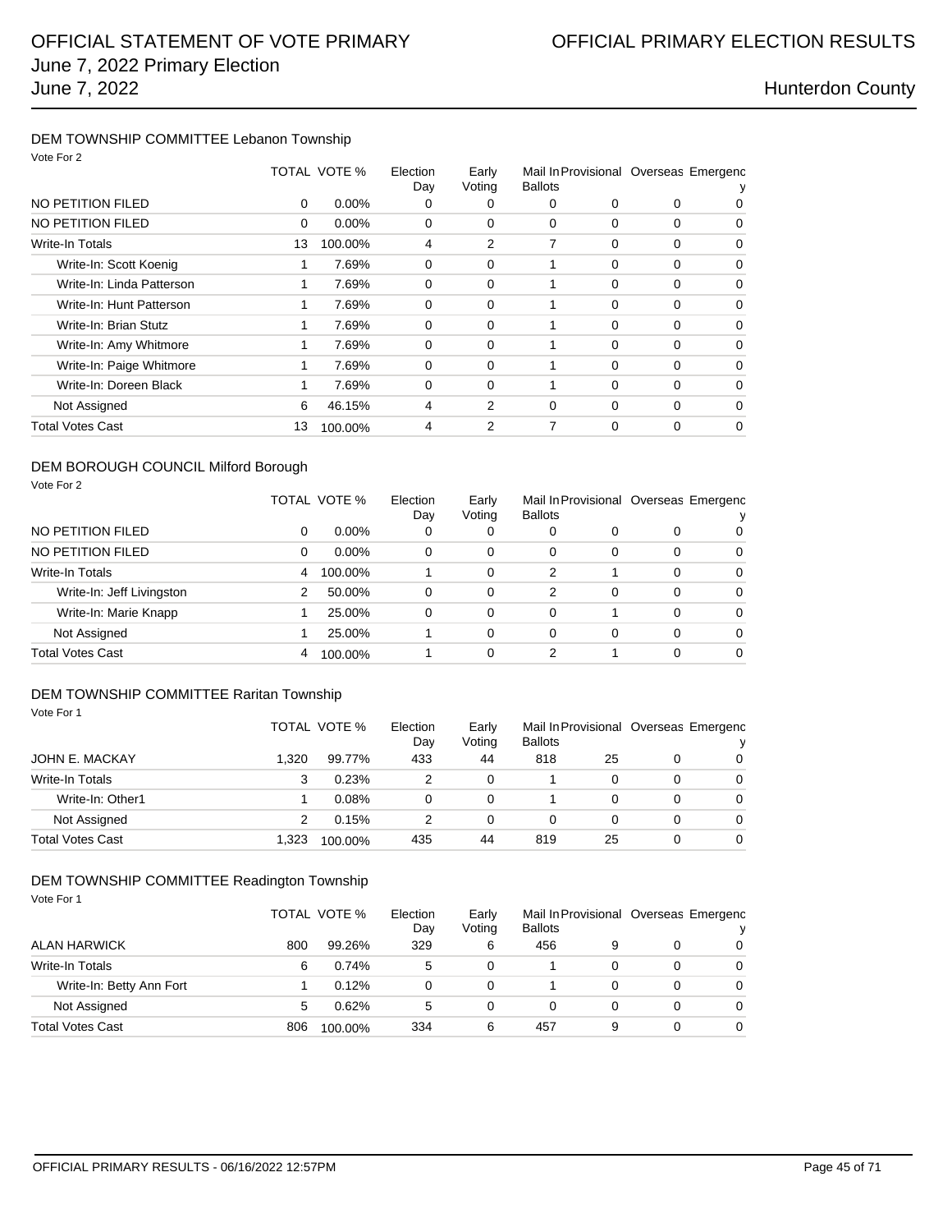# OFFICIAL STATEMENT OF VOTE PRIMARY
## June 7, 2022 Primary Election
## June 7, 2022

# OFFICIAL PRIMARY ELECTION RESULTS

## Hunterdon County

### DEM TOWNSHIP COMMITTEE Lebanon Township

Vote For 2

| | TOTAL | VOTE % | Election Day | Early Voting | Mail In Ballots | Provisional | Overseas | Emergency |
|---|---|---|---|---|---|---|---|---|
| NO PETITION FILED | 0 | 0.00% | 0 | 0 | 0 | 0 | 0 | 0 |
| NO PETITION FILED | 0 | 0.00% | 0 | 0 | 0 | 0 | 0 | 0 |
| Write-In Totals | 13 | 100.00% | 4 | 2 | 7 | 0 | 0 | 0 |
| Write-In: Scott Koenig | 1 | 7.69% | 0 | 0 | 1 | 0 | 0 | 0 |
| Write-In: Linda Patterson | 1 | 7.69% | 0 | 0 | 1 | 0 | 0 | 0 |
| Write-In: Hunt Patterson | 1 | 7.69% | 0 | 0 | 1 | 0 | 0 | 0 |
| Write-In: Brian Stutz | 1 | 7.69% | 0 | 0 | 1 | 0 | 0 | 0 |
| Write-In: Amy Whitmore | 1 | 7.69% | 0 | 0 | 1 | 0 | 0 | 0 |
| Write-In: Paige Whitmore | 1 | 7.69% | 0 | 0 | 1 | 0 | 0 | 0 |
| Write-In: Doreen Black | 1 | 7.69% | 0 | 0 | 1 | 0 | 0 | 0 |
| Not Assigned | 6 | 46.15% | 4 | 2 | 0 | 0 | 0 | 0 |
| Total Votes Cast | 13 | 100.00% | 4 | 2 | 7 | 0 | 0 | 0 |

### DEM BOROUGH COUNCIL Milford Borough

Vote For 2

| | TOTAL | VOTE % | Election Day | Early Voting | Mail In Ballots | Provisional | Overseas | Emergency |
|---|---|---|---|---|---|---|---|---|
| NO PETITION FILED | 0 | 0.00% | 0 | 0 | 0 | 0 | 0 | 0 |
| NO PETITION FILED | 0 | 0.00% | 0 | 0 | 0 | 0 | 0 | 0 |
| Write-In Totals | 4 | 100.00% | 1 | 0 | 2 | 1 | 0 | 0 |
| Write-In: Jeff Livingston | 2 | 50.00% | 0 | 0 | 2 | 0 | 0 | 0 |
| Write-In: Marie Knapp | 1 | 25.00% | 0 | 0 | 0 | 1 | 0 | 0 |
| Not Assigned | 1 | 25.00% | 1 | 0 | 0 | 0 | 0 | 0 |
| Total Votes Cast | 4 | 100.00% | 1 | 0 | 2 | 1 | 0 | 0 |

### DEM TOWNSHIP COMMITTEE Raritan Township

Vote For 1

| | TOTAL | VOTE % | Election Day | Early Voting | Mail In Ballots | Provisional | Overseas | Emergency |
|---|---|---|---|---|---|---|---|---|
| JOHN E. MACKAY | 1,320 | 99.77% | 433 | 44 | 818 | 25 | 0 | 0 |
| Write-In Totals | 3 | 0.23% | 2 | 0 | 1 | 0 | 0 | 0 |
| Write-In: Other1 | 1 | 0.08% | 0 | 0 | 1 | 0 | 0 | 0 |
| Not Assigned | 2 | 0.15% | 2 | 0 | 0 | 0 | 0 | 0 |
| Total Votes Cast | 1,323 | 100.00% | 435 | 44 | 819 | 25 | 0 | 0 |

### DEM TOWNSHIP COMMITTEE Readington Township

Vote For 1

| | TOTAL | VOTE % | Election Day | Early Voting | Mail In Ballots | Provisional | Overseas | Emergency |
|---|---|---|---|---|---|---|---|---|
| ALAN HARWICK | 800 | 99.26% | 329 | 6 | 456 | 9 | 0 | 0 |
| Write-In Totals | 6 | 0.74% | 5 | 0 | 1 | 0 | 0 | 0 |
| Write-In: Betty Ann Fort | 1 | 0.12% | 0 | 0 | 1 | 0 | 0 | 0 |
| Not Assigned | 5 | 0.62% | 5 | 0 | 0 | 0 | 0 | 0 |
| Total Votes Cast | 806 | 100.00% | 334 | 6 | 457 | 9 | 0 | 0 |

OFFICIAL PRIMARY RESULTS - 06/16/2022 12:57PM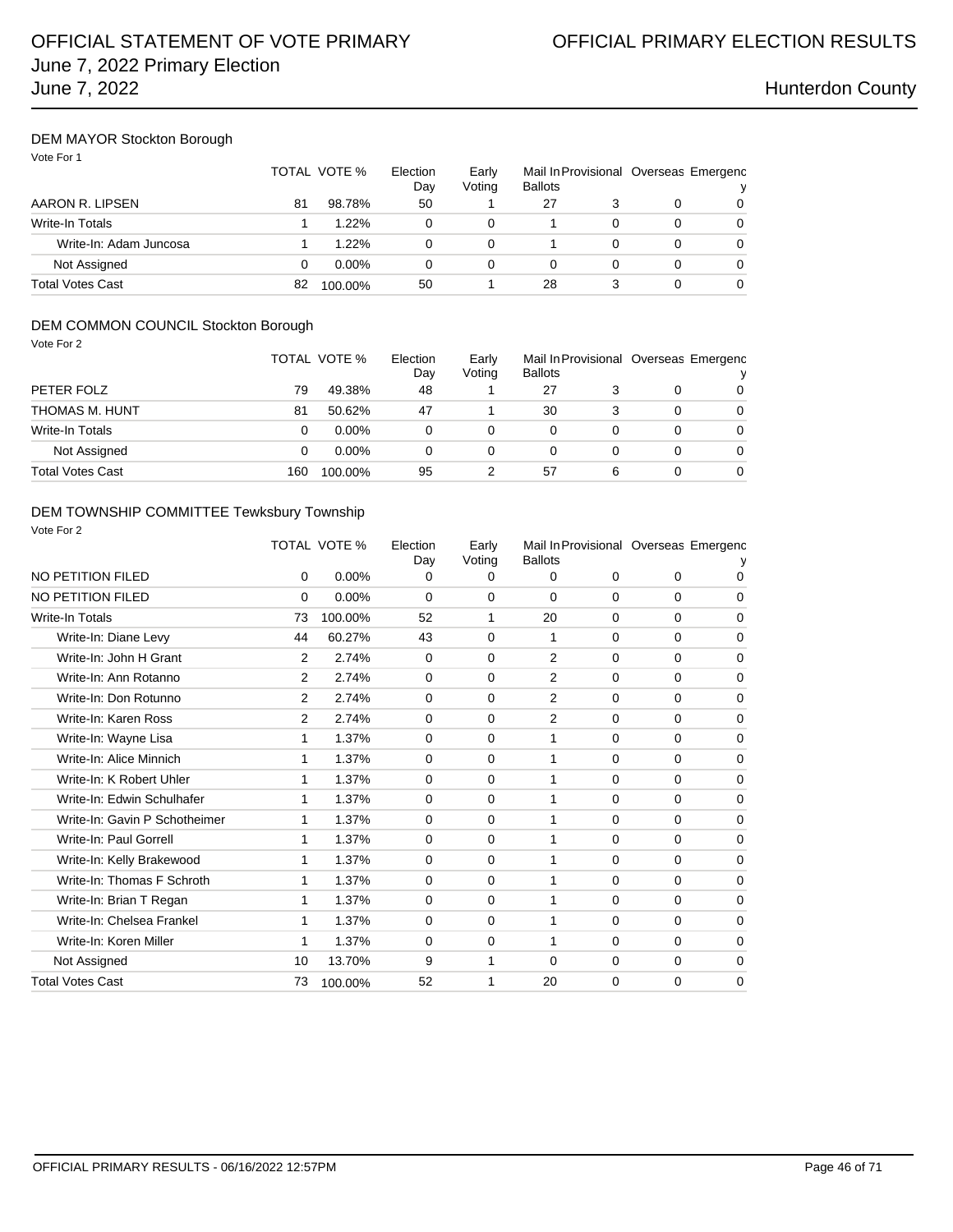# OFFICIAL STATEMENT OF VOTE PRIMARY
## June 7, 2022 Primary Election
## June 7, 2022

# OFFICIAL PRIMARY ELECTION RESULTS

Hunterdon County

### DEM MAYOR Stockton Borough

Vote For 1

| | TOTAL | VOTE % | Election Day | Early Voting | Mail In Ballots | Provisional | Overseas | Emergency |
|---|---|---|---|---|---|---|---|---|
| AARON R. LIPSEN | 81 | 98.78% | 50 | 1 | 27 | 3 | 0 | 0 |
| Write-In Totals | 1 | 1.22% | 0 | 0 | 1 | 0 | 0 | 0 |
| Write-In: Adam Juncosa | 1 | 1.22% | 0 | 0 | 1 | 0 | 0 | 0 |
| Not Assigned | 0 | 0.00% | 0 | 0 | 0 | 0 | 0 | 0 |
| Total Votes Cast | 82 | 100.00% | 50 | 1 | 28 | 3 | 0 | 0 |

### DEM COMMON COUNCIL Stockton Borough

Vote For 2

| | TOTAL | VOTE % | Election Day | Early Voting | Mail In Ballots | Provisional | Overseas | Emergency |
|---|---|---|---|---|---|---|---|---|
| PETER FOLZ | 79 | 49.38% | 48 | 1 | 27 | 3 | 0 | 0 |
| THOMAS M. HUNT | 81 | 50.62% | 47 | 1 | 30 | 3 | 0 | 0 |
| Write-In Totals | 0 | 0.00% | 0 | 0 | 0 | 0 | 0 | 0 |
| Not Assigned | 0 | 0.00% | 0 | 0 | 0 | 0 | 0 | 0 |
| Total Votes Cast | 160 | 100.00% | 95 | 2 | 57 | 6 | 0 | 0 |

### DEM TOWNSHIP COMMITTEE Tewksbury Township

Vote For 2

| | TOTAL | VOTE % | Election Day | Early Voting | Mail In Ballots | Provisional | Overseas | Emergency |
|---|---|---|---|---|---|---|---|---|
| NO PETITION FILED | 0 | 0.00% | 0 | 0 | 0 | 0 | 0 | 0 |
| NO PETITION FILED | 0 | 0.00% | 0 | 0 | 0 | 0 | 0 | 0 |
| Write-In Totals | 73 | 100.00% | 52 | 1 | 20 | 0 | 0 | 0 |
| Write-In: Diane Levy | 44 | 60.27% | 43 | 0 | 1 | 0 | 0 | 0 |
| Write-In: John H Grant | 2 | 2.74% | 0 | 0 | 2 | 0 | 0 | 0 |
| Write-In: Ann Rotanno | 2 | 2.74% | 0 | 0 | 2 | 0 | 0 | 0 |
| Write-In: Don Rotunno | 2 | 2.74% | 0 | 0 | 2 | 0 | 0 | 0 |
| Write-In: Karen Ross | 2 | 2.74% | 0 | 0 | 2 | 0 | 0 | 0 |
| Write-In: Wayne Lisa | 1 | 1.37% | 0 | 0 | 1 | 0 | 0 | 0 |
| Write-In: Alice Minnich | 1 | 1.37% | 0 | 0 | 1 | 0 | 0 | 0 |
| Write-In: K Robert Uhler | 1 | 1.37% | 0 | 0 | 1 | 0 | 0 | 0 |
| Write-In: Edwin Schulhafer | 1 | 1.37% | 0 | 0 | 1 | 0 | 0 | 0 |
| Write-In: Gavin P Schotheimer | 1 | 1.37% | 0 | 0 | 1 | 0 | 0 | 0 |
| Write-In: Paul Gorrell | 1 | 1.37% | 0 | 0 | 1 | 0 | 0 | 0 |
| Write-In: Kelly Brakewood | 1 | 1.37% | 0 | 0 | 1 | 0 | 0 | 0 |
| Write-In: Thomas F Schroth | 1 | 1.37% | 0 | 0 | 1 | 0 | 0 | 0 |
| Write-In: Brian T Regan | 1 | 1.37% | 0 | 0 | 1 | 0 | 0 | 0 |
| Write-In: Chelsea Frankel | 1 | 1.37% | 0 | 0 | 1 | 0 | 0 | 0 |
| Write-In: Koren Miller | 1 | 1.37% | 0 | 0 | 1 | 0 | 0 | 0 |
| Not Assigned | 10 | 13.70% | 9 | 1 | 0 | 0 | 0 | 0 |
| Total Votes Cast | 73 | 100.00% | 52 | 1 | 20 | 0 | 0 | 0 |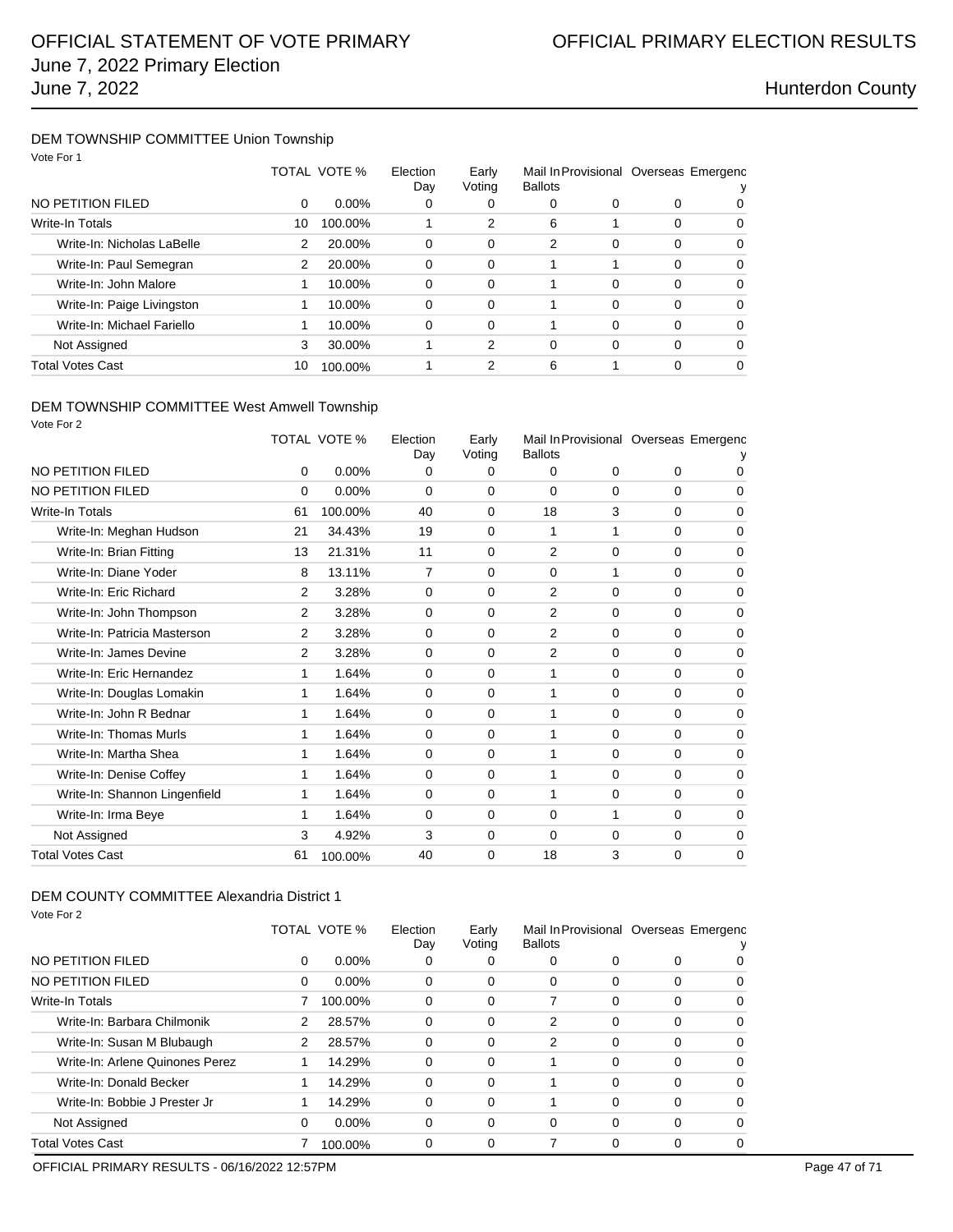### DEM TOWNSHIP COMMITTEE Union Township

Vote For 1

| | TOTAL | VOTE % | Election Day | Early Voting | Mail In Ballots | Provisional | Overseas | Emergency |
|---|---|---|---|---|---|---|---|---|
| NO PETITION FILED | 0 | 0.00% | 0 | 0 | 0 | 0 | 0 | 0 |
| Write-In Totals | 10 | 100.00% | 1 | 2 | 6 | 1 | 0 | 0 |
| Write-In: Nicholas LaBelle | 2 | 20.00% | 0 | 0 | 2 | 0 | 0 | 0 |
| Write-In: Paul Semegran | 2 | 20.00% | 0 | 0 | 1 | 1 | 0 | 0 |
| Write-In: John Malore | 1 | 10.00% | 0 | 0 | 1 | 0 | 0 | 0 |
| Write-In: Paige Livingston | 1 | 10.00% | 0 | 0 | 1 | 0 | 0 | 0 |
| Write-In: Michael Fariello | 1 | 10.00% | 0 | 0 | 1 | 0 | 0 | 0 |
| Not Assigned | 3 | 30.00% | 1 | 2 | 0 | 0 | 0 | 0 |
| Total Votes Cast | 10 | 100.00% | 1 | 2 | 6 | 1 | 0 | 0 |

### DEM TOWNSHIP COMMITTEE West Amwell Township

Vote For 2

| | TOTAL | VOTE % | Election Day | Early Voting | Mail In Ballots | Provisional | Overseas | Emergency |
|---|---|---|---|---|---|---|---|---|
| NO PETITION FILED | 0 | 0.00% | 0 | 0 | 0 | 0 | 0 | 0 |
| NO PETITION FILED | 0 | 0.00% | 0 | 0 | 0 | 0 | 0 | 0 |
| Write-In Totals | 61 | 100.00% | 40 | 0 | 18 | 3 | 0 | 0 |
| Write-In: Meghan Hudson | 21 | 34.43% | 19 | 0 | 1 | 1 | 0 | 0 |
| Write-In: Brian Fitting | 13 | 21.31% | 11 | 0 | 2 | 0 | 0 | 0 |
| Write-In: Diane Yoder | 8 | 13.11% | 7 | 0 | 0 | 1 | 0 | 0 |
| Write-In: Eric Richard | 2 | 3.28% | 0 | 0 | 2 | 0 | 0 | 0 |
| Write-In: John Thompson | 2 | 3.28% | 0 | 0 | 2 | 0 | 0 | 0 |
| Write-In: Patricia Masterson | 2 | 3.28% | 0 | 0 | 2 | 0 | 0 | 0 |
| Write-In: James Devine | 2 | 3.28% | 0 | 0 | 2 | 0 | 0 | 0 |
| Write-In: Eric Hernandez | 1 | 1.64% | 0 | 0 | 1 | 0 | 0 | 0 |
| Write-In: Douglas Lomakin | 1 | 1.64% | 0 | 0 | 1 | 0 | 0 | 0 |
| Write-In: John R Bednar | 1 | 1.64% | 0 | 0 | 1 | 0 | 0 | 0 |
| Write-In: Thomas Murls | 1 | 1.64% | 0 | 0 | 1 | 0 | 0 | 0 |
| Write-In: Martha Shea | 1 | 1.64% | 0 | 0 | 1 | 0 | 0 | 0 |
| Write-In: Denise Coffey | 1 | 1.64% | 0 | 0 | 1 | 0 | 0 | 0 |
| Write-In: Shannon Lingenfield | 1 | 1.64% | 0 | 0 | 1 | 0 | 0 | 0 |
| Write-In: Irma Beye | 1 | 1.64% | 0 | 0 | 0 | 1 | 0 | 0 |
| Not Assigned | 3 | 4.92% | 3 | 0 | 0 | 0 | 0 | 0 |
| Total Votes Cast | 61 | 100.00% | 40 | 0 | 18 | 3 | 0 | 0 |

### DEM COUNTY COMMITTEE Alexandria District 1

Vote For 2

| | TOTAL | VOTE % | Election Day | Early Voting | Mail In Ballots | Provisional | Overseas | Emergency |
|---|---|---|---|---|---|---|---|---|
| NO PETITION FILED | 0 | 0.00% | 0 | 0 | 0 | 0 | 0 | 0 |
| NO PETITION FILED | 0 | 0.00% | 0 | 0 | 0 | 0 | 0 | 0 |
| Write-In Totals | 7 | 100.00% | 0 | 0 | 7 | 0 | 0 | 0 |
| Write-In: Barbara Chilmonik | 2 | 28.57% | 0 | 0 | 2 | 0 | 0 | 0 |
| Write-In: Susan M Blubaugh | 2 | 28.57% | 0 | 0 | 2 | 0 | 0 | 0 |
| Write-In: Arlene Quinones Perez | 1 | 14.29% | 0 | 0 | 1 | 0 | 0 | 0 |
| Write-In: Donald Becker | 1 | 14.29% | 0 | 0 | 1 | 0 | 0 | 0 |
| Write-In: Bobbie J Prester Jr | 1 | 14.29% | 0 | 0 | 1 | 0 | 0 | 0 |
| Not Assigned | 0 | 0.00% | 0 | 0 | 0 | 0 | 0 | 0 |
| Total Votes Cast | 7 | 100.00% | 0 | 0 | 7 | 0 | 0 | 0 |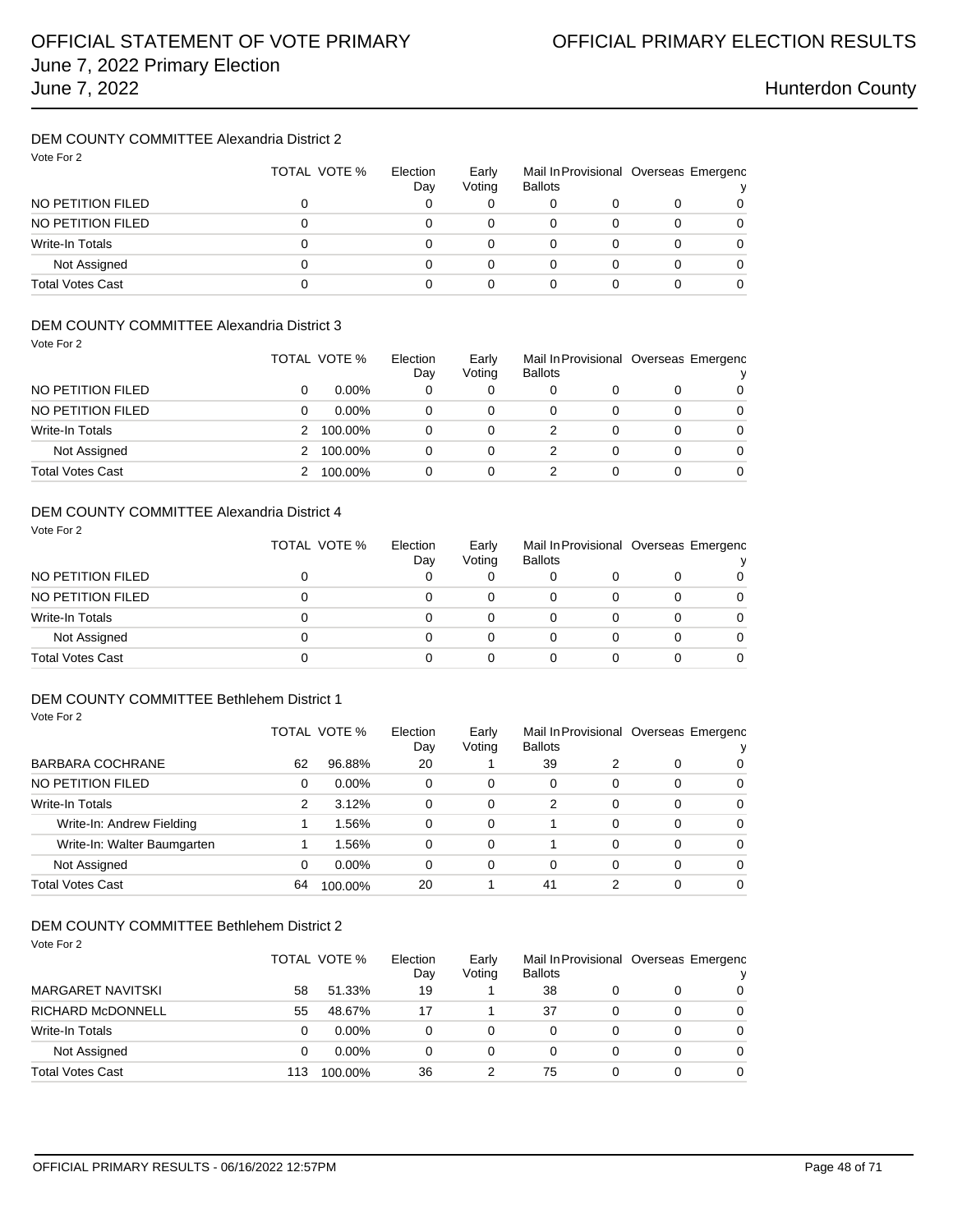# OFFICIAL STATEMENT OF VOTE PRIMARY

# OFFICIAL PRIMARY ELECTION RESULTS

June 7, 2022 Primary Election
June 7, 2022

Hunterdon County

## DEM COUNTY COMMITTEE Alexandria District 2

Vote For 2

| | TOTAL | VOTE % | Election Day | Early Voting | Mail In Ballots | Provisional | Overseas | Emergency |
|---|---|---|---|---|---|---|---|---|
| NO PETITION FILED | 0 | | 0 | 0 | 0 | 0 | 0 | 0 |
| NO PETITION FILED | 0 | | 0 | 0 | 0 | 0 | 0 | 0 |
| Write-In Totals | 0 | | 0 | 0 | 0 | 0 | 0 | 0 |
| Not Assigned | 0 | | 0 | 0 | 0 | 0 | 0 | 0 |
| Total Votes Cast | 0 | | 0 | 0 | 0 | 0 | 0 | 0 |

## DEM COUNTY COMMITTEE Alexandria District 3

Vote For 2

| | TOTAL | VOTE % | Election Day | Early Voting | Mail In Ballots | Provisional | Overseas | Emergency |
|---|---|---|---|---|---|---|---|---|
| NO PETITION FILED | 0 | 0.00% | 0 | 0 | 0 | 0 | 0 | 0 |
| NO PETITION FILED | 0 | 0.00% | 0 | 0 | 0 | 0 | 0 | 0 |
| Write-In Totals | 2 | 100.00% | 0 | 0 | 2 | 0 | 0 | 0 |
| Not Assigned | 2 | 100.00% | 0 | 0 | 2 | 0 | 0 | 0 |
| Total Votes Cast | 2 | 100.00% | 0 | 0 | 2 | 0 | 0 | 0 |

## DEM COUNTY COMMITTEE Alexandria District 4

Vote For 2

| | TOTAL | VOTE % | Election Day | Early Voting | Mail In Ballots | Provisional | Overseas | Emergency |
|---|---|---|---|---|---|---|---|---|
| NO PETITION FILED | 0 | | 0 | 0 | 0 | 0 | 0 | 0 |
| NO PETITION FILED | 0 | | 0 | 0 | 0 | 0 | 0 | 0 |
| Write-In Totals | 0 | | 0 | 0 | 0 | 0 | 0 | 0 |
| Not Assigned | 0 | | 0 | 0 | 0 | 0 | 0 | 0 |
| Total Votes Cast | 0 | | 0 | 0 | 0 | 0 | 0 | 0 |

## DEM COUNTY COMMITTEE Bethlehem District 1

Vote For 2

| | TOTAL | VOTE % | Election Day | Early Voting | Mail In Ballots | Provisional | Overseas | Emergency |
|---|---|---|---|---|---|---|---|---|
| BARBARA COCHRANE | 62 | 96.88% | 20 | 1 | 39 | 2 | 0 | 0 |
| NO PETITION FILED | 0 | 0.00% | 0 | 0 | 0 | 0 | 0 | 0 |
| Write-In Totals | 2 | 3.12% | 0 | 0 | 2 | 0 | 0 | 0 |
| Write-In: Andrew Fielding | 1 | 1.56% | 0 | 0 | 1 | 0 | 0 | 0 |
| Write-In: Walter Baumgarten | 1 | 1.56% | 0 | 0 | 1 | 0 | 0 | 0 |
| Not Assigned | 0 | 0.00% | 0 | 0 | 0 | 0 | 0 | 0 |
| Total Votes Cast | 64 | 100.00% | 20 | 1 | 41 | 2 | 0 | 0 |

## DEM COUNTY COMMITTEE Bethlehem District 2

Vote For 2

| | TOTAL | VOTE % | Election Day | Early Voting | Mail In Ballots | Provisional | Overseas | Emergency |
|---|---|---|---|---|---|---|---|---|
| MARGARET NAVITSKI | 58 | 51.33% | 19 | 1 | 38 | 0 | 0 | 0 |
| RICHARD McDONNELL | 55 | 48.67% | 17 | 1 | 37 | 0 | 0 | 0 |
| Write-In Totals | 0 | 0.00% | 0 | 0 | 0 | 0 | 0 | 0 |
| Not Assigned | 0 | 0.00% | 0 | 0 | 0 | 0 | 0 | 0 |
| Total Votes Cast | 113 | 100.00% | 36 | 2 | 75 | 0 | 0 | 0 |

OFFICIAL PRIMARY RESULTS - 06/16/2022 12:57PM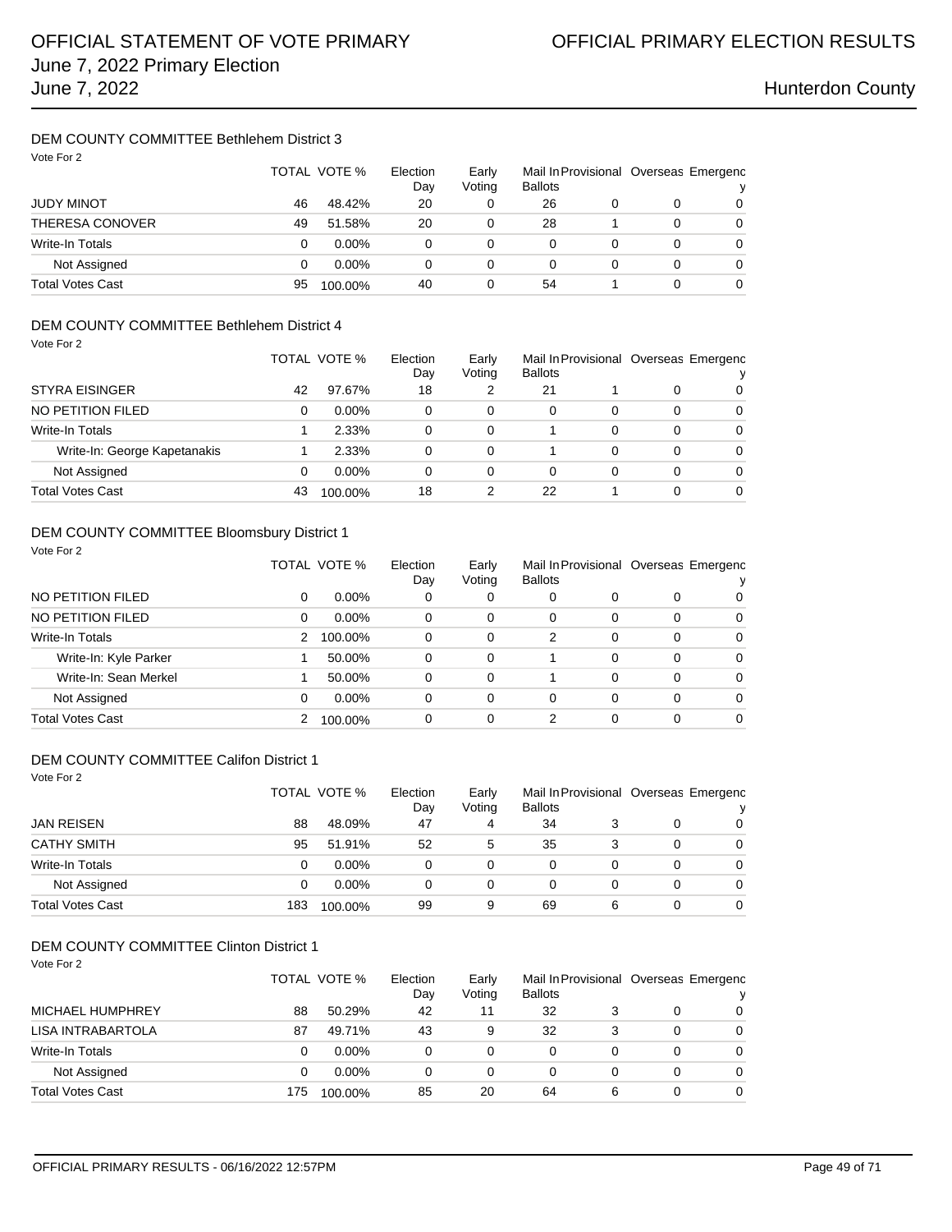# OFFICIAL STATEMENT OF VOTE PRIMARY

# OFFICIAL PRIMARY ELECTION RESULTS

June 7, 2022 Primary Election
June 7, 2022

Hunterdon County

### DEM COUNTY COMMITTEE Bethlehem District 3

Vote For 2

| | TOTAL | VOTE % | Election Day | Early Voting | Mail In Ballots | Provisional | Overseas | Emergency |
|---|---|---|---|---|---|---|---|---|
| JUDY MINOT | 46 | 48.42% | 20 | 0 | 26 | 0 | 0 | 0 |
| THERESA CONOVER | 49 | 51.58% | 20 | 0 | 28 | 1 | 0 | 0 |
| Write-In Totals | 0 | 0.00% | 0 | 0 | 0 | 0 | 0 | 0 |
| Not Assigned | 0 | 0.00% | 0 | 0 | 0 | 0 | 0 | 0 |
| Total Votes Cast | 95 | 100.00% | 40 | 0 | 54 | 1 | 0 | 0 |

### DEM COUNTY COMMITTEE Bethlehem District 4

Vote For 2

| | TOTAL | VOTE % | Election Day | Early Voting | Mail In Ballots | Provisional | Overseas | Emergency |
|---|---|---|---|---|---|---|---|---|
| STYRA EISINGER | 42 | 97.67% | 18 | 2 | 21 | 1 | 0 | 0 |
| NO PETITION FILED | 0 | 0.00% | 0 | 0 | 0 | 0 | 0 | 0 |
| Write-In Totals | 1 | 2.33% | 0 | 0 | 1 | 0 | 0 | 0 |
| Write-In: George Kapetanakis | 1 | 2.33% | 0 | 0 | 1 | 0 | 0 | 0 |
| Not Assigned | 0 | 0.00% | 0 | 0 | 0 | 0 | 0 | 0 |
| Total Votes Cast | 43 | 100.00% | 18 | 2 | 22 | 1 | 0 | 0 |

### DEM COUNTY COMMITTEE Bloomsbury District 1

Vote For 2

| | TOTAL | VOTE % | Election Day | Early Voting | Mail In Ballots | Provisional | Overseas | Emergency |
|---|---|---|---|---|---|---|---|---|
| NO PETITION FILED | 0 | 0.00% | 0 | 0 | 0 | 0 | 0 | 0 |
| NO PETITION FILED | 0 | 0.00% | 0 | 0 | 0 | 0 | 0 | 0 |
| Write-In Totals | 2 | 100.00% | 0 | 0 | 2 | 0 | 0 | 0 |
| Write-In: Kyle Parker | 1 | 50.00% | 0 | 0 | 1 | 0 | 0 | 0 |
| Write-In: Sean Merkel | 1 | 50.00% | 0 | 0 | 1 | 0 | 0 | 0 |
| Not Assigned | 0 | 0.00% | 0 | 0 | 0 | 0 | 0 | 0 |
| Total Votes Cast | 2 | 100.00% | 0 | 0 | 2 | 0 | 0 | 0 |

### DEM COUNTY COMMITTEE Califon District 1

Vote For 2

| | TOTAL | VOTE % | Election Day | Early Voting | Mail In Ballots | Provisional | Overseas | Emergency |
|---|---|---|---|---|---|---|---|---|
| JAN REISEN | 88 | 48.09% | 47 | 4 | 34 | 3 | 0 | 0 |
| CATHY SMITH | 95 | 51.91% | 52 | 5 | 35 | 3 | 0 | 0 |
| Write-In Totals | 0 | 0.00% | 0 | 0 | 0 | 0 | 0 | 0 |
| Not Assigned | 0 | 0.00% | 0 | 0 | 0 | 0 | 0 | 0 |
| Total Votes Cast | 183 | 100.00% | 99 | 9 | 69 | 6 | 0 | 0 |

### DEM COUNTY COMMITTEE Clinton District 1

Vote For 2

| | TOTAL | VOTE % | Election Day | Early Voting | Mail In Ballots | Provisional | Overseas | Emergency |
|---|---|---|---|---|---|---|---|---|
| MICHAEL HUMPHREY | 88 | 50.29% | 42 | 11 | 32 | 3 | 0 | 0 |
| LISA INTRABARTOLA | 87 | 49.71% | 43 | 9 | 32 | 3 | 0 | 0 |
| Write-In Totals | 0 | 0.00% | 0 | 0 | 0 | 0 | 0 | 0 |
| Not Assigned | 0 | 0.00% | 0 | 0 | 0 | 0 | 0 | 0 |
| Total Votes Cast | 175 | 100.00% | 85 | 20 | 64 | 6 | 0 | 0 |

OFFICIAL PRIMARY RESULTS - 06/16/2022 12:57PM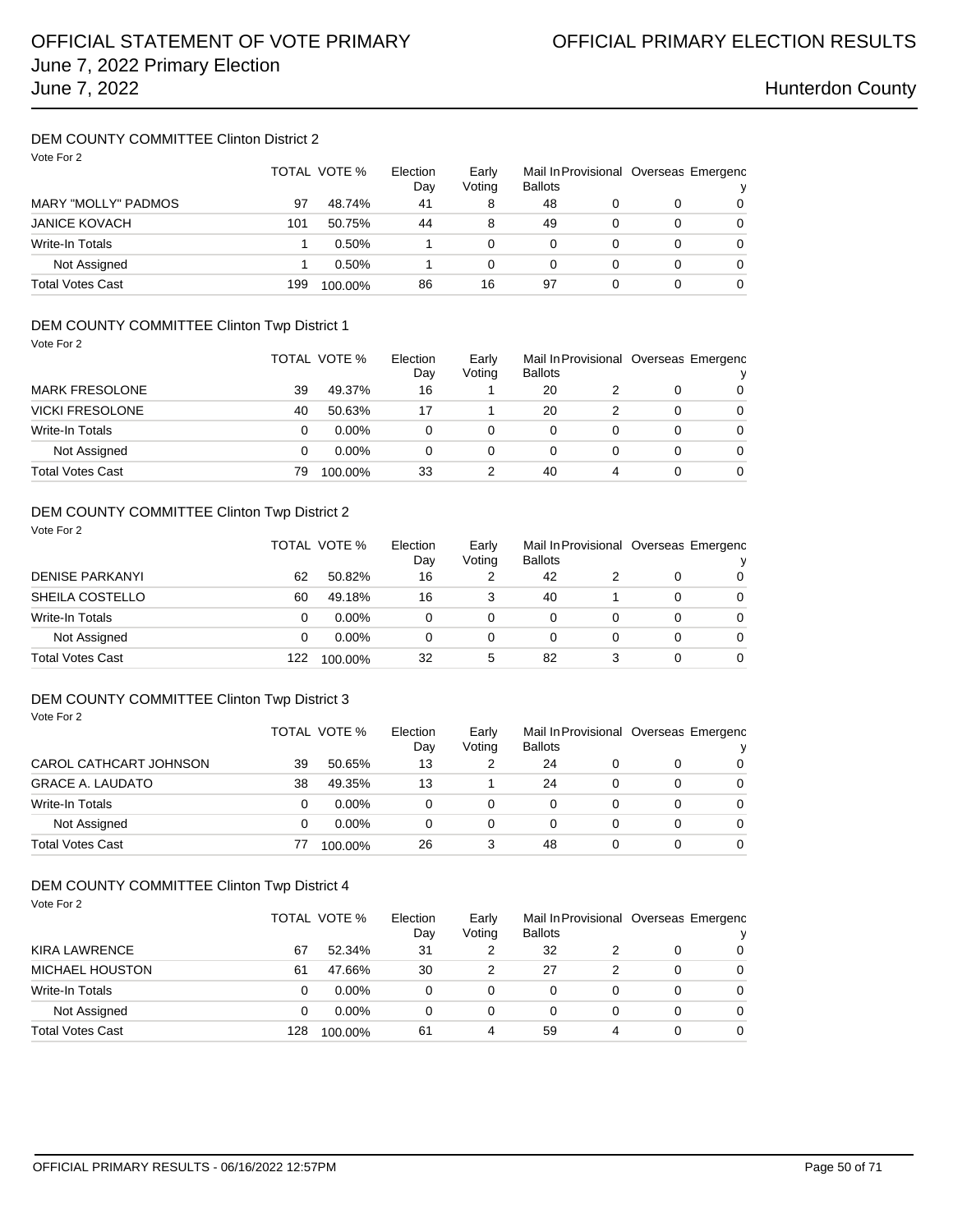### DEM COUNTY COMMITTEE Clinton District 2

Vote For 2

| | TOTAL | VOTE % | Election Day | Early Voting | Mail In Ballots | Provisional | Overseas | Emergency |
|---|---|---|---|---|---|---|---|---|
| MARY "MOLLY" PADMOS | 97 | 48.74% | 41 | 8 | 48 | 0 | 0 | 0 |
| JANICE KOVACH | 101 | 50.75% | 44 | 8 | 49 | 0 | 0 | 0 |
| Write-In Totals | 1 | 0.50% | 1 | 0 | 0 | 0 | 0 | 0 |
| Not Assigned | 1 | 0.50% | 1 | 0 | 0 | 0 | 0 | 0 |
| Total Votes Cast | 199 | 100.00% | 86 | 16 | 97 | 0 | 0 | 0 |

### DEM COUNTY COMMITTEE Clinton Twp District 1

Vote For 2

| | TOTAL | VOTE % | Election Day | Early Voting | Mail In Ballots | Provisional | Overseas | Emergency |
|---|---|---|---|---|---|---|---|---|
| MARK FRESOLONE | 39 | 49.37% | 16 | 1 | 20 | 2 | 0 | 0 |
| VICKI FRESOLONE | 40 | 50.63% | 17 | 1 | 20 | 2 | 0 | 0 |
| Write-In Totals | 0 | 0.00% | 0 | 0 | 0 | 0 | 0 | 0 |
| Not Assigned | 0 | 0.00% | 0 | 0 | 0 | 0 | 0 | 0 |
| Total Votes Cast | 79 | 100.00% | 33 | 2 | 40 | 4 | 0 | 0 |

### DEM COUNTY COMMITTEE Clinton Twp District 2

Vote For 2

| | TOTAL | VOTE % | Election Day | Early Voting | Mail In Ballots | Provisional | Overseas | Emergency |
|---|---|---|---|---|---|---|---|---|
| DENISE PARKANYI | 62 | 50.82% | 16 | 2 | 42 | 2 | 0 | 0 |
| SHEILA COSTELLO | 60 | 49.18% | 16 | 3 | 40 | 1 | 0 | 0 |
| Write-In Totals | 0 | 0.00% | 0 | 0 | 0 | 0 | 0 | 0 |
| Not Assigned | 0 | 0.00% | 0 | 0 | 0 | 0 | 0 | 0 |
| Total Votes Cast | 122 | 100.00% | 32 | 5 | 82 | 3 | 0 | 0 |

### DEM COUNTY COMMITTEE Clinton Twp District 3

Vote For 2

| | TOTAL | VOTE % | Election Day | Early Voting | Mail In Ballots | Provisional | Overseas | Emergency |
|---|---|---|---|---|---|---|---|---|
| CAROL CATHCART JOHNSON | 39 | 50.65% | 13 | 2 | 24 | 0 | 0 | 0 |
| GRACE A. LAUDATO | 38 | 49.35% | 13 | 1 | 24 | 0 | 0 | 0 |
| Write-In Totals | 0 | 0.00% | 0 | 0 | 0 | 0 | 0 | 0 |
| Not Assigned | 0 | 0.00% | 0 | 0 | 0 | 0 | 0 | 0 |
| Total Votes Cast | 77 | 100.00% | 26 | 3 | 48 | 0 | 0 | 0 |

### DEM COUNTY COMMITTEE Clinton Twp District 4

Vote For 2

| | TOTAL | VOTE % | Election Day | Early Voting | Mail In Ballots | Provisional | Overseas | Emergency |
|---|---|---|---|---|---|---|---|---|
| KIRA LAWRENCE | 67 | 52.34% | 31 | 2 | 32 | 2 | 0 | 0 |
| MICHAEL HOUSTON | 61 | 47.66% | 30 | 2 | 27 | 2 | 0 | 0 |
| Write-In Totals | 0 | 0.00% | 0 | 0 | 0 | 0 | 0 | 0 |
| Not Assigned | 0 | 0.00% | 0 | 0 | 0 | 0 | 0 | 0 |
| Total Votes Cast | 128 | 100.00% | 61 | 4 | 59 | 4 | 0 | 0 |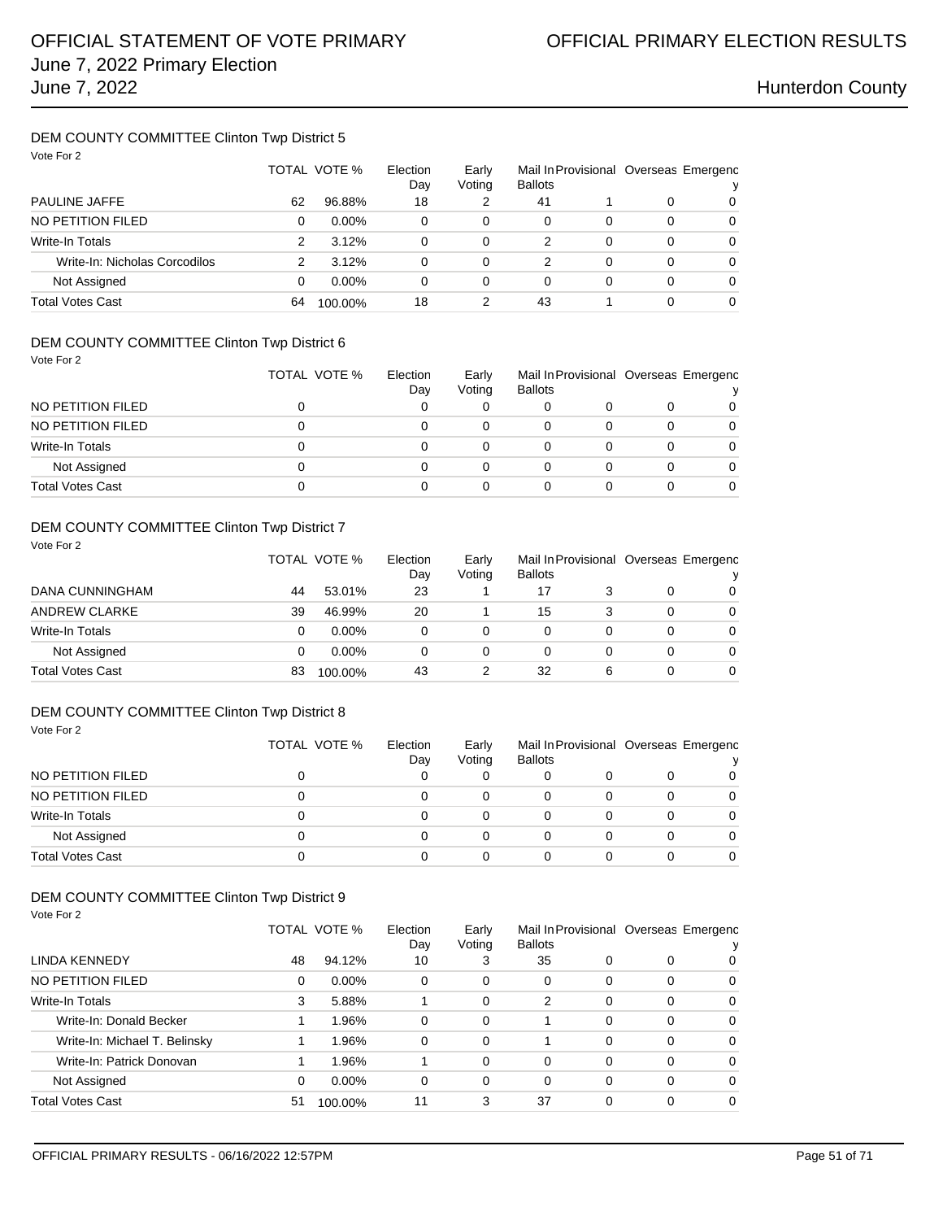## DEM COUNTY COMMITTEE Clinton Twp District 5

Vote For 2

| | TOTAL | VOTE % | Election Day | Early Voting | Mail In Ballots | Provisional | Overseas | Emergency |
|---|---|---|---|---|---|---|---|---|
| PAULINE JAFFE | 62 | 96.88% | 18 | 2 | 41 | 1 | 0 | 0 |
| NO PETITION FILED | 0 | 0.00% | 0 | 0 | 0 | 0 | 0 | 0 |
| Write-In Totals | 2 | 3.12% | 0 | 0 | 2 | 0 | 0 | 0 |
| Write-In: Nicholas Corcodilos | 2 | 3.12% | 0 | 0 | 2 | 0 | 0 | 0 |
| Not Assigned | 0 | 0.00% | 0 | 0 | 0 | 0 | 0 | 0 |
| Total Votes Cast | 64 | 100.00% | 18 | 2 | 43 | 1 | 0 | 0 |

## DEM COUNTY COMMITTEE Clinton Twp District 6

Vote For 2

| | TOTAL | VOTE % | Election Day | Early Voting | Mail In Ballots | Provisional | Overseas | Emergency |
|---|---|---|---|---|---|---|---|---|
| NO PETITION FILED | 0 | | 0 | 0 | 0 | 0 | 0 | 0 |
| NO PETITION FILED | 0 | | 0 | 0 | 0 | 0 | 0 | 0 |
| Write-In Totals | 0 | | 0 | 0 | 0 | 0 | 0 | 0 |
| Not Assigned | 0 | | 0 | 0 | 0 | 0 | 0 | 0 |
| Total Votes Cast | 0 | | 0 | 0 | 0 | 0 | 0 | 0 |

## DEM COUNTY COMMITTEE Clinton Twp District 7

Vote For 2

| | TOTAL | VOTE % | Election Day | Early Voting | Mail In Ballots | Provisional | Overseas | Emergency |
|---|---|---|---|---|---|---|---|---|
| DANA CUNNINGHAM | 44 | 53.01% | 23 | 1 | 17 | 3 | 0 | 0 |
| ANDREW CLARKE | 39 | 46.99% | 20 | 1 | 15 | 3 | 0 | 0 |
| Write-In Totals | 0 | 0.00% | 0 | 0 | 0 | 0 | 0 | 0 |
| Not Assigned | 0 | 0.00% | 0 | 0 | 0 | 0 | 0 | 0 |
| Total Votes Cast | 83 | 100.00% | 43 | 2 | 32 | 6 | 0 | 0 |

## DEM COUNTY COMMITTEE Clinton Twp District 8

Vote For 2

| | TOTAL | VOTE % | Election Day | Early Voting | Mail In Ballots | Provisional | Overseas | Emergency |
|---|---|---|---|---|---|---|---|---|
| NO PETITION FILED | 0 | | 0 | 0 | 0 | 0 | 0 | 0 |
| NO PETITION FILED | 0 | | 0 | 0 | 0 | 0 | 0 | 0 |
| Write-In Totals | 0 | | 0 | 0 | 0 | 0 | 0 | 0 |
| Not Assigned | 0 | | 0 | 0 | 0 | 0 | 0 | 0 |
| Total Votes Cast | 0 | | 0 | 0 | 0 | 0 | 0 | 0 |

## DEM COUNTY COMMITTEE Clinton Twp District 9

Vote For 2

| | TOTAL | VOTE % | Election Day | Early Voting | Mail In Ballots | Provisional | Overseas | Emergency |
|---|---|---|---|---|---|---|---|---|
| LINDA KENNEDY | 48 | 94.12% | 10 | 3 | 35 | 0 | 0 | 0 |
| NO PETITION FILED | 0 | 0.00% | 0 | 0 | 0 | 0 | 0 | 0 |
| Write-In Totals | 3 | 5.88% | 1 | 0 | 2 | 0 | 0 | 0 |
| Write-In: Donald Becker | 1 | 1.96% | 0 | 0 | 1 | 0 | 0 | 0 |
| Write-In: Michael T. Belinsky | 1 | 1.96% | 0 | 0 | 1 | 0 | 0 | 0 |
| Write-In: Patrick Donovan | 1 | 1.96% | 1 | 0 | 0 | 0 | 0 | 0 |
| Not Assigned | 0 | 0.00% | 0 | 0 | 0 | 0 | 0 | 0 |
| Total Votes Cast | 51 | 100.00% | 11 | 3 | 37 | 0 | 0 | 0 |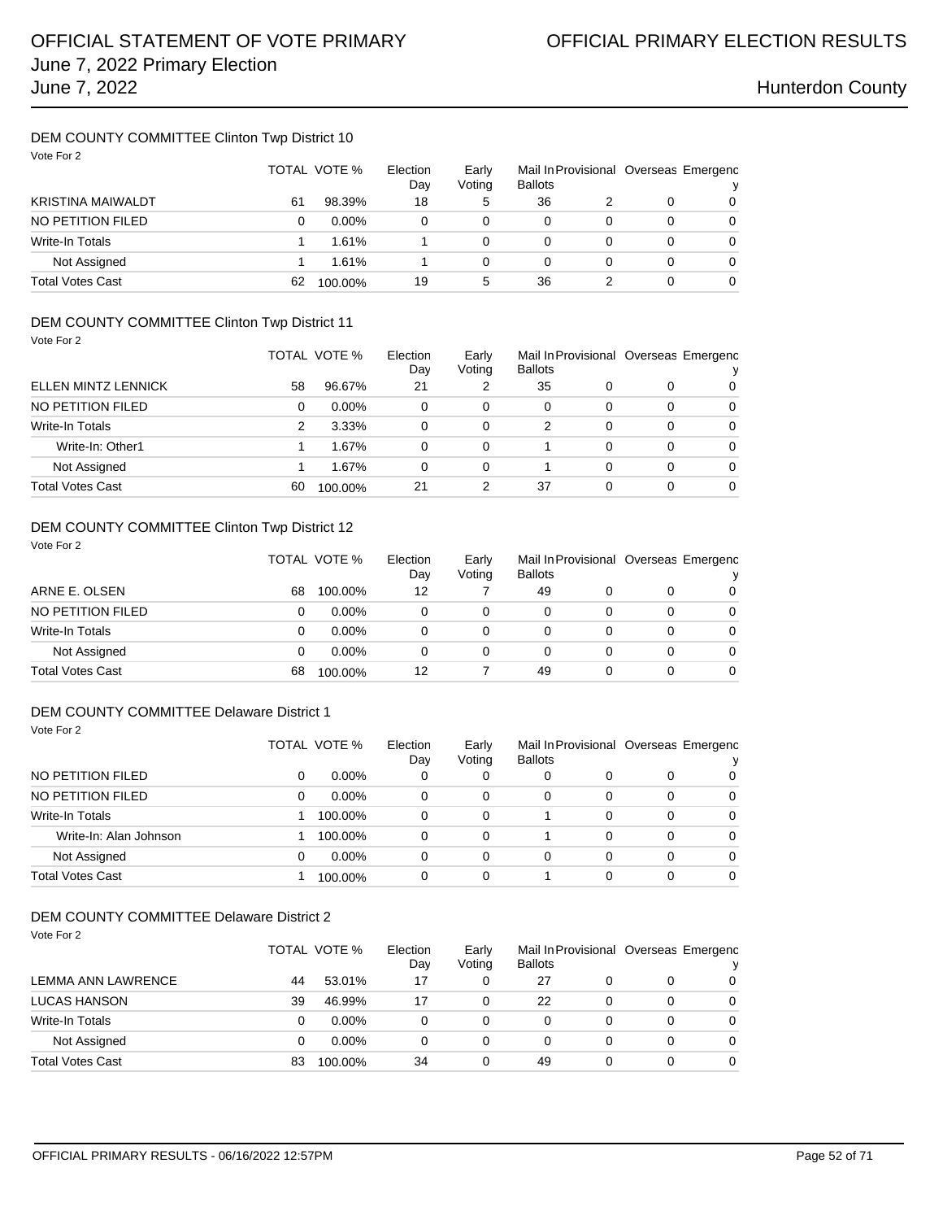OFFICIAL STATEMENT OF VOTE PRIMARY
June 7, 2022 Primary Election
June 7, 2022

OFFICIAL PRIMARY ELECTION RESULTS

Hunterdon County

## DEM COUNTY COMMITTEE Clinton Twp District 10

Vote For 2

| | TOTAL | VOTE % | Election Day | Early Voting | Mail In Ballots | Provisional | Overseas | Emergency |
|---|---|---|---|---|---|---|---|---|
| KRISTINA MAIWALDT | 61 | 98.39% | 18 | 5 | 36 | 2 | 0 | 0 |
| NO PETITION FILED | 0 | 0.00% | 0 | 0 | 0 | 0 | 0 | 0 |
| Write-In Totals | 1 | 1.61% | 1 | 0 | 0 | 0 | 0 | 0 |
| Not Assigned | 1 | 1.61% | 1 | 0 | 0 | 0 | 0 | 0 |
| Total Votes Cast | 62 | 100.00% | 19 | 5 | 36 | 2 | 0 | 0 |

## DEM COUNTY COMMITTEE Clinton Twp District 11

Vote For 2

| | TOTAL | VOTE % | Election Day | Early Voting | Mail In Ballots | Provisional | Overseas | Emergency |
|---|---|---|---|---|---|---|---|---|
| ELLEN MINTZ LENNICK | 58 | 96.67% | 21 | 2 | 35 | 0 | 0 | 0 |
| NO PETITION FILED | 0 | 0.00% | 0 | 0 | 0 | 0 | 0 | 0 |
| Write-In Totals | 2 | 3.33% | 0 | 0 | 2 | 0 | 0 | 0 |
| Write-In: Other1 | 1 | 1.67% | 0 | 0 | 1 | 0 | 0 | 0 |
| Not Assigned | 1 | 1.67% | 0 | 0 | 1 | 0 | 0 | 0 |
| Total Votes Cast | 60 | 100.00% | 21 | 2 | 37 | 0 | 0 | 0 |

## DEM COUNTY COMMITTEE Clinton Twp District 12

Vote For 2

| | TOTAL | VOTE % | Election Day | Early Voting | Mail In Ballots | Provisional | Overseas | Emergency |
|---|---|---|---|---|---|---|---|---|
| ARNE E. OLSEN | 68 | 100.00% | 12 | 7 | 49 | 0 | 0 | 0 |
| NO PETITION FILED | 0 | 0.00% | 0 | 0 | 0 | 0 | 0 | 0 |
| Write-In Totals | 0 | 0.00% | 0 | 0 | 0 | 0 | 0 | 0 |
| Not Assigned | 0 | 0.00% | 0 | 0 | 0 | 0 | 0 | 0 |
| Total Votes Cast | 68 | 100.00% | 12 | 7 | 49 | 0 | 0 | 0 |

## DEM COUNTY COMMITTEE Delaware District 1

Vote For 2

| | TOTAL | VOTE % | Election Day | Early Voting | Mail In Ballots | Provisional | Overseas | Emergency |
|---|---|---|---|---|---|---|---|---|
| NO PETITION FILED | 0 | 0.00% | 0 | 0 | 0 | 0 | 0 | 0 |
| NO PETITION FILED | 0 | 0.00% | 0 | 0 | 0 | 0 | 0 | 0 |
| Write-In Totals | 1 | 100.00% | 0 | 0 | 1 | 0 | 0 | 0 |
| Write-In: Alan Johnson | 1 | 100.00% | 0 | 0 | 1 | 0 | 0 | 0 |
| Not Assigned | 0 | 0.00% | 0 | 0 | 0 | 0 | 0 | 0 |
| Total Votes Cast | 1 | 100.00% | 0 | 0 | 1 | 0 | 0 | 0 |

## DEM COUNTY COMMITTEE Delaware District 2

Vote For 2

| | TOTAL | VOTE % | Election Day | Early Voting | Mail In Ballots | Provisional | Overseas | Emergency |
|---|---|---|---|---|---|---|---|---|
| LEMMA ANN LAWRENCE | 44 | 53.01% | 17 | 0 | 27 | 0 | 0 | 0 |
| LUCAS HANSON | 39 | 46.99% | 17 | 0 | 22 | 0 | 0 | 0 |
| Write-In Totals | 0 | 0.00% | 0 | 0 | 0 | 0 | 0 | 0 |
| Not Assigned | 0 | 0.00% | 0 | 0 | 0 | 0 | 0 | 0 |
| Total Votes Cast | 83 | 100.00% | 34 | 0 | 49 | 0 | 0 | 0 |

OFFICIAL PRIMARY RESULTS - 06/16/2022 12:57PM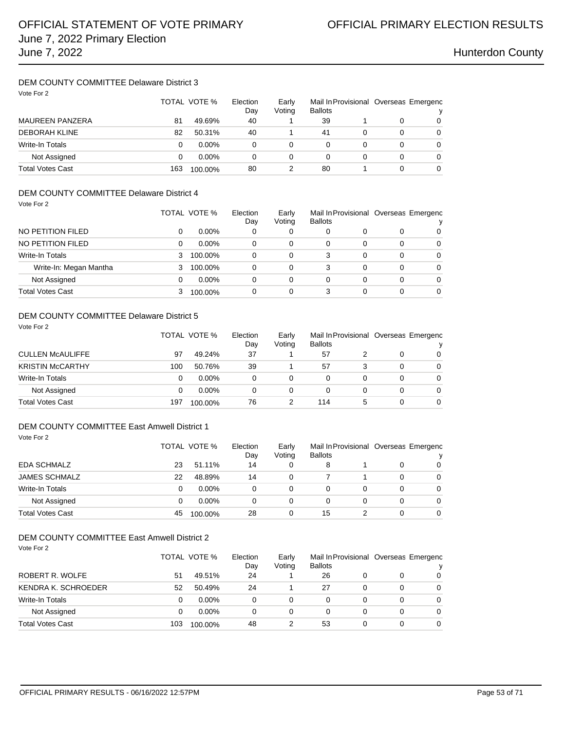## DEM COUNTY COMMITTEE Delaware District 3

Vote For 2

| | TOTAL | VOTE % | Election Day | Early Voting | Mail In Ballots | Provisional | Overseas | Emergency |
|---|---|---|---|---|---|---|---|---|
| MAUREEN PANZERA | 81 | 49.69% | 40 | 1 | 39 | 1 | 0 | 0 |
| DEBORAH KLINE | 82 | 50.31% | 40 | 1 | 41 | 0 | 0 | 0 |
| Write-In Totals | 0 | 0.00% | 0 | 0 | 0 | 0 | 0 | 0 |
| Not Assigned | 0 | 0.00% | 0 | 0 | 0 | 0 | 0 | 0 |
| Total Votes Cast | 163 | 100.00% | 80 | 2 | 80 | 1 | 0 | 0 |

## DEM COUNTY COMMITTEE Delaware District 4

Vote For 2

| | TOTAL | VOTE % | Election Day | Early Voting | Mail In Ballots | Provisional | Overseas | Emergency |
|---|---|---|---|---|---|---|---|---|
| NO PETITION FILED | 0 | 0.00% | 0 | 0 | 0 | 0 | 0 | 0 |
| NO PETITION FILED | 0 | 0.00% | 0 | 0 | 0 | 0 | 0 | 0 |
| Write-In Totals | 3 | 100.00% | 0 | 0 | 3 | 0 | 0 | 0 |
| Write-In: Megan Mantha | 3 | 100.00% | 0 | 0 | 3 | 0 | 0 | 0 |
| Not Assigned | 0 | 0.00% | 0 | 0 | 0 | 0 | 0 | 0 |
| Total Votes Cast | 3 | 100.00% | 0 | 0 | 3 | 0 | 0 | 0 |

## DEM COUNTY COMMITTEE Delaware District 5

Vote For 2

| | TOTAL | VOTE % | Election Day | Early Voting | Mail In Ballots | Provisional | Overseas | Emergency |
|---|---|---|---|---|---|---|---|---|
| CULLEN McAULIFFE | 97 | 49.24% | 37 | 1 | 57 | 2 | 0 | 0 |
| KRISTIN McCARTHY | 100 | 50.76% | 39 | 1 | 57 | 3 | 0 | 0 |
| Write-In Totals | 0 | 0.00% | 0 | 0 | 0 | 0 | 0 | 0 |
| Not Assigned | 0 | 0.00% | 0 | 0 | 0 | 0 | 0 | 0 |
| Total Votes Cast | 197 | 100.00% | 76 | 2 | 114 | 5 | 0 | 0 |

## DEM COUNTY COMMITTEE East Amwell District 1

Vote For 2

| | TOTAL | VOTE % | Election Day | Early Voting | Mail In Ballots | Provisional | Overseas | Emergency |
|---|---|---|---|---|---|---|---|---|
| EDA SCHMALZ | 23 | 51.11% | 14 | 0 | 8 | 1 | 0 | 0 |
| JAMES SCHMALZ | 22 | 48.89% | 14 | 0 | 7 | 1 | 0 | 0 |
| Write-In Totals | 0 | 0.00% | 0 | 0 | 0 | 0 | 0 | 0 |
| Not Assigned | 0 | 0.00% | 0 | 0 | 0 | 0 | 0 | 0 |
| Total Votes Cast | 45 | 100.00% | 28 | 0 | 15 | 2 | 0 | 0 |

## DEM COUNTY COMMITTEE East Amwell District 2

Vote For 2

| | TOTAL | VOTE % | Election Day | Early Voting | Mail In Ballots | Provisional | Overseas | Emergency |
|---|---|---|---|---|---|---|---|---|
| ROBERT R. WOLFE | 51 | 49.51% | 24 | 1 | 26 | 0 | 0 | 0 |
| KENDRA K. SCHROEDER | 52 | 50.49% | 24 | 1 | 27 | 0 | 0 | 0 |
| Write-In Totals | 0 | 0.00% | 0 | 0 | 0 | 0 | 0 | 0 |
| Not Assigned | 0 | 0.00% | 0 | 0 | 0 | 0 | 0 | 0 |
| Total Votes Cast | 103 | 100.00% | 48 | 2 | 53 | 0 | 0 | 0 |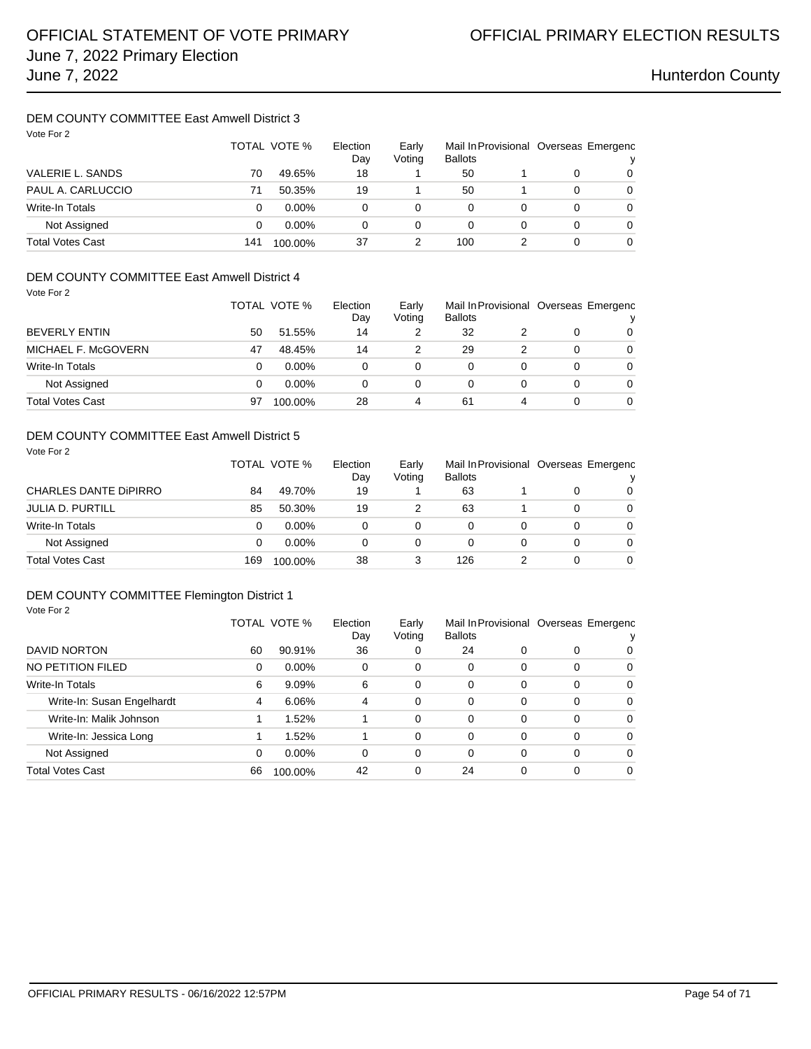## DEM COUNTY COMMITTEE East Amwell District 3

Vote For 2

| | TOTAL | VOTE % | Election Day | Early Voting | Mail In Ballots | Provisional | Overseas | Emergency |
|---|---|---|---|---|---|---|---|---|
| VALERIE L. SANDS | 70 | 49.65% | 18 | 1 | 50 | 1 | 0 | 0 |
| PAUL A. CARLUCCIO | 71 | 50.35% | 19 | 1 | 50 | 1 | 0 | 0 |
| Write-In Totals | 0 | 0.00% | 0 | 0 | 0 | 0 | 0 | 0 |
| Not Assigned | 0 | 0.00% | 0 | 0 | 0 | 0 | 0 | 0 |
| Total Votes Cast | 141 | 100.00% | 37 | 2 | 100 | 2 | 0 | 0 |

## DEM COUNTY COMMITTEE East Amwell District 4

Vote For 2

| | TOTAL | VOTE % | Election Day | Early Voting | Mail In Ballots | Provisional | Overseas | Emergency |
|---|---|---|---|---|---|---|---|---|
| BEVERLY ENTIN | 50 | 51.55% | 14 | 2 | 32 | 2 | 0 | 0 |
| MICHAEL F. McGOVERN | 47 | 48.45% | 14 | 2 | 29 | 2 | 0 | 0 |
| Write-In Totals | 0 | 0.00% | 0 | 0 | 0 | 0 | 0 | 0 |
| Not Assigned | 0 | 0.00% | 0 | 0 | 0 | 0 | 0 | 0 |
| Total Votes Cast | 97 | 100.00% | 28 | 4 | 61 | 4 | 0 | 0 |

## DEM COUNTY COMMITTEE East Amwell District 5

Vote For 2

| | TOTAL | VOTE % | Election Day | Early Voting | Mail In Ballots | Provisional | Overseas | Emergency |
|---|---|---|---|---|---|---|---|---|
| CHARLES DANTE DiPIRRO | 84 | 49.70% | 19 | 1 | 63 | 1 | 0 | 0 |
| JULIA D. PURTILL | 85 | 50.30% | 19 | 2 | 63 | 1 | 0 | 0 |
| Write-In Totals | 0 | 0.00% | 0 | 0 | 0 | 0 | 0 | 0 |
| Not Assigned | 0 | 0.00% | 0 | 0 | 0 | 0 | 0 | 0 |
| Total Votes Cast | 169 | 100.00% | 38 | 3 | 126 | 2 | 0 | 0 |

## DEM COUNTY COMMITTEE Flemington District 1

Vote For 2

| | TOTAL | VOTE % | Election Day | Early Voting | Mail In Ballots | Provisional | Overseas | Emergency |
|---|---|---|---|---|---|---|---|---|
| DAVID NORTON | 60 | 90.91% | 36 | 0 | 24 | 0 | 0 | 0 |
| NO PETITION FILED | 0 | 0.00% | 0 | 0 | 0 | 0 | 0 | 0 |
| Write-In Totals | 6 | 9.09% | 6 | 0 | 0 | 0 | 0 | 0 |
| Write-In: Susan Engelhardt | 4 | 6.06% | 4 | 0 | 0 | 0 | 0 | 0 |
| Write-In: Malik Johnson | 1 | 1.52% | 1 | 0 | 0 | 0 | 0 | 0 |
| Write-In: Jessica Long | 1 | 1.52% | 1 | 0 | 0 | 0 | 0 | 0 |
| Not Assigned | 0 | 0.00% | 0 | 0 | 0 | 0 | 0 | 0 |
| Total Votes Cast | 66 | 100.00% | 42 | 0 | 24 | 0 | 0 | 0 |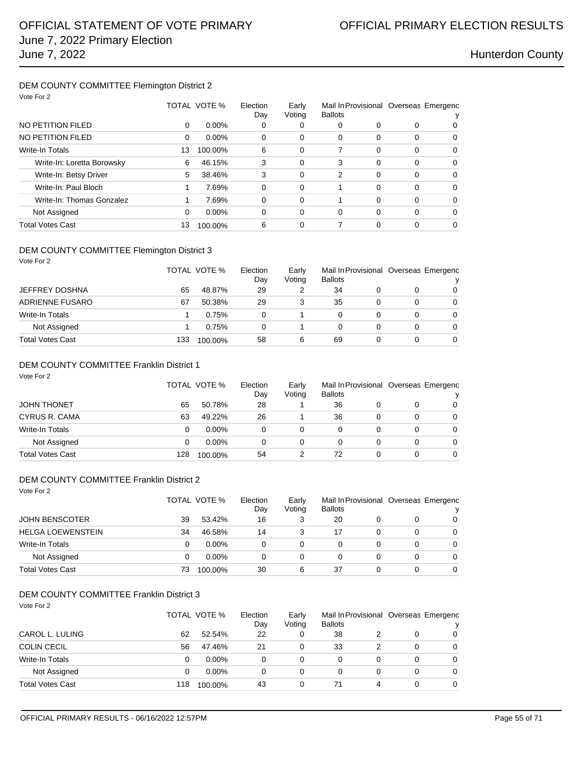## DEM COUNTY COMMITTEE Flemington District 2

Vote For 2

| | TOTAL | VOTE % | Election Day | Early Voting | Mail In Ballots | Provisional | Overseas | Emergency |
|---|---|---|---|---|---|---|---|---|
| NO PETITION FILED | 0 | 0.00% | 0 | 0 | 0 | 0 | 0 | 0 |
| NO PETITION FILED | 0 | 0.00% | 0 | 0 | 0 | 0 | 0 | 0 |
| Write-In Totals | 13 | 100.00% | 6 | 0 | 7 | 0 | 0 | 0 |
| Write-In: Loretta Borowsky | 6 | 46.15% | 3 | 0 | 3 | 0 | 0 | 0 |
| Write-In: Betsy Driver | 5 | 38.46% | 3 | 0 | 2 | 0 | 0 | 0 |
| Write-In: Paul Bloch | 1 | 7.69% | 0 | 0 | 1 | 0 | 0 | 0 |
| Write-In: Thomas Gonzalez | 1 | 7.69% | 0 | 0 | 1 | 0 | 0 | 0 |
| Not Assigned | 0 | 0.00% | 0 | 0 | 0 | 0 | 0 | 0 |
| Total Votes Cast | 13 | 100.00% | 6 | 0 | 7 | 0 | 0 | 0 |

## DEM COUNTY COMMITTEE Flemington District 3

Vote For 2

| | TOTAL | VOTE % | Election Day | Early Voting | Mail In Ballots | Provisional | Overseas | Emergency |
|---|---|---|---|---|---|---|---|---|
| JEFFREY DOSHNA | 65 | 48.87% | 29 | 2 | 34 | 0 | 0 | 0 |
| ADRIENNE FUSARO | 67 | 50.38% | 29 | 3 | 35 | 0 | 0 | 0 |
| Write-In Totals | 1 | 0.75% | 0 | 1 | 0 | 0 | 0 | 0 |
| Not Assigned | 1 | 0.75% | 0 | 1 | 0 | 0 | 0 | 0 |
| Total Votes Cast | 133 | 100.00% | 58 | 6 | 69 | 0 | 0 | 0 |

## DEM COUNTY COMMITTEE Franklin District 1

Vote For 2

| | TOTAL | VOTE % | Election Day | Early Voting | Mail In Ballots | Provisional | Overseas | Emergency |
|---|---|---|---|---|---|---|---|---|
| JOHN THONET | 65 | 50.78% | 28 | 1 | 36 | 0 | 0 | 0 |
| CYRUS R. CAMA | 63 | 49.22% | 26 | 1 | 36 | 0 | 0 | 0 |
| Write-In Totals | 0 | 0.00% | 0 | 0 | 0 | 0 | 0 | 0 |
| Not Assigned | 0 | 0.00% | 0 | 0 | 0 | 0 | 0 | 0 |
| Total Votes Cast | 128 | 100.00% | 54 | 2 | 72 | 0 | 0 | 0 |

## DEM COUNTY COMMITTEE Franklin District 2

Vote For 2

| | TOTAL | VOTE % | Election Day | Early Voting | Mail In Ballots | Provisional | Overseas | Emergency |
|---|---|---|---|---|---|---|---|---|
| JOHN BENSCOTER | 39 | 53.42% | 16 | 3 | 20 | 0 | 0 | 0 |
| HELGA LOEWENSTEIN | 34 | 46.58% | 14 | 3 | 17 | 0 | 0 | 0 |
| Write-In Totals | 0 | 0.00% | 0 | 0 | 0 | 0 | 0 | 0 |
| Not Assigned | 0 | 0.00% | 0 | 0 | 0 | 0 | 0 | 0 |
| Total Votes Cast | 73 | 100.00% | 30 | 6 | 37 | 0 | 0 | 0 |

## DEM COUNTY COMMITTEE Franklin District 3

Vote For 2

| | TOTAL | VOTE % | Election Day | Early Voting | Mail In Ballots | Provisional | Overseas | Emergency |
|---|---|---|---|---|---|---|---|---|
| CAROL L. LULING | 62 | 52.54% | 22 | 0 | 38 | 2 | 0 | 0 |
| COLIN CECIL | 56 | 47.46% | 21 | 0 | 33 | 2 | 0 | 0 |
| Write-In Totals | 0 | 0.00% | 0 | 0 | 0 | 0 | 0 | 0 |
| Not Assigned | 0 | 0.00% | 0 | 0 | 0 | 0 | 0 | 0 |
| Total Votes Cast | 118 | 100.00% | 43 | 0 | 71 | 4 | 0 | 0 |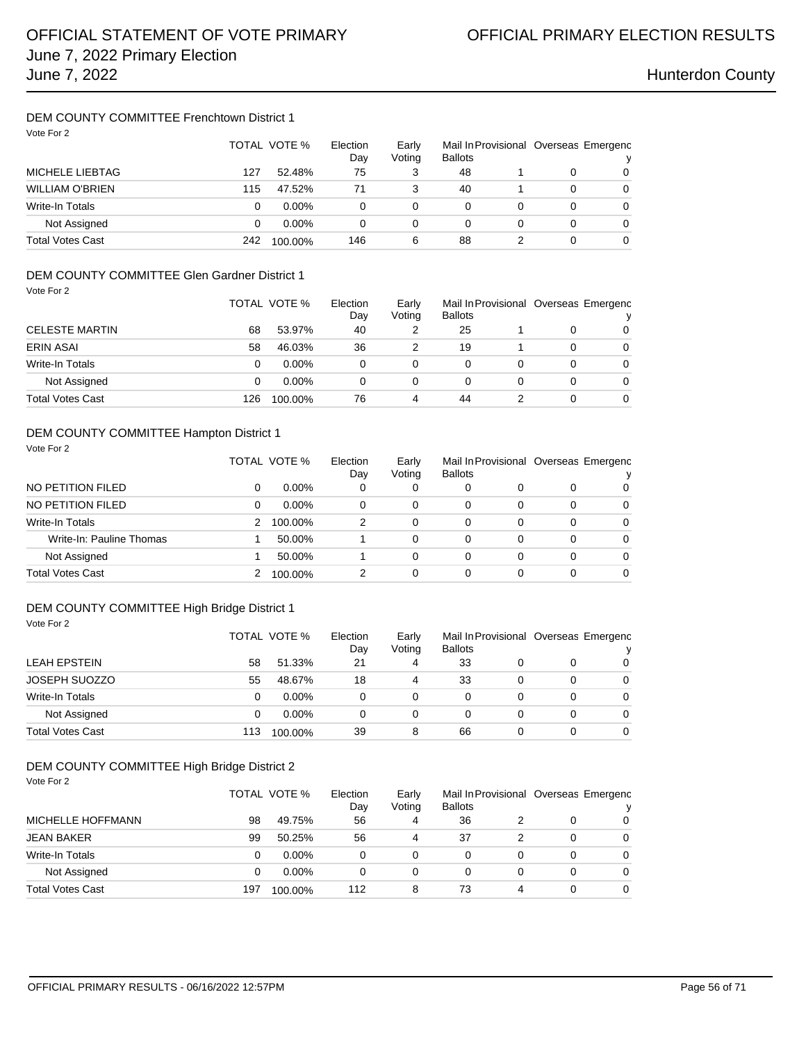### DEM COUNTY COMMITTEE Frenchtown District 1

Vote For 2

| | TOTAL | VOTE % | Election Day | Early Voting | Mail In Ballots | Provisional | Overseas | Emergency |
|---|---|---|---|---|---|---|---|---|
| MICHELE LIEBTAG | 127 | 52.48% | 75 | 3 | 48 | 1 | 0 | 0 |
| WILLIAM O'BRIEN | 115 | 47.52% | 71 | 3 | 40 | 1 | 0 | 0 |
| Write-In Totals | 0 | 0.00% | 0 | 0 | 0 | 0 | 0 | 0 |
| Not Assigned | 0 | 0.00% | 0 | 0 | 0 | 0 | 0 | 0 |
| Total Votes Cast | 242 | 100.00% | 146 | 6 | 88 | 2 | 0 | 0 |

### DEM COUNTY COMMITTEE Glen Gardner District 1

Vote For 2

| | TOTAL | VOTE % | Election Day | Early Voting | Mail In Ballots | Provisional | Overseas | Emergency |
|---|---|---|---|---|---|---|---|---|
| CELESTE MARTIN | 68 | 53.97% | 40 | 2 | 25 | 1 | 0 | 0 |
| ERIN ASAI | 58 | 46.03% | 36 | 2 | 19 | 1 | 0 | 0 |
| Write-In Totals | 0 | 0.00% | 0 | 0 | 0 | 0 | 0 | 0 |
| Not Assigned | 0 | 0.00% | 0 | 0 | 0 | 0 | 0 | 0 |
| Total Votes Cast | 126 | 100.00% | 76 | 4 | 44 | 2 | 0 | 0 |

### DEM COUNTY COMMITTEE Hampton District 1

Vote For 2

| | TOTAL | VOTE % | Election Day | Early Voting | Mail In Ballots | Provisional | Overseas | Emergency |
|---|---|---|---|---|---|---|---|---|
| NO PETITION FILED | 0 | 0.00% | 0 | 0 | 0 | 0 | 0 | 0 |
| NO PETITION FILED | 0 | 0.00% | 0 | 0 | 0 | 0 | 0 | 0 |
| Write-In Totals | 2 | 100.00% | 2 | 0 | 0 | 0 | 0 | 0 |
| Write-In: Pauline Thomas | 1 | 50.00% | 1 | 0 | 0 | 0 | 0 | 0 |
| Not Assigned | 1 | 50.00% | 1 | 0 | 0 | 0 | 0 | 0 |
| Total Votes Cast | 2 | 100.00% | 2 | 0 | 0 | 0 | 0 | 0 |

### DEM COUNTY COMMITTEE High Bridge District 1

Vote For 2

| | TOTAL | VOTE % | Election Day | Early Voting | Mail In Ballots | Provisional | Overseas | Emergency |
|---|---|---|---|---|---|---|---|---|
| LEAH EPSTEIN | 58 | 51.33% | 21 | 4 | 33 | 0 | 0 | 0 |
| JOSEPH SUOZZO | 55 | 48.67% | 18 | 4 | 33 | 0 | 0 | 0 |
| Write-In Totals | 0 | 0.00% | 0 | 0 | 0 | 0 | 0 | 0 |
| Not Assigned | 0 | 0.00% | 0 | 0 | 0 | 0 | 0 | 0 |
| Total Votes Cast | 113 | 100.00% | 39 | 8 | 66 | 0 | 0 | 0 |

### DEM COUNTY COMMITTEE High Bridge District 2

Vote For 2

| | TOTAL | VOTE % | Election Day | Early Voting | Mail In Ballots | Provisional | Overseas | Emergency |
|---|---|---|---|---|---|---|---|---|
| MICHELLE HOFFMANN | 98 | 49.75% | 56 | 4 | 36 | 2 | 0 | 0 |
| JEAN BAKER | 99 | 50.25% | 56 | 4 | 37 | 2 | 0 | 0 |
| Write-In Totals | 0 | 0.00% | 0 | 0 | 0 | 0 | 0 | 0 |
| Not Assigned | 0 | 0.00% | 0 | 0 | 0 | 0 | 0 | 0 |
| Total Votes Cast | 197 | 100.00% | 112 | 8 | 73 | 4 | 0 | 0 |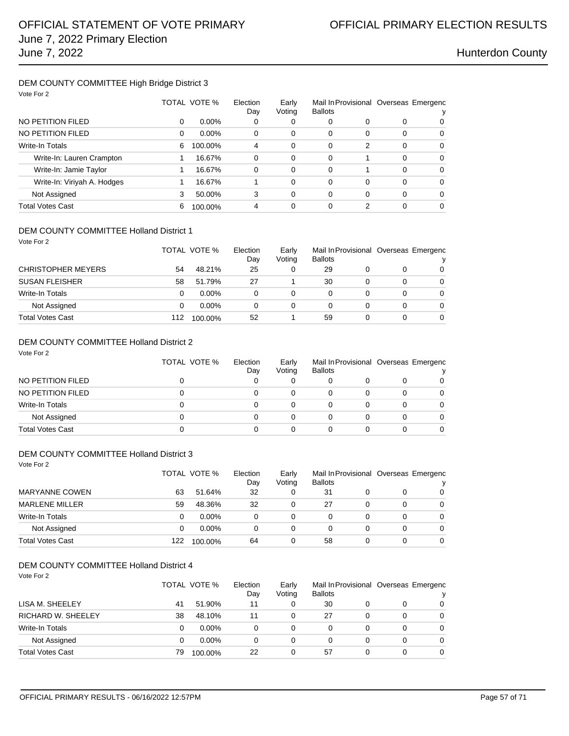# OFFICIAL STATEMENT OF VOTE PRIMARY
## June 7, 2022 Primary Election
## June 7, 2022

# OFFICIAL PRIMARY ELECTION RESULTS

## Hunterdon County

### DEM COUNTY COMMITTEE High Bridge District 3

Vote For 2

| | TOTAL | VOTE % | Election Day | Early Voting | Mail In Ballots | Provisional | Overseas | Emergency |
|---|---|---|---|---|---|---|---|---|
| NO PETITION FILED | 0 | 0.00% | 0 | 0 | 0 | 0 | 0 | 0 |
| NO PETITION FILED | 0 | 0.00% | 0 | 0 | 0 | 0 | 0 | 0 |
| Write-In Totals | 6 | 100.00% | 4 | 0 | 0 | 2 | 0 | 0 |
| Write-In: Lauren Crampton | 1 | 16.67% | 0 | 0 | 0 | 1 | 0 | 0 |
| Write-In: Jamie Taylor | 1 | 16.67% | 0 | 0 | 0 | 1 | 0 | 0 |
| Write-In: Viriyah A. Hodges | 1 | 16.67% | 1 | 0 | 0 | 0 | 0 | 0 |
| Not Assigned | 3 | 50.00% | 3 | 0 | 0 | 0 | 0 | 0 |
| Total Votes Cast | 6 | 100.00% | 4 | 0 | 0 | 2 | 0 | 0 |

### DEM COUNTY COMMITTEE Holland District 1

Vote For 2

| | TOTAL | VOTE % | Election Day | Early Voting | Mail In Ballots | Provisional | Overseas | Emergency |
|---|---|---|---|---|---|---|---|---|
| CHRISTOPHER MEYERS | 54 | 48.21% | 25 | 0 | 29 | 0 | 0 | 0 |
| SUSAN FLEISHER | 58 | 51.79% | 27 | 1 | 30 | 0 | 0 | 0 |
| Write-In Totals | 0 | 0.00% | 0 | 0 | 0 | 0 | 0 | 0 |
| Not Assigned | 0 | 0.00% | 0 | 0 | 0 | 0 | 0 | 0 |
| Total Votes Cast | 112 | 100.00% | 52 | 1 | 59 | 0 | 0 | 0 |

### DEM COUNTY COMMITTEE Holland District 2

Vote For 2

| | TOTAL | VOTE % | Election Day | Early Voting | Mail In Ballots | Provisional | Overseas | Emergency |
|---|---|---|---|---|---|---|---|---|
| NO PETITION FILED | 0 | | 0 | 0 | 0 | 0 | 0 | 0 |
| NO PETITION FILED | 0 | | 0 | 0 | 0 | 0 | 0 | 0 |
| Write-In Totals | 0 | | 0 | 0 | 0 | 0 | 0 | 0 |
| Not Assigned | 0 | | 0 | 0 | 0 | 0 | 0 | 0 |
| Total Votes Cast | 0 | | 0 | 0 | 0 | 0 | 0 | 0 |

### DEM COUNTY COMMITTEE Holland District 3

Vote For 2

| | TOTAL | VOTE % | Election Day | Early Voting | Mail In Ballots | Provisional | Overseas | Emergency |
|---|---|---|---|---|---|---|---|---|
| MARYANNE COWEN | 63 | 51.64% | 32 | 0 | 31 | 0 | 0 | 0 |
| MARLENE MILLER | 59 | 48.36% | 32 | 0 | 27 | 0 | 0 | 0 |
| Write-In Totals | 0 | 0.00% | 0 | 0 | 0 | 0 | 0 | 0 |
| Not Assigned | 0 | 0.00% | 0 | 0 | 0 | 0 | 0 | 0 |
| Total Votes Cast | 122 | 100.00% | 64 | 0 | 58 | 0 | 0 | 0 |

### DEM COUNTY COMMITTEE Holland District 4

Vote For 2

| | TOTAL | VOTE % | Election Day | Early Voting | Mail In Ballots | Provisional | Overseas | Emergency |
|---|---|---|---|---|---|---|---|---|
| LISA M. SHEELEY | 41 | 51.90% | 11 | 0 | 30 | 0 | 0 | 0 |
| RICHARD W. SHEELEY | 38 | 48.10% | 11 | 0 | 27 | 0 | 0 | 0 |
| Write-In Totals | 0 | 0.00% | 0 | 0 | 0 | 0 | 0 | 0 |
| Not Assigned | 0 | 0.00% | 0 | 0 | 0 | 0 | 0 | 0 |
| Total Votes Cast | 79 | 100.00% | 22 | 0 | 57 | 0 | 0 | 0 |

OFFICIAL PRIMARY RESULTS - 06/16/2022 12:57PM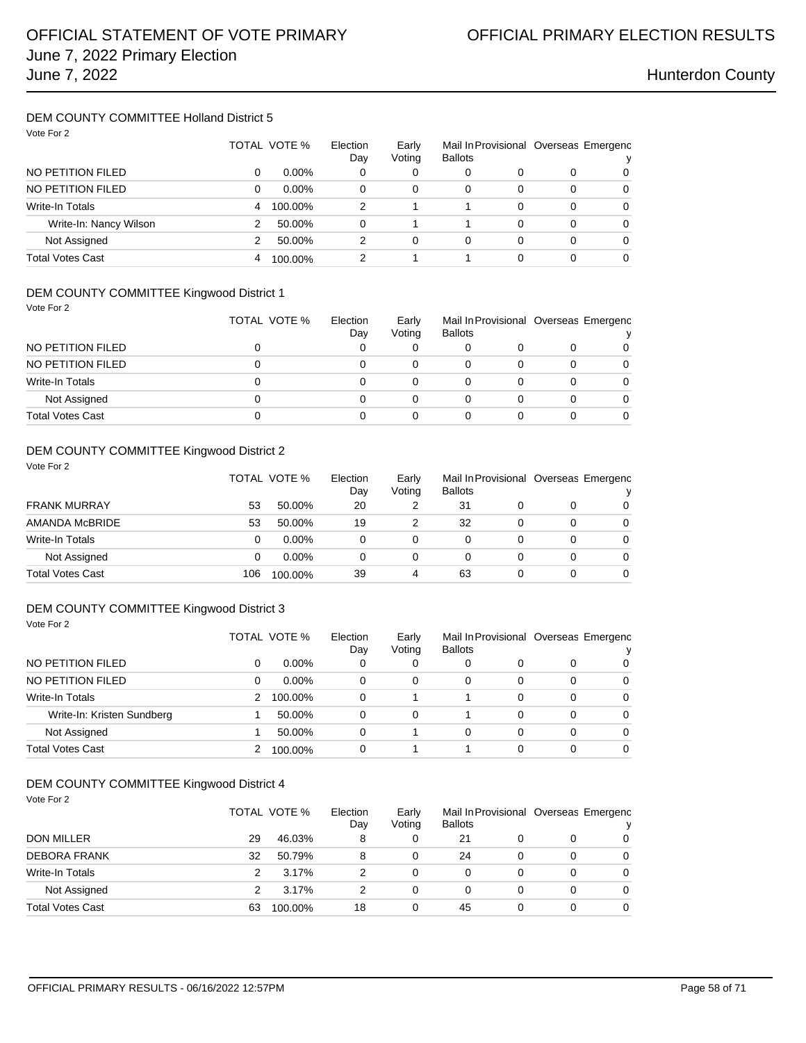### DEM COUNTY COMMITTEE Holland District 5

Vote For 2

| | TOTAL | VOTE % | Election Day | Early Voting | Mail In Ballots | Provisional | Overseas | Emergency |
|---|---|---|---|---|---|---|---|---|
| NO PETITION FILED | 0 | 0.00% | 0 | 0 | 0 | 0 | 0 | 0 |
| NO PETITION FILED | 0 | 0.00% | 0 | 0 | 0 | 0 | 0 | 0 |
| Write-In Totals | 4 | 100.00% | 2 | 1 | 1 | 0 | 0 | 0 |
| Write-In: Nancy Wilson | 2 | 50.00% | 0 | 1 | 1 | 0 | 0 | 0 |
| Not Assigned | 2 | 50.00% | 2 | 0 | 0 | 0 | 0 | 0 |
| Total Votes Cast | 4 | 100.00% | 2 | 1 | 1 | 0 | 0 | 0 |

### DEM COUNTY COMMITTEE Kingwood District 1

Vote For 2

| | TOTAL | VOTE % | Election Day | Early Voting | Mail In Ballots | Provisional | Overseas | Emergency |
|---|---|---|---|---|---|---|---|---|
| NO PETITION FILED | 0 | | 0 | 0 | 0 | 0 | 0 | 0 |
| NO PETITION FILED | 0 | | 0 | 0 | 0 | 0 | 0 | 0 |
| Write-In Totals | 0 | | 0 | 0 | 0 | 0 | 0 | 0 |
| Not Assigned | 0 | | 0 | 0 | 0 | 0 | 0 | 0 |
| Total Votes Cast | 0 | | 0 | 0 | 0 | 0 | 0 | 0 |

### DEM COUNTY COMMITTEE Kingwood District 2

Vote For 2

| | TOTAL | VOTE % | Election Day | Early Voting | Mail In Ballots | Provisional | Overseas | Emergency |
|---|---|---|---|---|---|---|---|---|
| FRANK MURRAY | 53 | 50.00% | 20 | 2 | 31 | 0 | 0 | 0 |
| AMANDA McBRIDE | 53 | 50.00% | 19 | 2 | 32 | 0 | 0 | 0 |
| Write-In Totals | 0 | 0.00% | 0 | 0 | 0 | 0 | 0 | 0 |
| Not Assigned | 0 | 0.00% | 0 | 0 | 0 | 0 | 0 | 0 |
| Total Votes Cast | 106 | 100.00% | 39 | 4 | 63 | 0 | 0 | 0 |

### DEM COUNTY COMMITTEE Kingwood District 3

Vote For 2

| | TOTAL | VOTE % | Election Day | Early Voting | Mail In Ballots | Provisional | Overseas | Emergency |
|---|---|---|---|---|---|---|---|---|
| NO PETITION FILED | 0 | 0.00% | 0 | 0 | 0 | 0 | 0 | 0 |
| NO PETITION FILED | 0 | 0.00% | 0 | 0 | 0 | 0 | 0 | 0 |
| Write-In Totals | 2 | 100.00% | 0 | 1 | 1 | 0 | 0 | 0 |
| Write-In: Kristen Sundberg | 1 | 50.00% | 0 | 0 | 1 | 0 | 0 | 0 |
| Not Assigned | 1 | 50.00% | 0 | 1 | 0 | 0 | 0 | 0 |
| Total Votes Cast | 2 | 100.00% | 0 | 1 | 1 | 0 | 0 | 0 |

### DEM COUNTY COMMITTEE Kingwood District 4

Vote For 2

| | TOTAL | VOTE % | Election Day | Early Voting | Mail In Ballots | Provisional | Overseas | Emergency |
|---|---|---|---|---|---|---|---|---|
| DON MILLER | 29 | 46.03% | 8 | 0 | 21 | 0 | 0 | 0 |
| DEBORA FRANK | 32 | 50.79% | 8 | 0 | 24 | 0 | 0 | 0 |
| Write-In Totals | 2 | 3.17% | 2 | 0 | 0 | 0 | 0 | 0 |
| Not Assigned | 2 | 3.17% | 2 | 0 | 0 | 0 | 0 | 0 |
| Total Votes Cast | 63 | 100.00% | 18 | 0 | 45 | 0 | 0 | 0 |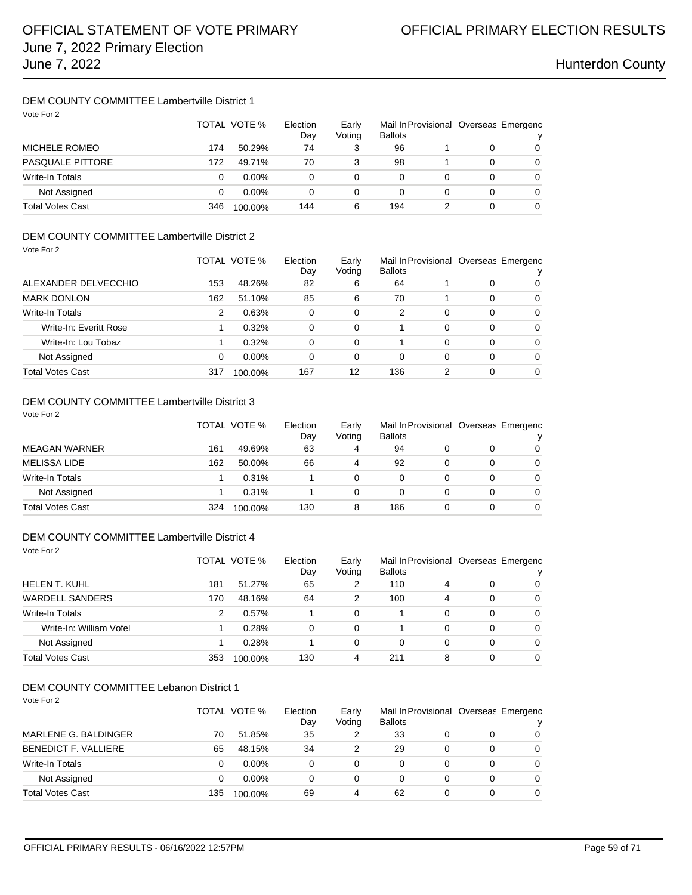# OFFICIAL STATEMENT OF VOTE PRIMARY
# OFFICIAL PRIMARY ELECTION RESULTS

June 7, 2022 Primary Election
June 7, 2022

Hunterdon County

## DEM COUNTY COMMITTEE Lambertville District 1

Vote For 2

| | TOTAL | VOTE % | Election Day | Early Voting | Mail In Ballots | Provisional | Overseas | Emergency |
|---|---|---|---|---|---|---|---|---|
| MICHELE ROMEO | 174 | 50.29% | 74 | 3 | 96 | 1 | 0 | 0 |
| PASQUALE PITTORE | 172 | 49.71% | 70 | 3 | 98 | 1 | 0 | 0 |
| Write-In Totals | 0 | 0.00% | 0 | 0 | 0 | 0 | 0 | 0 |
| Not Assigned | 0 | 0.00% | 0 | 0 | 0 | 0 | 0 | 0 |
| Total Votes Cast | 346 | 100.00% | 144 | 6 | 194 | 2 | 0 | 0 |

## DEM COUNTY COMMITTEE Lambertville District 2

Vote For 2

| | TOTAL | VOTE % | Election Day | Early Voting | Mail In Ballots | Provisional | Overseas | Emergency |
|---|---|---|---|---|---|---|---|---|
| ALEXANDER DELVECCHIO | 153 | 48.26% | 82 | 6 | 64 | 1 | 0 | 0 |
| MARK DONLON | 162 | 51.10% | 85 | 6 | 70 | 1 | 0 | 0 |
| Write-In Totals | 2 | 0.63% | 0 | 0 | 2 | 0 | 0 | 0 |
| Write-In: Everitt Rose | 1 | 0.32% | 0 | 0 | 1 | 0 | 0 | 0 |
| Write-In: Lou Tobaz | 1 | 0.32% | 0 | 0 | 1 | 0 | 0 | 0 |
| Not Assigned | 0 | 0.00% | 0 | 0 | 0 | 0 | 0 | 0 |
| Total Votes Cast | 317 | 100.00% | 167 | 12 | 136 | 2 | 0 | 0 |

## DEM COUNTY COMMITTEE Lambertville District 3

Vote For 2

| | TOTAL | VOTE % | Election Day | Early Voting | Mail In Ballots | Provisional | Overseas | Emergency |
|---|---|---|---|---|---|---|---|---|
| MEAGAN WARNER | 161 | 49.69% | 63 | 4 | 94 | 0 | 0 | 0 |
| MELISSA LIDE | 162 | 50.00% | 66 | 4 | 92 | 0 | 0 | 0 |
| Write-In Totals | 1 | 0.31% | 1 | 0 | 0 | 0 | 0 | 0 |
| Not Assigned | 1 | 0.31% | 1 | 0 | 0 | 0 | 0 | 0 |
| Total Votes Cast | 324 | 100.00% | 130 | 8 | 186 | 0 | 0 | 0 |

## DEM COUNTY COMMITTEE Lambertville District 4

Vote For 2

| | TOTAL | VOTE % | Election Day | Early Voting | Mail In Ballots | Provisional | Overseas | Emergency |
|---|---|---|---|---|---|---|---|---|
| HELEN T. KUHL | 181 | 51.27% | 65 | 2 | 110 | 4 | 0 | 0 |
| WARDELL SANDERS | 170 | 48.16% | 64 | 2 | 100 | 4 | 0 | 0 |
| Write-In Totals | 2 | 0.57% | 1 | 0 | 1 | 0 | 0 | 0 |
| Write-In: William Vofel | 1 | 0.28% | 0 | 0 | 1 | 0 | 0 | 0 |
| Not Assigned | 1 | 0.28% | 1 | 0 | 0 | 0 | 0 | 0 |
| Total Votes Cast | 353 | 100.00% | 130 | 4 | 211 | 8 | 0 | 0 |

## DEM COUNTY COMMITTEE Lebanon District 1

Vote For 2

| | TOTAL | VOTE % | Election Day | Early Voting | Mail In Ballots | Provisional | Overseas | Emergency |
|---|---|---|---|---|---|---|---|---|
| MARLENE G. BALDINGER | 70 | 51.85% | 35 | 2 | 33 | 0 | 0 | 0 |
| BENEDICT F. VALLIERE | 65 | 48.15% | 34 | 2 | 29 | 0 | 0 | 0 |
| Write-In Totals | 0 | 0.00% | 0 | 0 | 0 | 0 | 0 | 0 |
| Not Assigned | 0 | 0.00% | 0 | 0 | 0 | 0 | 0 | 0 |
| Total Votes Cast | 135 | 100.00% | 69 | 4 | 62 | 0 | 0 | 0 |

OFFICIAL PRIMARY RESULTS - 06/16/2022 12:57PM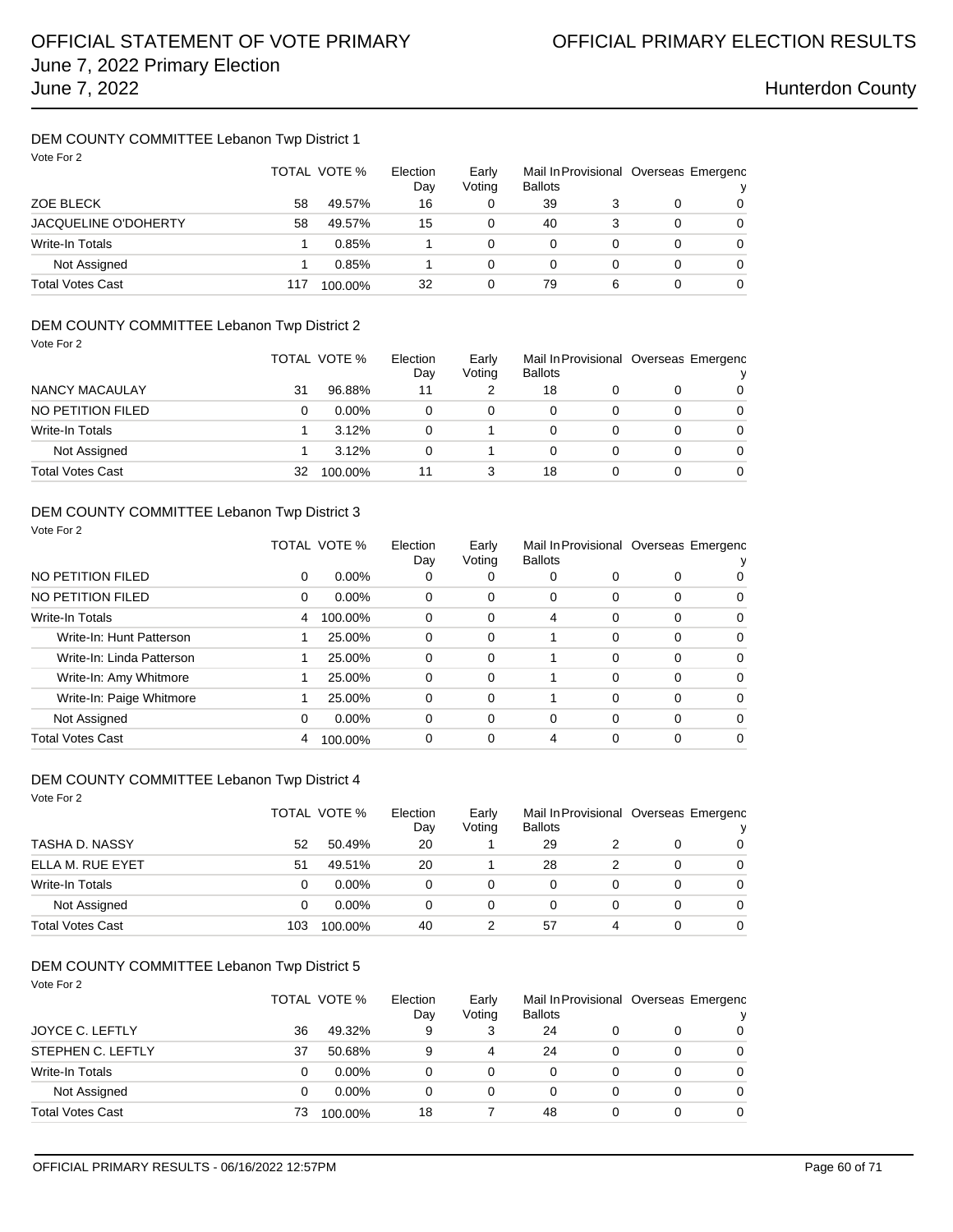## DEM COUNTY COMMITTEE Lebanon Twp District 1

Vote For 2

| | TOTAL | VOTE % | Election Day | Early Voting | Mail In Ballots | Provisional | Overseas | Emergency |
|---|---|---|---|---|---|---|---|---|
| ZOE BLECK | 58 | 49.57% | 16 | 0 | 39 | 3 | 0 | 0 |
| JACQUELINE O'DOHERTY | 58 | 49.57% | 15 | 0 | 40 | 3 | 0 | 0 |
| Write-In Totals | 1 | 0.85% | 1 | 0 | 0 | 0 | 0 | 0 |
| Not Assigned | 1 | 0.85% | 1 | 0 | 0 | 0 | 0 | 0 |
| Total Votes Cast | 117 | 100.00% | 32 | 0 | 79 | 6 | 0 | 0 |

## DEM COUNTY COMMITTEE Lebanon Twp District 2

Vote For 2

| | TOTAL | VOTE % | Election Day | Early Voting | Mail In Ballots | Provisional | Overseas | Emergency |
|---|---|---|---|---|---|---|---|---|
| NANCY MACAULAY | 31 | 96.88% | 11 | 2 | 18 | 0 | 0 | 0 |
| NO PETITION FILED | 0 | 0.00% | 0 | 0 | 0 | 0 | 0 | 0 |
| Write-In Totals | 1 | 3.12% | 0 | 1 | 0 | 0 | 0 | 0 |
| Not Assigned | 1 | 3.12% | 0 | 1 | 0 | 0 | 0 | 0 |
| Total Votes Cast | 32 | 100.00% | 11 | 3 | 18 | 0 | 0 | 0 |

## DEM COUNTY COMMITTEE Lebanon Twp District 3

Vote For 2

| | TOTAL | VOTE % | Election Day | Early Voting | Mail In Ballots | Provisional | Overseas | Emergency |
|---|---|---|---|---|---|---|---|---|
| NO PETITION FILED | 0 | 0.00% | 0 | 0 | 0 | 0 | 0 | 0 |
| NO PETITION FILED | 0 | 0.00% | 0 | 0 | 0 | 0 | 0 | 0 |
| Write-In Totals | 4 | 100.00% | 0 | 0 | 4 | 0 | 0 | 0 |
| Write-In: Hunt Patterson | 1 | 25.00% | 0 | 0 | 1 | 0 | 0 | 0 |
| Write-In: Linda Patterson | 1 | 25.00% | 0 | 0 | 1 | 0 | 0 | 0 |
| Write-In: Amy Whitmore | 1 | 25.00% | 0 | 0 | 1 | 0 | 0 | 0 |
| Write-In: Paige Whitmore | 1 | 25.00% | 0 | 0 | 1 | 0 | 0 | 0 |
| Not Assigned | 0 | 0.00% | 0 | 0 | 0 | 0 | 0 | 0 |
| Total Votes Cast | 4 | 100.00% | 0 | 0 | 4 | 0 | 0 | 0 |

## DEM COUNTY COMMITTEE Lebanon Twp District 4

Vote For 2

| | TOTAL | VOTE % | Election Day | Early Voting | Mail In Ballots | Provisional | Overseas | Emergency |
|---|---|---|---|---|---|---|---|---|
| TASHA D. NASSY | 52 | 50.49% | 20 | 1 | 29 | 2 | 0 | 0 |
| ELLA M. RUE EYET | 51 | 49.51% | 20 | 1 | 28 | 2 | 0 | 0 |
| Write-In Totals | 0 | 0.00% | 0 | 0 | 0 | 0 | 0 | 0 |
| Not Assigned | 0 | 0.00% | 0 | 0 | 0 | 0 | 0 | 0 |
| Total Votes Cast | 103 | 100.00% | 40 | 2 | 57 | 4 | 0 | 0 |

## DEM COUNTY COMMITTEE Lebanon Twp District 5

Vote For 2

| | TOTAL | VOTE % | Election Day | Early Voting | Mail In Ballots | Provisional | Overseas | Emergency |
|---|---|---|---|---|---|---|---|---|
| JOYCE C. LEFTLY | 36 | 49.32% | 9 | 3 | 24 | 0 | 0 | 0 |
| STEPHEN C. LEFTLY | 37 | 50.68% | 9 | 4 | 24 | 0 | 0 | 0 |
| Write-In Totals | 0 | 0.00% | 0 | 0 | 0 | 0 | 0 | 0 |
| Not Assigned | 0 | 0.00% | 0 | 0 | 0 | 0 | 0 | 0 |
| Total Votes Cast | 73 | 100.00% | 18 | 7 | 48 | 0 | 0 | 0 |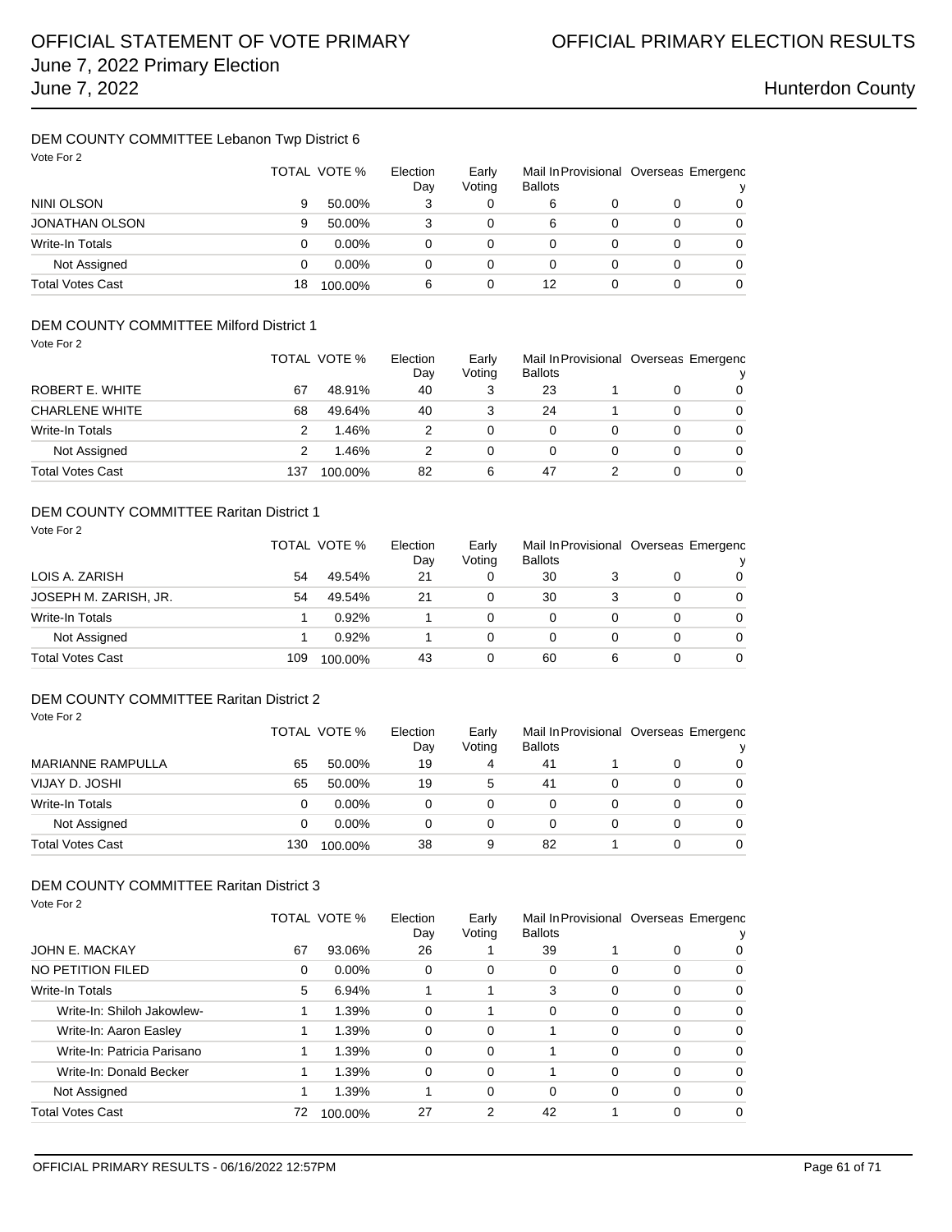# OFFICIAL STATEMENT OF VOTE PRIMARY
## June 7, 2022 Primary Election
## June 7, 2022

# OFFICIAL PRIMARY ELECTION RESULTS

## Hunterdon County

### DEM COUNTY COMMITTEE Lebanon Twp District 6

Vote For 2

| | TOTAL | VOTE % | Election Day | Early Voting | Mail In Ballots | Provisional | Overseas | Emergency |
|---|---|---|---|---|---|---|---|---|
| NINI OLSON | 9 | 50.00% | 3 | 0 | 6 | 0 | 0 | 0 |
| JONATHAN OLSON | 9 | 50.00% | 3 | 0 | 6 | 0 | 0 | 0 |
| Write-In Totals | 0 | 0.00% | 0 | 0 | 0 | 0 | 0 | 0 |
| Not Assigned | 0 | 0.00% | 0 | 0 | 0 | 0 | 0 | 0 |
| Total Votes Cast | 18 | 100.00% | 6 | 0 | 12 | 0 | 0 | 0 |

### DEM COUNTY COMMITTEE Milford District 1

Vote For 2

| | TOTAL | VOTE % | Election Day | Early Voting | Mail In Ballots | Provisional | Overseas | Emergency |
|---|---|---|---|---|---|---|---|---|
| ROBERT E. WHITE | 67 | 48.91% | 40 | 3 | 23 | 1 | 0 | 0 |
| CHARLENE WHITE | 68 | 49.64% | 40 | 3 | 24 | 1 | 0 | 0 |
| Write-In Totals | 2 | 1.46% | 2 | 0 | 0 | 0 | 0 | 0 |
| Not Assigned | 2 | 1.46% | 2 | 0 | 0 | 0 | 0 | 0 |
| Total Votes Cast | 137 | 100.00% | 82 | 6 | 47 | 2 | 0 | 0 |

### DEM COUNTY COMMITTEE Raritan District 1

Vote For 2

| | TOTAL | VOTE % | Election Day | Early Voting | Mail In Ballots | Provisional | Overseas | Emergency |
|---|---|---|---|---|---|---|---|---|
| LOIS A. ZARISH | 54 | 49.54% | 21 | 0 | 30 | 3 | 0 | 0 |
| JOSEPH M. ZARISH, JR. | 54 | 49.54% | 21 | 0 | 30 | 3 | 0 | 0 |
| Write-In Totals | 1 | 0.92% | 1 | 0 | 0 | 0 | 0 | 0 |
| Not Assigned | 1 | 0.92% | 1 | 0 | 0 | 0 | 0 | 0 |
| Total Votes Cast | 109 | 100.00% | 43 | 0 | 60 | 6 | 0 | 0 |

### DEM COUNTY COMMITTEE Raritan District 2

Vote For 2

| | TOTAL | VOTE % | Election Day | Early Voting | Mail In Ballots | Provisional | Overseas | Emergency |
|---|---|---|---|---|---|---|---|---|
| MARIANNE RAMPULLA | 65 | 50.00% | 19 | 4 | 41 | 1 | 0 | 0 |
| VIJAY D. JOSHI | 65 | 50.00% | 19 | 5 | 41 | 0 | 0 | 0 |
| Write-In Totals | 0 | 0.00% | 0 | 0 | 0 | 0 | 0 | 0 |
| Not Assigned | 0 | 0.00% | 0 | 0 | 0 | 0 | 0 | 0 |
| Total Votes Cast | 130 | 100.00% | 38 | 9 | 82 | 1 | 0 | 0 |

### DEM COUNTY COMMITTEE Raritan District 3

Vote For 2

| | TOTAL | VOTE % | Election Day | Early Voting | Mail In Ballots | Provisional | Overseas | Emergency |
|---|---|---|---|---|---|---|---|---|
| JOHN E. MACKAY | 67 | 93.06% | 26 | 1 | 39 | 1 | 0 | 0 |
| NO PETITION FILED | 0 | 0.00% | 0 | 0 | 0 | 0 | 0 | 0 |
| Write-In Totals | 5 | 6.94% | 1 | 1 | 3 | 0 | 0 | 0 |
| Write-In: Shiloh Jakowlew- | 1 | 1.39% | 0 | 1 | 0 | 0 | 0 | 0 |
| Write-In: Aaron Easley | 1 | 1.39% | 0 | 0 | 1 | 0 | 0 | 0 |
| Write-In: Patricia Parisano | 1 | 1.39% | 0 | 0 | 1 | 0 | 0 | 0 |
| Write-In: Donald Becker | 1 | 1.39% | 0 | 0 | 1 | 0 | 0 | 0 |
| Not Assigned | 1 | 1.39% | 1 | 0 | 0 | 0 | 0 | 0 |
| Total Votes Cast | 72 | 100.00% | 27 | 2 | 42 | 1 | 0 | 0 |

OFFICIAL PRIMARY RESULTS - 06/16/2022 12:57PM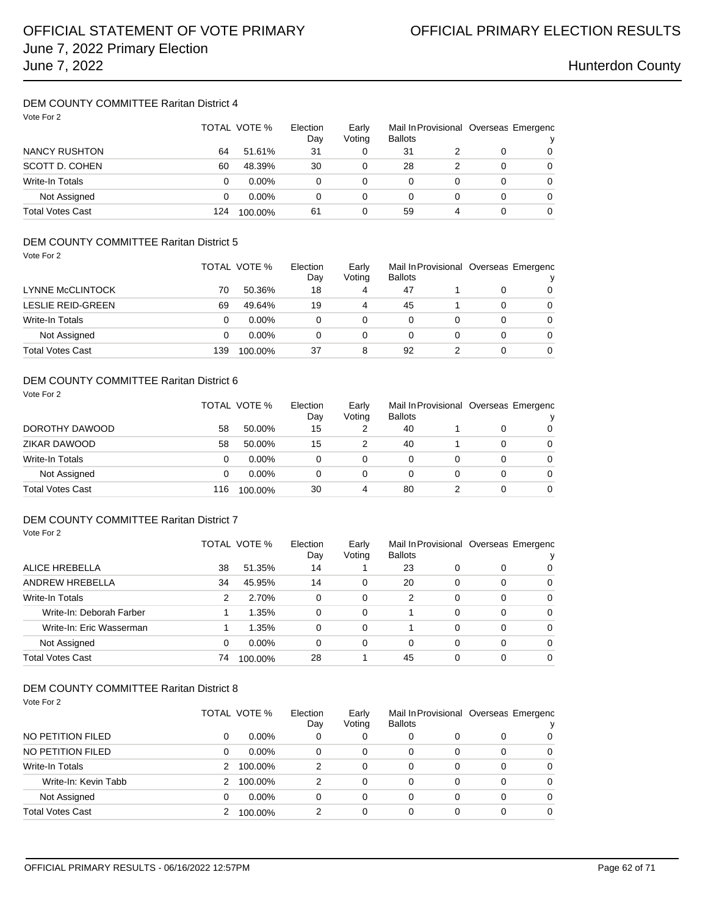# OFFICIAL STATEMENT OF VOTE PRIMARY
## June 7, 2022 Primary Election
## June 7, 2022

# OFFICIAL PRIMARY ELECTION RESULTS

## Hunterdon County

### DEM COUNTY COMMITTEE Raritan District 4

Vote For 2

| | TOTAL | VOTE % | Election Day | Early Voting | Mail In Ballots | Provisional | Overseas | Emergency |
|---|---|---|---|---|---|---|---|---|
| NANCY RUSHTON | 64 | 51.61% | 31 | 0 | 31 | 2 | 0 | 0 |
| SCOTT D. COHEN | 60 | 48.39% | 30 | 0 | 28 | 2 | 0 | 0 |
| Write-In Totals | 0 | 0.00% | 0 | 0 | 0 | 0 | 0 | 0 |
| Not Assigned | 0 | 0.00% | 0 | 0 | 0 | 0 | 0 | 0 |
| Total Votes Cast | 124 | 100.00% | 61 | 0 | 59 | 4 | 0 | 0 |

### DEM COUNTY COMMITTEE Raritan District 5

Vote For 2

| | TOTAL | VOTE % | Election Day | Early Voting | Mail In Ballots | Provisional | Overseas | Emergency |
|---|---|---|---|---|---|---|---|---|
| LYNNE McCLINTOCK | 70 | 50.36% | 18 | 4 | 47 | 1 | 0 | 0 |
| LESLIE REID-GREEN | 69 | 49.64% | 19 | 4 | 45 | 1 | 0 | 0 |
| Write-In Totals | 0 | 0.00% | 0 | 0 | 0 | 0 | 0 | 0 |
| Not Assigned | 0 | 0.00% | 0 | 0 | 0 | 0 | 0 | 0 |
| Total Votes Cast | 139 | 100.00% | 37 | 8 | 92 | 2 | 0 | 0 |

### DEM COUNTY COMMITTEE Raritan District 6

Vote For 2

| | TOTAL | VOTE % | Election Day | Early Voting | Mail In Ballots | Provisional | Overseas | Emergency |
|---|---|---|---|---|---|---|---|---|
| DOROTHY DAWOOD | 58 | 50.00% | 15 | 2 | 40 | 1 | 0 | 0 |
| ZIKAR DAWOOD | 58 | 50.00% | 15 | 2 | 40 | 1 | 0 | 0 |
| Write-In Totals | 0 | 0.00% | 0 | 0 | 0 | 0 | 0 | 0 |
| Not Assigned | 0 | 0.00% | 0 | 0 | 0 | 0 | 0 | 0 |
| Total Votes Cast | 116 | 100.00% | 30 | 4 | 80 | 2 | 0 | 0 |

### DEM COUNTY COMMITTEE Raritan District 7

Vote For 2

| | TOTAL | VOTE % | Election Day | Early Voting | Mail In Ballots | Provisional | Overseas | Emergency |
|---|---|---|---|---|---|---|---|---|
| ALICE HREBELLA | 38 | 51.35% | 14 | 1 | 23 | 0 | 0 | 0 |
| ANDREW HREBELLA | 34 | 45.95% | 14 | 0 | 20 | 0 | 0 | 0 |
| Write-In Totals | 2 | 2.70% | 0 | 0 | 2 | 0 | 0 | 0 |
| Write-In: Deborah Farber | 1 | 1.35% | 0 | 0 | 1 | 0 | 0 | 0 |
| Write-In: Eric Wasserman | 1 | 1.35% | 0 | 0 | 1 | 0 | 0 | 0 |
| Not Assigned | 0 | 0.00% | 0 | 0 | 0 | 0 | 0 | 0 |
| Total Votes Cast | 74 | 100.00% | 28 | 1 | 45 | 0 | 0 | 0 |

### DEM COUNTY COMMITTEE Raritan District 8

Vote For 2

| | TOTAL | VOTE % | Election Day | Early Voting | Mail In Ballots | Provisional | Overseas | Emergency |
|---|---|---|---|---|---|---|---|---|
| NO PETITION FILED | 0 | 0.00% | 0 | 0 | 0 | 0 | 0 | 0 |
| NO PETITION FILED | 0 | 0.00% | 0 | 0 | 0 | 0 | 0 | 0 |
| Write-In Totals | 2 | 100.00% | 2 | 0 | 0 | 0 | 0 | 0 |
| Write-In: Kevin Tabb | 2 | 100.00% | 2 | 0 | 0 | 0 | 0 | 0 |
| Not Assigned | 0 | 0.00% | 0 | 0 | 0 | 0 | 0 | 0 |
| Total Votes Cast | 2 | 100.00% | 2 | 0 | 0 | 0 | 0 | 0 |

OFFICIAL PRIMARY RESULTS - 06/16/2022 12:57PM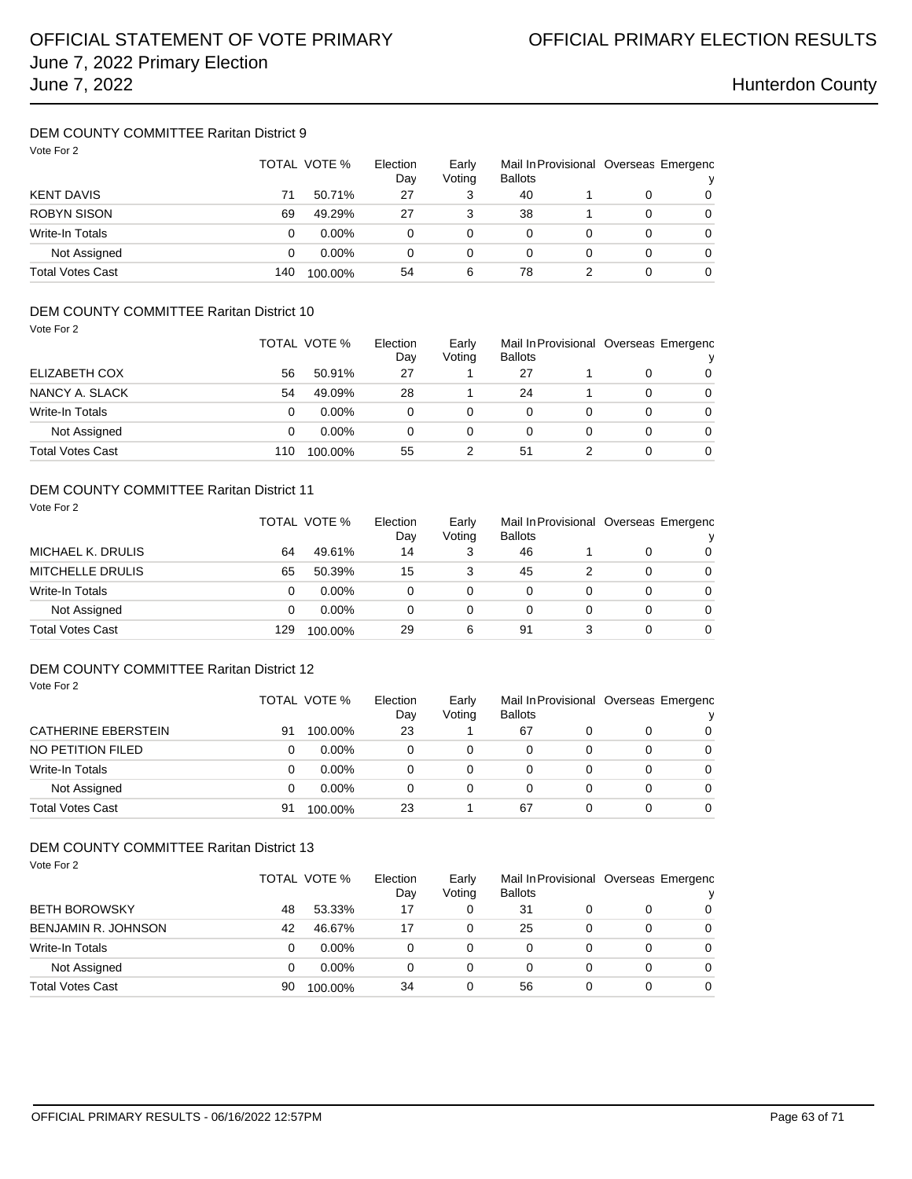# OFFICIAL STATEMENT OF VOTE PRIMARY

# OFFICIAL PRIMARY ELECTION RESULTS

June 7, 2022 Primary Election
June 7, 2022

Hunterdon County

## DEM COUNTY COMMITTEE Raritan District 9

Vote For 2

| | TOTAL | VOTE % | Election Day | Early Voting | Mail In Ballots | Provisional | Overseas | Emergency |
|---|---|---|---|---|---|---|---|---|
| KENT DAVIS | 71 | 50.71% | 27 | 3 | 40 | 1 | 0 | 0 |
| ROBYN SISON | 69 | 49.29% | 27 | 3 | 38 | 1 | 0 | 0 |
| Write-In Totals | 0 | 0.00% | 0 | 0 | 0 | 0 | 0 | 0 |
| Not Assigned | 0 | 0.00% | 0 | 0 | 0 | 0 | 0 | 0 |
| Total Votes Cast | 140 | 100.00% | 54 | 6 | 78 | 2 | 0 | 0 |

## DEM COUNTY COMMITTEE Raritan District 10

Vote For 2

| | TOTAL | VOTE % | Election Day | Early Voting | Mail In Ballots | Provisional | Overseas | Emergency |
|---|---|---|---|---|---|---|---|---|
| ELIZABETH COX | 56 | 50.91% | 27 | 1 | 27 | 1 | 0 | 0 |
| NANCY A. SLACK | 54 | 49.09% | 28 | 1 | 24 | 1 | 0 | 0 |
| Write-In Totals | 0 | 0.00% | 0 | 0 | 0 | 0 | 0 | 0 |
| Not Assigned | 0 | 0.00% | 0 | 0 | 0 | 0 | 0 | 0 |
| Total Votes Cast | 110 | 100.00% | 55 | 2 | 51 | 2 | 0 | 0 |

## DEM COUNTY COMMITTEE Raritan District 11

Vote For 2

| | TOTAL | VOTE % | Election Day | Early Voting | Mail In Ballots | Provisional | Overseas | Emergency |
|---|---|---|---|---|---|---|---|---|
| MICHAEL K. DRULIS | 64 | 49.61% | 14 | 3 | 46 | 1 | 0 | 0 |
| MITCHELLE DRULIS | 65 | 50.39% | 15 | 3 | 45 | 2 | 0 | 0 |
| Write-In Totals | 0 | 0.00% | 0 | 0 | 0 | 0 | 0 | 0 |
| Not Assigned | 0 | 0.00% | 0 | 0 | 0 | 0 | 0 | 0 |
| Total Votes Cast | 129 | 100.00% | 29 | 6 | 91 | 3 | 0 | 0 |

## DEM COUNTY COMMITTEE Raritan District 12

Vote For 2

| | TOTAL | VOTE % | Election Day | Early Voting | Mail In Ballots | Provisional | Overseas | Emergency |
|---|---|---|---|---|---|---|---|---|
| CATHERINE EBERSTEIN | 91 | 100.00% | 23 | 1 | 67 | 0 | 0 | 0 |
| NO PETITION FILED | 0 | 0.00% | 0 | 0 | 0 | 0 | 0 | 0 |
| Write-In Totals | 0 | 0.00% | 0 | 0 | 0 | 0 | 0 | 0 |
| Not Assigned | 0 | 0.00% | 0 | 0 | 0 | 0 | 0 | 0 |
| Total Votes Cast | 91 | 100.00% | 23 | 1 | 67 | 0 | 0 | 0 |

## DEM COUNTY COMMITTEE Raritan District 13

Vote For 2

| | TOTAL | VOTE % | Election Day | Early Voting | Mail In Ballots | Provisional | Overseas | Emergency |
|---|---|---|---|---|---|---|---|---|
| BETH BOROWSKY | 48 | 53.33% | 17 | 0 | 31 | 0 | 0 | 0 |
| BENJAMIN R. JOHNSON | 42 | 46.67% | 17 | 0 | 25 | 0 | 0 | 0 |
| Write-In Totals | 0 | 0.00% | 0 | 0 | 0 | 0 | 0 | 0 |
| Not Assigned | 0 | 0.00% | 0 | 0 | 0 | 0 | 0 | 0 |
| Total Votes Cast | 90 | 100.00% | 34 | 0 | 56 | 0 | 0 | 0 |

OFFICIAL PRIMARY RESULTS - 06/16/2022 12:57PM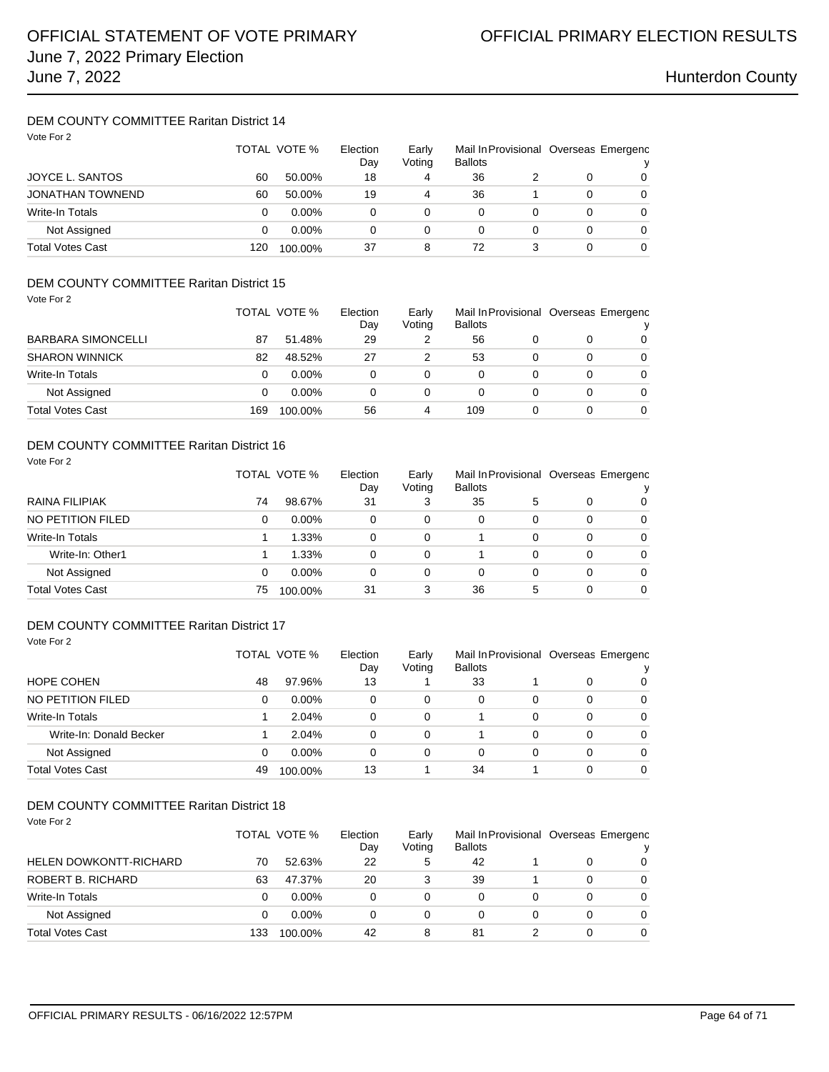## DEM COUNTY COMMITTEE Raritan District 14

Vote For 2

| | TOTAL | VOTE % | Election Day | Early Voting | Mail In Ballots | Provisional | Overseas | Emergency |
|---|---|---|---|---|---|---|---|---|
| JOYCE L. SANTOS | 60 | 50.00% | 18 | 4 | 36 | 2 | 0 | 0 |
| JONATHAN TOWNEND | 60 | 50.00% | 19 | 4 | 36 | 1 | 0 | 0 |
| Write-In Totals | 0 | 0.00% | 0 | 0 | 0 | 0 | 0 | 0 |
| Not Assigned | 0 | 0.00% | 0 | 0 | 0 | 0 | 0 | 0 |
| Total Votes Cast | 120 | 100.00% | 37 | 8 | 72 | 3 | 0 | 0 |

## DEM COUNTY COMMITTEE Raritan District 15

Vote For 2

| | TOTAL | VOTE % | Election Day | Early Voting | Mail In Ballots | Provisional | Overseas | Emergency |
|---|---|---|---|---|---|---|---|---|
| BARBARA SIMONCELLI | 87 | 51.48% | 29 | 2 | 56 | 0 | 0 | 0 |
| SHARON WINNICK | 82 | 48.52% | 27 | 2 | 53 | 0 | 0 | 0 |
| Write-In Totals | 0 | 0.00% | 0 | 0 | 0 | 0 | 0 | 0 |
| Not Assigned | 0 | 0.00% | 0 | 0 | 0 | 0 | 0 | 0 |
| Total Votes Cast | 169 | 100.00% | 56 | 4 | 109 | 0 | 0 | 0 |

## DEM COUNTY COMMITTEE Raritan District 16

Vote For 2

| | TOTAL | VOTE % | Election Day | Early Voting | Mail In Ballots | Provisional | Overseas | Emergency |
|---|---|---|---|---|---|---|---|---|
| RAINA FILIPIAK | 74 | 98.67% | 31 | 3 | 35 | 5 | 0 | 0 |
| NO PETITION FILED | 0 | 0.00% | 0 | 0 | 0 | 0 | 0 | 0 |
| Write-In Totals | 1 | 1.33% | 0 | 0 | 1 | 0 | 0 | 0 |
| Write-In: Other1 | 1 | 1.33% | 0 | 0 | 1 | 0 | 0 | 0 |
| Not Assigned | 0 | 0.00% | 0 | 0 | 0 | 0 | 0 | 0 |
| Total Votes Cast | 75 | 100.00% | 31 | 3 | 36 | 5 | 0 | 0 |

## DEM COUNTY COMMITTEE Raritan District 17

Vote For 2

| | TOTAL | VOTE % | Election Day | Early Voting | Mail In Ballots | Provisional | Overseas | Emergency |
|---|---|---|---|---|---|---|---|---|
| HOPE COHEN | 48 | 97.96% | 13 | 1 | 33 | 1 | 0 | 0 |
| NO PETITION FILED | 0 | 0.00% | 0 | 0 | 0 | 0 | 0 | 0 |
| Write-In Totals | 1 | 2.04% | 0 | 0 | 1 | 0 | 0 | 0 |
| Write-In: Donald Becker | 1 | 2.04% | 0 | 0 | 1 | 0 | 0 | 0 |
| Not Assigned | 0 | 0.00% | 0 | 0 | 0 | 0 | 0 | 0 |
| Total Votes Cast | 49 | 100.00% | 13 | 1 | 34 | 1 | 0 | 0 |

## DEM COUNTY COMMITTEE Raritan District 18

Vote For 2

| | TOTAL | VOTE % | Election Day | Early Voting | Mail In Ballots | Provisional | Overseas | Emergency |
|---|---|---|---|---|---|---|---|---|
| HELEN DOWKONTT-RICHARD | 70 | 52.63% | 22 | 5 | 42 | 1 | 0 | 0 |
| ROBERT B. RICHARD | 63 | 47.37% | 20 | 3 | 39 | 1 | 0 | 0 |
| Write-In Totals | 0 | 0.00% | 0 | 0 | 0 | 0 | 0 | 0 |
| Not Assigned | 0 | 0.00% | 0 | 0 | 0 | 0 | 0 | 0 |
| Total Votes Cast | 133 | 100.00% | 42 | 8 | 81 | 2 | 0 | 0 |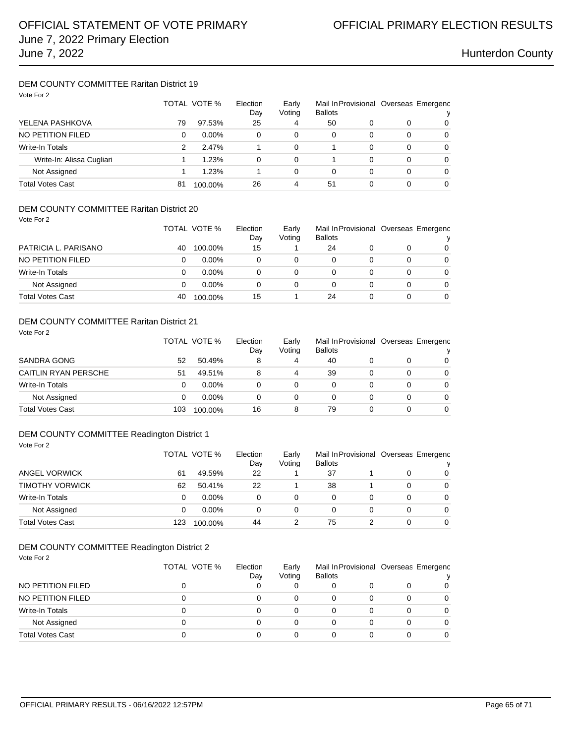OFFICIAL STATEMENT OF VOTE PRIMARY
June 7, 2022 Primary Election
June 7, 2022

OFFICIAL PRIMARY ELECTION RESULTS

Hunterdon County

### DEM COUNTY COMMITTEE Raritan District 19

Vote For 2

| | TOTAL | VOTE % | Election Day | Early Voting | Mail In Ballots | Provisional | Overseas | Emergency |
|---|---|---|---|---|---|---|---|---|
| YELENA PASHKOVA | 79 | 97.53% | 25 | 4 | 50 | 0 | 0 | 0 |
| NO PETITION FILED | 0 | 0.00% | 0 | 0 | 0 | 0 | 0 | 0 |
| Write-In Totals | 2 | 2.47% | 1 | 0 | 1 | 0 | 0 | 0 |
| Write-In: Alissa Cugliari | 1 | 1.23% | 0 | 0 | 1 | 0 | 0 | 0 |
| Not Assigned | 1 | 1.23% | 1 | 0 | 0 | 0 | 0 | 0 |
| Total Votes Cast | 81 | 100.00% | 26 | 4 | 51 | 0 | 0 | 0 |

### DEM COUNTY COMMITTEE Raritan District 20

Vote For 2

| | TOTAL | VOTE % | Election Day | Early Voting | Mail In Ballots | Provisional | Overseas | Emergency |
|---|---|---|---|---|---|---|---|---|
| PATRICIA L. PARISANO | 40 | 100.00% | 15 | 1 | 24 | 0 | 0 | 0 |
| NO PETITION FILED | 0 | 0.00% | 0 | 0 | 0 | 0 | 0 | 0 |
| Write-In Totals | 0 | 0.00% | 0 | 0 | 0 | 0 | 0 | 0 |
| Not Assigned | 0 | 0.00% | 0 | 0 | 0 | 0 | 0 | 0 |
| Total Votes Cast | 40 | 100.00% | 15 | 1 | 24 | 0 | 0 | 0 |

### DEM COUNTY COMMITTEE Raritan District 21

Vote For 2

| | TOTAL | VOTE % | Election Day | Early Voting | Mail In Ballots | Provisional | Overseas | Emergency |
|---|---|---|---|---|---|---|---|---|
| SANDRA GONG | 52 | 50.49% | 8 | 4 | 40 | 0 | 0 | 0 |
| CAITLIN RYAN PERSCHE | 51 | 49.51% | 8 | 4 | 39 | 0 | 0 | 0 |
| Write-In Totals | 0 | 0.00% | 0 | 0 | 0 | 0 | 0 | 0 |
| Not Assigned | 0 | 0.00% | 0 | 0 | 0 | 0 | 0 | 0 |
| Total Votes Cast | 103 | 100.00% | 16 | 8 | 79 | 0 | 0 | 0 |

### DEM COUNTY COMMITTEE Readington District 1

Vote For 2

| | TOTAL | VOTE % | Election Day | Early Voting | Mail In Ballots | Provisional | Overseas | Emergency |
|---|---|---|---|---|---|---|---|---|
| ANGEL VORWICK | 61 | 49.59% | 22 | 1 | 37 | 1 | 0 | 0 |
| TIMOTHY VORWICK | 62 | 50.41% | 22 | 1 | 38 | 1 | 0 | 0 |
| Write-In Totals | 0 | 0.00% | 0 | 0 | 0 | 0 | 0 | 0 |
| Not Assigned | 0 | 0.00% | 0 | 0 | 0 | 0 | 0 | 0 |
| Total Votes Cast | 123 | 100.00% | 44 | 2 | 75 | 2 | 0 | 0 |

### DEM COUNTY COMMITTEE Readington District 2

Vote For 2

| | TOTAL | VOTE % | Election Day | Early Voting | Mail In Ballots | Provisional | Overseas | Emergency |
|---|---|---|---|---|---|---|---|---|
| NO PETITION FILED | 0 | | 0 | 0 | 0 | 0 | 0 | 0 |
| NO PETITION FILED | 0 | | 0 | 0 | 0 | 0 | 0 | 0 |
| Write-In Totals | 0 | | 0 | 0 | 0 | 0 | 0 | 0 |
| Not Assigned | 0 | | 0 | 0 | 0 | 0 | 0 | 0 |
| Total Votes Cast | 0 | | 0 | 0 | 0 | 0 | 0 | 0 |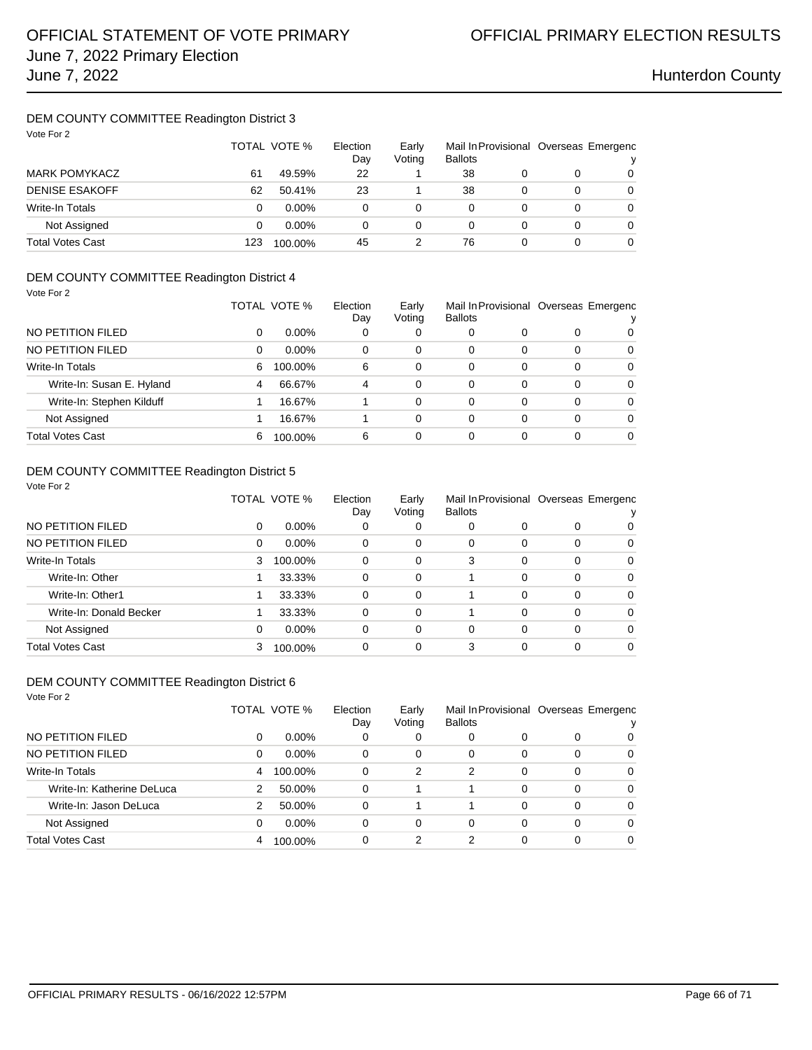## DEM COUNTY COMMITTEE Readington District 3

Vote For 2

| | TOTAL | VOTE % | Election Day | Early Voting | Mail In Ballots | Provisional | Overseas | Emergency |
|---|---|---|---|---|---|---|---|---|
| MARK POMYKACZ | 61 | 49.59% | 22 | 1 | 38 | 0 | 0 | 0 |
| DENISE ESAKOFF | 62 | 50.41% | 23 | 1 | 38 | 0 | 0 | 0 |
| Write-In Totals | 0 | 0.00% | 0 | 0 | 0 | 0 | 0 | 0 |
| Not Assigned | 0 | 0.00% | 0 | 0 | 0 | 0 | 0 | 0 |
| Total Votes Cast | 123 | 100.00% | 45 | 2 | 76 | 0 | 0 | 0 |

## DEM COUNTY COMMITTEE Readington District 4

Vote For 2

| | TOTAL | VOTE % | Election Day | Early Voting | Mail In Ballots | Provisional | Overseas | Emergency |
|---|---|---|---|---|---|---|---|---|
| NO PETITION FILED | 0 | 0.00% | 0 | 0 | 0 | 0 | 0 | 0 |
| NO PETITION FILED | 0 | 0.00% | 0 | 0 | 0 | 0 | 0 | 0 |
| Write-In Totals | 6 | 100.00% | 6 | 0 | 0 | 0 | 0 | 0 |
| Write-In: Susan E. Hyland | 4 | 66.67% | 4 | 0 | 0 | 0 | 0 | 0 |
| Write-In: Stephen Kilduff | 1 | 16.67% | 1 | 0 | 0 | 0 | 0 | 0 |
| Not Assigned | 1 | 16.67% | 1 | 0 | 0 | 0 | 0 | 0 |
| Total Votes Cast | 6 | 100.00% | 6 | 0 | 0 | 0 | 0 | 0 |

## DEM COUNTY COMMITTEE Readington District 5

Vote For 2

| | TOTAL | VOTE % | Election Day | Early Voting | Mail In Ballots | Provisional | Overseas | Emergency |
|---|---|---|---|---|---|---|---|---|
| NO PETITION FILED | 0 | 0.00% | 0 | 0 | 0 | 0 | 0 | 0 |
| NO PETITION FILED | 0 | 0.00% | 0 | 0 | 0 | 0 | 0 | 0 |
| Write-In Totals | 3 | 100.00% | 0 | 0 | 3 | 0 | 0 | 0 |
| Write-In: Other | 1 | 33.33% | 0 | 0 | 1 | 0 | 0 | 0 |
| Write-In: Other1 | 1 | 33.33% | 0 | 0 | 1 | 0 | 0 | 0 |
| Write-In: Donald Becker | 1 | 33.33% | 0 | 0 | 1 | 0 | 0 | 0 |
| Not Assigned | 0 | 0.00% | 0 | 0 | 0 | 0 | 0 | 0 |
| Total Votes Cast | 3 | 100.00% | 0 | 0 | 3 | 0 | 0 | 0 |

## DEM COUNTY COMMITTEE Readington District 6

Vote For 2

| | TOTAL | VOTE % | Election Day | Early Voting | Mail In Ballots | Provisional | Overseas | Emergency |
|---|---|---|---|---|---|---|---|---|
| NO PETITION FILED | 0 | 0.00% | 0 | 0 | 0 | 0 | 0 | 0 |
| NO PETITION FILED | 0 | 0.00% | 0 | 0 | 0 | 0 | 0 | 0 |
| Write-In Totals | 4 | 100.00% | 0 | 2 | 2 | 0 | 0 | 0 |
| Write-In: Katherine DeLuca | 2 | 50.00% | 0 | 1 | 1 | 0 | 0 | 0 |
| Write-In: Jason DeLuca | 2 | 50.00% | 0 | 1 | 1 | 0 | 0 | 0 |
| Not Assigned | 0 | 0.00% | 0 | 0 | 0 | 0 | 0 | 0 |
| Total Votes Cast | 4 | 100.00% | 0 | 2 | 2 | 0 | 0 | 0 |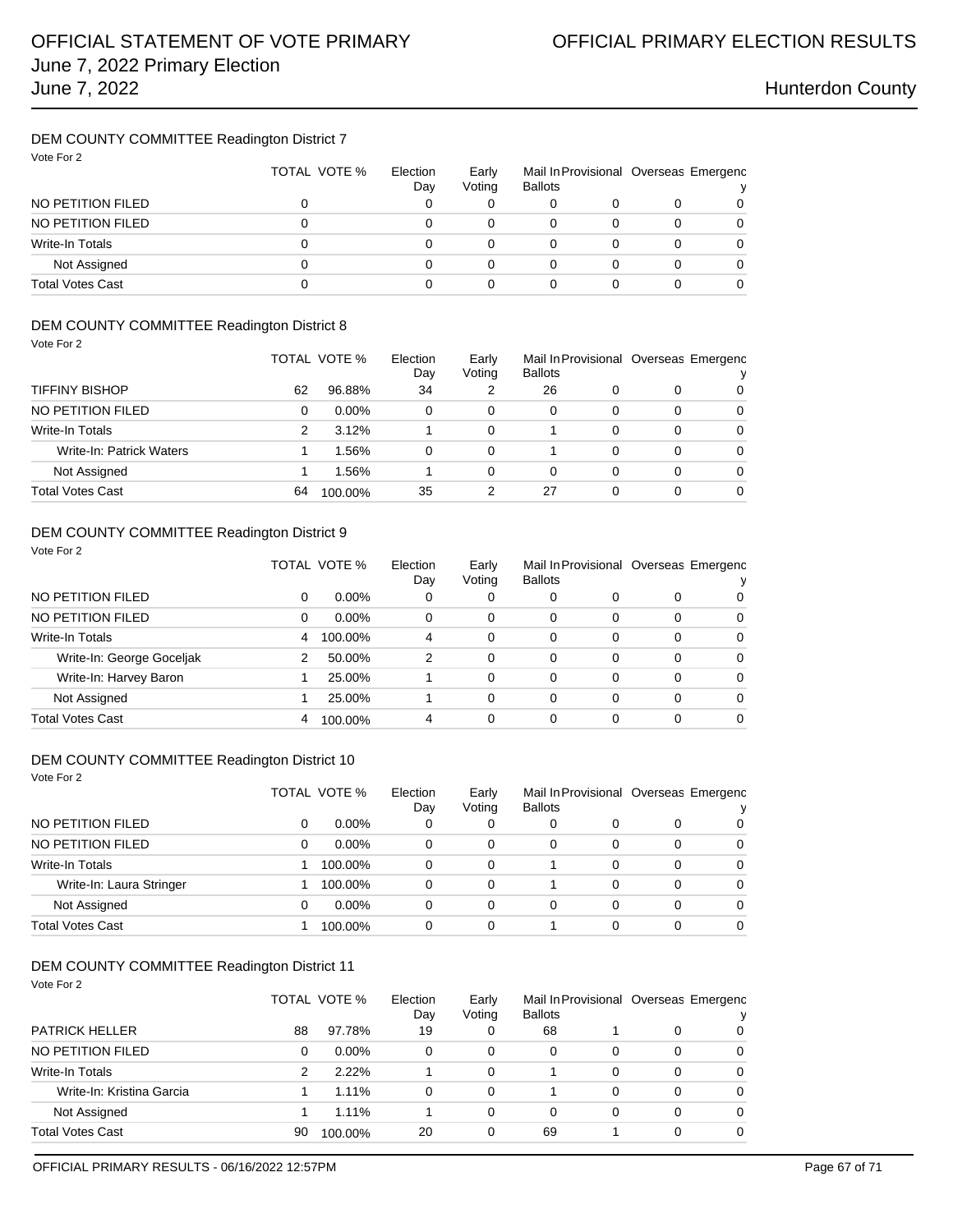# OFFICIAL STATEMENT OF VOTE PRIMARY
June 7, 2022 Primary Election
June 7, 2022

# OFFICIAL PRIMARY ELECTION RESULTS
Hunterdon County

## DEM COUNTY COMMITTEE Readington District 7

Vote For 2

| | TOTAL | VOTE % | Election Day | Early Voting | Mail In Ballots | Provisional | Overseas | Emergency |
|---|---|---|---|---|---|---|---|---|
| NO PETITION FILED | 0 | | 0 | 0 | 0 | 0 | 0 | 0 |
| NO PETITION FILED | 0 | | 0 | 0 | 0 | 0 | 0 | 0 |
| Write-In Totals | 0 | | 0 | 0 | 0 | 0 | 0 | 0 |
| Not Assigned | 0 | | 0 | 0 | 0 | 0 | 0 | 0 |
| Total Votes Cast | 0 | | 0 | 0 | 0 | 0 | 0 | 0 |

## DEM COUNTY COMMITTEE Readington District 8

Vote For 2

| | TOTAL | VOTE % | Election Day | Early Voting | Mail In Ballots | Provisional | Overseas | Emergency |
|---|---|---|---|---|---|---|---|---|
| TIFFINY BISHOP | 62 | 96.88% | 34 | 2 | 26 | 0 | 0 | 0 |
| NO PETITION FILED | 0 | 0.00% | 0 | 0 | 0 | 0 | 0 | 0 |
| Write-In Totals | 2 | 3.12% | 1 | 0 | 1 | 0 | 0 | 0 |
| Write-In: Patrick Waters | 1 | 1.56% | 0 | 0 | 1 | 0 | 0 | 0 |
| Not Assigned | 1 | 1.56% | 1 | 0 | 0 | 0 | 0 | 0 |
| Total Votes Cast | 64 | 100.00% | 35 | 2 | 27 | 0 | 0 | 0 |

## DEM COUNTY COMMITTEE Readington District 9

Vote For 2

| | TOTAL | VOTE % | Election Day | Early Voting | Mail In Ballots | Provisional | Overseas | Emergency |
|---|---|---|---|---|---|---|---|---|
| NO PETITION FILED | 0 | 0.00% | 0 | 0 | 0 | 0 | 0 | 0 |
| NO PETITION FILED | 0 | 0.00% | 0 | 0 | 0 | 0 | 0 | 0 |
| Write-In Totals | 4 | 100.00% | 4 | 0 | 0 | 0 | 0 | 0 |
| Write-In: George Goceljak | 2 | 50.00% | 2 | 0 | 0 | 0 | 0 | 0 |
| Write-In: Harvey Baron | 1 | 25.00% | 1 | 0 | 0 | 0 | 0 | 0 |
| Not Assigned | 1 | 25.00% | 1 | 0 | 0 | 0 | 0 | 0 |
| Total Votes Cast | 4 | 100.00% | 4 | 0 | 0 | 0 | 0 | 0 |

## DEM COUNTY COMMITTEE Readington District 10

Vote For 2

| | TOTAL | VOTE % | Election Day | Early Voting | Mail In Ballots | Provisional | Overseas | Emergency |
|---|---|---|---|---|---|---|---|---|
| NO PETITION FILED | 0 | 0.00% | 0 | 0 | 0 | 0 | 0 | 0 |
| NO PETITION FILED | 0 | 0.00% | 0 | 0 | 0 | 0 | 0 | 0 |
| Write-In Totals | 1 | 100.00% | 0 | 0 | 1 | 0 | 0 | 0 |
| Write-In: Laura Stringer | 1 | 100.00% | 0 | 0 | 1 | 0 | 0 | 0 |
| Not Assigned | 0 | 0.00% | 0 | 0 | 0 | 0 | 0 | 0 |
| Total Votes Cast | 1 | 100.00% | 0 | 0 | 1 | 0 | 0 | 0 |

## DEM COUNTY COMMITTEE Readington District 11

Vote For 2

| | TOTAL | VOTE % | Election Day | Early Voting | Mail In Ballots | Provisional | Overseas | Emergency |
|---|---|---|---|---|---|---|---|---|
| PATRICK HELLER | 88 | 97.78% | 19 | 0 | 68 | 1 | 0 | 0 |
| NO PETITION FILED | 0 | 0.00% | 0 | 0 | 0 | 0 | 0 | 0 |
| Write-In Totals | 2 | 2.22% | 1 | 0 | 1 | 0 | 0 | 0 |
| Write-In: Kristina Garcia | 1 | 1.11% | 0 | 0 | 1 | 0 | 0 | 0 |
| Not Assigned | 1 | 1.11% | 1 | 0 | 0 | 0 | 0 | 0 |
| Total Votes Cast | 90 | 100.00% | 20 | 0 | 69 | 1 | 0 | 0 |

OFFICIAL PRIMARY RESULTS - 06/16/2022 12:57PM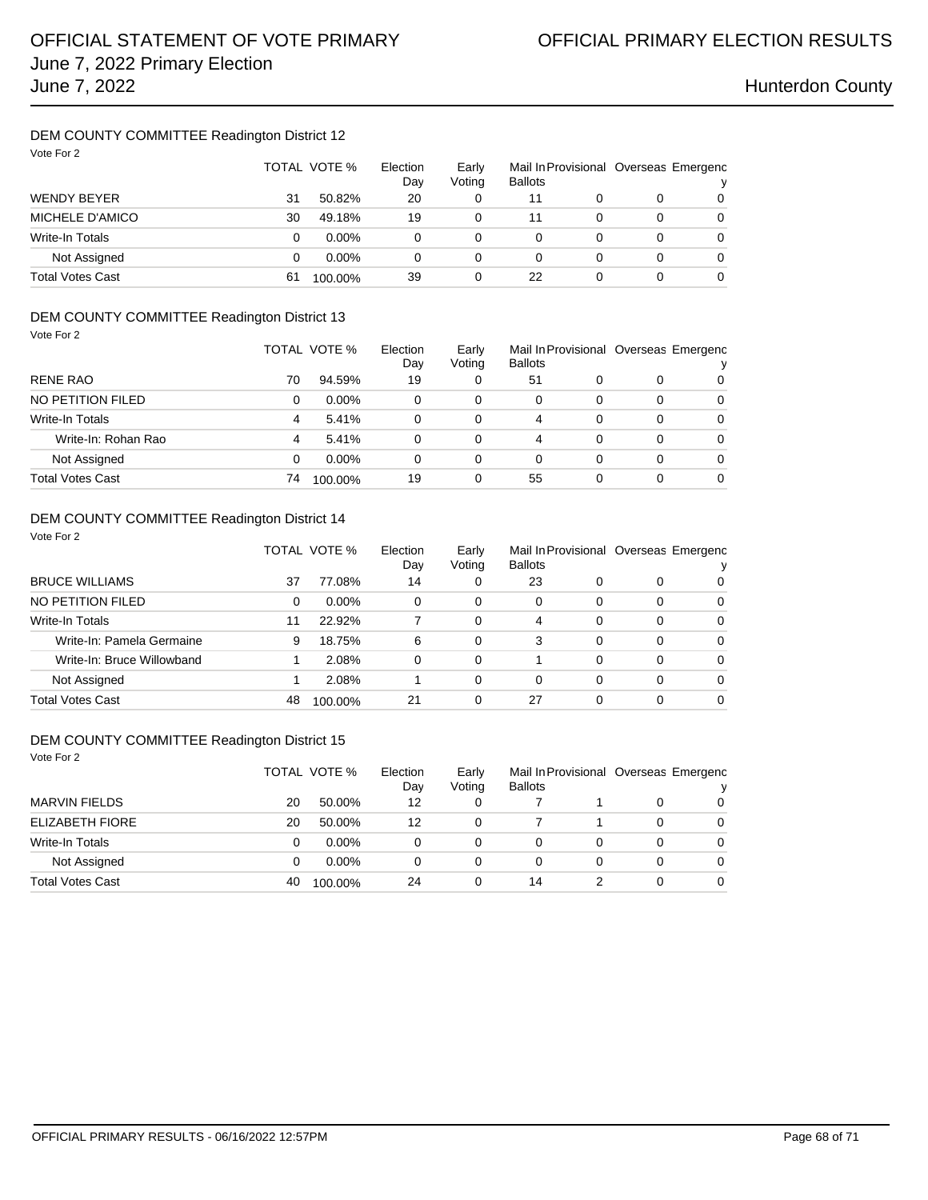## DEM COUNTY COMMITTEE Readington District 12

Vote For 2

| | TOTAL | VOTE % | Election Day | Early Voting | Mail In Ballots | Provisional | Overseas | Emergency |
|---|---|---|---|---|---|---|---|---|
| WENDY BEYER | 31 | 50.82% | 20 | 0 | 11 | 0 | 0 | 0 |
| MICHELE D'AMICO | 30 | 49.18% | 19 | 0 | 11 | 0 | 0 | 0 |
| Write-In Totals | 0 | 0.00% | 0 | 0 | 0 | 0 | 0 | 0 |
| Not Assigned | 0 | 0.00% | 0 | 0 | 0 | 0 | 0 | 0 |
| Total Votes Cast | 61 | 100.00% | 39 | 0 | 22 | 0 | 0 | 0 |

## DEM COUNTY COMMITTEE Readington District 13

Vote For 2

| | TOTAL | VOTE % | Election Day | Early Voting | Mail In Ballots | Provisional | Overseas | Emergency |
|---|---|---|---|---|---|---|---|---|
| RENE RAO | 70 | 94.59% | 19 | 0 | 51 | 0 | 0 | 0 |
| NO PETITION FILED | 0 | 0.00% | 0 | 0 | 0 | 0 | 0 | 0 |
| Write-In Totals | 4 | 5.41% | 0 | 0 | 4 | 0 | 0 | 0 |
| Write-In: Rohan Rao | 4 | 5.41% | 0 | 0 | 4 | 0 | 0 | 0 |
| Not Assigned | 0 | 0.00% | 0 | 0 | 0 | 0 | 0 | 0 |
| Total Votes Cast | 74 | 100.00% | 19 | 0 | 55 | 0 | 0 | 0 |

## DEM COUNTY COMMITTEE Readington District 14

Vote For 2

| | TOTAL | VOTE % | Election Day | Early Voting | Mail In Ballots | Provisional | Overseas | Emergency |
|---|---|---|---|---|---|---|---|---|
| BRUCE WILLIAMS | 37 | 77.08% | 14 | 0 | 23 | 0 | 0 | 0 |
| NO PETITION FILED | 0 | 0.00% | 0 | 0 | 0 | 0 | 0 | 0 |
| Write-In Totals | 11 | 22.92% | 7 | 0 | 4 | 0 | 0 | 0 |
| Write-In: Pamela Germaine | 9 | 18.75% | 6 | 0 | 3 | 0 | 0 | 0 |
| Write-In: Bruce Willowband | 1 | 2.08% | 0 | 0 | 1 | 0 | 0 | 0 |
| Not Assigned | 1 | 2.08% | 1 | 0 | 0 | 0 | 0 | 0 |
| Total Votes Cast | 48 | 100.00% | 21 | 0 | 27 | 0 | 0 | 0 |

## DEM COUNTY COMMITTEE Readington District 15

Vote For 2

| | TOTAL | VOTE % | Election Day | Early Voting | Mail In Ballots | Provisional | Overseas | Emergency |
|---|---|---|---|---|---|---|---|---|
| MARVIN FIELDS | 20 | 50.00% | 12 | 0 | 7 | 1 | 0 | 0 |
| ELIZABETH FIORE | 20 | 50.00% | 12 | 0 | 7 | 1 | 0 | 0 |
| Write-In Totals | 0 | 0.00% | 0 | 0 | 0 | 0 | 0 | 0 |
| Not Assigned | 0 | 0.00% | 0 | 0 | 0 | 0 | 0 | 0 |
| Total Votes Cast | 40 | 100.00% | 24 | 0 | 14 | 2 | 0 | 0 |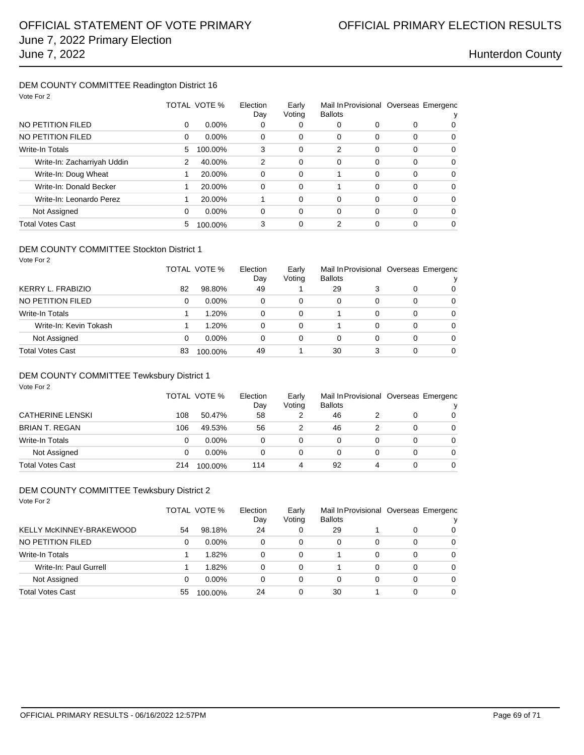# OFFICIAL STATEMENT OF VOTE PRIMARY
# June 7, 2022 Primary Election
# June 7, 2022

**OFFICIAL PRIMARY ELECTION RESULTS**

**Hunterdon County**

## DEM COUNTY COMMITTEE Readington District 16

Vote For 2

| | TOTAL | VOTE % | Election Day | Early Voting | Mail In Ballots | Provisional | Overseas | Emergency |
|---|---|---|---|---|---|---|---|---|
| NO PETITION FILED | 0 | 0.00% | 0 | 0 | 0 | 0 | 0 | 0 |
| NO PETITION FILED | 0 | 0.00% | 0 | 0 | 0 | 0 | 0 | 0 |
| Write-In Totals | 5 | 100.00% | 3 | 0 | 2 | 0 | 0 | 0 |
| Write-In: Zacharriyah Uddin | 2 | 40.00% | 2 | 0 | 0 | 0 | 0 | 0 |
| Write-In: Doug Wheat | 1 | 20.00% | 0 | 0 | 1 | 0 | 0 | 0 |
| Write-In: Donald Becker | 1 | 20.00% | 0 | 0 | 1 | 0 | 0 | 0 |
| Write-In: Leonardo Perez | 1 | 20.00% | 1 | 0 | 0 | 0 | 0 | 0 |
| Not Assigned | 0 | 0.00% | 0 | 0 | 0 | 0 | 0 | 0 |
| Total Votes Cast | 5 | 100.00% | 3 | 0 | 2 | 0 | 0 | 0 |

## DEM COUNTY COMMITTEE Stockton District 1

Vote For 2

| | TOTAL | VOTE % | Election Day | Early Voting | Mail In Ballots | Provisional | Overseas | Emergency |
|---|---|---|---|---|---|---|---|---|
| KERRY L. FRABIZIO | 82 | 98.80% | 49 | 1 | 29 | 3 | 0 | 0 |
| NO PETITION FILED | 0 | 0.00% | 0 | 0 | 0 | 0 | 0 | 0 |
| Write-In Totals | 1 | 1.20% | 0 | 0 | 1 | 0 | 0 | 0 |
| Write-In: Kevin Tokash | 1 | 1.20% | 0 | 0 | 1 | 0 | 0 | 0 |
| Not Assigned | 0 | 0.00% | 0 | 0 | 0 | 0 | 0 | 0 |
| Total Votes Cast | 83 | 100.00% | 49 | 1 | 30 | 3 | 0 | 0 |

## DEM COUNTY COMMITTEE Tewksbury District 1

Vote For 2

| | TOTAL | VOTE % | Election Day | Early Voting | Mail In Ballots | Provisional | Overseas | Emergency |
|---|---|---|---|---|---|---|---|---|
| CATHERINE LENSKI | 108 | 50.47% | 58 | 2 | 46 | 2 | 0 | 0 |
| BRIAN T. REGAN | 106 | 49.53% | 56 | 2 | 46 | 2 | 0 | 0 |
| Write-In Totals | 0 | 0.00% | 0 | 0 | 0 | 0 | 0 | 0 |
| Not Assigned | 0 | 0.00% | 0 | 0 | 0 | 0 | 0 | 0 |
| Total Votes Cast | 214 | 100.00% | 114 | 4 | 92 | 4 | 0 | 0 |

## DEM COUNTY COMMITTEE Tewksbury District 2

Vote For 2

| | TOTAL | VOTE % | Election Day | Early Voting | Mail In Ballots | Provisional | Overseas | Emergency |
|---|---|---|---|---|---|---|---|---|
| KELLY McKINNEY-BRAKEWOOD | 54 | 98.18% | 24 | 0 | 29 | 1 | 0 | 0 |
| NO PETITION FILED | 0 | 0.00% | 0 | 0 | 0 | 0 | 0 | 0 |
| Write-In Totals | 1 | 1.82% | 0 | 0 | 1 | 0 | 0 | 0 |
| Write-In: Paul Gurrell | 1 | 1.82% | 0 | 0 | 1 | 0 | 0 | 0 |
| Not Assigned | 0 | 0.00% | 0 | 0 | 0 | 0 | 0 | 0 |
| Total Votes Cast | 55 | 100.00% | 24 | 0 | 30 | 1 | 0 | 0 |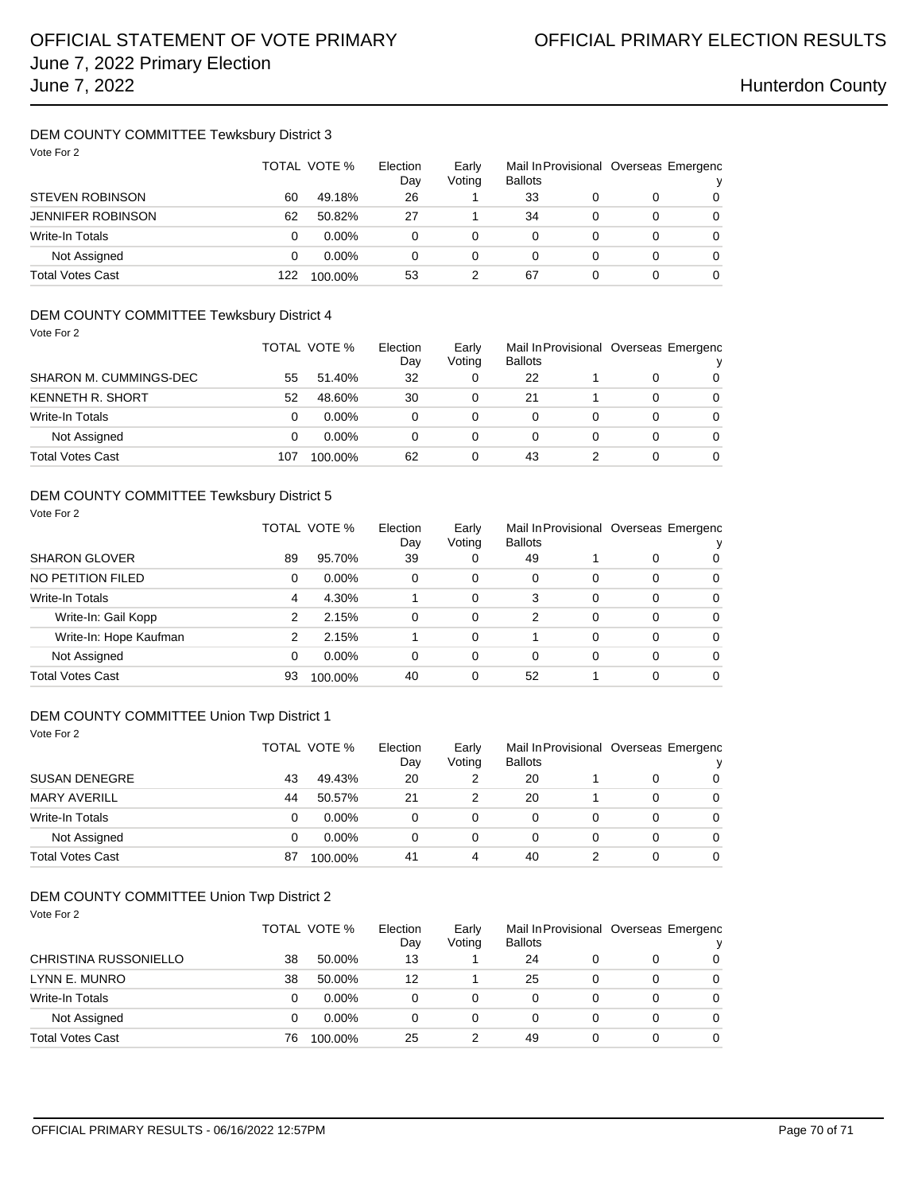### DEM COUNTY COMMITTEE Tewksbury District 3

Vote For 2

| | TOTAL | VOTE % | Election Day | Early Voting | Mail In Ballots | Provisional | Overseas | Emergency |
|---|---|---|---|---|---|---|---|---|
| STEVEN ROBINSON | 60 | 49.18% | 26 | 1 | 33 | 0 | 0 | 0 |
| JENNIFER ROBINSON | 62 | 50.82% | 27 | 1 | 34 | 0 | 0 | 0 |
| Write-In Totals | 0 | 0.00% | 0 | 0 | 0 | 0 | 0 | 0 |
| Not Assigned | 0 | 0.00% | 0 | 0 | 0 | 0 | 0 | 0 |
| Total Votes Cast | 122 | 100.00% | 53 | 2 | 67 | 0 | 0 | 0 |

### DEM COUNTY COMMITTEE Tewksbury District 4

Vote For 2

| | TOTAL | VOTE % | Election Day | Early Voting | Mail In Ballots | Provisional | Overseas | Emergency |
|---|---|---|---|---|---|---|---|---|
| SHARON M. CUMMINGS-DEC | 55 | 51.40% | 32 | 0 | 22 | 1 | 0 | 0 |
| KENNETH R. SHORT | 52 | 48.60% | 30 | 0 | 21 | 1 | 0 | 0 |
| Write-In Totals | 0 | 0.00% | 0 | 0 | 0 | 0 | 0 | 0 |
| Not Assigned | 0 | 0.00% | 0 | 0 | 0 | 0 | 0 | 0 |
| Total Votes Cast | 107 | 100.00% | 62 | 0 | 43 | 2 | 0 | 0 |

### DEM COUNTY COMMITTEE Tewksbury District 5

Vote For 2

| | TOTAL | VOTE % | Election Day | Early Voting | Mail In Ballots | Provisional | Overseas | Emergency |
|---|---|---|---|---|---|---|---|---|
| SHARON GLOVER | 89 | 95.70% | 39 | 0 | 49 | 1 | 0 | 0 |
| NO PETITION FILED | 0 | 0.00% | 0 | 0 | 0 | 0 | 0 | 0 |
| Write-In Totals | 4 | 4.30% | 1 | 0 | 3 | 0 | 0 | 0 |
| Write-In: Gail Kopp | 2 | 2.15% | 0 | 0 | 2 | 0 | 0 | 0 |
| Write-In: Hope Kaufman | 2 | 2.15% | 1 | 0 | 1 | 0 | 0 | 0 |
| Not Assigned | 0 | 0.00% | 0 | 0 | 0 | 0 | 0 | 0 |
| Total Votes Cast | 93 | 100.00% | 40 | 0 | 52 | 1 | 0 | 0 |

### DEM COUNTY COMMITTEE Union Twp District 1

Vote For 2

| | TOTAL | VOTE % | Election Day | Early Voting | Mail In Ballots | Provisional | Overseas | Emergency |
|---|---|---|---|---|---|---|---|---|
| SUSAN DENEGRE | 43 | 49.43% | 20 | 2 | 20 | 1 | 0 | 0 |
| MARY AVERILL | 44 | 50.57% | 21 | 2 | 20 | 1 | 0 | 0 |
| Write-In Totals | 0 | 0.00% | 0 | 0 | 0 | 0 | 0 | 0 |
| Not Assigned | 0 | 0.00% | 0 | 0 | 0 | 0 | 0 | 0 |
| Total Votes Cast | 87 | 100.00% | 41 | 4 | 40 | 2 | 0 | 0 |

### DEM COUNTY COMMITTEE Union Twp District 2

Vote For 2

| | TOTAL | VOTE % | Election Day | Early Voting | Mail In Ballots | Provisional | Overseas | Emergency |
|---|---|---|---|---|---|---|---|---|
| CHRISTINA RUSSONIELLO | 38 | 50.00% | 13 | 1 | 24 | 0 | 0 | 0 |
| LYNN E. MUNRO | 38 | 50.00% | 12 | 1 | 25 | 0 | 0 | 0 |
| Write-In Totals | 0 | 0.00% | 0 | 0 | 0 | 0 | 0 | 0 |
| Not Assigned | 0 | 0.00% | 0 | 0 | 0 | 0 | 0 | 0 |
| Total Votes Cast | 76 | 100.00% | 25 | 2 | 49 | 0 | 0 | 0 |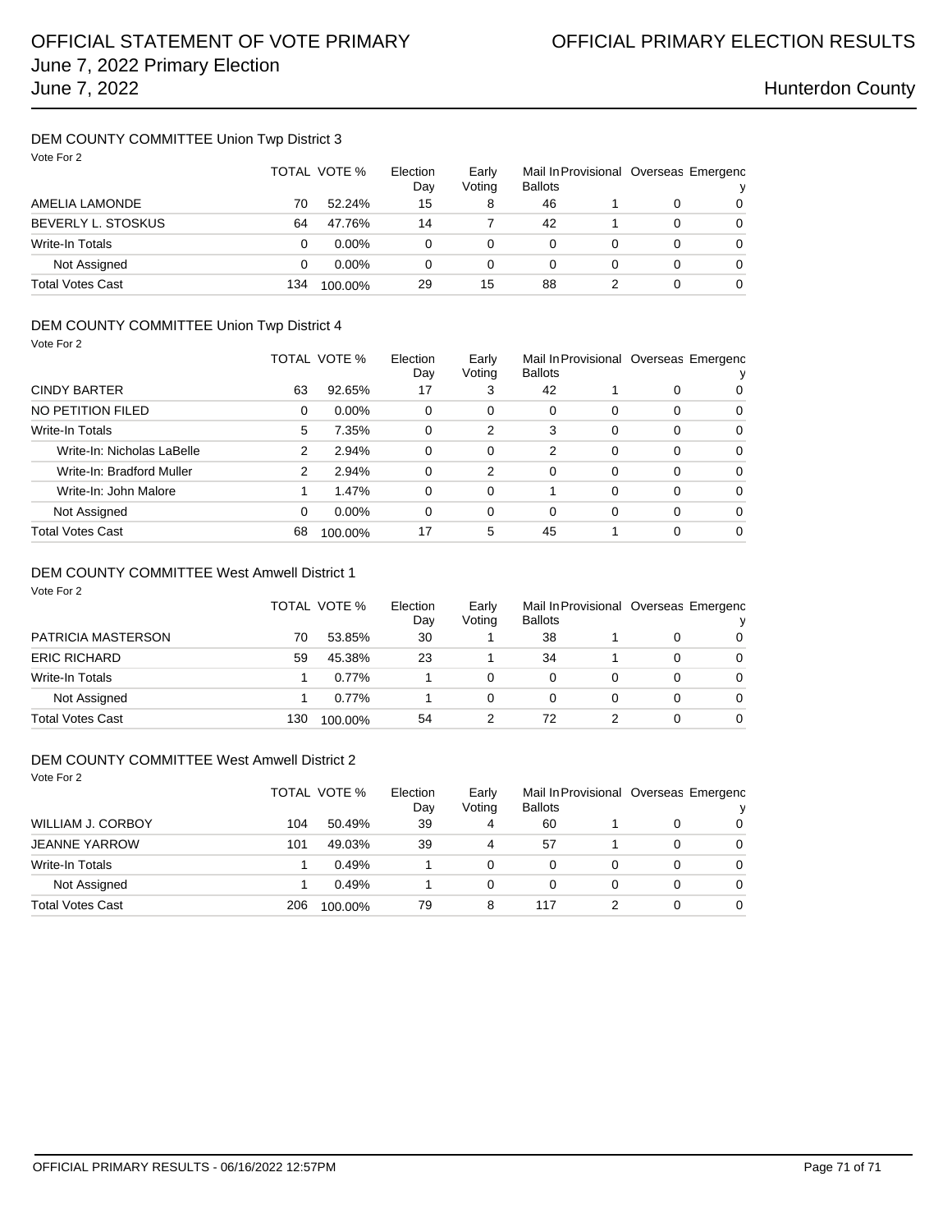### DEM COUNTY COMMITTEE Union Twp District 3

Vote For 2

| | TOTAL | VOTE % | Election Day | Early Voting | Mail In Ballots | Provisional | Overseas | Emergency |
|---|---|---|---|---|---|---|---|---|
| AMELIA LAMONDE | 70 | 52.24% | 15 | 8 | 46 | 1 | 0 | 0 |
| BEVERLY L. STOSKUS | 64 | 47.76% | 14 | 7 | 42 | 1 | 0 | 0 |
| Write-In Totals | 0 | 0.00% | 0 | 0 | 0 | 0 | 0 | 0 |
| Not Assigned | 0 | 0.00% | 0 | 0 | 0 | 0 | 0 | 0 |
| Total Votes Cast | 134 | 100.00% | 29 | 15 | 88 | 2 | 0 | 0 |

### DEM COUNTY COMMITTEE Union Twp District 4

Vote For 2

| | TOTAL | VOTE % | Election Day | Early Voting | Mail In Ballots | Provisional | Overseas | Emergency |
|---|---|---|---|---|---|---|---|---|
| CINDY BARTER | 63 | 92.65% | 17 | 3 | 42 | 1 | 0 | 0 |
| NO PETITION FILED | 0 | 0.00% | 0 | 0 | 0 | 0 | 0 | 0 |
| Write-In Totals | 5 | 7.35% | 0 | 2 | 3 | 0 | 0 | 0 |
| Write-In: Nicholas LaBelle | 2 | 2.94% | 0 | 0 | 2 | 0 | 0 | 0 |
| Write-In: Bradford Muller | 2 | 2.94% | 0 | 2 | 0 | 0 | 0 | 0 |
| Write-In: John Malore | 1 | 1.47% | 0 | 0 | 1 | 0 | 0 | 0 |
| Not Assigned | 0 | 0.00% | 0 | 0 | 0 | 0 | 0 | 0 |
| Total Votes Cast | 68 | 100.00% | 17 | 5 | 45 | 1 | 0 | 0 |

### DEM COUNTY COMMITTEE West Amwell District 1

Vote For 2

| | TOTAL | VOTE % | Election Day | Early Voting | Mail In Ballots | Provisional | Overseas | Emergency |
|---|---|---|---|---|---|---|---|---|
| PATRICIA MASTERSON | 70 | 53.85% | 30 | 1 | 38 | 1 | 0 | 0 |
| ERIC RICHARD | 59 | 45.38% | 23 | 1 | 34 | 1 | 0 | 0 |
| Write-In Totals | 1 | 0.77% | 1 | 0 | 0 | 0 | 0 | 0 |
| Not Assigned | 1 | 0.77% | 1 | 0 | 0 | 0 | 0 | 0 |
| Total Votes Cast | 130 | 100.00% | 54 | 2 | 72 | 2 | 0 | 0 |

### DEM COUNTY COMMITTEE West Amwell District 2

Vote For 2

| | TOTAL | VOTE % | Election Day | Early Voting | Mail In Ballots | Provisional | Overseas | Emergency |
|---|---|---|---|---|---|---|---|---|
| WILLIAM J. CORBOY | 104 | 50.49% | 39 | 4 | 60 | 1 | 0 | 0 |
| JEANNE YARROW | 101 | 49.03% | 39 | 4 | 57 | 1 | 0 | 0 |
| Write-In Totals | 1 | 0.49% | 1 | 0 | 0 | 0 | 0 | 0 |
| Not Assigned | 1 | 0.49% | 1 | 0 | 0 | 0 | 0 | 0 |
| Total Votes Cast | 206 | 100.00% | 79 | 8 | 117 | 2 | 0 | 0 |